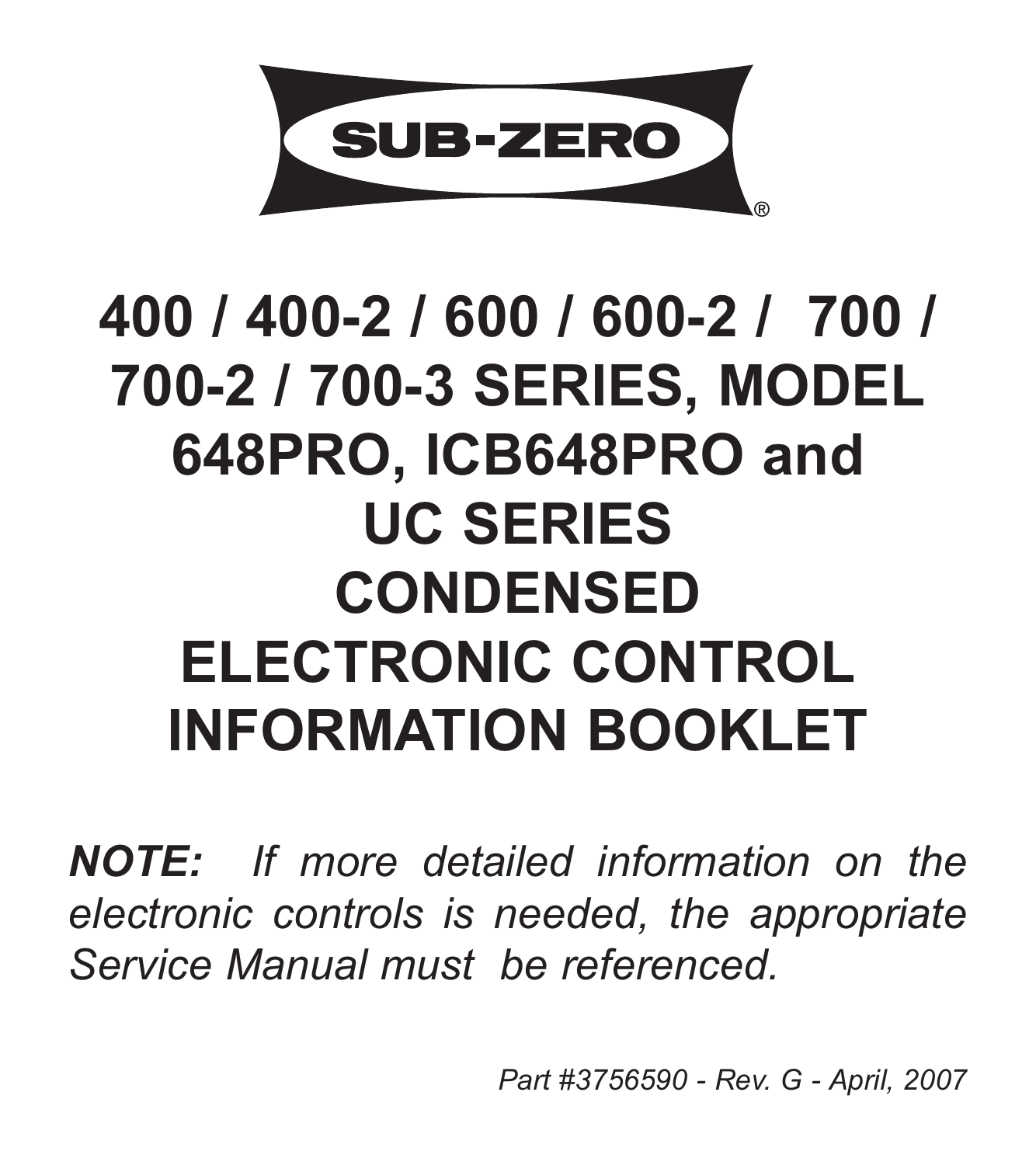SUB-ZERO®

# 400 / 400-2 / 600 / 600-2 / 700 / 700-2 / 700-3 SERIES, MODEL 648PRO, ICB648PRO and UC SERIES CONDENSED ELECTRONIC CONTROL INFORMATION BOOKLET

***NOTE:*** *If more detailed information on the electronic controls is needed, the appropriate Service Manual must be referenced.*

*Part #3756590 - Rev. G - April, 2007*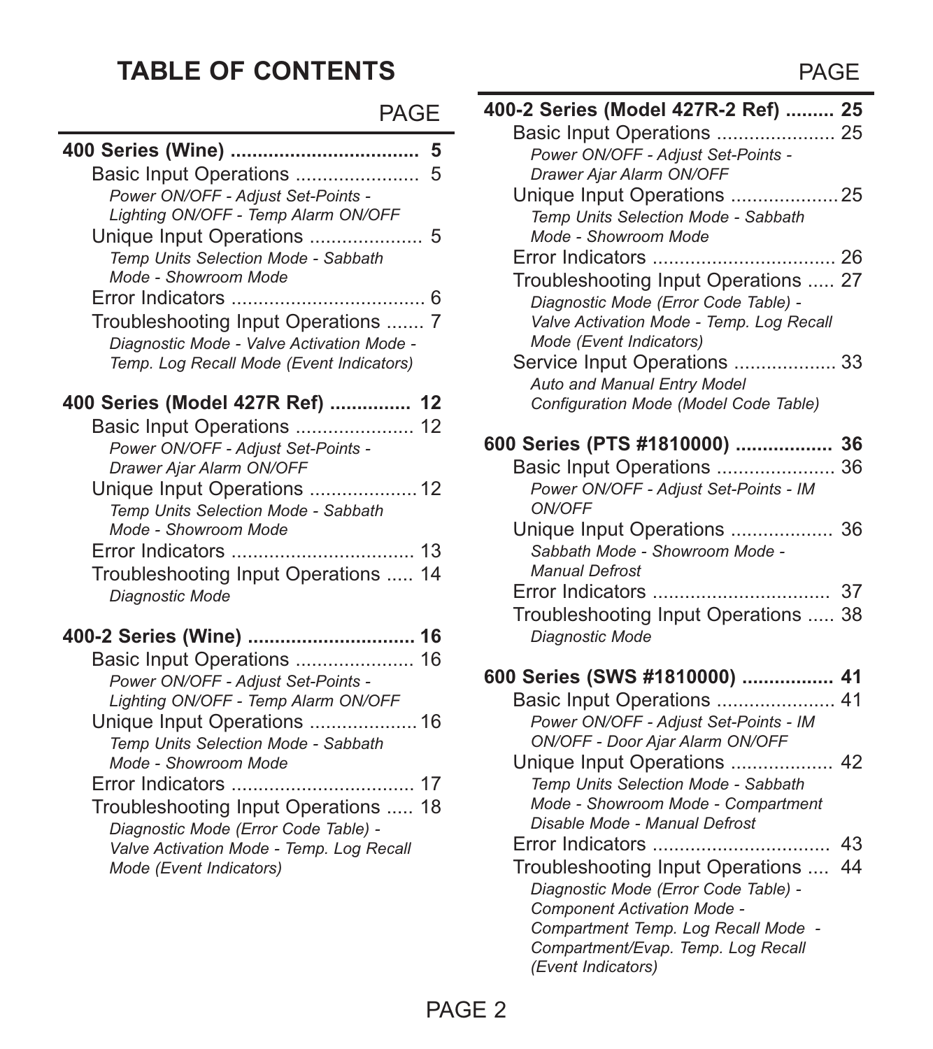# TABLE OF CONTENTS

| | PAGE |
|---|---|
| **400 Series (Wine)** | **5** |
| Basic Input Operations | 5 |
| *Power ON/OFF - Adjust Set-Points - Lighting ON/OFF - Temp Alarm ON/OFF* | |
| Unique Input Operations | 5 |
| *Temp Units Selection Mode - Sabbath Mode - Showroom Mode* | |
| Error Indicators | 6 |
| Troubleshooting Input Operations | 7 |
| *Diagnostic Mode - Valve Activation Mode - Temp. Log Recall Mode (Event Indicators)* | |
| **400 Series (Model 427R Ref)** | **12** |
| Basic Input Operations | 12 |
| *Power ON/OFF - Adjust Set-Points - Drawer Ajar Alarm ON/OFF* | |
| Unique Input Operations | 12 |
| *Temp Units Selection Mode - Sabbath Mode - Showroom Mode* | |
| Error Indicators | 13 |
| Troubleshooting Input Operations | 14 |
| *Diagnostic Mode* | |
| **400-2 Series (Wine)** | **16** |
| Basic Input Operations | 16 |
| *Power ON/OFF - Adjust Set-Points - Lighting ON/OFF - Temp Alarm ON/OFF* | |
| Unique Input Operations | 16 |
| *Temp Units Selection Mode - Sabbath Mode - Showroom Mode* | |
| Error Indicators | 17 |
| Troubleshooting Input Operations | 18 |
| *Diagnostic Mode (Error Code Table) - Valve Activation Mode - Temp. Log Recall Mode (Event Indicators)* | |
| **400-2 Series (Model 427R-2 Ref)** | **25** |
| Basic Input Operations | 25 |
| *Power ON/OFF - Adjust Set-Points - Drawer Ajar Alarm ON/OFF* | |
| Unique Input Operations | 25 |
| *Temp Units Selection Mode - Sabbath Mode - Showroom Mode* | |
| Error Indicators | 26 |
| Troubleshooting Input Operations | 27 |
| *Diagnostic Mode (Error Code Table) - Valve Activation Mode - Temp. Log Recall Mode (Event Indicators)* | |
| Service Input Operations | 33 |
| *Auto and Manual Entry Model Configuration Mode (Model Code Table)* | |
| **600 Series (PTS #1810000)** | **36** |
| Basic Input Operations | 36 |
| *Power ON/OFF - Adjust Set-Points - IM ON/OFF* | |
| Unique Input Operations | 36 |
| *Sabbath Mode - Showroom Mode - Manual Defrost* | |
| Error Indicators | 37 |
| Troubleshooting Input Operations | 38 |
| *Diagnostic Mode* | |
| **600 Series (SWS #1810000)** | **41** |
| Basic Input Operations | 41 |
| *Power ON/OFF - Adjust Set-Points - IM ON/OFF - Door Ajar Alarm ON/OFF* | |
| Unique Input Operations | 42 |
| *Temp Units Selection Mode - Sabbath Mode - Showroom Mode - Compartment Disable Mode - Manual Defrost* | |
| Error Indicators | 43 |
| Troubleshooting Input Operations | 44 |
| *Diagnostic Mode (Error Code Table) - Component Activation Mode - Compartment Temp. Log Recall Mode - Compartment/Evap. Temp. Log Recall (Event Indicators)* | |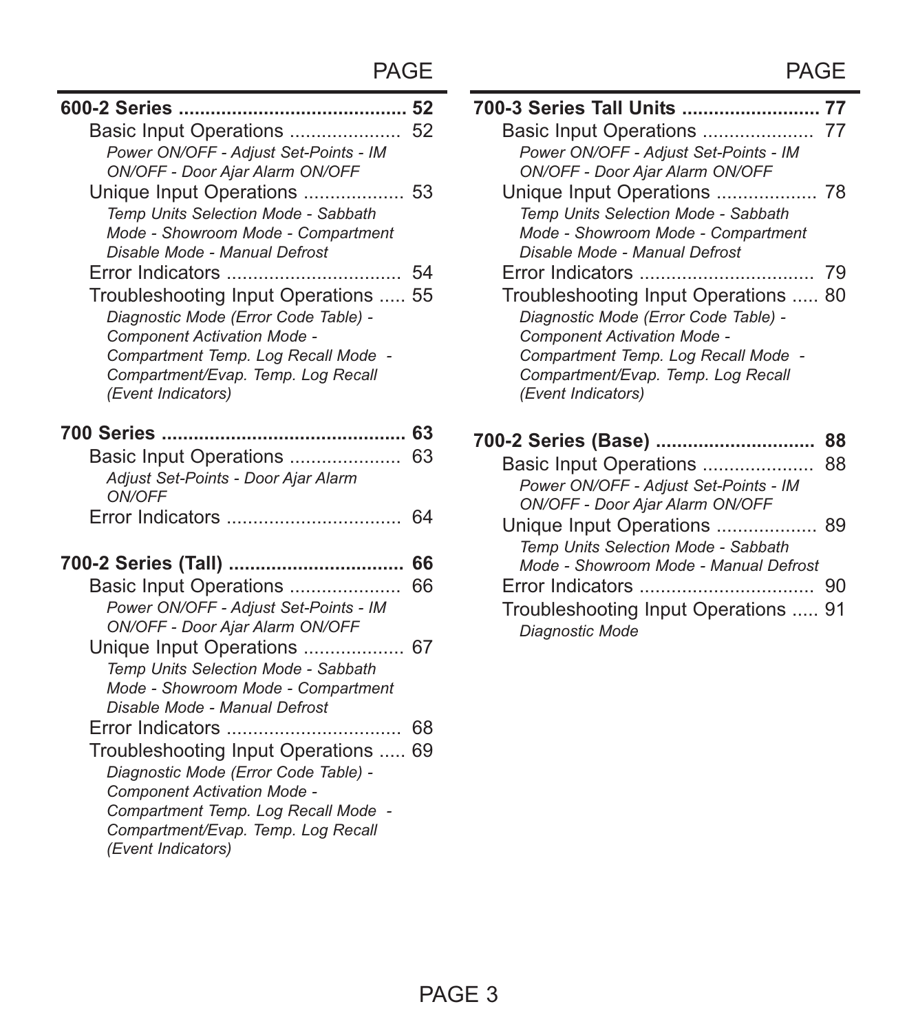| | PAGE |
|---|---|
| **600-2 Series** | **52** |
| Basic Input Operations | 52 |
| *Power ON/OFF - Adjust Set-Points - IM ON/OFF - Door Ajar Alarm ON/OFF* | |
| Unique Input Operations | 53 |
| *Temp Units Selection Mode - Sabbath Mode - Showroom Mode - Compartment Disable Mode - Manual Defrost* | |
| Error Indicators | 54 |
| Troubleshooting Input Operations | 55 |
| *Diagnostic Mode (Error Code Table) - Component Activation Mode - Compartment Temp. Log Recall Mode - Compartment/Evap. Temp. Log Recall (Event Indicators)* | |
| **700 Series** | **63** |
| Basic Input Operations | 63 |
| *Adjust Set-Points - Door Ajar Alarm ON/OFF* | |
| Error Indicators | 64 |
| **700-2 Series (Tall)** | **66** |
| Basic Input Operations | 66 |
| *Power ON/OFF - Adjust Set-Points - IM ON/OFF - Door Ajar Alarm ON/OFF* | |
| Unique Input Operations | 67 |
| *Temp Units Selection Mode - Sabbath Mode - Showroom Mode - Compartment Disable Mode - Manual Defrost* | |
| Error Indicators | 68 |
| Troubleshooting Input Operations | 69 |
| *Diagnostic Mode (Error Code Table) - Component Activation Mode - Compartment Temp. Log Recall Mode - Compartment/Evap. Temp. Log Recall (Event Indicators)* | |
| **700-3 Series Tall Units** | **77** |
| Basic Input Operations | 77 |
| *Power ON/OFF - Adjust Set-Points - IM ON/OFF - Door Ajar Alarm ON/OFF* | |
| Unique Input Operations | 78 |
| *Temp Units Selection Mode - Sabbath Mode - Showroom Mode - Compartment Disable Mode - Manual Defrost* | |
| Error Indicators | 79 |
| Troubleshooting Input Operations | 80 |
| *Diagnostic Mode (Error Code Table) - Component Activation Mode - Compartment Temp. Log Recall Mode - Compartment/Evap. Temp. Log Recall (Event Indicators)* | |
| **700-2 Series (Base)** | **88** |
| Basic Input Operations | 88 |
| *Power ON/OFF - Adjust Set-Points - IM ON/OFF - Door Ajar Alarm ON/OFF* | |
| Unique Input Operations | 89 |
| *Temp Units Selection Mode - Sabbath Mode - Showroom Mode - Manual Defrost* | |
| Error Indicators | 90 |
| Troubleshooting Input Operations | 91 |
| *Diagnostic Mode* | |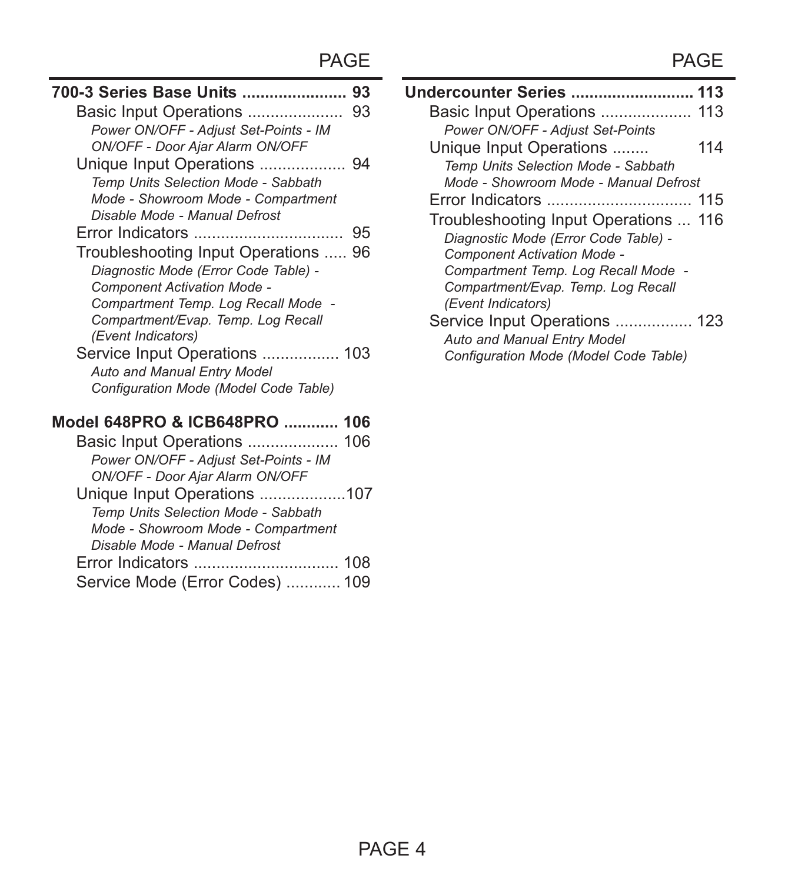| | PAGE |
|---|---|
| **700-3 Series Base Units** | **93** |
| Basic Input Operations | 93 |
| *Power ON/OFF - Adjust Set-Points - IM ON/OFF - Door Ajar Alarm ON/OFF* | |
| Unique Input Operations | 94 |
| *Temp Units Selection Mode - Sabbath Mode - Showroom Mode - Compartment Disable Mode - Manual Defrost* | |
| Error Indicators | 95 |
| Troubleshooting Input Operations | 96 |
| *Diagnostic Mode (Error Code Table) - Component Activation Mode - Compartment Temp. Log Recall Mode - Compartment/Evap. Temp. Log Recall (Event Indicators)* | |
| Service Input Operations | 103 |
| *Auto and Manual Entry Model Configuration Mode (Model Code Table)* | |
| **Model 648PRO & ICB648PRO** | **106** |
| Basic Input Operations | 106 |
| *Power ON/OFF - Adjust Set-Points - IM ON/OFF - Door Ajar Alarm ON/OFF* | |
| Unique Input Operations | 107 |
| *Temp Units Selection Mode - Sabbath Mode - Showroom Mode - Compartment Disable Mode - Manual Defrost* | |
| Error Indicators | 108 |
| Service Mode (Error Codes) | 109 |

| | PAGE |
|---|---|
| **Undercounter Series** | **113** |
| Basic Input Operations | 113 |
| *Power ON/OFF - Adjust Set-Points* | |
| Unique Input Operations | 114 |
| *Temp Units Selection Mode - Sabbath Mode - Showroom Mode - Manual Defrost* | |
| Error Indicators | 115 |
| Troubleshooting Input Operations | 116 |
| *Diagnostic Mode (Error Code Table) - Component Activation Mode - Compartment Temp. Log Recall Mode - Compartment/Evap. Temp. Log Recall (Event Indicators)* | |
| Service Input Operations | 123 |
| *Auto and Manual Entry Model Configuration Mode (Model Code Table)* | |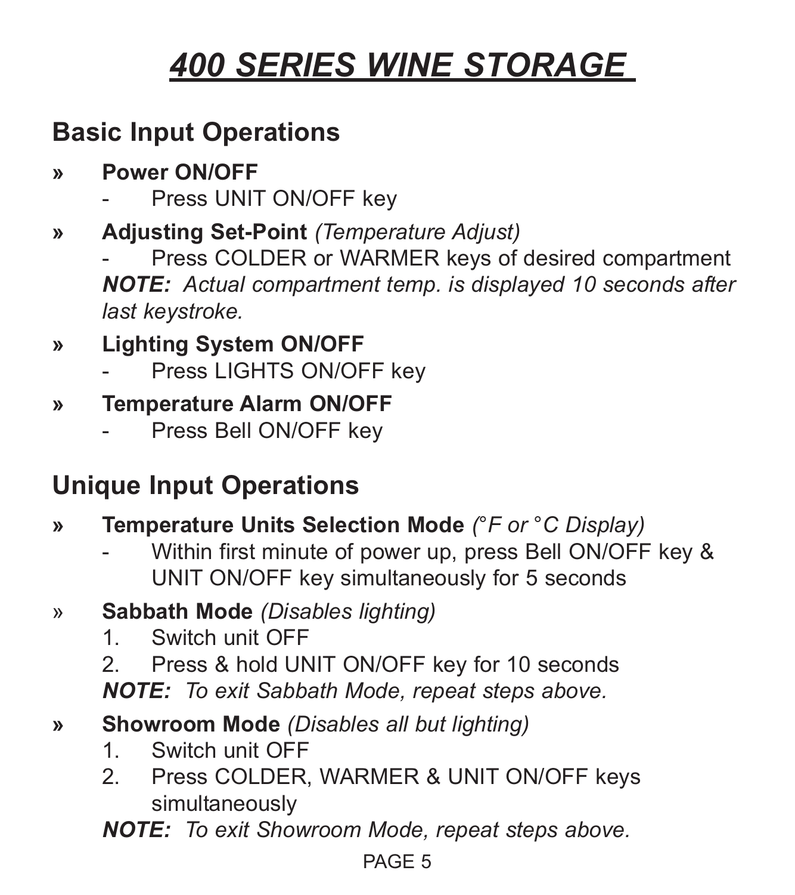# <u>*400 SERIES WINE STORAGE*</u>

## Basic Input Operations

» **Power ON/OFF**
- Press UNIT ON/OFF key

» **Adjusting Set-Point** *(Temperature Adjust)*
- Press COLDER or WARMER keys of desired compartment

***NOTE:*** *Actual compartment temp. is displayed 10 seconds after last keystroke.*

» **Lighting System ON/OFF**
- Press LIGHTS ON/OFF key

» **Temperature Alarm ON/OFF**
- Press Bell ON/OFF key

## Unique Input Operations

» **Temperature Units Selection Mode** *(°F or °C Display)*
- Within first minute of power up, press Bell ON/OFF key & UNIT ON/OFF key simultaneously for 5 seconds

» **Sabbath Mode** *(Disables lighting)*
1. Switch unit OFF
2. Press & hold UNIT ON/OFF key for 10 seconds

***NOTE:*** *To exit Sabbath Mode, repeat steps above.*

» **Showroom Mode** *(Disables all but lighting)*
1. Switch unit OFF
2. Press COLDER, WARMER & UNIT ON/OFF keys simultaneously

***NOTE:*** *To exit Showroom Mode, repeat steps above.*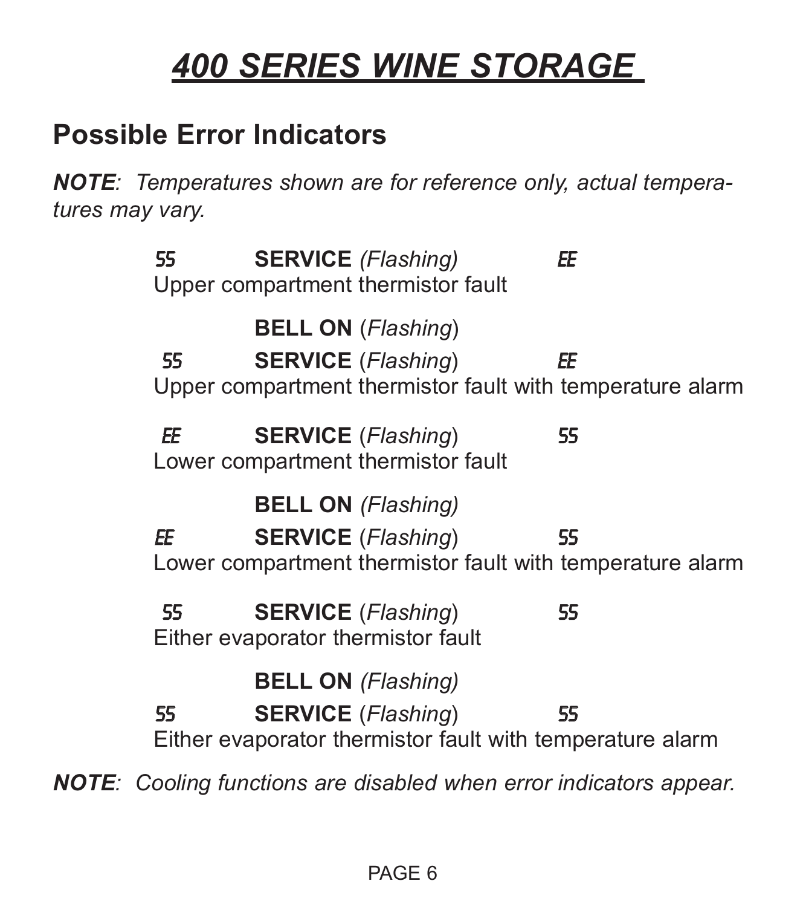# 400 SERIES WINE STORAGE

## Possible Error Indicators

***NOTE**: Temperatures shown are for reference only, actual temperatures may vary.*

55 **SERVICE** *(Flashing)* EE
Upper compartment thermistor fault

**BELL ON** (*Flashing*)
55 **SERVICE** (*Flashing*) EE
Upper compartment thermistor fault with temperature alarm

EE **SERVICE** (*Flashing*) 55
Lower compartment thermistor fault

**BELL ON** *(Flashing)*
EE **SERVICE** (*Flashing*) 55
Lower compartment thermistor fault with temperature alarm

55 **SERVICE** (*Flashing*) 55
Either evaporator thermistor fault

**BELL ON** *(Flashing)*
55 **SERVICE** (*Flashing*) 55
Either evaporator thermistor fault with temperature alarm

***NOTE**: Cooling functions are disabled when error indicators appear.*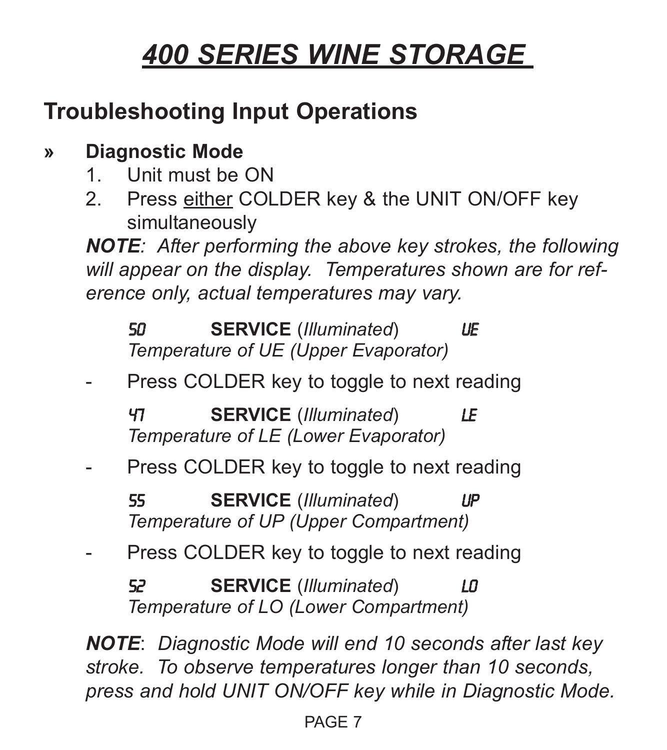# 400 SERIES WINE STORAGE

## Troubleshooting Input Operations

» **Diagnostic Mode**

1. Unit must be ON
2. Press <u>either</u> COLDER key & the UNIT ON/OFF key simultaneously

***NOTE****: After performing the above key strokes, the following will appear on the display. Temperatures shown are for reference only, actual temperatures may vary.*

50 **SERVICE** (*Illuminated*) UE
*Temperature of UE (Upper Evaporator)*

- Press COLDER key to toggle to next reading

47 **SERVICE** (*Illuminated*) LE
*Temperature of LE (Lower Evaporator)*

- Press COLDER key to toggle to next reading

55 **SERVICE** (*Illuminated*) UP
*Temperature of UP (Upper Compartment)*

- Press COLDER key to toggle to next reading

52 **SERVICE** (*Illuminated*) LO
*Temperature of LO (Lower Compartment)*

***NOTE***: *Diagnostic Mode will end 10 seconds after last key stroke. To observe temperatures longer than 10 seconds, press and hold UNIT ON/OFF key while in Diagnostic Mode.*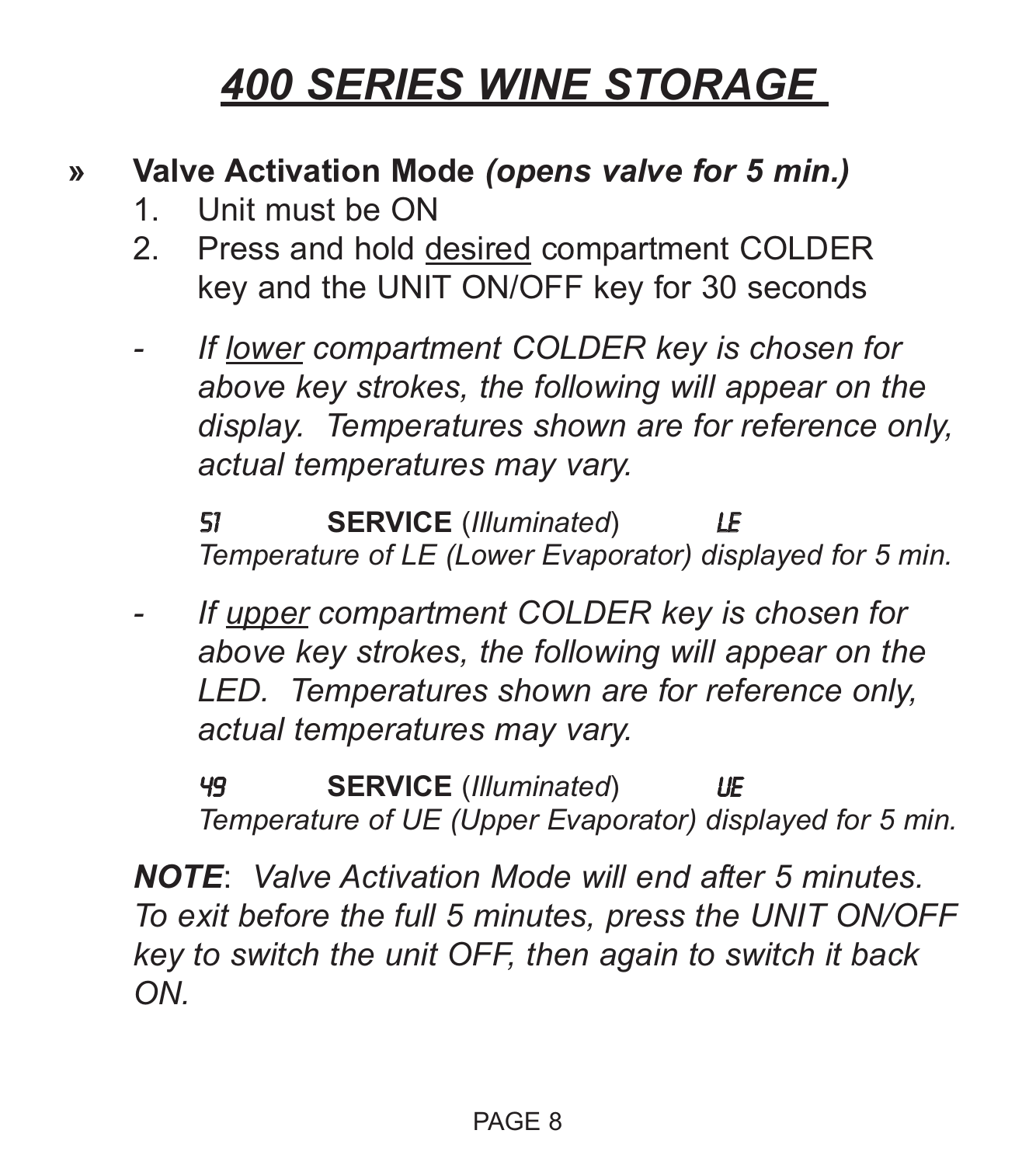#  400 SERIES WINE STORAGE

» **Valve Activation Mode** ***(opens valve for 5 min.)***

1. Unit must be ON
2. Press and hold desired compartment COLDER key and the UNIT ON/OFF key for 30 seconds

- *If lower compartment COLDER key is chosen for above key strokes, the following will appear on the display. Temperatures shown are for reference only, actual temperatures may vary.*

  51 **SERVICE** (*Illuminated*) LE
  *Temperature of LE (Lower Evaporator) displayed for 5 min.*

- *If upper compartment COLDER key is chosen for above key strokes, the following will appear on the LED. Temperatures shown are for reference only, actual temperatures may vary.*

  49 **SERVICE** (*Illuminated*) UE
  *Temperature of UE (Upper Evaporator) displayed for 5 min.*

***NOTE***: *Valve Activation Mode will end after 5 minutes. To exit before the full 5 minutes, press the UNIT ON/OFF key to switch the unit OFF, then again to switch it back ON.*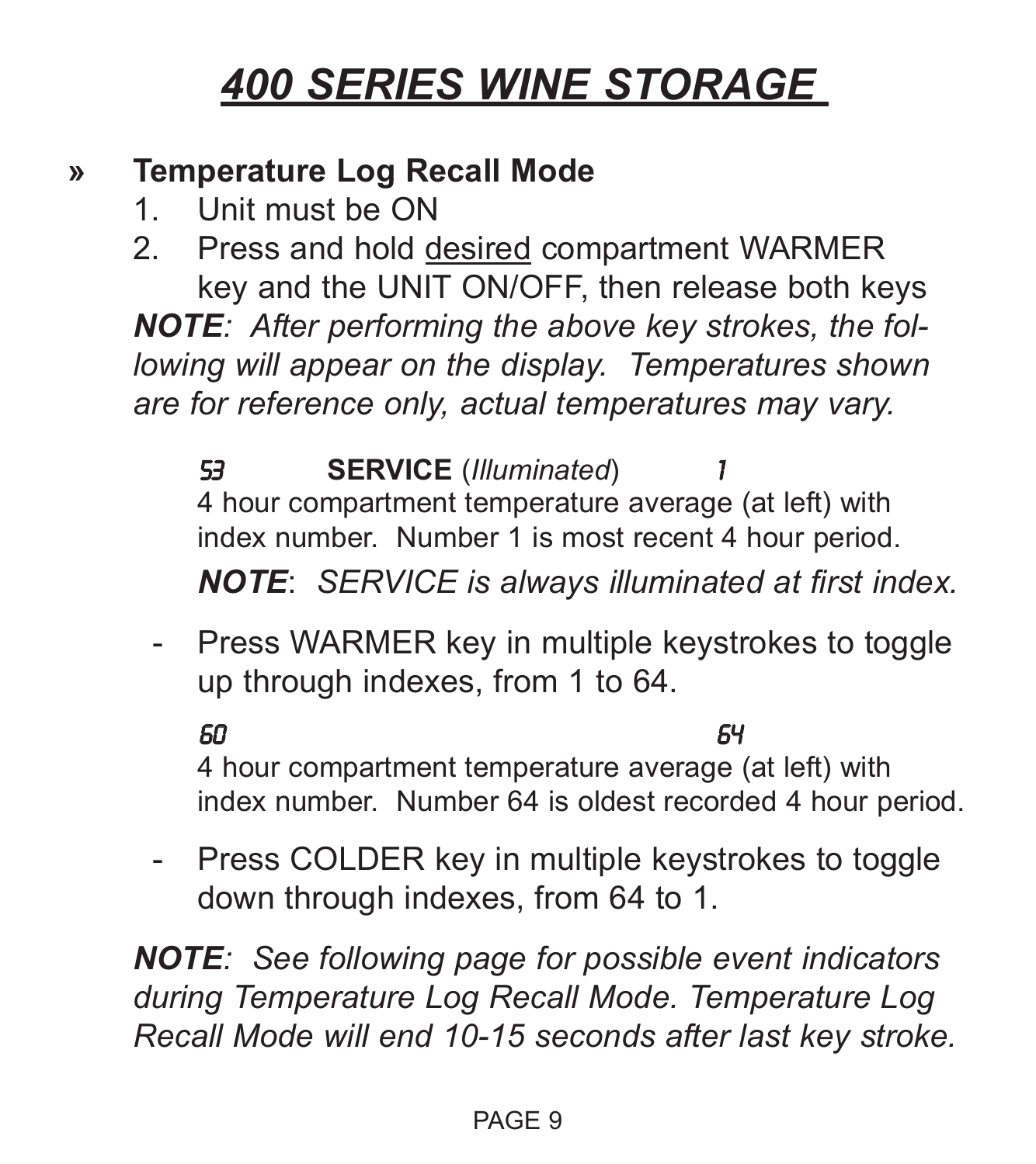# *400 SERIES WINE STORAGE*

## » Temperature Log Recall Mode

1. Unit must be ON
2. Press and hold desired compartment WARMER key and the UNIT ON/OFF, then release both keys

***NOTE**: After performing the above key strokes, the following will appear on the display. Temperatures shown are for reference only, actual temperatures may vary.*

53 **SERVICE** (*Illuminated*) 1
4 hour compartment temperature average (at left) with index number. Number 1 is most recent 4 hour period.

***NOTE**: SERVICE is always illuminated at first index.*

- Press WARMER key in multiple keystrokes to toggle up through indexes, from 1 to 64.

60 64
4 hour compartment temperature average (at left) with index number. Number 64 is oldest recorded 4 hour period.

- Press COLDER key in multiple keystrokes to toggle down through indexes, from 64 to 1.

***NOTE**: See following page for possible event indicators during Temperature Log Recall Mode. Temperature Log Recall Mode will end 10-15 seconds after last key stroke.*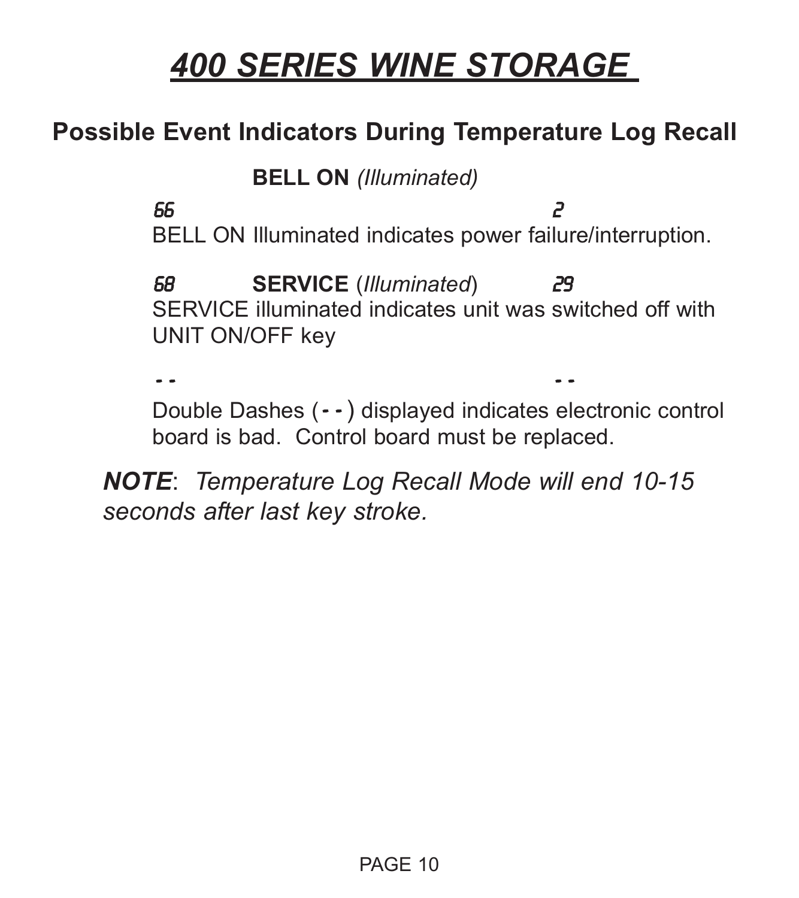# 400 SERIES WINE STORAGE

## Possible Event Indicators During Temperature Log Recall

**BELL ON** *(Illuminated)*

66 2

BELL ON Illuminated indicates power failure/interruption.

68 **SERVICE** (*Illuminated*) 29

SERVICE illuminated indicates unit was switched off with UNIT ON/OFF key

\- - - -

Double Dashes (**- -**) displayed indicates electronic control board is bad. Control board must be replaced.

***NOTE***: *Temperature Log Recall Mode will end 10-15 seconds after last key stroke.*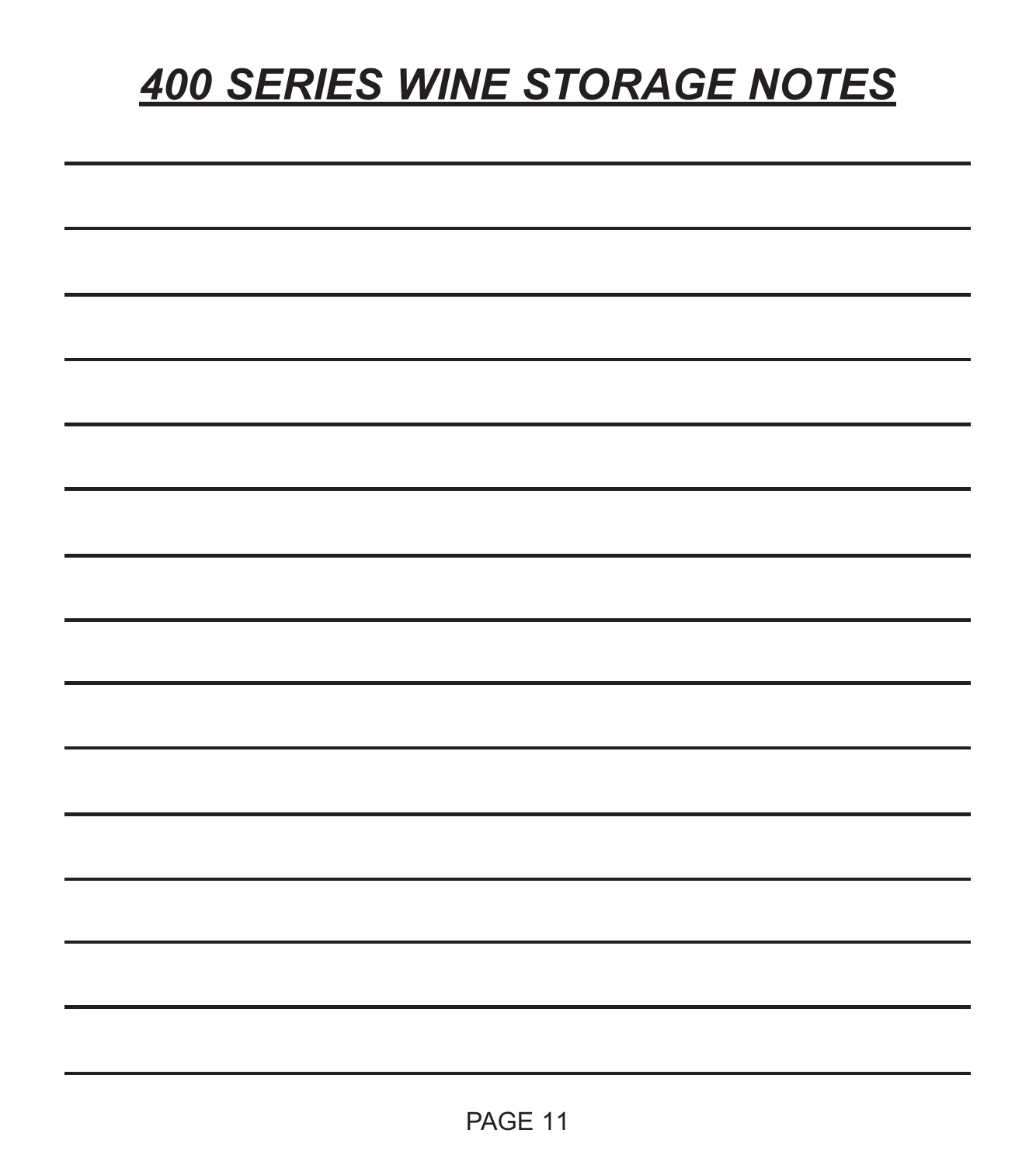# ***400 SERIES WINE STORAGE NOTES***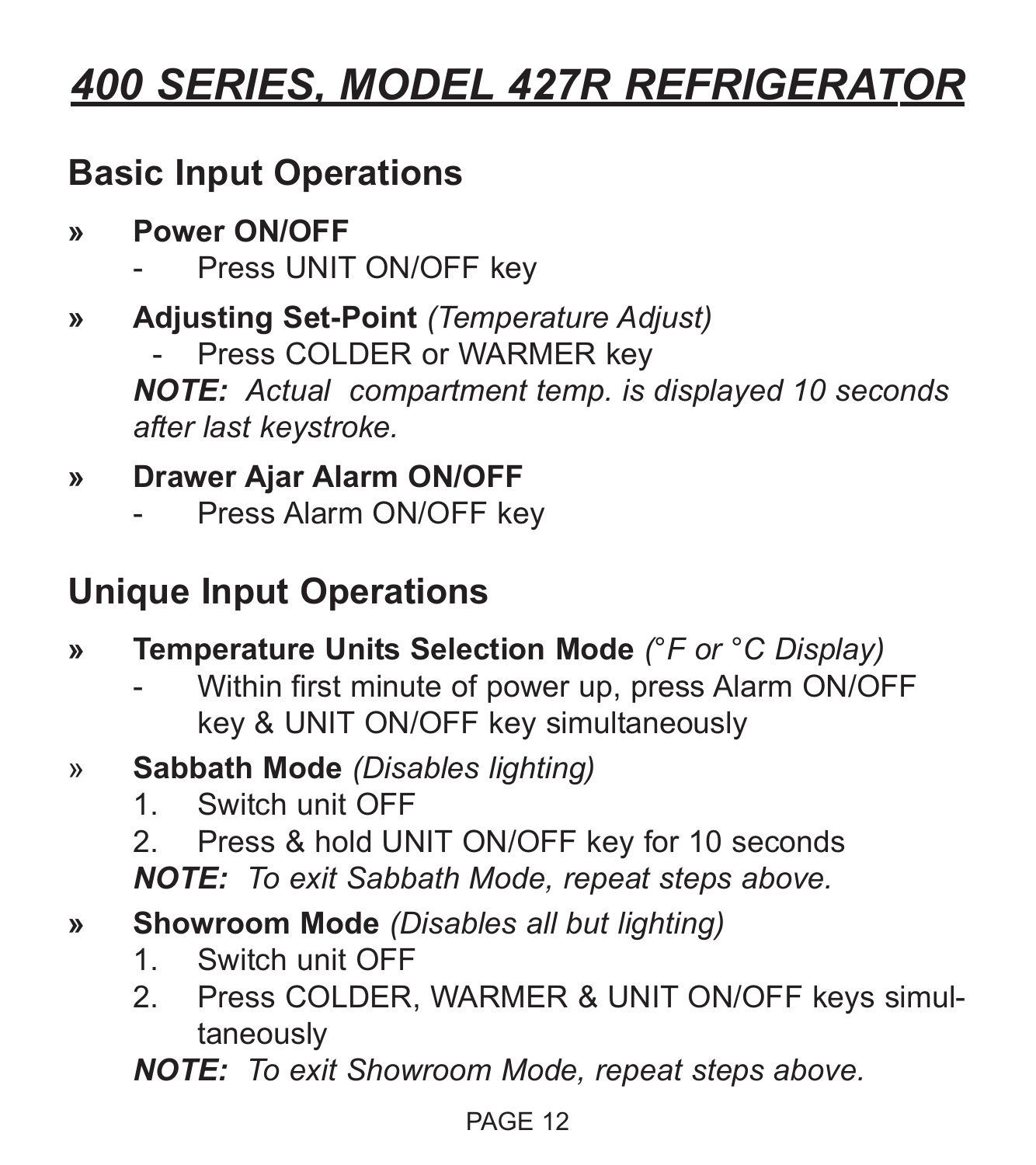# 400 SERIES, MODEL 427R REFRIGERATOR

## Basic Input Operations

» **Power ON/OFF**
  - Press UNIT ON/OFF key

» **Adjusting Set-Point** *(Temperature Adjust)*
  - Press COLDER or WARMER key

  ***NOTE:*** *Actual compartment temp. is displayed 10 seconds after last keystroke.*

» **Drawer Ajar Alarm ON/OFF**
  - Press Alarm ON/OFF key

## Unique Input Operations

» **Temperature Units Selection Mode** *(°F or °C Display)*
  - Within first minute of power up, press Alarm ON/OFF key & UNIT ON/OFF key simultaneously

» **Sabbath Mode** *(Disables lighting)*
  1. Switch unit OFF
  2. Press & hold UNIT ON/OFF key for 10 seconds

  ***NOTE:*** *To exit Sabbath Mode, repeat steps above.*

» **Showroom Mode** *(Disables all but lighting)*
  1. Switch unit OFF
  2. Press COLDER, WARMER & UNIT ON/OFF keys simultaneously

  ***NOTE:*** *To exit Showroom Mode, repeat steps above.*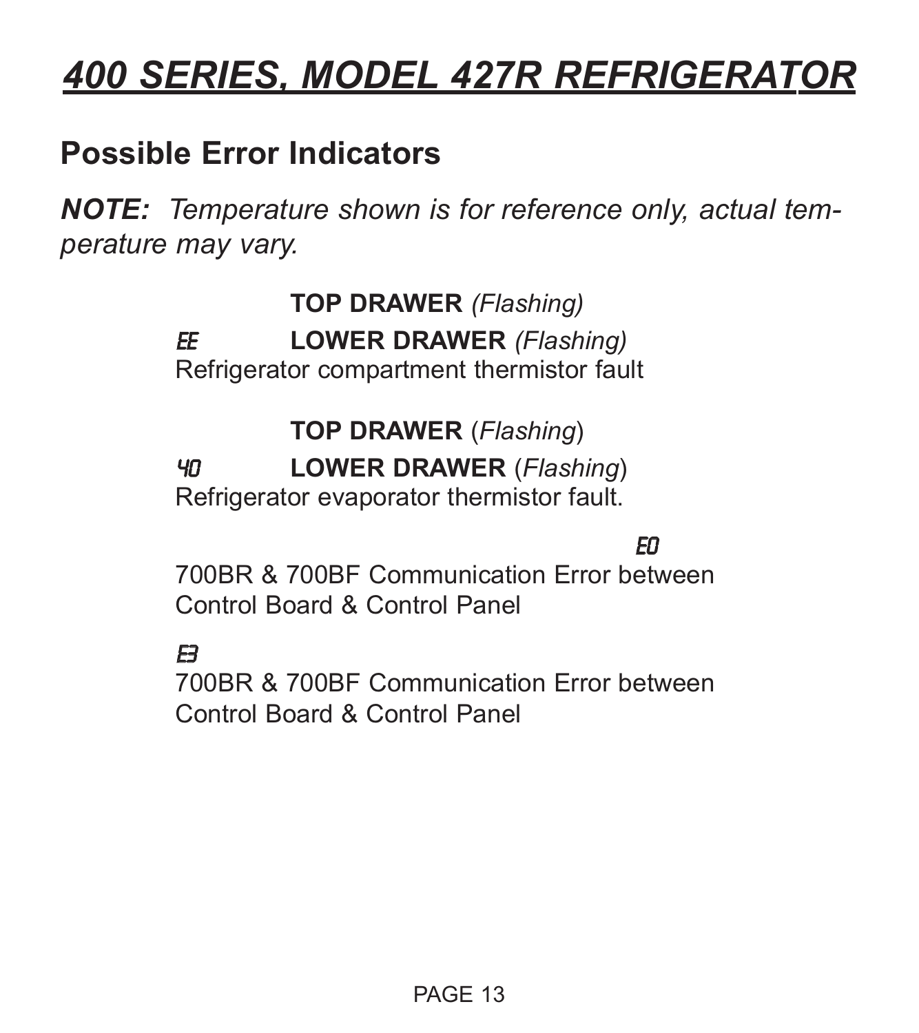# 400 SERIES, MODEL 427R REFRIGERATOR

## Possible Error Indicators

***NOTE:*** *Temperature shown is for reference only, actual temperature may vary.*

**TOP DRAWER** *(Flashing)*

EE **LOWER DRAWER** *(Flashing)*

Refrigerator compartment thermistor fault

**TOP DRAWER** (*Flashing*)

40 **LOWER DRAWER** (*Flashing*)

Refrigerator evaporator thermistor fault.

E0

700BR & 700BF Communication Error between Control Board & Control Panel

E3

700BR & 700BF Communication Error between Control Board & Control Panel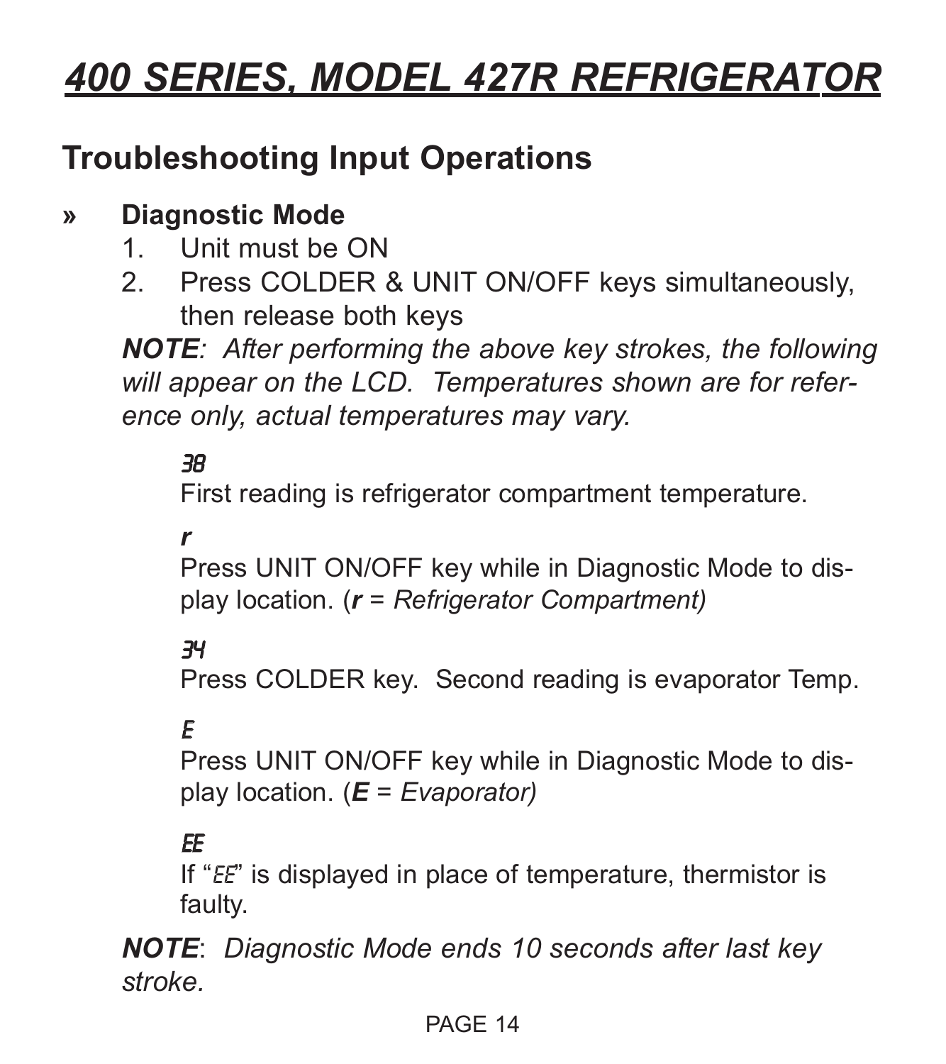# 400 SERIES, MODEL 427R REFRIGERATOR

## Troubleshooting Input Operations

### » Diagnostic Mode

1. Unit must be ON
2. Press COLDER & UNIT ON/OFF keys simultaneously, then release both keys

***NOTE****: After performing the above key strokes, the following will appear on the LCD. Temperatures shown are for reference only, actual temperatures may vary.*

*38*
First reading is refrigerator compartment temperature.

***r***
Press UNIT ON/OFF key while in Diagnostic Mode to display location. (***r*** = *Refrigerator Compartment)*

*34*
Press COLDER key. Second reading is evaporator Temp.

*E*
Press UNIT ON/OFF key while in Diagnostic Mode to display location. (***E*** = *Evaporator)*

*EE*
If "*EE*" is displayed in place of temperature, thermistor is faulty.

***NOTE***: *Diagnostic Mode ends 10 seconds after last key stroke.*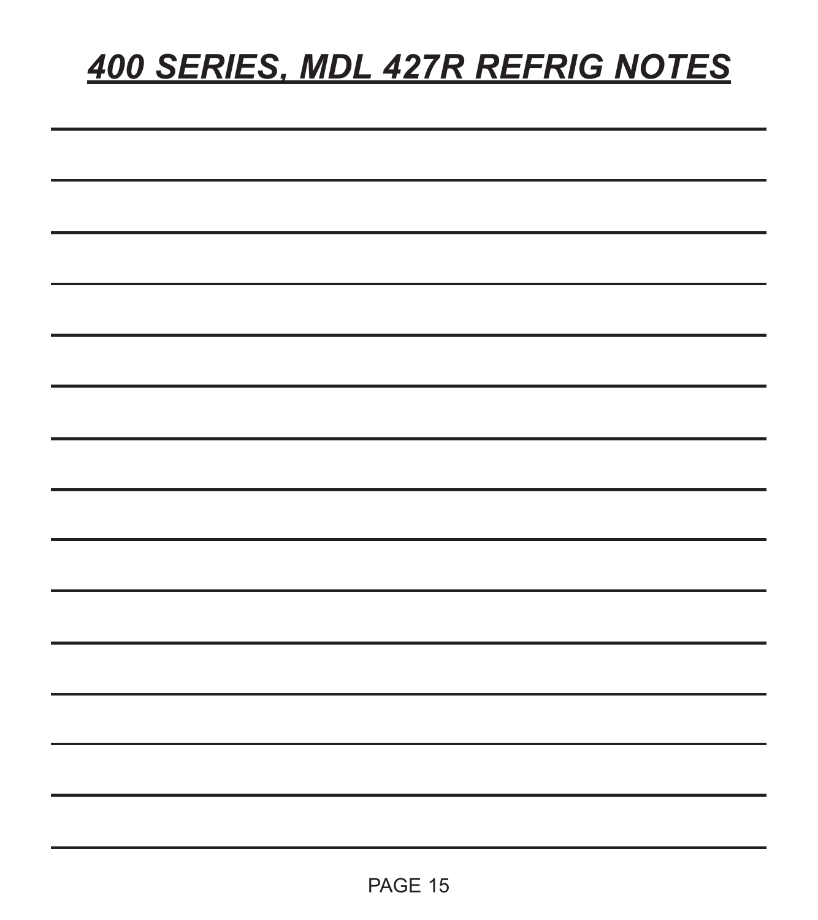# ***400 SERIES, MDL 427R REFRIG NOTES***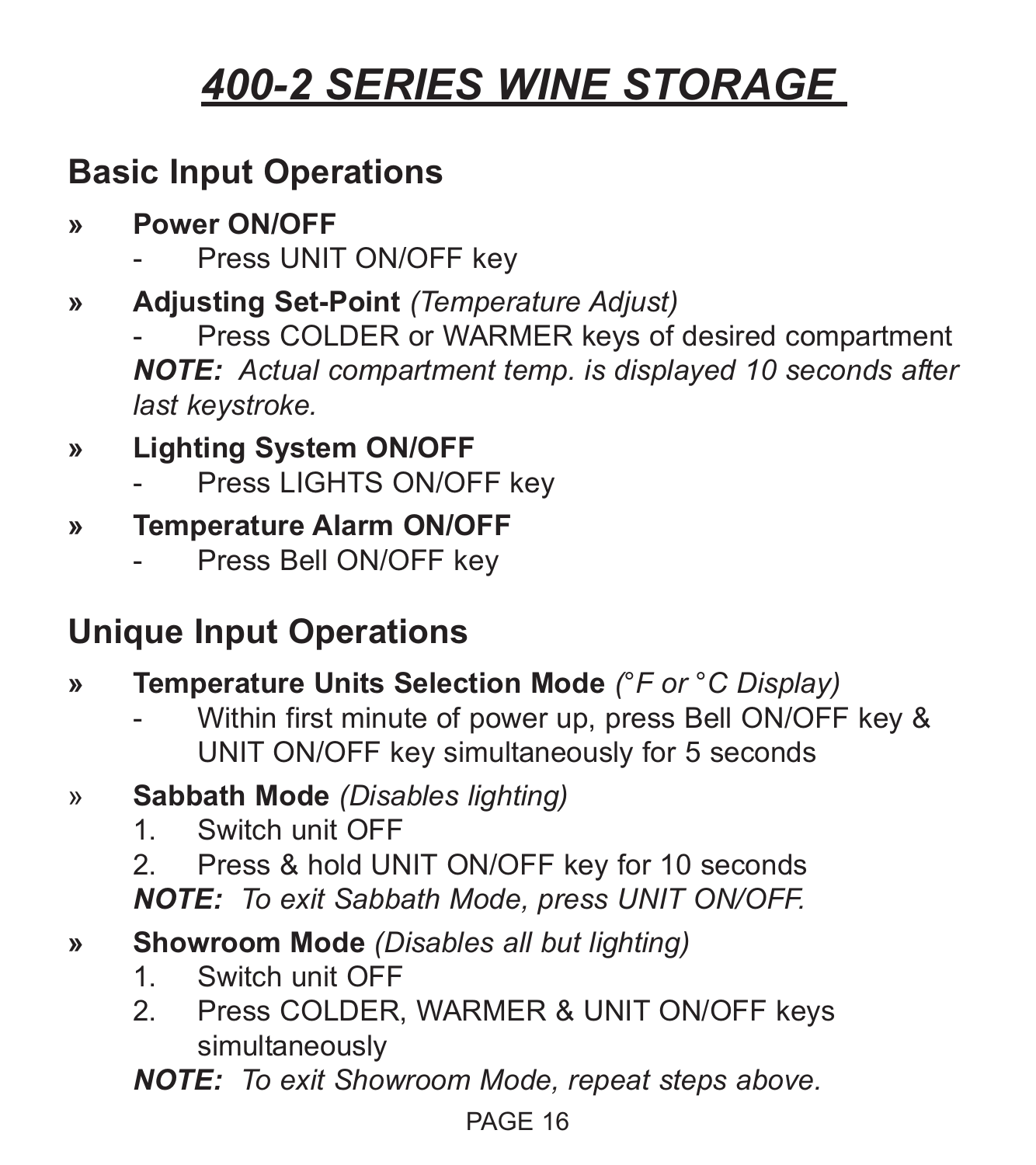# 400-2 SERIES WINE STORAGE

## Basic Input Operations

» **Power ON/OFF**
- Press UNIT ON/OFF key

» **Adjusting Set-Point** *(Temperature Adjust)*
- Press COLDER or WARMER keys of desired compartment

***NOTE:*** *Actual compartment temp. is displayed 10 seconds after last keystroke.*

» **Lighting System ON/OFF**
- Press LIGHTS ON/OFF key

» **Temperature Alarm ON/OFF**
- Press Bell ON/OFF key

## Unique Input Operations

» **Temperature Units Selection Mode** *(°F or °C Display)*
- Within first minute of power up, press Bell ON/OFF key & UNIT ON/OFF key simultaneously for 5 seconds

» **Sabbath Mode** *(Disables lighting)*
1. Switch unit OFF
2. Press & hold UNIT ON/OFF key for 10 seconds

***NOTE:*** *To exit Sabbath Mode, press UNIT ON/OFF.*

» **Showroom Mode** *(Disables all but lighting)*
1. Switch unit OFF
2. Press COLDER, WARMER & UNIT ON/OFF keys simultaneously

***NOTE:*** *To exit Showroom Mode, repeat steps above.*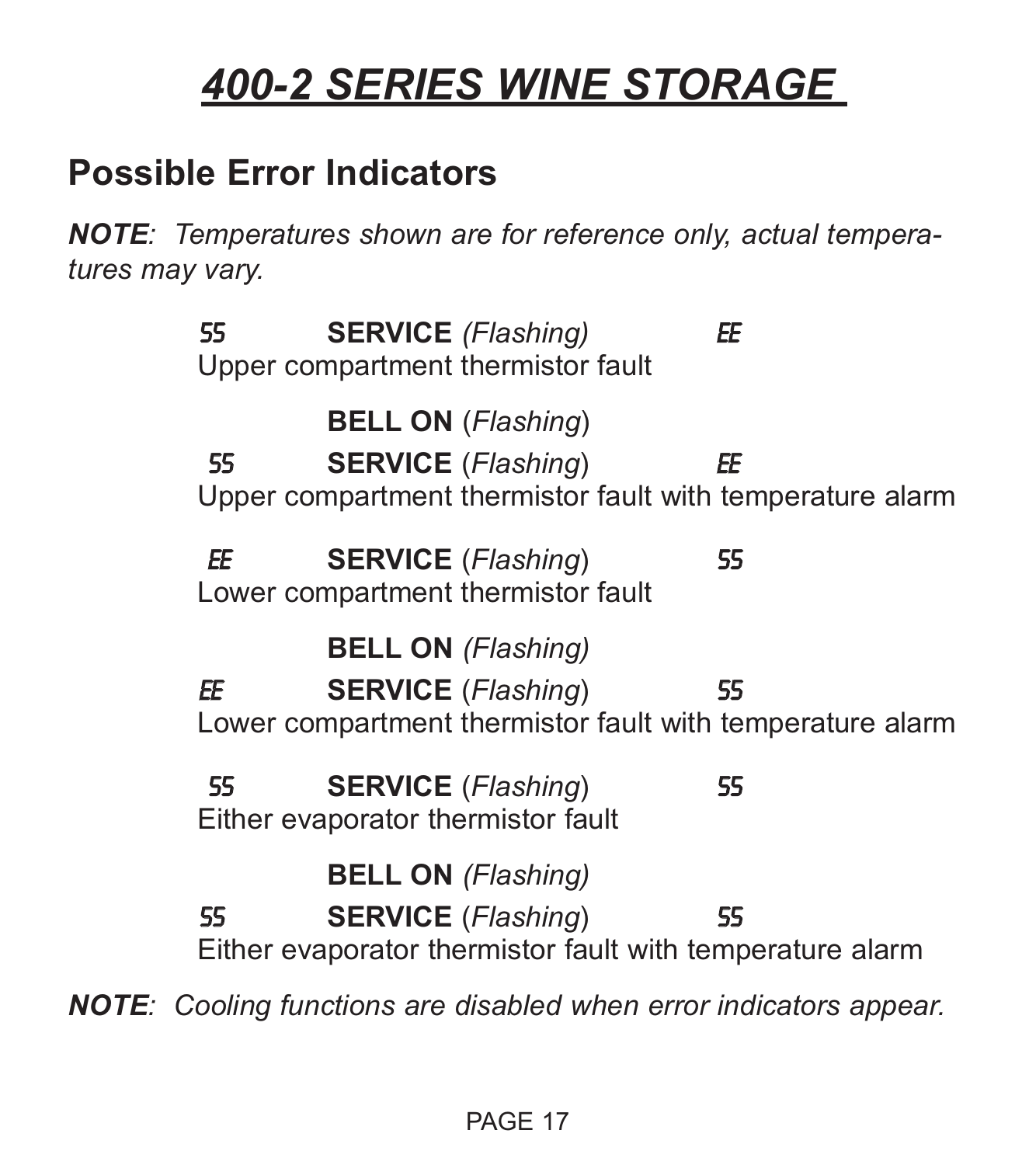# 400-2 SERIES WINE STORAGE

## Possible Error Indicators

***NOTE**: Temperatures shown are for reference only, actual temperatures may vary.*

55 **SERVICE** *(Flashing)* EE
Upper compartment thermistor fault

**BELL ON** (*Flashing*)
55 **SERVICE** (*Flashing*) EE
Upper compartment thermistor fault with temperature alarm

EE **SERVICE** (*Flashing*) 55
Lower compartment thermistor fault

**BELL ON** *(Flashing)*
EE **SERVICE** (*Flashing*) 55
Lower compartment thermistor fault with temperature alarm

55 **SERVICE** (*Flashing*) 55
Either evaporator thermistor fault

**BELL ON** *(Flashing)*
55 **SERVICE** (*Flashing*) 55
Either evaporator thermistor fault with temperature alarm

***NOTE**: Cooling functions are disabled when error indicators appear.*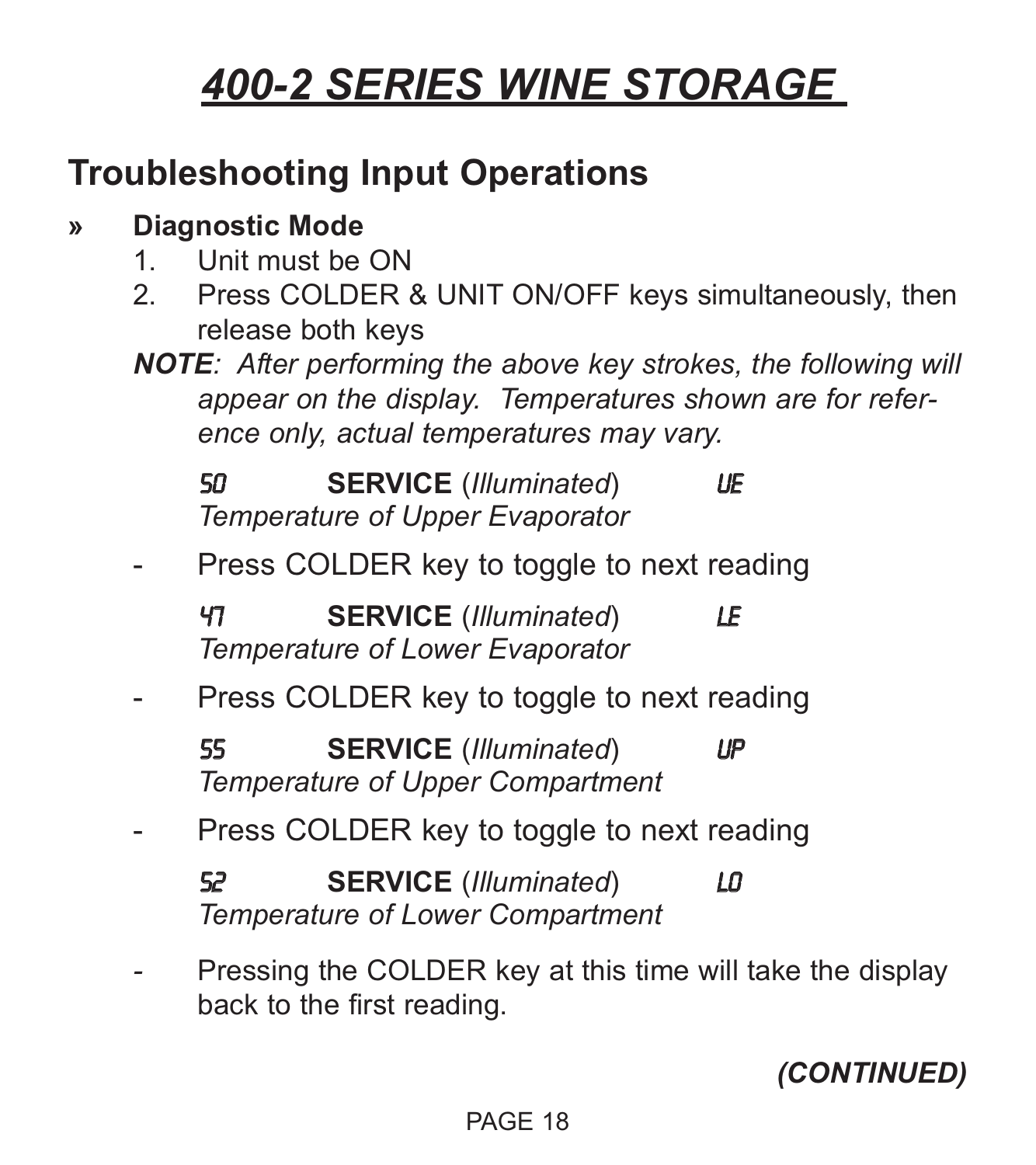# 400-2 SERIES WINE STORAGE

## Troubleshooting Input Operations

» **Diagnostic Mode**

1. Unit must be ON
2. Press COLDER & UNIT ON/OFF keys simultaneously, then release both keys

***NOTE**: After performing the above key strokes, the following will appear on the display. Temperatures shown are for reference only, actual temperatures may vary.*

50 **SERVICE** (*Illuminated*) UE
*Temperature of Upper Evaporator*

- Press COLDER key to toggle to next reading

47 **SERVICE** (*Illuminated*) LE
*Temperature of Lower Evaporator*

- Press COLDER key to toggle to next reading

55 **SERVICE** (*Illuminated*) UP
*Temperature of Upper Compartment*

- Press COLDER key to toggle to next reading

52 **SERVICE** (*Illuminated*) LO
*Temperature of Lower Compartment*

- Pressing the COLDER key at this time will take the display back to the first reading.

***(CONTINUED)***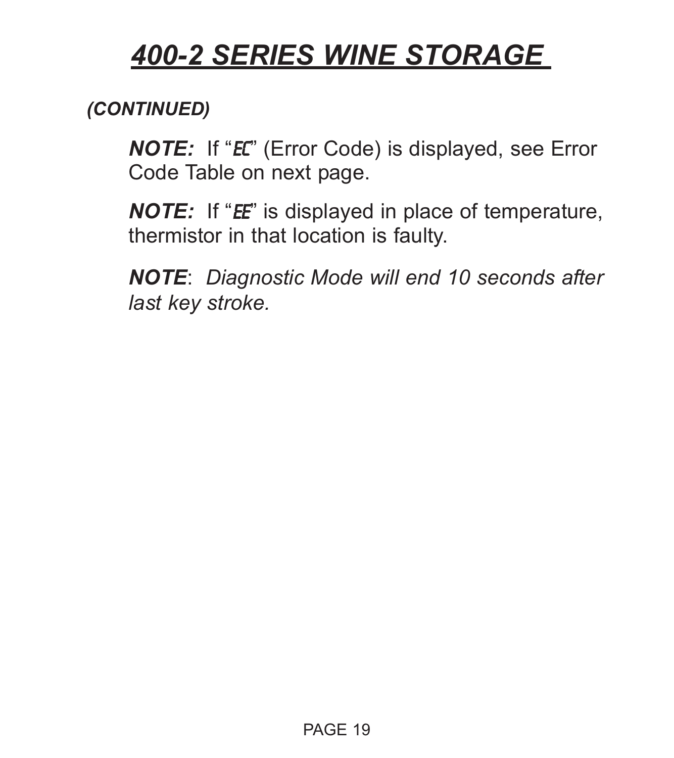# *400-2 SERIES WINE STORAGE*

***(CONTINUED)***

***NOTE:*** If "EC" (Error Code) is displayed, see Error Code Table on next page.

***NOTE:*** If "EE" is displayed in place of temperature, thermistor in that location is faulty.

***NOTE***: *Diagnostic Mode will end 10 seconds after last key stroke.*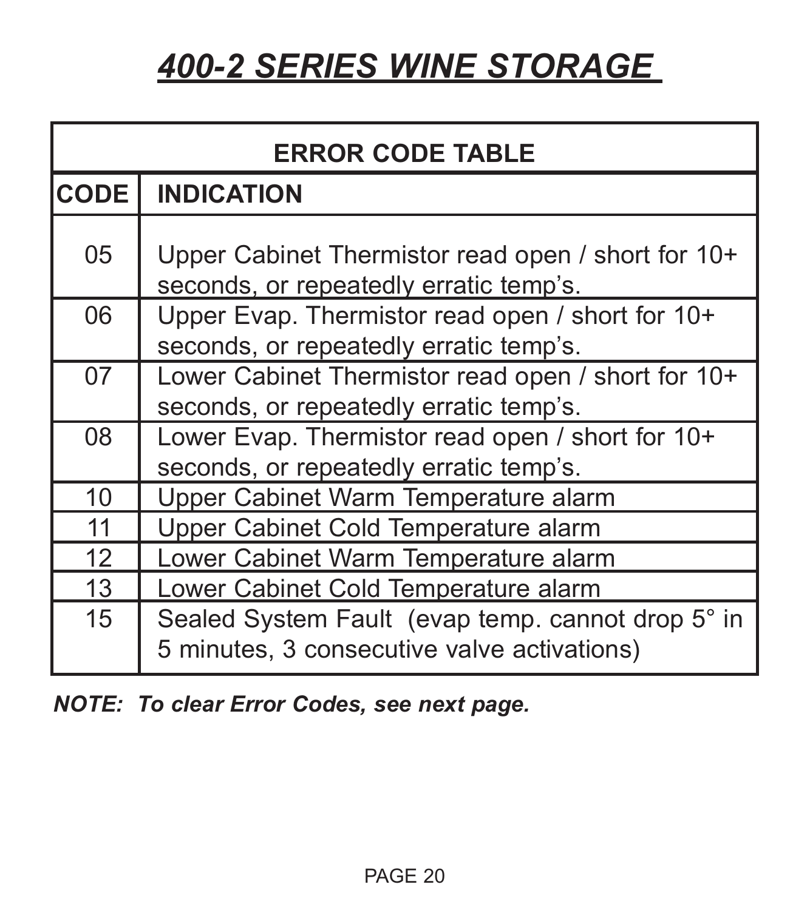# 400-2 SERIES WINE STORAGE

| ERROR CODE TABLE | |
|---|---|
| **CODE** | **INDICATION** |
| 05 | Upper Cabinet Thermistor read open / short for 10+ seconds, or repeatedly erratic temp's. |
| 06 | Upper Evap. Thermistor read open / short for 10+ seconds, or repeatedly erratic temp's. |
| 07 | Lower Cabinet Thermistor read open / short for 10+ seconds, or repeatedly erratic temp's. |
| 08 | Lower Evap. Thermistor read open / short for 10+ seconds, or repeatedly erratic temp's. |
| 10 | Upper Cabinet Warm Temperature alarm |
| 11 | Upper Cabinet Cold Temperature alarm |
| 12 | Lower Cabinet Warm Temperature alarm |
| 13 | Lower Cabinet Cold Temperature alarm |
| 15 | Sealed System Fault (evap temp. cannot drop 5° in 5 minutes, 3 consecutive valve activations) |

***NOTE: To clear Error Codes, see next page.***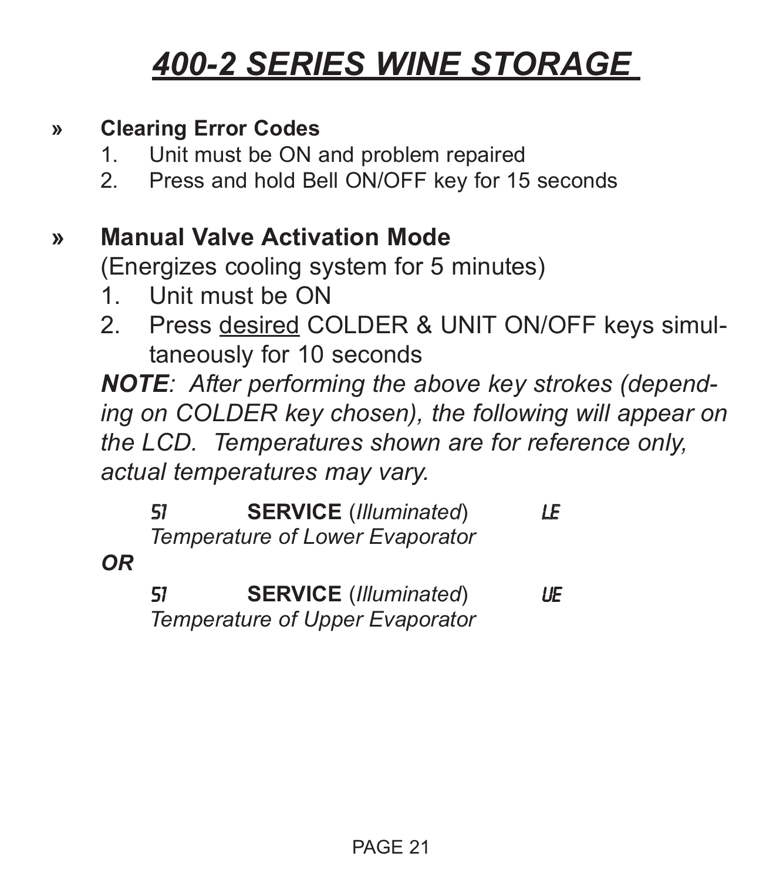# *400-2 SERIES WINE STORAGE*

» **Clearing Error Codes**

1. Unit must be ON and problem repaired
2. Press and hold Bell ON/OFF key for 15 seconds

» **Manual Valve Activation Mode**

(Energizes cooling system for 5 minutes)

1. Unit must be ON
2. Press desired COLDER & UNIT ON/OFF keys simultaneously for 10 seconds

***NOTE**: After performing the above key strokes (depending on COLDER key chosen), the following will appear on the LCD. Temperatures shown are for reference only, actual temperatures may vary.*

51 **SERVICE** (*Illuminated*) LE
*Temperature of Lower Evaporator*

***OR***

51 **SERVICE** (*Illuminated*) UE
*Temperature of Upper Evaporator*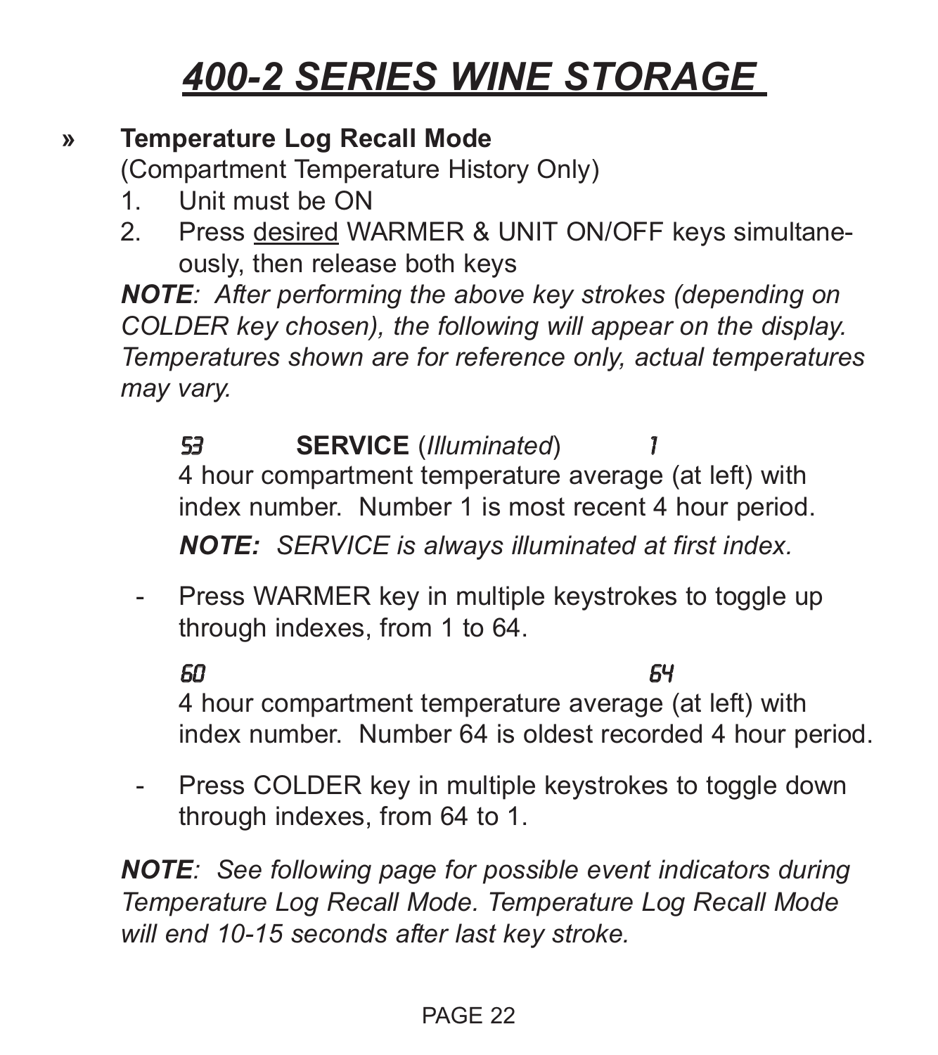# 400-2 SERIES WINE STORAGE

» **Temperature Log Recall Mode**
(Compartment Temperature History Only)

1. Unit must be ON
2. Press desired WARMER & UNIT ON/OFF keys simultaneously, then release both keys

***NOTE**: After performing the above key strokes (depending on COLDER key chosen), the following will appear on the display. Temperatures shown are for reference only, actual temperatures may vary.*

53 **SERVICE** (*Illuminated*) 1
4 hour compartment temperature average (at left) with index number. Number 1 is most recent 4 hour period.

***NOTE:** SERVICE is always illuminated at first index.*

- Press WARMER key in multiple keystrokes to toggle up through indexes, from 1 to 64.

60 64
4 hour compartment temperature average (at left) with index number. Number 64 is oldest recorded 4 hour period.

- Press COLDER key in multiple keystrokes to toggle down through indexes, from 64 to 1.

***NOTE**: See following page for possible event indicators during Temperature Log Recall Mode. Temperature Log Recall Mode will end 10-15 seconds after last key stroke.*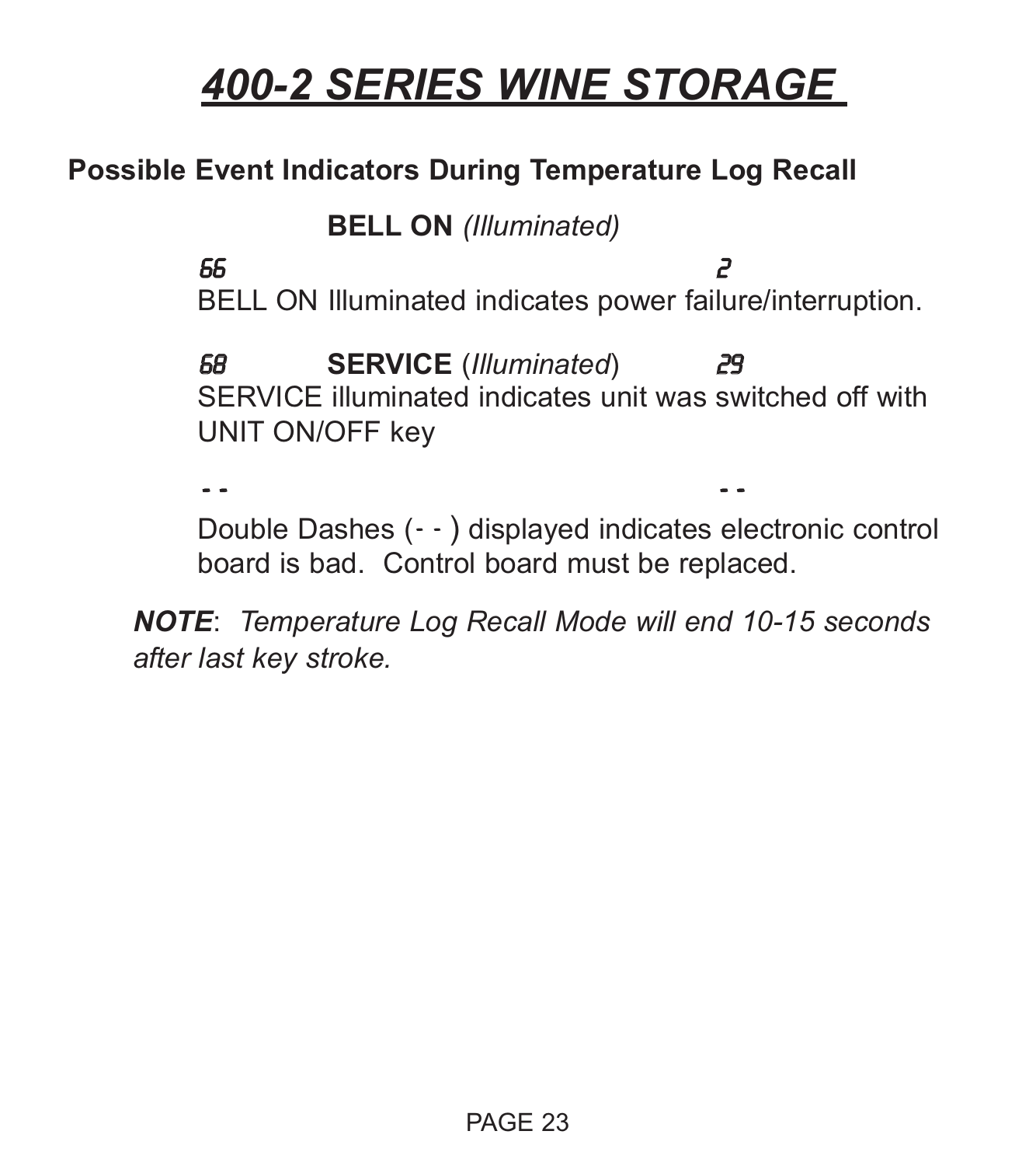# 400-2 SERIES WINE STORAGE

**Possible Event Indicators During Temperature Log Recall**

**BELL ON** *(Illuminated)*

66 2

BELL ON Illuminated indicates power failure/interruption.

68 **SERVICE** (*Illuminated*) 29

SERVICE illuminated indicates unit was switched off with UNIT ON/OFF key

- - - -

Double Dashes (- - ) displayed indicates electronic control board is bad. Control board must be replaced.

***NOTE***: *Temperature Log Recall Mode will end 10-15 seconds after last key stroke.*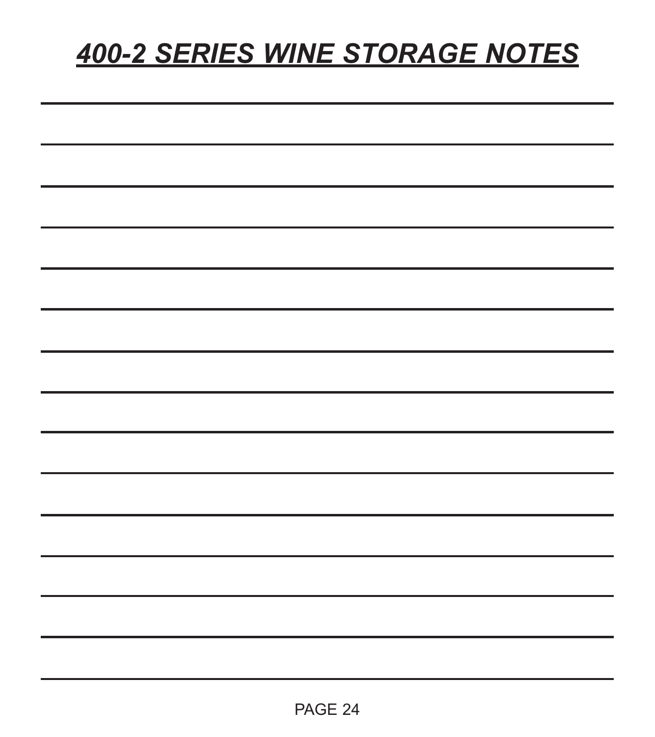# ***400-2 SERIES WINE STORAGE NOTES***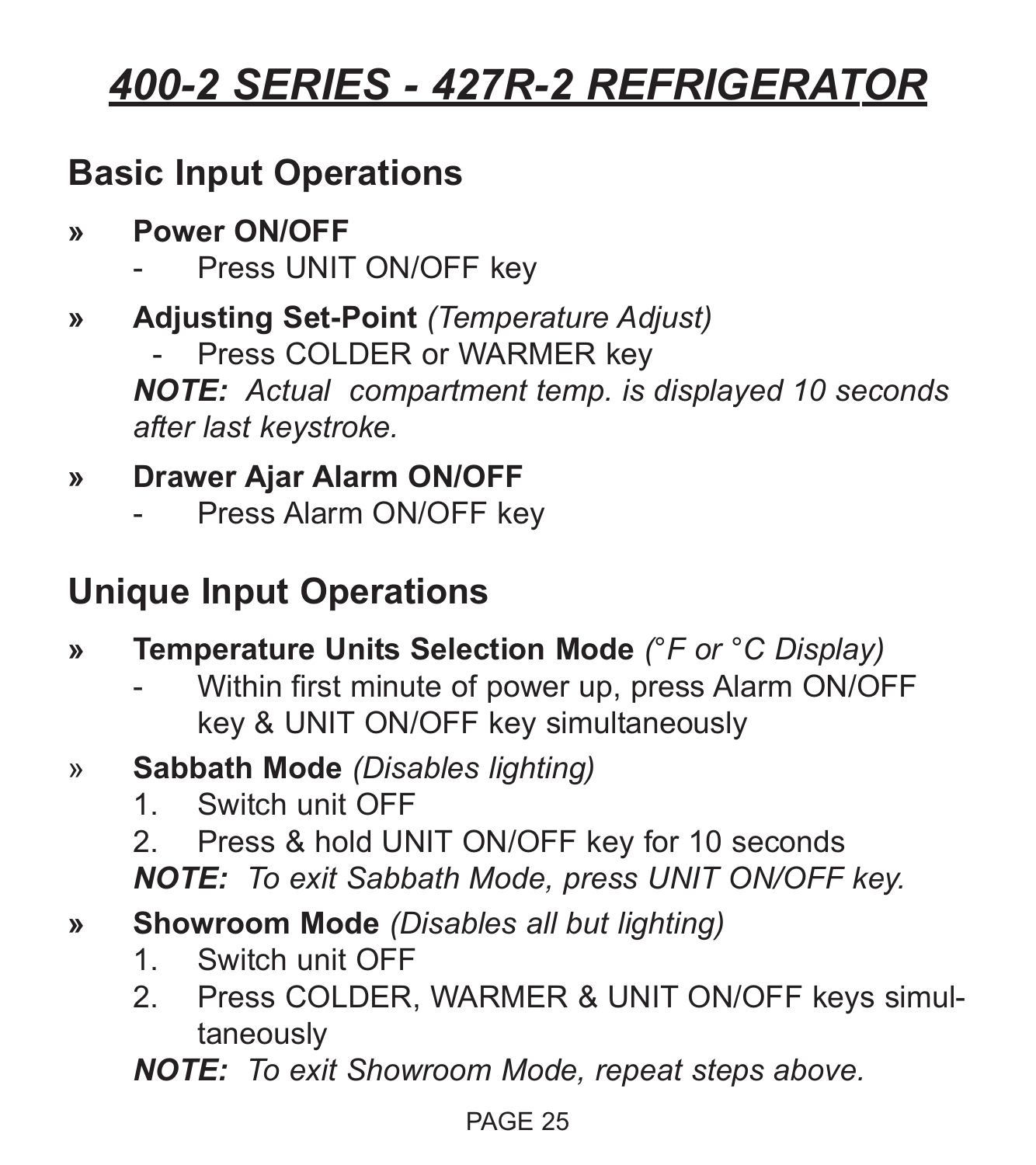# *400-2 SERIES - 427R-2 REFRIGERATOR*

## Basic Input Operations

- **Power ON/OFF**
  - Press UNIT ON/OFF key
- **Adjusting Set-Point** *(Temperature Adjust)*
  - Press COLDER or WARMER key

  ***NOTE:*** *Actual compartment temp. is displayed 10 seconds after last keystroke.*
- **Drawer Ajar Alarm ON/OFF**
  - Press Alarm ON/OFF key

## Unique Input Operations

- **Temperature Units Selection Mode** *(°F or °C Display)*
  - Within first minute of power up, press Alarm ON/OFF key & UNIT ON/OFF key simultaneously
- **Sabbath Mode** *(Disables lighting)*
  1. Switch unit OFF
  2. Press & hold UNIT ON/OFF key for 10 seconds

  ***NOTE:*** *To exit Sabbath Mode, press UNIT ON/OFF key.*
- **Showroom Mode** *(Disables all but lighting)*
  1. Switch unit OFF
  2. Press COLDER, WARMER & UNIT ON/OFF keys simultaneously

  ***NOTE:*** *To exit Showroom Mode, repeat steps above.*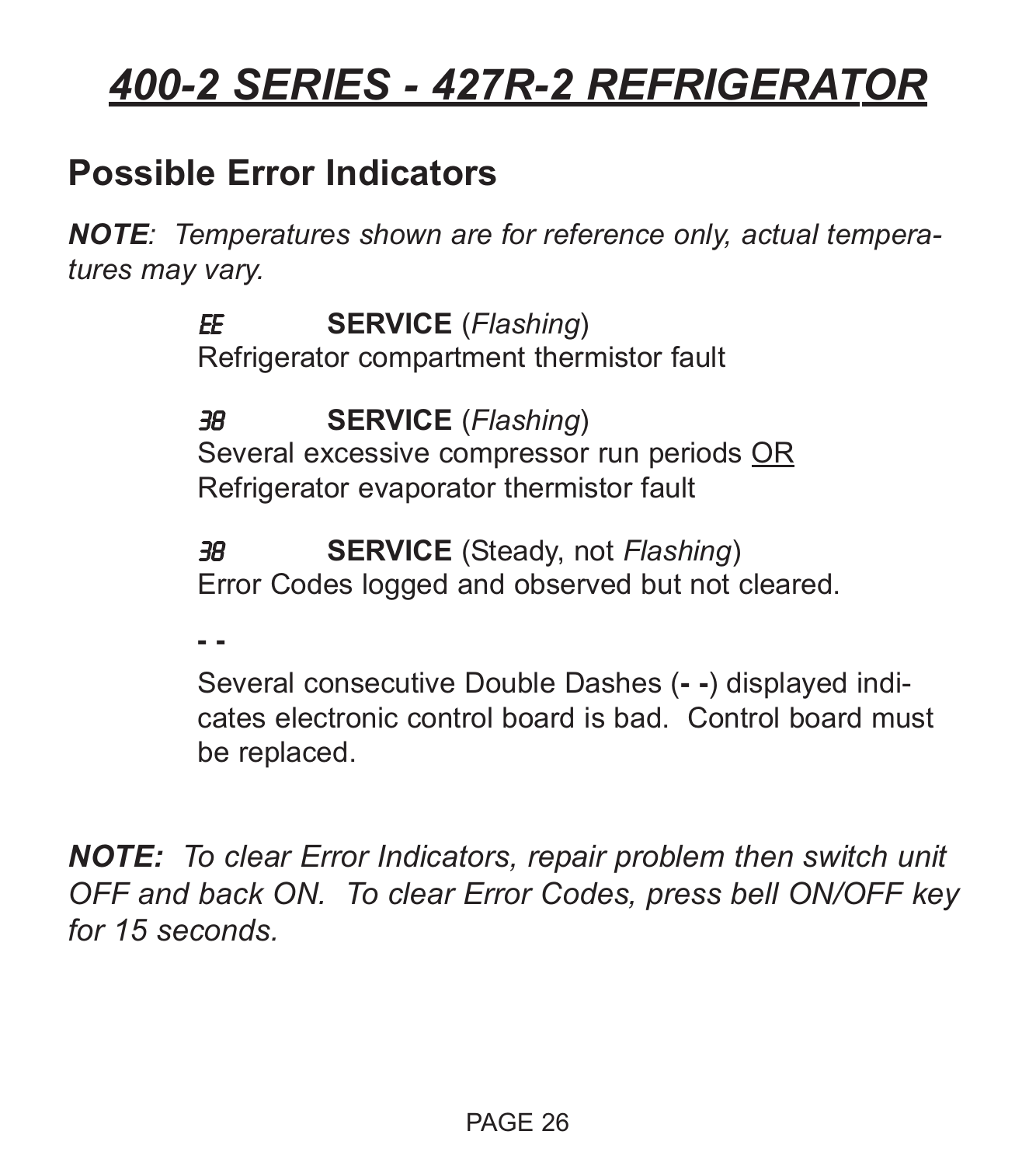# *400-2 SERIES - 427R-2 REFRIGERATOR*

## Possible Error Indicators

***NOTE**: Temperatures shown are for reference only, actual temperatures may vary.*

*EE* **SERVICE** (*Flashing*)
Refrigerator compartment thermistor fault

*38* **SERVICE** (*Flashing*)
Several excessive compressor run periods OR
Refrigerator evaporator thermistor fault

*38* **SERVICE** (Steady, not *Flashing*)
Error Codes logged and observed but not cleared.

**- -**

Several consecutive Double Dashes (**- -**) displayed indicates electronic control board is bad. Control board must be replaced.

***NOTE:** To clear Error Indicators, repair problem then switch unit OFF and back ON. To clear Error Codes, press bell ON/OFF key for 15 seconds.*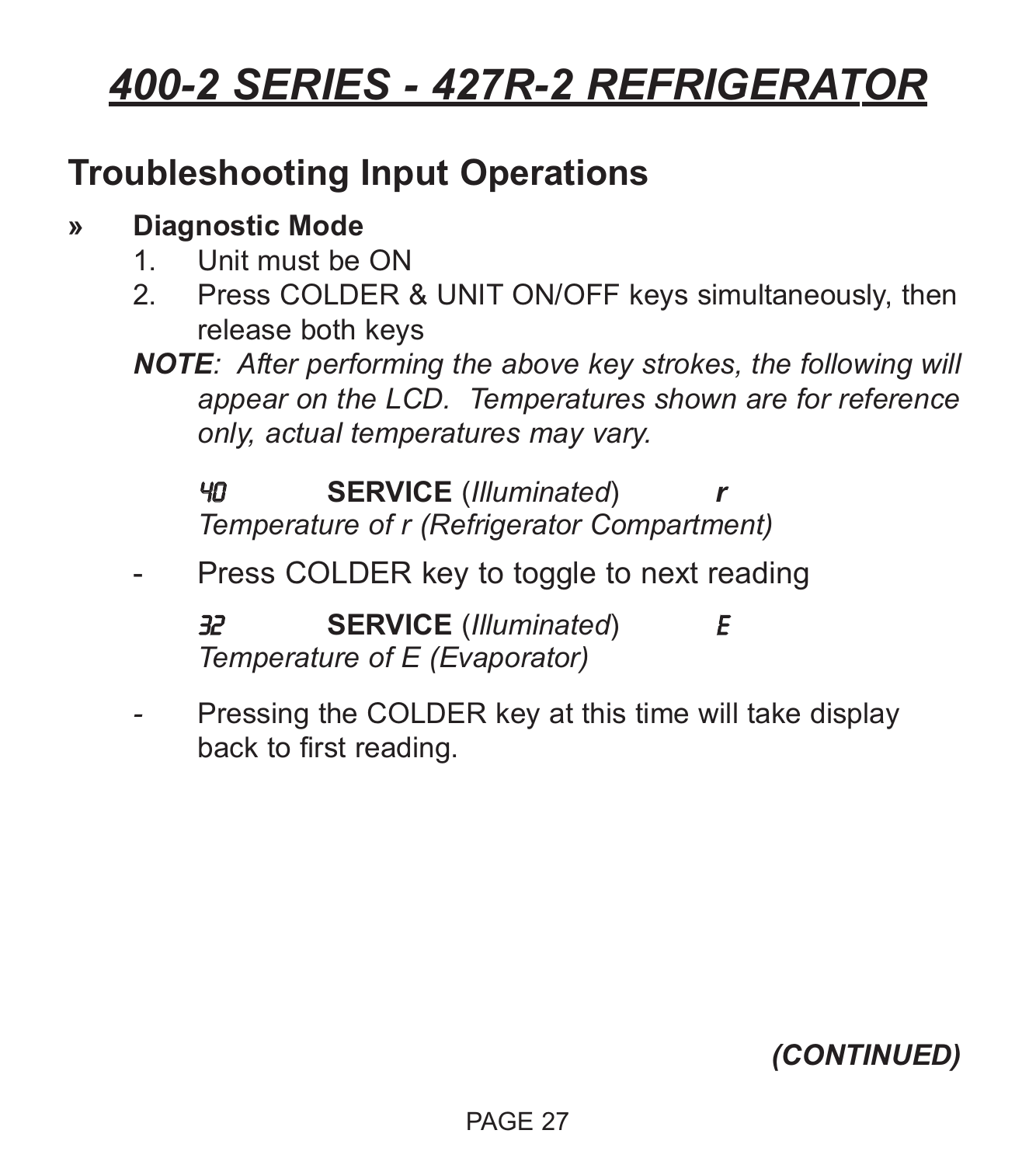# *400-2 SERIES - 427R-2 REFRIGERATOR*

## Troubleshooting Input Operations

### » Diagnostic Mode

1. Unit must be ON
2. Press COLDER & UNIT ON/OFF keys simultaneously, then release both keys

***NOTE**: After performing the above key strokes, the following will appear on the LCD. Temperatures shown are for reference only, actual temperatures may vary.*

40 **SERVICE** (*Illuminated*) ***r***
*Temperature of r (Refrigerator Compartment)*

- Press COLDER key to toggle to next reading

32 **SERVICE** (*Illuminated*) E
*Temperature of E (Evaporator)*

- Pressing the COLDER key at this time will take display back to first reading.

***(CONTINUED)***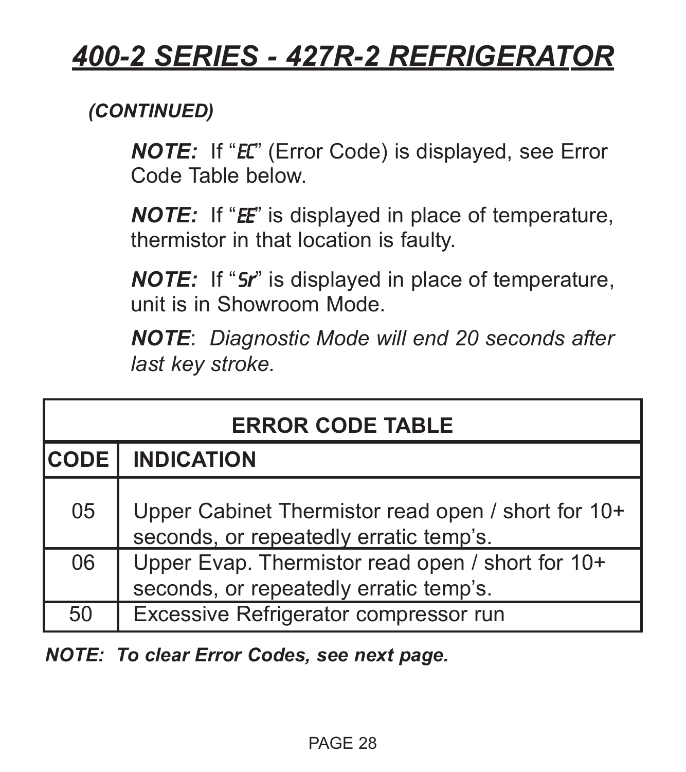# 400-2 SERIES - 427R-2 REFRIGERATOR

***(CONTINUED)***

***NOTE:*** If "EC" (Error Code) is displayed, see Error Code Table below.

***NOTE:*** If "EE" is displayed in place of temperature, thermistor in that location is faulty.

***NOTE:*** If "Sr" is displayed in place of temperature, unit is in Showroom Mode.

***NOTE***: *Diagnostic Mode will end 20 seconds after last key stroke.*

| ERROR CODE TABLE | |
|---|---|
| **CODE** | **INDICATION** |
| 05 | Upper Cabinet Thermistor read open / short for 10+ seconds, or repeatedly erratic temp's. |
| 06 | Upper Evap. Thermistor read open / short for 10+ seconds, or repeatedly erratic temp's. |
| 50 | Excessive Refrigerator compressor run |

***NOTE: To clear Error Codes, see next page.***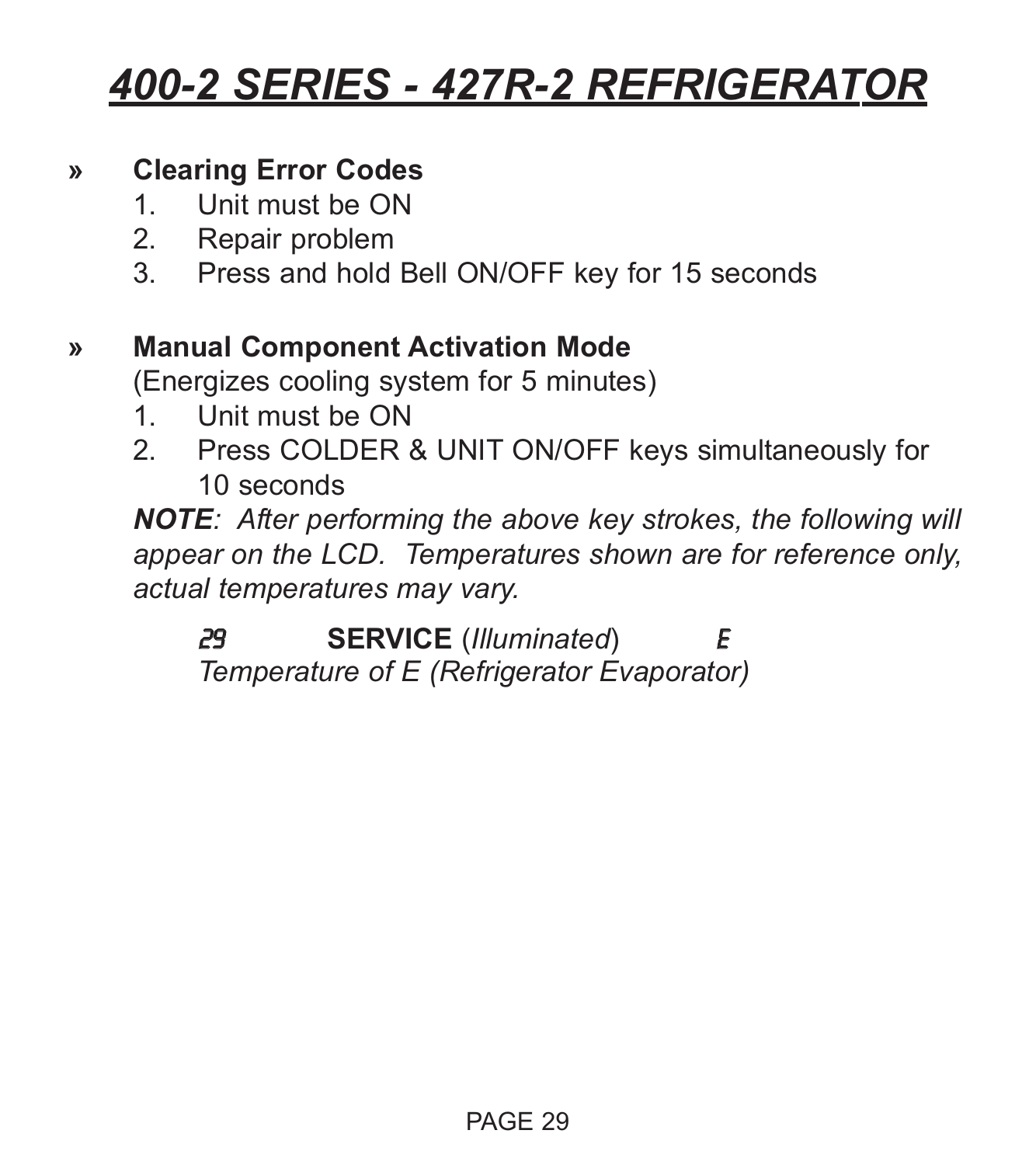# *400-2 SERIES - 427R-2 REFRIGERATOR*

» **Clearing Error Codes**

1. Unit must be ON
2. Repair problem
3. Press and hold Bell ON/OFF key for 15 seconds

» **Manual Component Activation Mode**

(Energizes cooling system for 5 minutes)

1. Unit must be ON
2. Press COLDER & UNIT ON/OFF keys simultaneously for 10 seconds

***NOTE****: After performing the above key strokes, the following will appear on the LCD. Temperatures shown are for reference only, actual temperatures may vary.*

29 **SERVICE** (*Illuminated*) E

*Temperature of E (Refrigerator Evaporator)*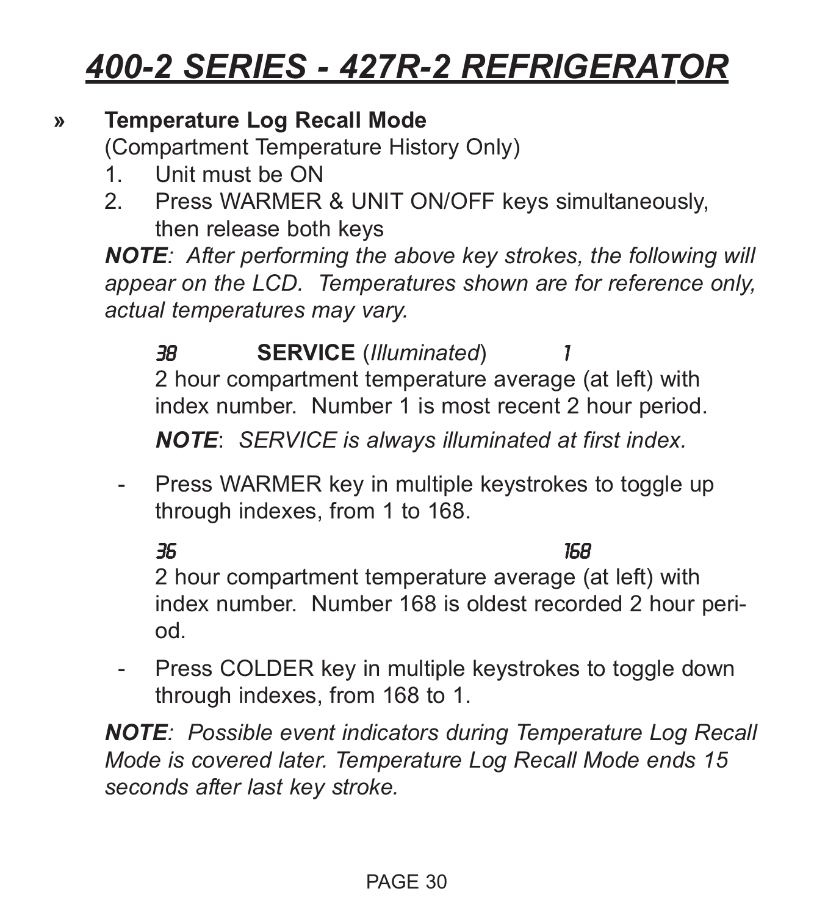# 400-2 SERIES - 427R-2 REFRIGERATOR

» **Temperature Log Recall Mode**
(Compartment Temperature History Only)

1. Unit must be ON
2. Press WARMER & UNIT ON/OFF keys simultaneously, then release both keys

***NOTE**: After performing the above key strokes, the following will appear on the LCD. Temperatures shown are for reference only, actual temperatures may vary.*

38 **SERVICE** (*Illuminated*) 1

2 hour compartment temperature average (at left) with index number. Number 1 is most recent 2 hour period.

***NOTE**: SERVICE is always illuminated at first index.*

- Press WARMER key in multiple keystrokes to toggle up through indexes, from 1 to 168.

36 168

2 hour compartment temperature average (at left) with index number. Number 168 is oldest recorded 2 hour period.

- Press COLDER key in multiple keystrokes to toggle down through indexes, from 168 to 1.

***NOTE**: Possible event indicators during Temperature Log Recall Mode is covered later. Temperature Log Recall Mode ends 15 seconds after last key stroke.*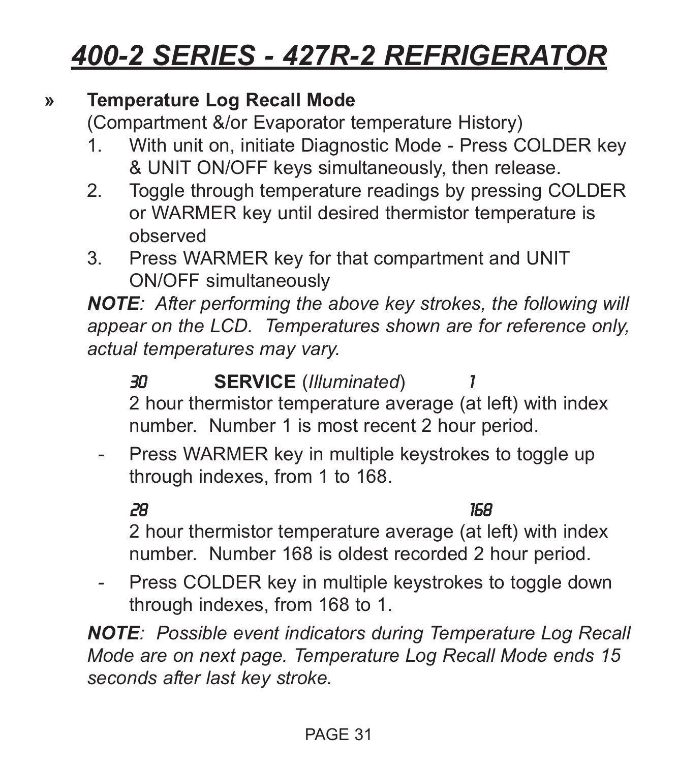# 400-2 SERIES - 427R-2 REFRIGERATOR

» **Temperature Log Recall Mode**

(Compartment &/or Evaporator temperature History)

1. With unit on, initiate Diagnostic Mode - Press COLDER key & UNIT ON/OFF keys simultaneously, then release.
2. Toggle through temperature readings by pressing COLDER or WARMER key until desired thermistor temperature is observed
3. Press WARMER key for that compartment and UNIT ON/OFF simultaneously

***NOTE**: After performing the above key strokes, the following will appear on the LCD. Temperatures shown are for reference only, actual temperatures may vary.*

*30* **SERVICE** (*Illuminated*) *1*

2 hour thermistor temperature average (at left) with index number. Number 1 is most recent 2 hour period.

- Press WARMER key in multiple keystrokes to toggle up through indexes, from 1 to 168.

*28* *168*

2 hour thermistor temperature average (at left) with index number. Number 168 is oldest recorded 2 hour period.

- Press COLDER key in multiple keystrokes to toggle down through indexes, from 168 to 1.

***NOTE**: Possible event indicators during Temperature Log Recall Mode are on next page. Temperature Log Recall Mode ends 15 seconds after last key stroke.*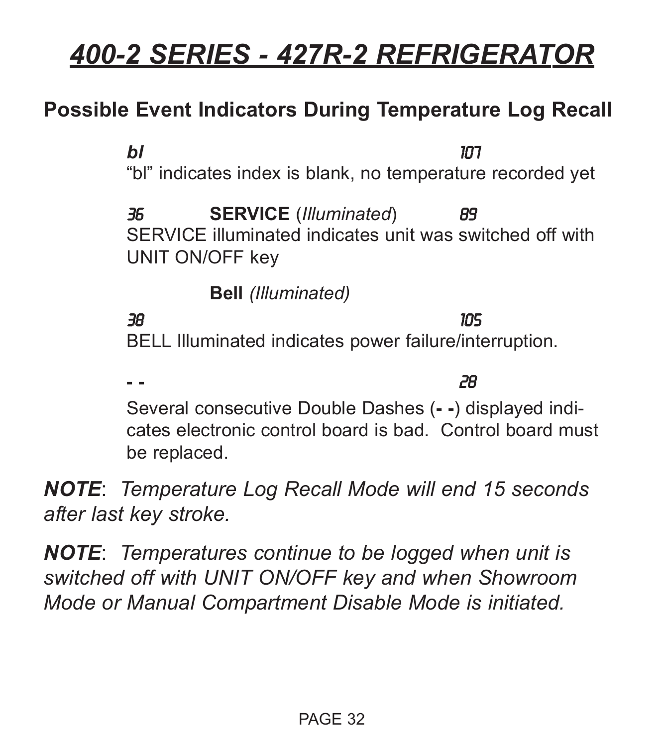# 400-2 SERIES - 427R-2 REFRIGERATOR

## Possible Event Indicators During Temperature Log Recall

***bl*** &nbsp;&nbsp;&nbsp;&nbsp;&nbsp;&nbsp;&nbsp;&nbsp; *107*

“bl” indicates index is blank, no temperature recorded yet

*36* &nbsp;&nbsp;&nbsp;&nbsp; **SERVICE** (*Illuminated*) &nbsp;&nbsp;&nbsp;&nbsp; *89*

SERVICE illuminated indicates unit was switched off with UNIT ON/OFF key

**Bell** *(Illuminated)*

*38* &nbsp;&nbsp;&nbsp;&nbsp;&nbsp;&nbsp;&nbsp;&nbsp; *105*

BELL Illuminated indicates power failure/interruption.

**- -** &nbsp;&nbsp;&nbsp;&nbsp;&nbsp;&nbsp;&nbsp;&nbsp; *28*

Several consecutive Double Dashes (**- -**) displayed indicates electronic control board is bad. Control board must be replaced.

***NOTE***: *Temperature Log Recall Mode will end 15 seconds after last key stroke.*

***NOTE***: *Temperatures continue to be logged when unit is switched off with UNIT ON/OFF key and when Showroom Mode or Manual Compartment Disable Mode is initiated.*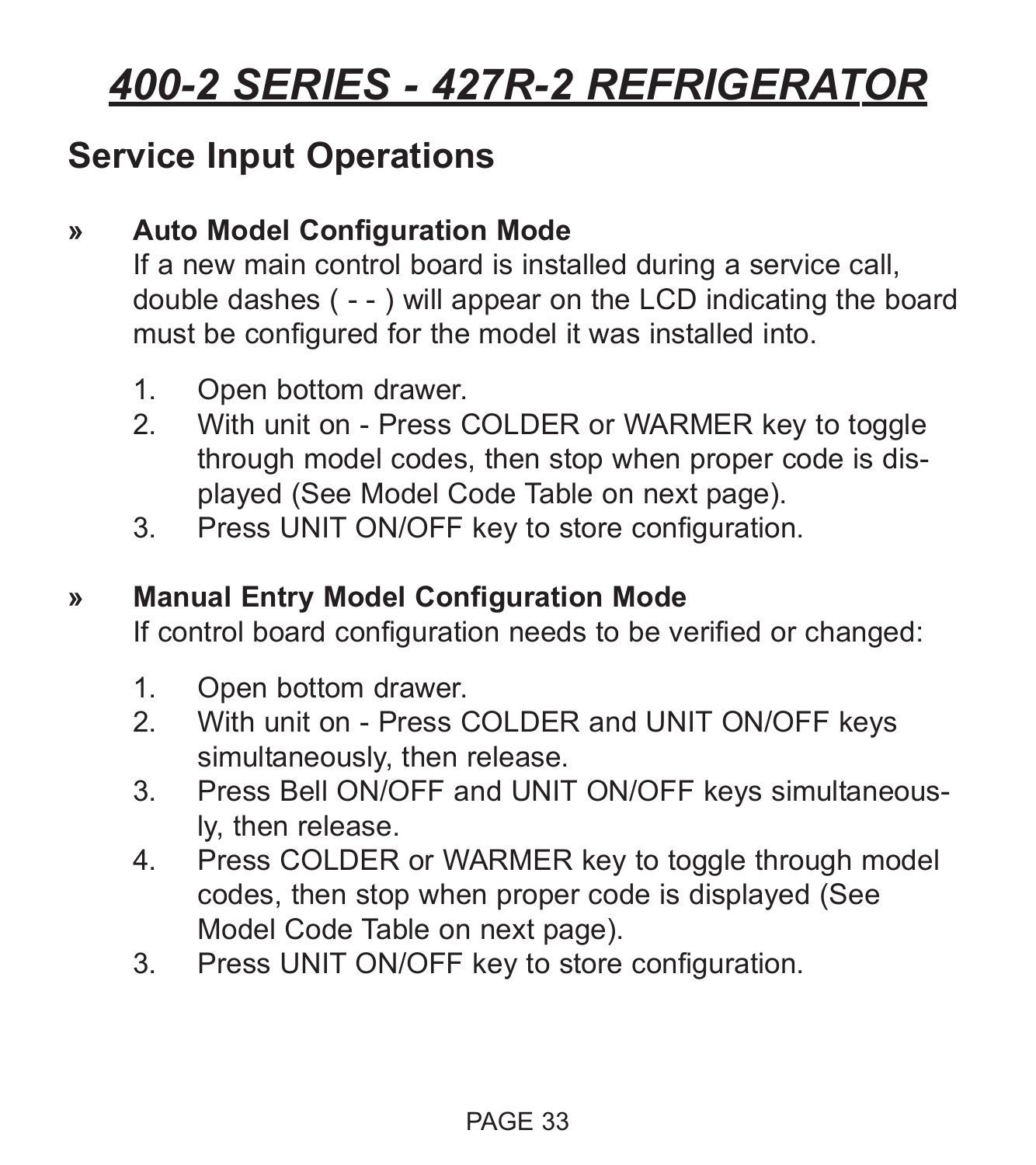# 400-2 SERIES - 427R-2 REFRIGERATOR

## Service Input Operations

» **Auto Model Configuration Mode**

If a new main control board is installed during a service call, double dashes ( - - ) will appear on the LCD indicating the board must be configured for the model it was installed into.

1. Open bottom drawer.
2. With unit on - Press COLDER or WARMER key to toggle through model codes, then stop when proper code is displayed (See Model Code Table on next page).
3. Press UNIT ON/OFF key to store configuration.

» **Manual Entry Model Configuration Mode**

If control board configuration needs to be verified or changed:

1. Open bottom drawer.
2. With unit on - Press COLDER and UNIT ON/OFF keys simultaneously, then release.
3. Press Bell ON/OFF and UNIT ON/OFF keys simultaneously, then release.
4. Press COLDER or WARMER key to toggle through model codes, then stop when proper code is displayed (See Model Code Table on next page).

3. Press UNIT ON/OFF key to store configuration.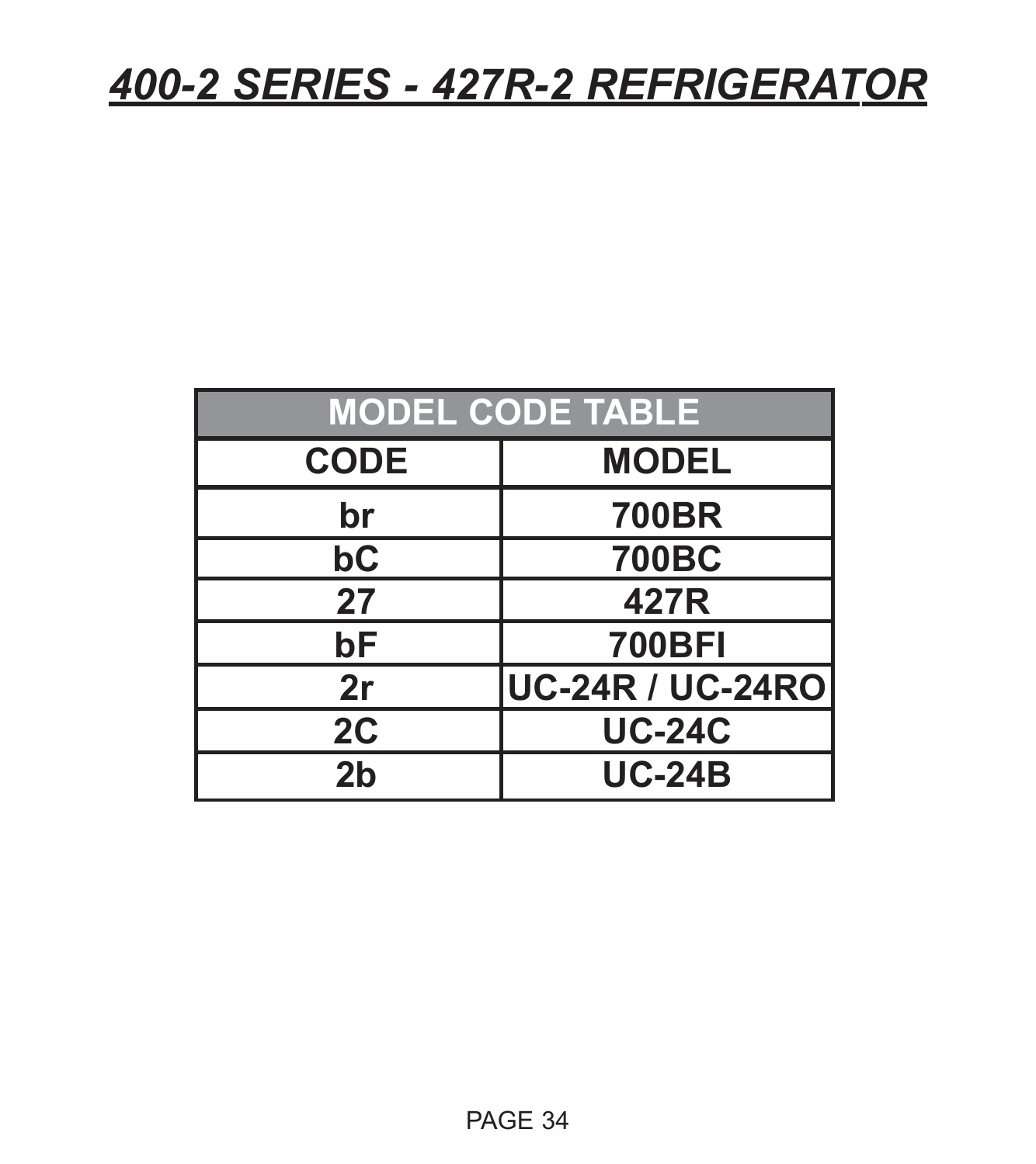# *400-2 SERIES - 427R-2 REFRIGERATOR*

| MODEL CODE TABLE | |
|---|---|
| **CODE** | **MODEL** |
| br | 700BR |
| bC | 700BC |
| 27 | 427R |
| bF | 700BFI |
| 2r | UC-24R / UC-24RO |
| 2C | UC-24C |
| 2b | UC-24B |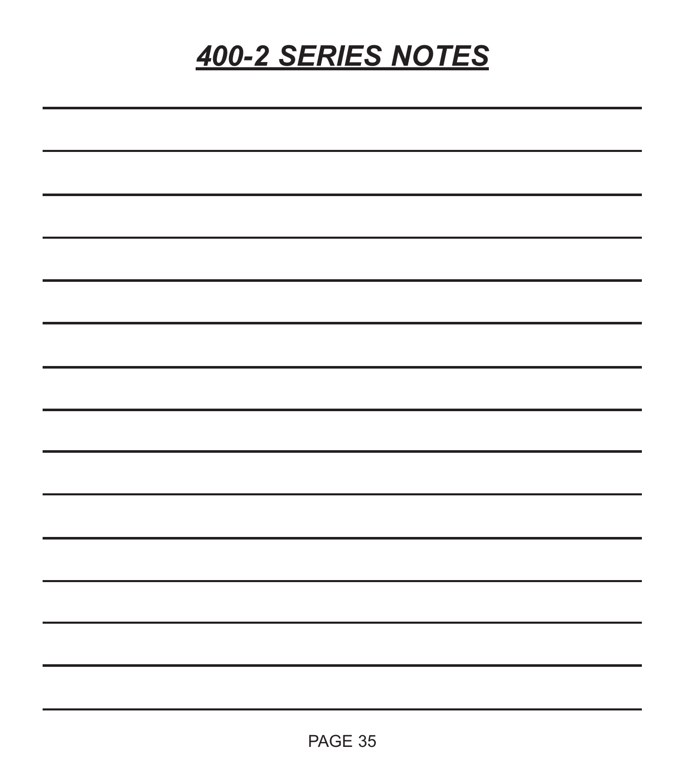# ***400-2 SERIES NOTES***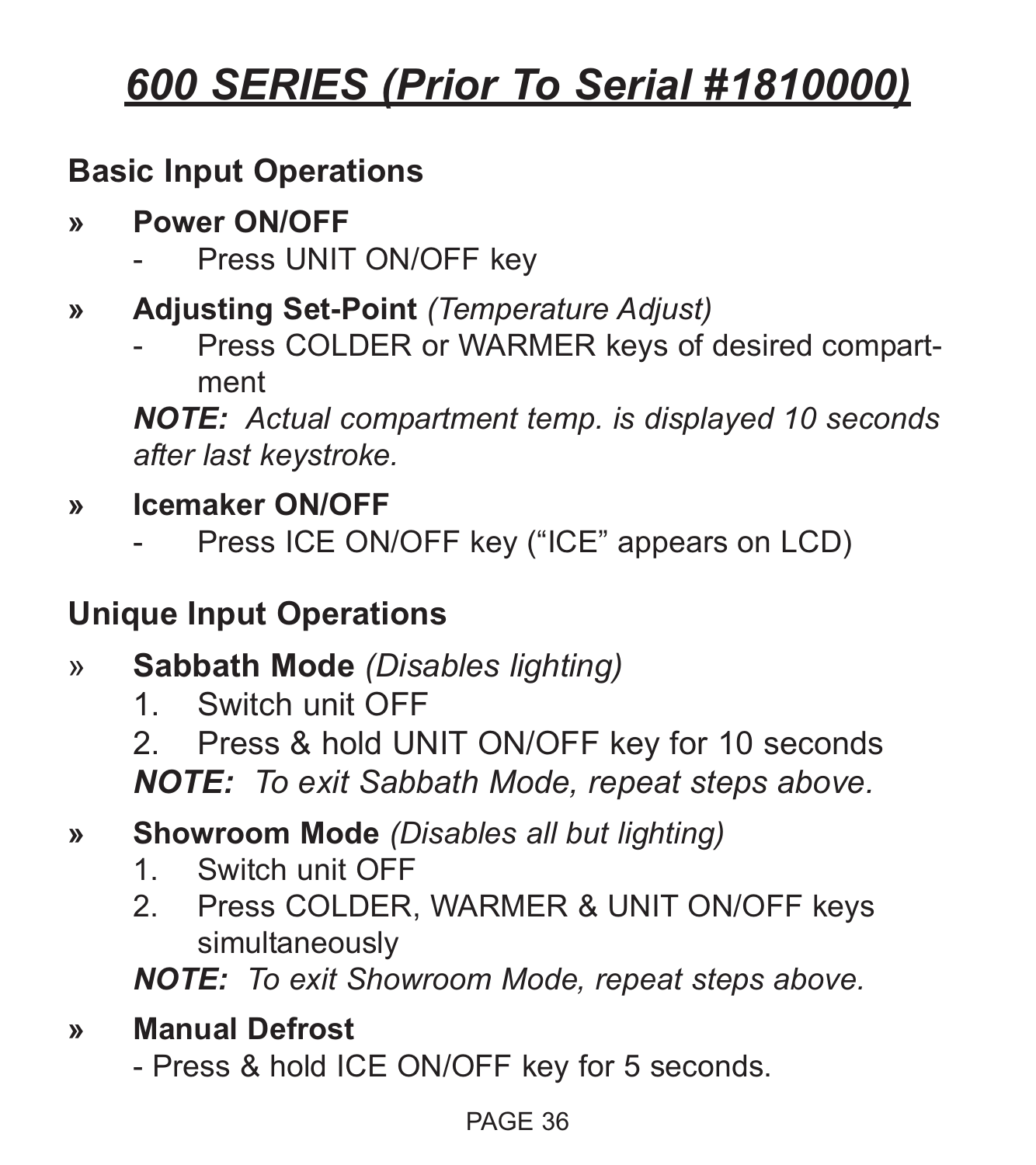# *600 SERIES (Prior To Serial #1810000)*

## Basic Input Operations

» **Power ON/OFF**
- Press UNIT ON/OFF key

» **Adjusting Set-Point** *(Temperature Adjust)*
- Press COLDER or WARMER keys of desired compartment

***NOTE:*** *Actual compartment temp. is displayed 10 seconds after last keystroke.*

» **Icemaker ON/OFF**
- Press ICE ON/OFF key ("ICE" appears on LCD)

## Unique Input Operations

» **Sabbath Mode** *(Disables lighting)*
1. Switch unit OFF
2. Press & hold UNIT ON/OFF key for 10 seconds

***NOTE:*** *To exit Sabbath Mode, repeat steps above.*

» **Showroom Mode** *(Disables all but lighting)*
1. Switch unit OFF
2. Press COLDER, WARMER & UNIT ON/OFF keys simultaneously

***NOTE:*** *To exit Showroom Mode, repeat steps above.*

» **Manual Defrost**
- Press & hold ICE ON/OFF key for 5 seconds.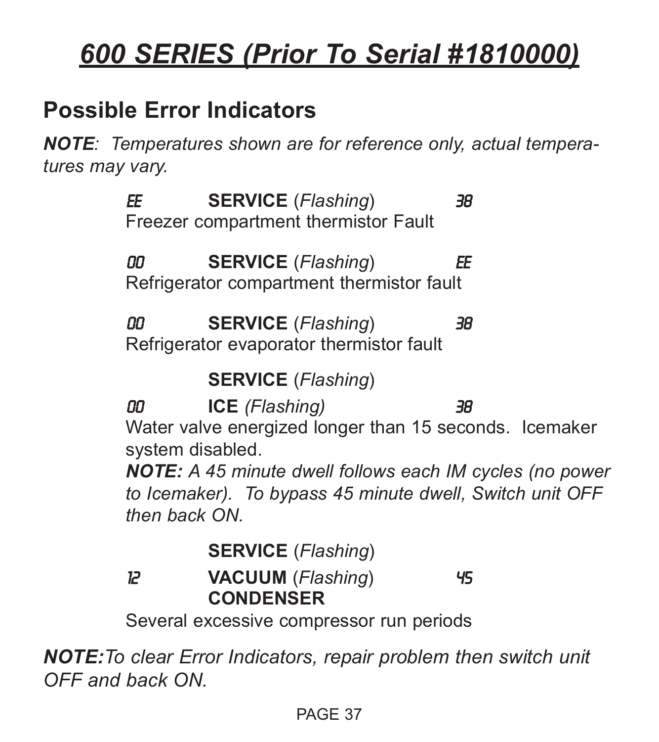# 600 SERIES (Prior To Serial #1810000)

## Possible Error Indicators

***NOTE**: Temperatures shown are for reference only, actual temperatures may vary.*

EE **SERVICE** (*Flashing*) 38
Freezer compartment thermistor Fault

00 **SERVICE** (*Flashing*) EE
Refrigerator compartment thermistor fault

00 **SERVICE** (*Flashing*) 38
Refrigerator evaporator thermistor fault

**SERVICE** (*Flashing*)
00 **ICE** *(Flashing)* 38
Water valve energized longer than 15 seconds. Icemaker system disabled.
***NOTE:** A 45 minute dwell follows each IM cycles (no power to Icemaker). To bypass 45 minute dwell, Switch unit OFF then back ON.*

**SERVICE** (*Flashing*)
12 **VACUUM** (*Flashing*) 45
**CONDENSER**
Several excessive compressor run periods

***NOTE:** To clear Error Indicators, repair problem then switch unit OFF and back ON.*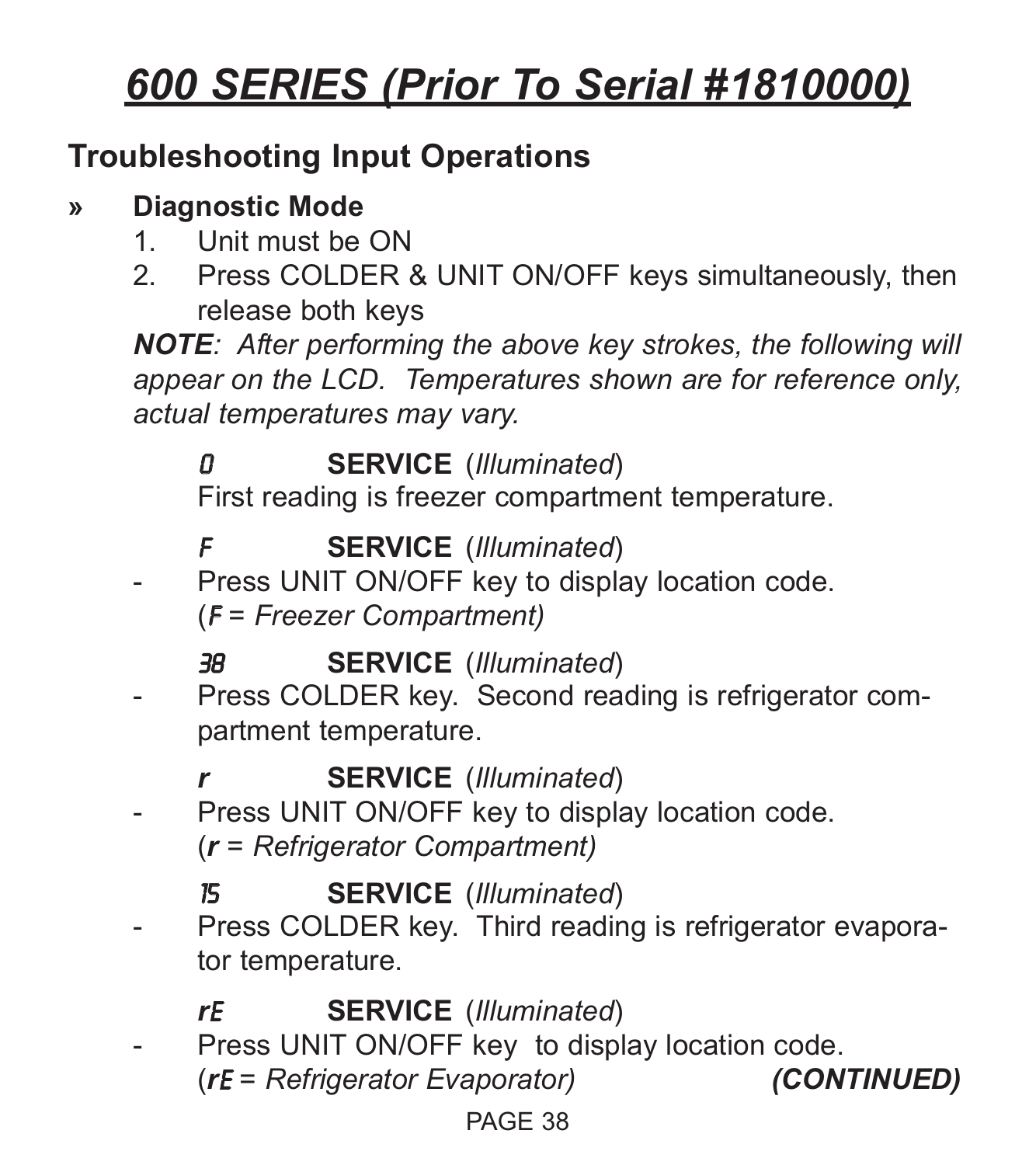# 600 SERIES (Prior To Serial #1810000)

## Troubleshooting Input Operations

» **Diagnostic Mode**

1. Unit must be ON
2. Press COLDER & UNIT ON/OFF keys simultaneously, then release both keys

***NOTE**: After performing the above key strokes, the following will appear on the LCD. Temperatures shown are for reference only, actual temperatures may vary.*

*0* **SERVICE** (*Illuminated*)
First reading is freezer compartment temperature.

*F* **SERVICE** (*Illuminated*)
- Press UNIT ON/OFF key to display location code. (*F = Freezer Compartment)*

*38* **SERVICE** (*Illuminated*)
- Press COLDER key. Second reading is refrigerator compartment temperature.

***r*** **SERVICE** (*Illuminated*)
- Press UNIT ON/OFF key to display location code. (***r*** *= Refrigerator Compartment)*

*15* **SERVICE** (*Illuminated*)
- Press COLDER key. Third reading is refrigerator evaporator temperature.

***rE*** **SERVICE** (*Illuminated*)
- Press UNIT ON/OFF key to display location code. (***rE*** *= Refrigerator Evaporator)*

***(CONTINUED)***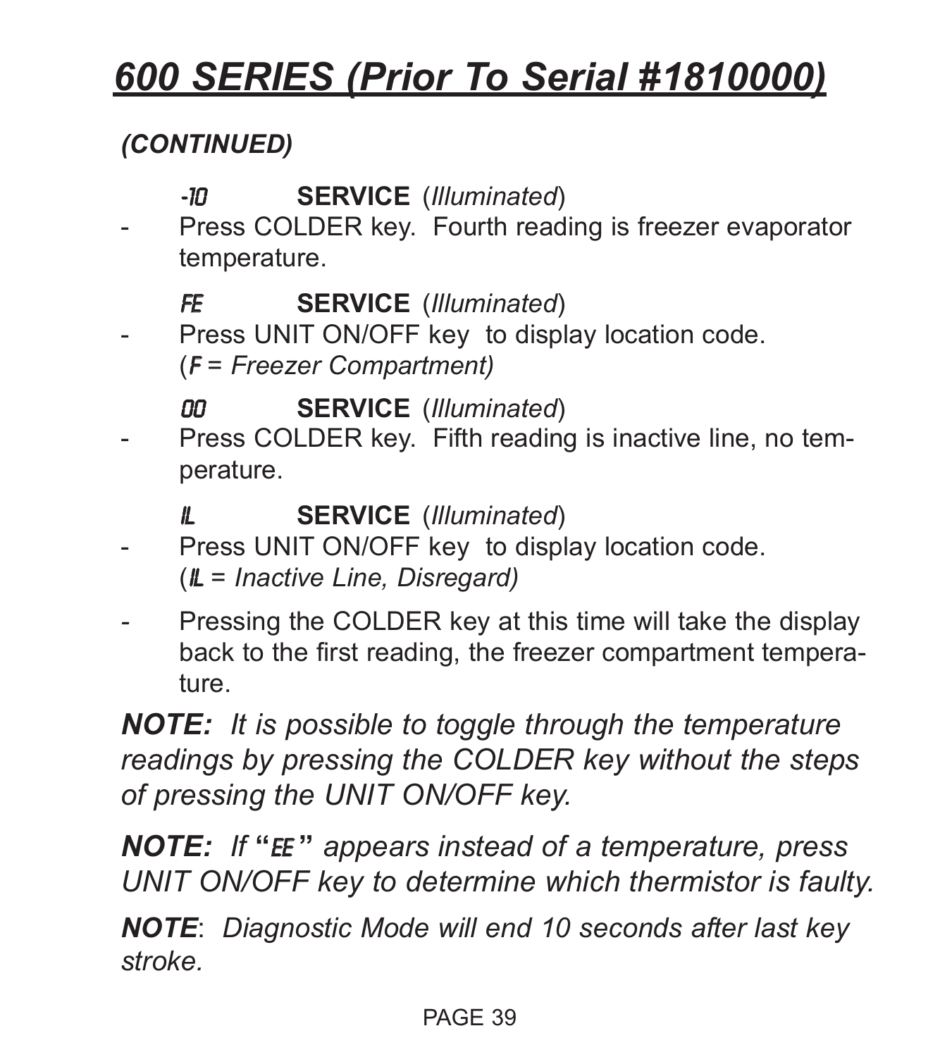# 600 SERIES (Prior To Serial #1810000)

***(CONTINUED)***

-10 **SERVICE** (*Illuminated*)

- Press COLDER key. Fourth reading is freezer evaporator temperature.

FE **SERVICE** (*Illuminated*)

- Press UNIT ON/OFF key to display location code. (*F = Freezer Compartment)*

00 **SERVICE** (*Illuminated*)

- Press COLDER key. Fifth reading is inactive line, no temperature.

IL **SERVICE** (*Illuminated*)

- Press UNIT ON/OFF key to display location code. (*IL = Inactive Line, Disregard)*

- Pressing the COLDER key at this time will take the display back to the first reading, the freezer compartment temperature.

***NOTE:*** *It is possible to toggle through the temperature readings by pressing the COLDER key without the steps of pressing the UNIT ON/OFF key.*

***NOTE:*** *If* **"**EE**"** *appears instead of a temperature, press UNIT ON/OFF key to determine which thermistor is faulty.*

***NOTE***: *Diagnostic Mode will end 10 seconds after last key stroke.*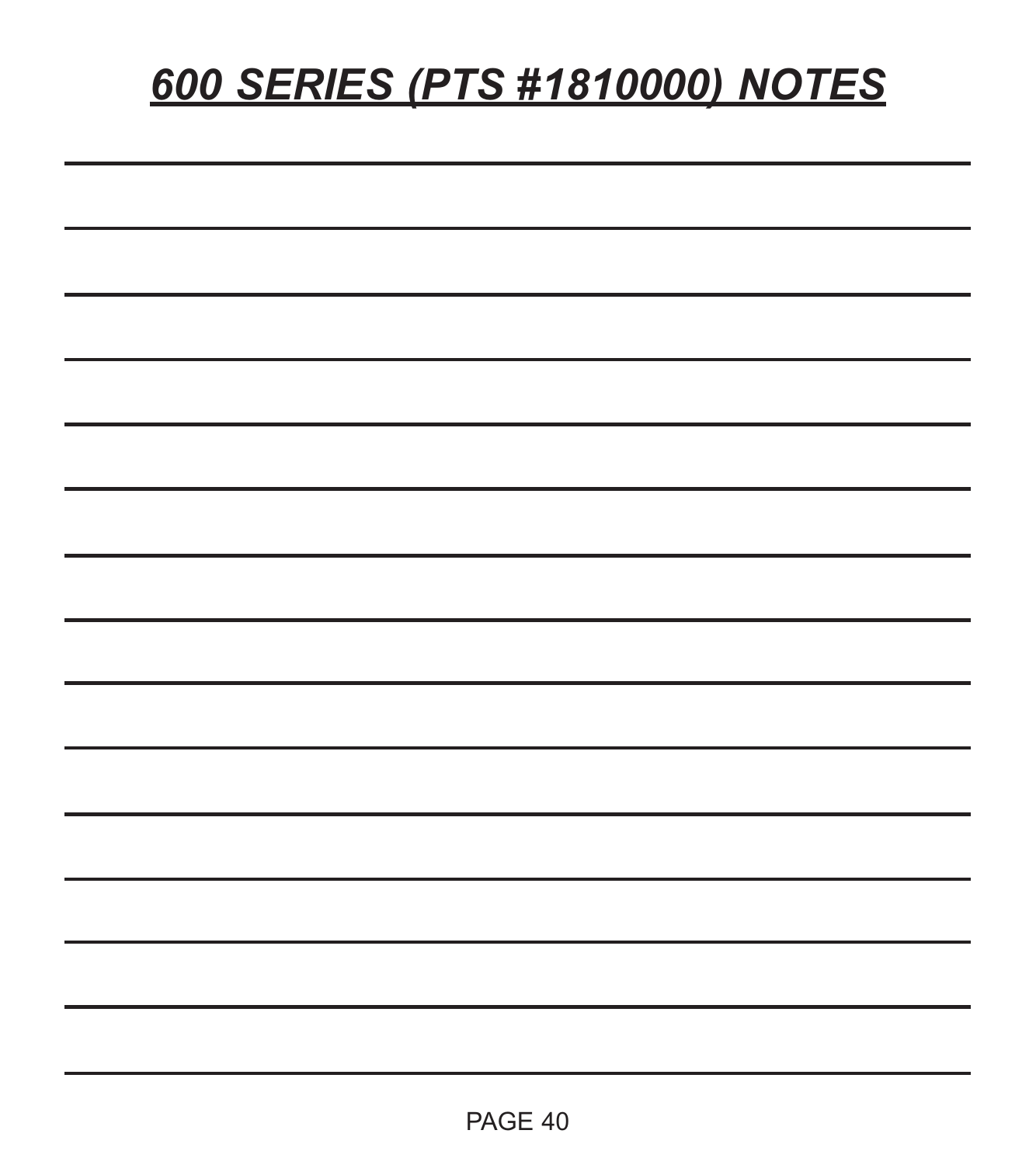# ***600 SERIES (PTS #1810000) NOTES***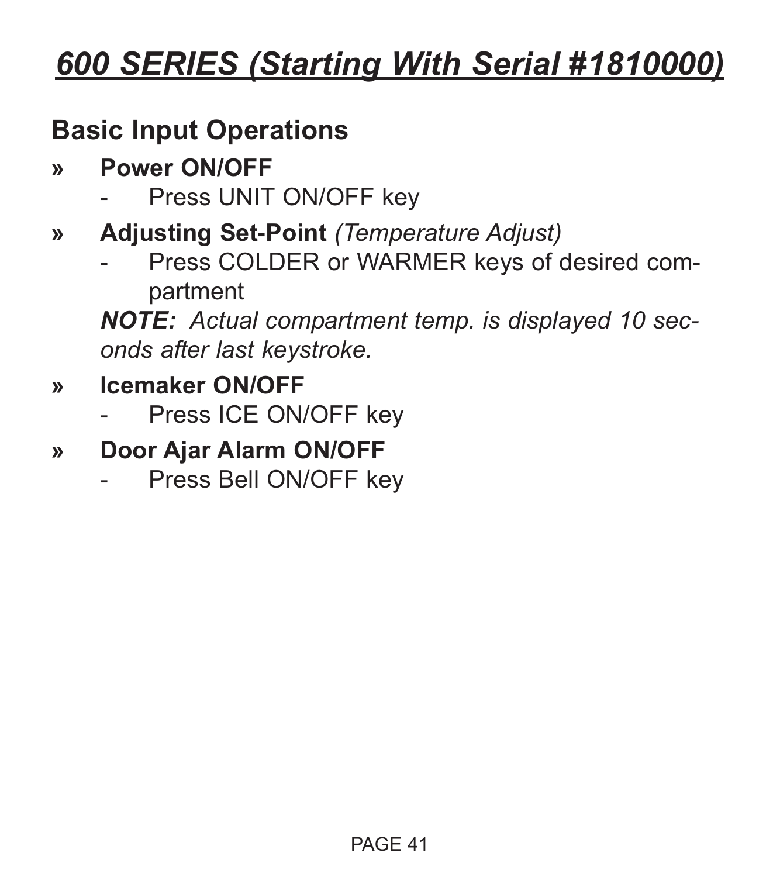# *600 SERIES (Starting With Serial #1810000)*

## Basic Input Operations

- **Power ON/OFF**
  - Press UNIT ON/OFF key
- **Adjusting Set-Point** *(Temperature Adjust)*
  - Press COLDER or WARMER keys of desired compartment

  ***NOTE:*** *Actual compartment temp. is displayed 10 seconds after last keystroke.*
- **Icemaker ON/OFF**
  - Press ICE ON/OFF key
- **Door Ajar Alarm ON/OFF**
  - Press Bell ON/OFF key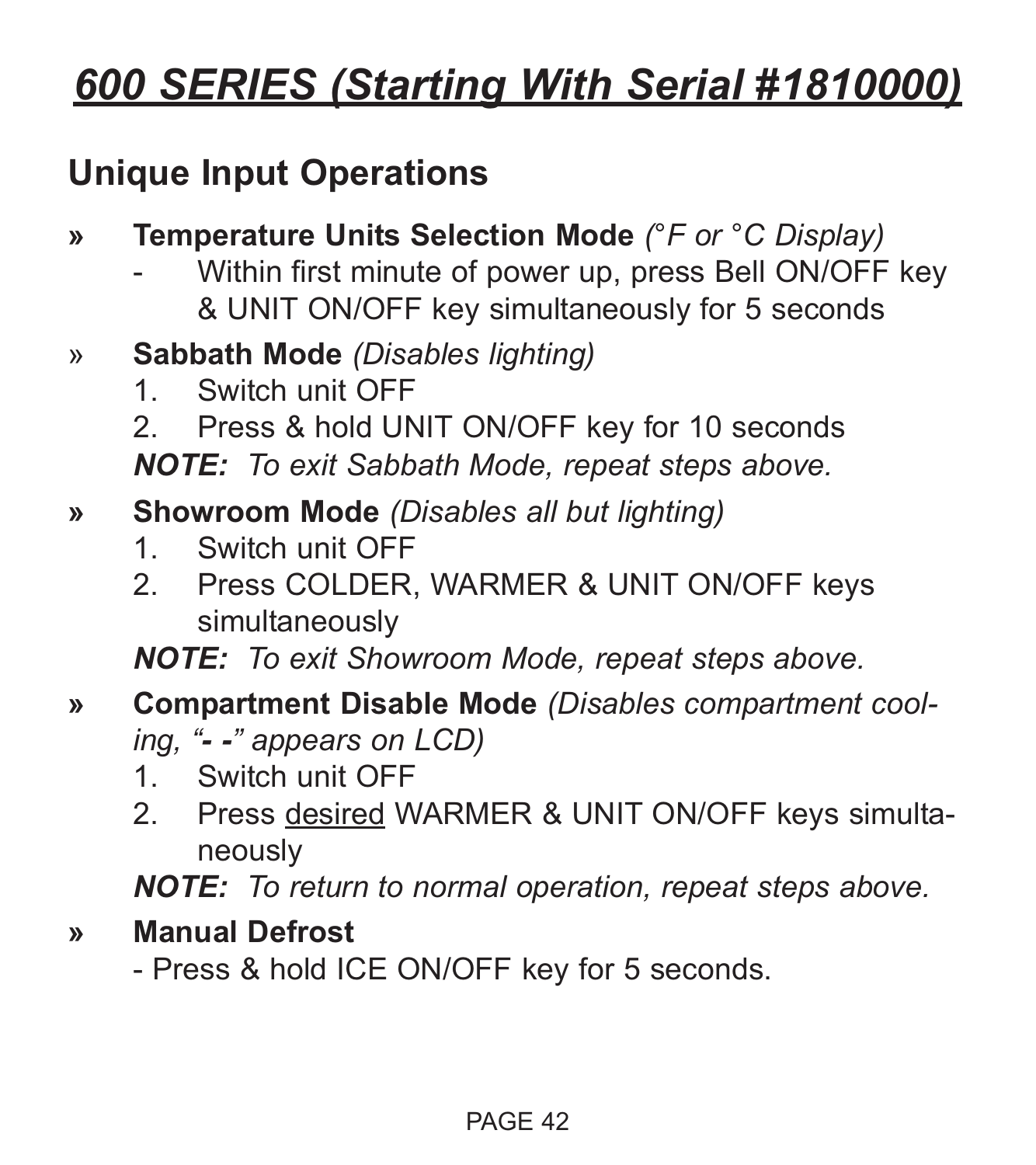# 600 SERIES (Starting With Serial #1810000)

## Unique Input Operations

- **Temperature Units Selection Mode** *(°F or °C Display)*
  - Within first minute of power up, press Bell ON/OFF key & UNIT ON/OFF key simultaneously for 5 seconds

- **Sabbath Mode** *(Disables lighting)*
  1. Switch unit OFF
  2. Press & hold UNIT ON/OFF key for 10 seconds

  ***NOTE:*** *To exit Sabbath Mode, repeat steps above.*

- **Showroom Mode** *(Disables all but lighting)*
  1. Switch unit OFF
  2. Press COLDER, WARMER & UNIT ON/OFF keys simultaneously

  ***NOTE:*** *To exit Showroom Mode, repeat steps above.*

- **Compartment Disable Mode** *(Disables compartment cooling, "**- -**" appears on LCD)*
  1. Switch unit OFF
  2. Press <u>desired</u> WARMER & UNIT ON/OFF keys simultaneously

  ***NOTE:*** *To return to normal operation, repeat steps above.*

- **Manual Defrost**
  - Press & hold ICE ON/OFF key for 5 seconds.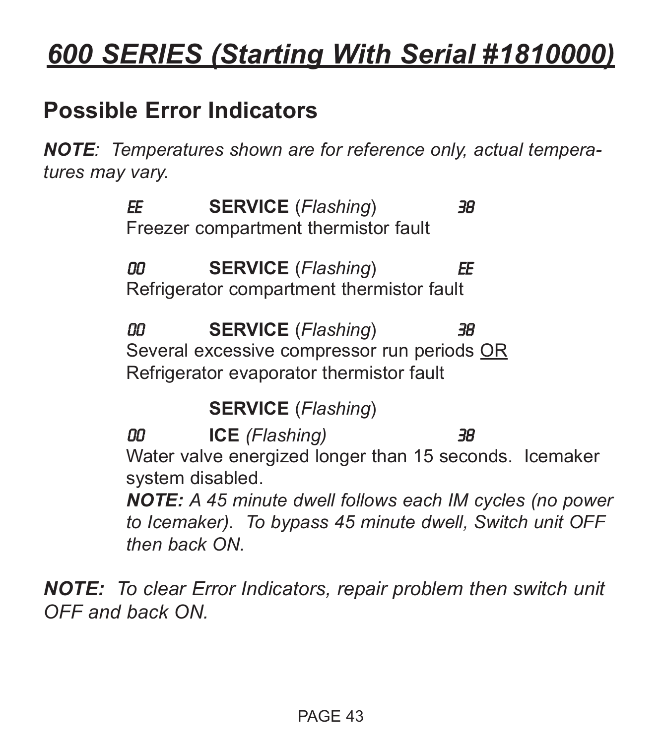# 600 SERIES (Starting With Serial #1810000)

## Possible Error Indicators

***NOTE**: Temperatures shown are for reference only, actual temperatures may vary.*

EE **SERVICE** (*Flashing*) 38
Freezer compartment thermistor fault

00 **SERVICE** (*Flashing*) EE
Refrigerator compartment thermistor fault

00 **SERVICE** (*Flashing*) 38
Several excessive compressor run periods <u>OR</u>
Refrigerator evaporator thermistor fault

**SERVICE** (*Flashing*)
00 **ICE** *(Flashing)* 38
Water valve energized longer than 15 seconds. Icemaker system disabled.
***NOTE:** A 45 minute dwell follows each IM cycles (no power to Icemaker). To bypass 45 minute dwell, Switch unit OFF then back ON.*

***NOTE:** To clear Error Indicators, repair problem then switch unit OFF and back ON.*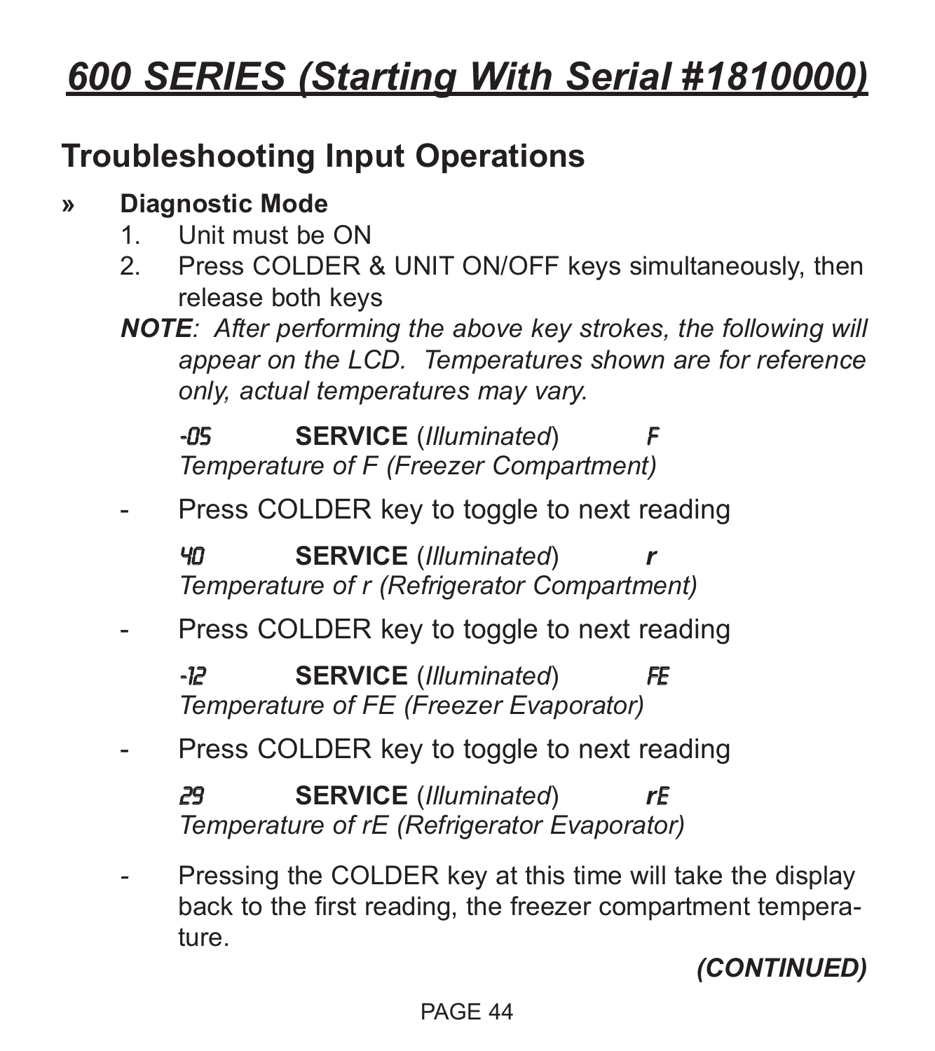# 600 SERIES (Starting With Serial #1810000)

## Troubleshooting Input Operations

» **Diagnostic Mode**

1. Unit must be ON
2. Press COLDER & UNIT ON/OFF keys simultaneously, then release both keys

***NOTE***: *After performing the above key strokes, the following will appear on the LCD. Temperatures shown are for reference only, actual temperatures may vary.*

-05 **SERVICE** (*Illuminated*) F
*Temperature of F (Freezer Compartment)*

- Press COLDER key to toggle to next reading

40 **SERVICE** (*Illuminated*) ***r***
*Temperature of r (Refrigerator Compartment)*

- Press COLDER key to toggle to next reading

-12 **SERVICE** (*Illuminated*) FE
*Temperature of FE (Freezer Evaporator)*

- Press COLDER key to toggle to next reading

29 **SERVICE** (*Illuminated*) rE
*Temperature of rE (Refrigerator Evaporator)*

- Pressing the COLDER key at this time will take the display back to the first reading, the freezer compartment temperature.

***(CONTINUED)***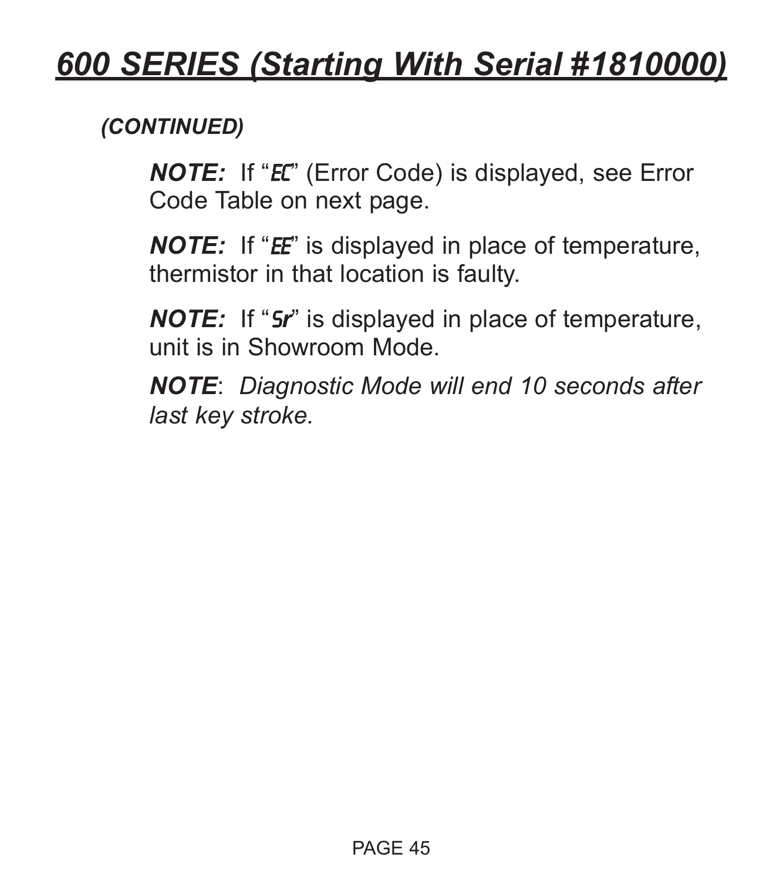# ***600 SERIES (Starting With Serial #1810000)***

***(CONTINUED)***

***NOTE:*** If "EC" (Error Code) is displayed, see Error Code Table on next page.

***NOTE:*** If "EE" is displayed in place of temperature, thermistor in that location is faulty.

***NOTE:*** If "Sr" is displayed in place of temperature, unit is in Showroom Mode.

***NOTE***: *Diagnostic Mode will end 10 seconds after last key stroke.*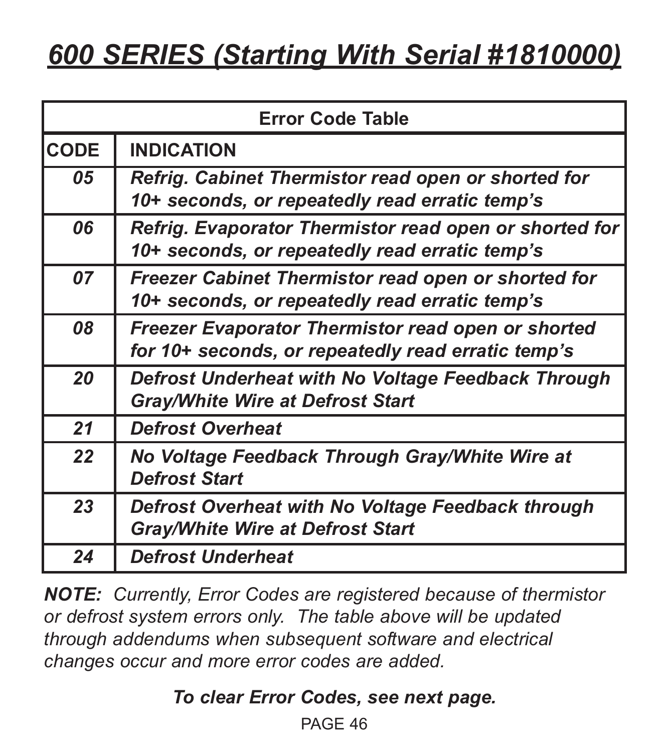# *600 SERIES (Starting With Serial #1810000)*

| Error Code Table | |
|---|---|
| **CODE** | **INDICATION** |
| ***05*** | ***Refrig. Cabinet Thermistor read open or shorted for 10+ seconds, or repeatedly read erratic temp's*** |
| ***06*** | ***Refrig. Evaporator Thermistor read open or shorted for 10+ seconds, or repeatedly read erratic temp's*** |
| ***07*** | ***Freezer Cabinet Thermistor read open or shorted for 10+ seconds, or repeatedly read erratic temp's*** |
| ***08*** | ***Freezer Evaporator Thermistor read open or shorted for 10+ seconds, or repeatedly read erratic temp's*** |
| ***20*** | ***Defrost Underheat with No Voltage Feedback Through Gray/White Wire at Defrost Start*** |
| ***21*** | ***Defrost Overheat*** |
| ***22*** | ***No Voltage Feedback Through Gray/White Wire at Defrost Start*** |
| ***23*** | ***Defrost Overheat with No Voltage Feedback through Gray/White Wire at Defrost Start*** |
| ***24*** | ***Defrost Underheat*** |

***NOTE:*** *Currently, Error Codes are registered because of thermistor or defrost system errors only. The table above will be updated through addendums when subsequent software and electrical changes occur and more error codes are added.*

***To clear Error Codes, see next page.***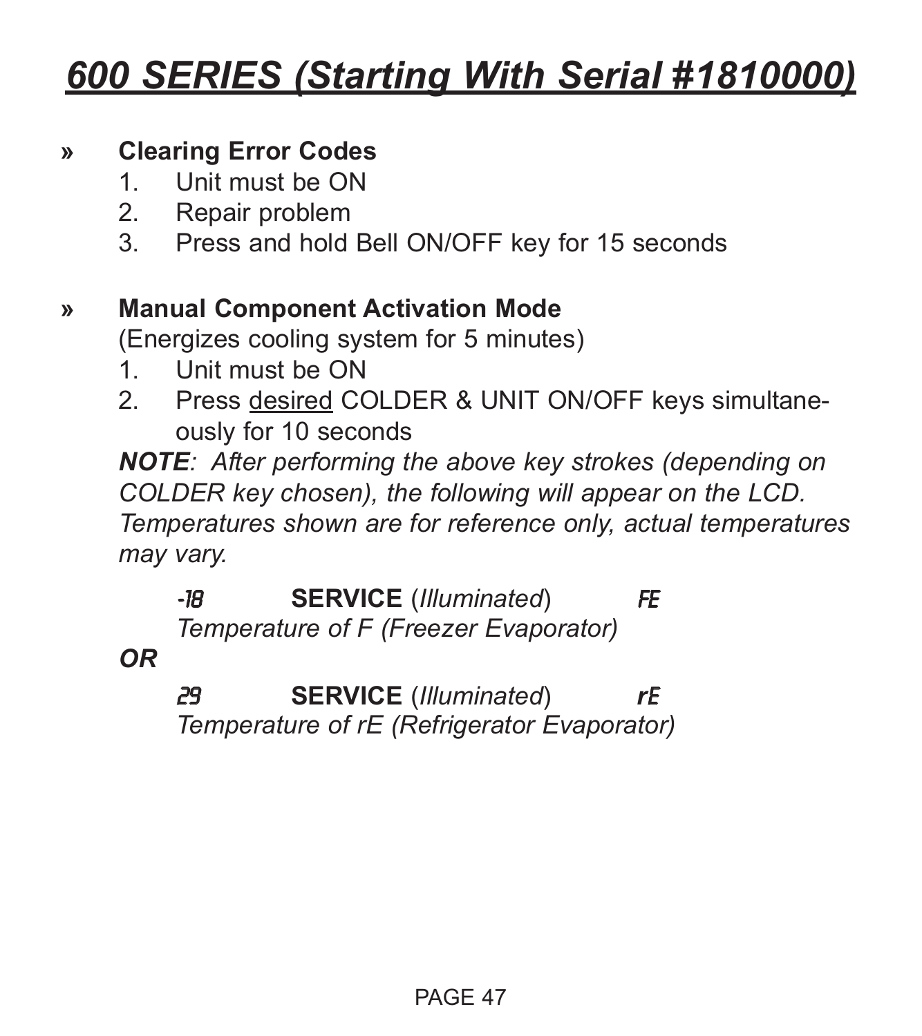# 600 SERIES (Starting With Serial #1810000)

» **Clearing Error Codes**

1. Unit must be ON
2. Repair problem
3. Press and hold Bell ON/OFF key for 15 seconds

» **Manual Component Activation Mode**

(Energizes cooling system for 5 minutes)

1. Unit must be ON
2. Press desired COLDER & UNIT ON/OFF keys simultaneously for 10 seconds

***NOTE****: After performing the above key strokes (depending on COLDER key chosen), the following will appear on the LCD. Temperatures shown are for reference only, actual temperatures may vary.*

*-18* **SERVICE** (*Illuminated*) *FE*
*Temperature of F (Freezer Evaporator)*

***OR***

*29* **SERVICE** (*Illuminated*) *rE*
*Temperature of rE (Refrigerator Evaporator)*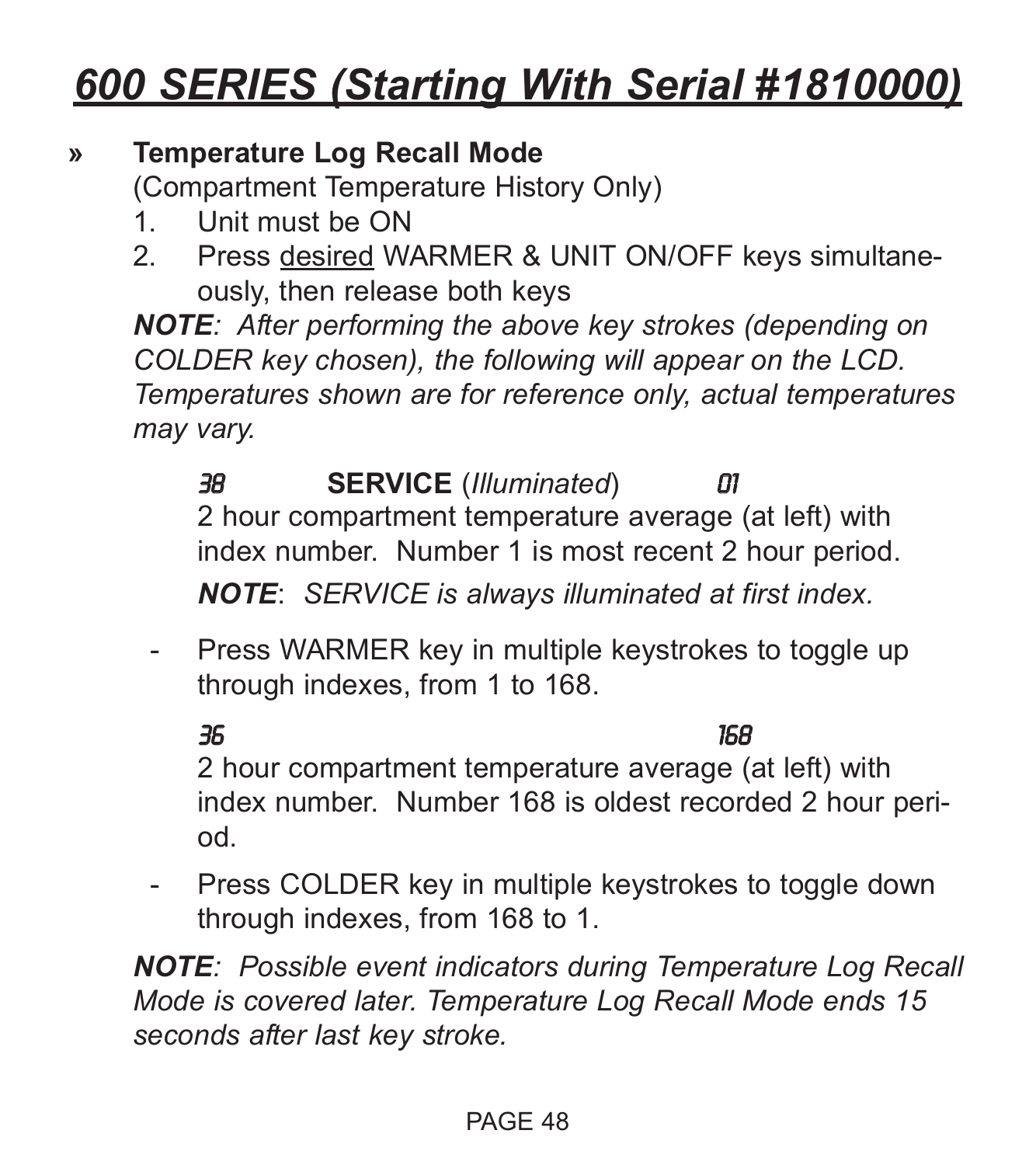# *600 SERIES (Starting With Serial #1810000)*

» **Temperature Log Recall Mode**
(Compartment Temperature History Only)

1. Unit must be ON
2. Press desired WARMER & UNIT ON/OFF keys simultaneously, then release both keys

***NOTE**: After performing the above key strokes (depending on COLDER key chosen), the following will appear on the LCD. Temperatures shown are for reference only, actual temperatures may vary.*

38 **SERVICE** (*Illuminated*) 01

2 hour compartment temperature average (at left) with index number. Number 1 is most recent 2 hour period.

***NOTE**: SERVICE is always illuminated at first index.*

- Press WARMER key in multiple keystrokes to toggle up through indexes, from 1 to 168.

36 168

2 hour compartment temperature average (at left) with index number. Number 168 is oldest recorded 2 hour period.

- Press COLDER key in multiple keystrokes to toggle down through indexes, from 168 to 1.

***NOTE**: Possible event indicators during Temperature Log Recall Mode is covered later. Temperature Log Recall Mode ends 15 seconds after last key stroke.*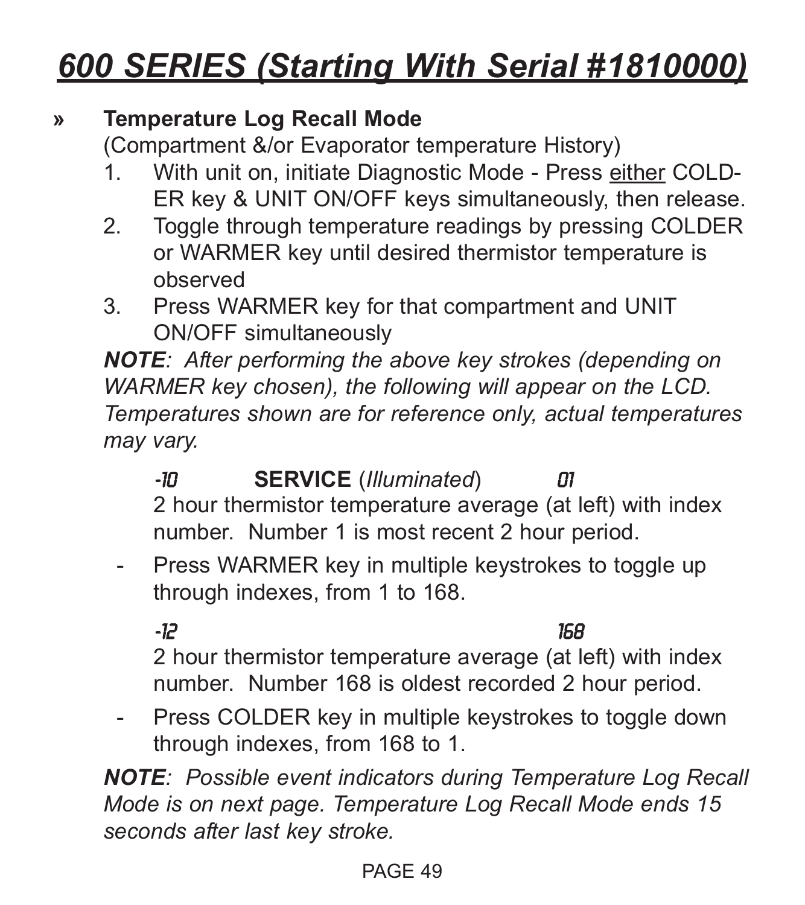# 600 SERIES (Starting With Serial #1810000)

» **Temperature Log Recall Mode**

(Compartment &/or Evaporator temperature History)

1. With unit on, initiate Diagnostic Mode - Press either COLDER key & UNIT ON/OFF keys simultaneously, then release.
2. Toggle through temperature readings by pressing COLDER or WARMER key until desired thermistor temperature is observed
3. Press WARMER key for that compartment and UNIT ON/OFF simultaneously

***NOTE**: After performing the above key strokes (depending on WARMER key chosen), the following will appear on the LCD. Temperatures shown are for reference only, actual temperatures may vary.*

-10 **SERVICE** (*Illuminated*) 01

2 hour thermistor temperature average (at left) with index number. Number 1 is most recent 2 hour period.

- Press WARMER key in multiple keystrokes to toggle up through indexes, from 1 to 168.

-12 168

2 hour thermistor temperature average (at left) with index number. Number 168 is oldest recorded 2 hour period.

- Press COLDER key in multiple keystrokes to toggle down through indexes, from 168 to 1.

***NOTE**: Possible event indicators during Temperature Log Recall Mode is on next page. Temperature Log Recall Mode ends 15 seconds after last key stroke.*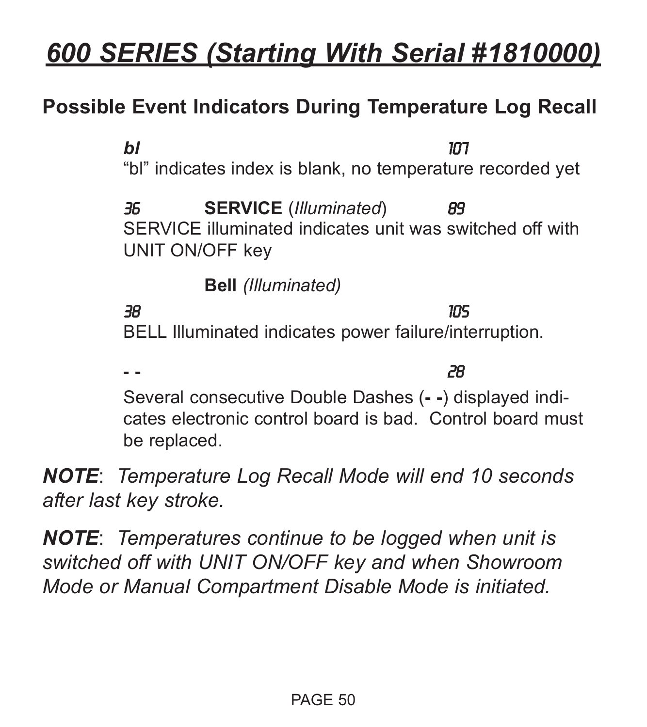# 600 SERIES (Starting With Serial #1810000)

## Possible Event Indicators During Temperature Log Recall

***bl*** &nbsp;&nbsp;&nbsp;&nbsp;&nbsp;&nbsp;&nbsp;&nbsp;&nbsp;&nbsp;&nbsp;&nbsp;&nbsp;&nbsp;&nbsp;&nbsp;&nbsp;&nbsp;&nbsp;&nbsp;&nbsp;&nbsp;&nbsp;&nbsp;&nbsp;&nbsp;&nbsp;&nbsp; *107*

"bl" indicates index is blank, no temperature recorded yet

*36* &nbsp;&nbsp;&nbsp;&nbsp;&nbsp;&nbsp;&nbsp;&nbsp; **SERVICE** (*Illuminated*) &nbsp;&nbsp;&nbsp;&nbsp;&nbsp;&nbsp;&nbsp;&nbsp; *89*

SERVICE illuminated indicates unit was switched off with UNIT ON/OFF key

**Bell** *(Illuminated)*

*38* &nbsp;&nbsp;&nbsp;&nbsp;&nbsp;&nbsp;&nbsp;&nbsp;&nbsp;&nbsp;&nbsp;&nbsp;&nbsp;&nbsp;&nbsp;&nbsp;&nbsp;&nbsp;&nbsp;&nbsp;&nbsp;&nbsp;&nbsp;&nbsp;&nbsp;&nbsp;&nbsp;&nbsp; *105*

BELL Illuminated indicates power failure/interruption.

**- -** &nbsp;&nbsp;&nbsp;&nbsp;&nbsp;&nbsp;&nbsp;&nbsp;&nbsp;&nbsp;&nbsp;&nbsp;&nbsp;&nbsp;&nbsp;&nbsp;&nbsp;&nbsp;&nbsp;&nbsp;&nbsp;&nbsp;&nbsp;&nbsp;&nbsp;&nbsp;&nbsp;&nbsp; *28*

Several consecutive Double Dashes (**- -**) displayed indicates electronic control board is bad. Control board must be replaced.

***NOTE***: *Temperature Log Recall Mode will end 10 seconds after last key stroke.*

***NOTE***: *Temperatures continue to be logged when unit is switched off with UNIT ON/OFF key and when Showroom Mode or Manual Compartment Disable Mode is initiated.*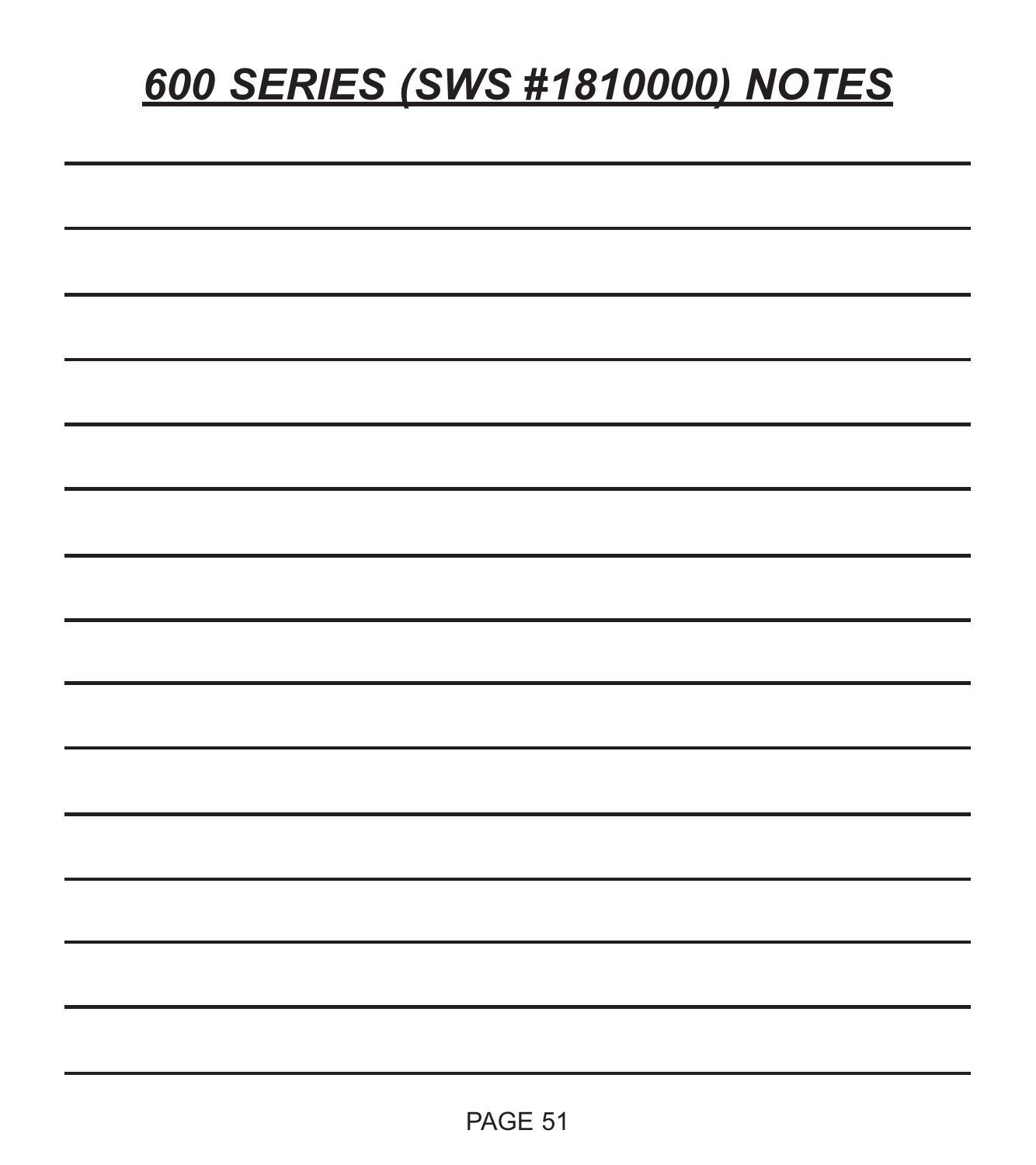# ***600 SERIES (SWS #1810000) NOTES***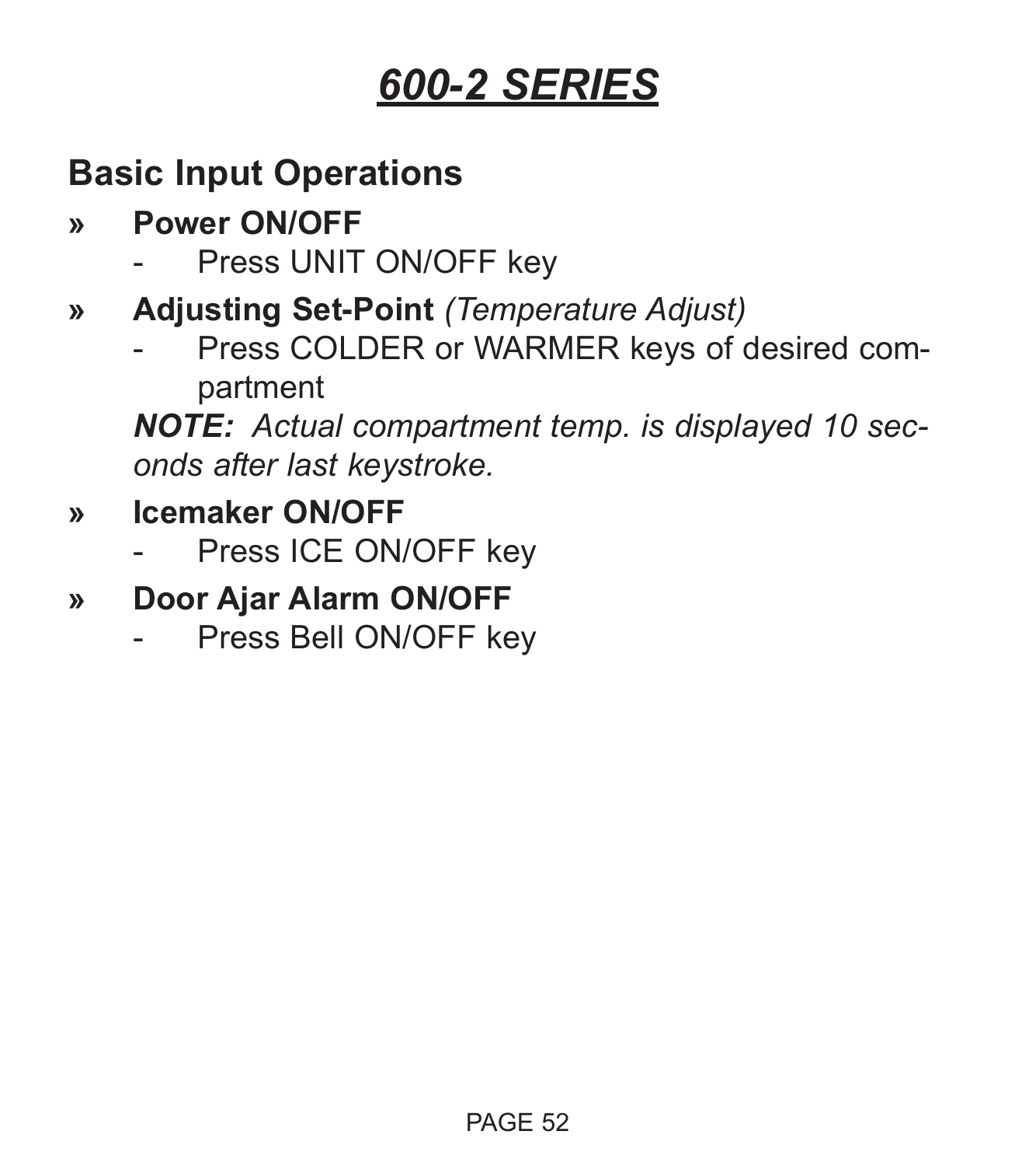# ***600-2 SERIES***

## Basic Input Operations

- **Power ON/OFF**
  - Press UNIT ON/OFF key
- **Adjusting Set-Point** *(Temperature Adjust)*
  - Press COLDER or WARMER keys of desired compartment

  ***NOTE:*** *Actual compartment temp. is displayed 10 seconds after last keystroke.*
- **Icemaker ON/OFF**
  - Press ICE ON/OFF key
- **Door Ajar Alarm ON/OFF**
  - Press Bell ON/OFF key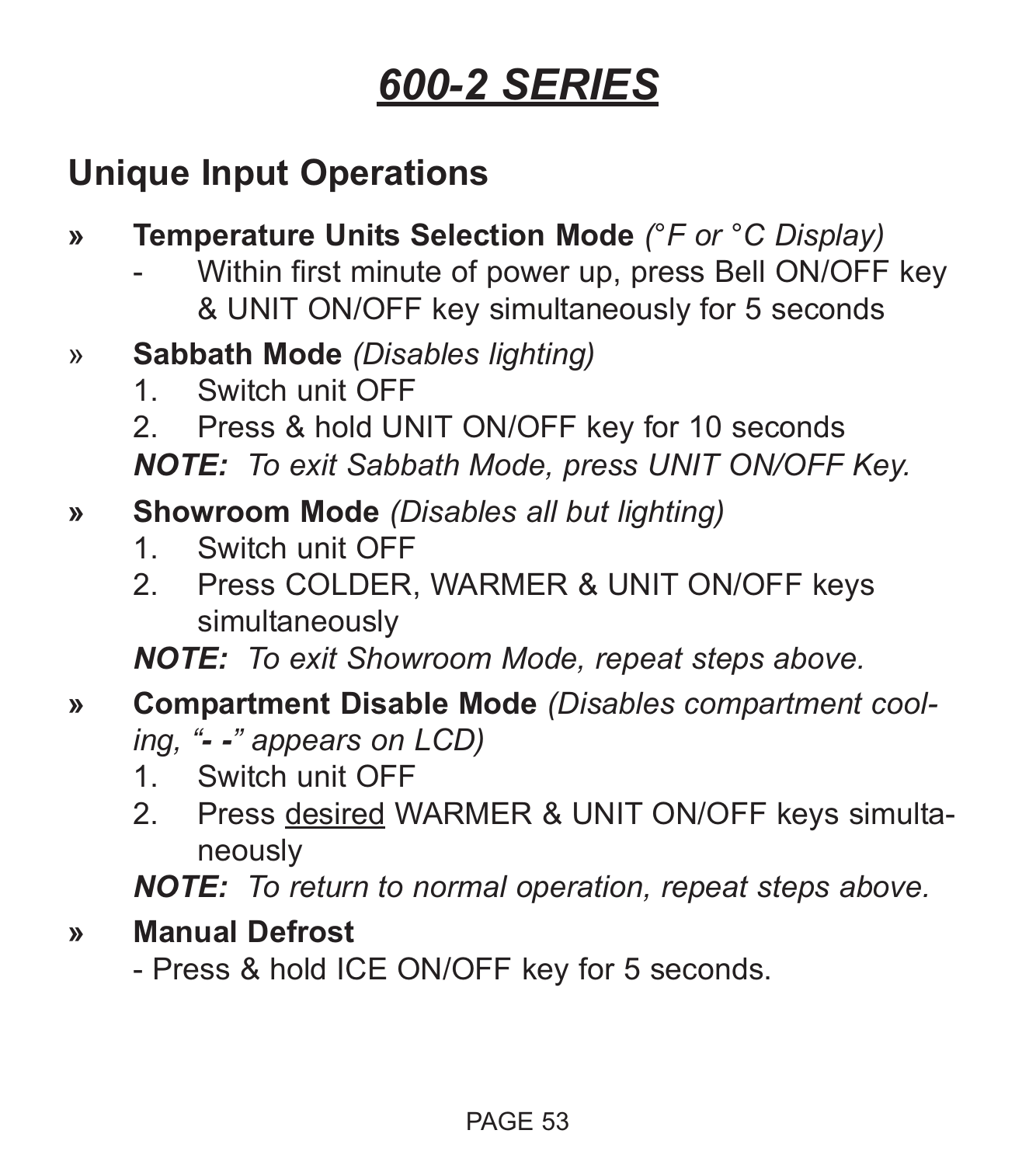# 600-2 SERIES

## Unique Input Operations

» **Temperature Units Selection Mode** *(°F or °C Display)*
- Within first minute of power up, press Bell ON/OFF key & UNIT ON/OFF key simultaneously for 5 seconds

» **Sabbath Mode** *(Disables lighting)*
1. Switch unit OFF
2. Press & hold UNIT ON/OFF key for 10 seconds

***NOTE:*** *To exit Sabbath Mode, press UNIT ON/OFF Key.*

» **Showroom Mode** *(Disables all but lighting)*
1. Switch unit OFF
2. Press COLDER, WARMER & UNIT ON/OFF keys simultaneously

***NOTE:*** *To exit Showroom Mode, repeat steps above.*

» **Compartment Disable Mode** *(Disables compartment cooling, "**- -**" appears on LCD)*
1. Switch unit OFF
2. Press <u>desired</u> WARMER & UNIT ON/OFF keys simultaneously

***NOTE:*** *To return to normal operation, repeat steps above.*

» **Manual Defrost**
- Press & hold ICE ON/OFF key for 5 seconds.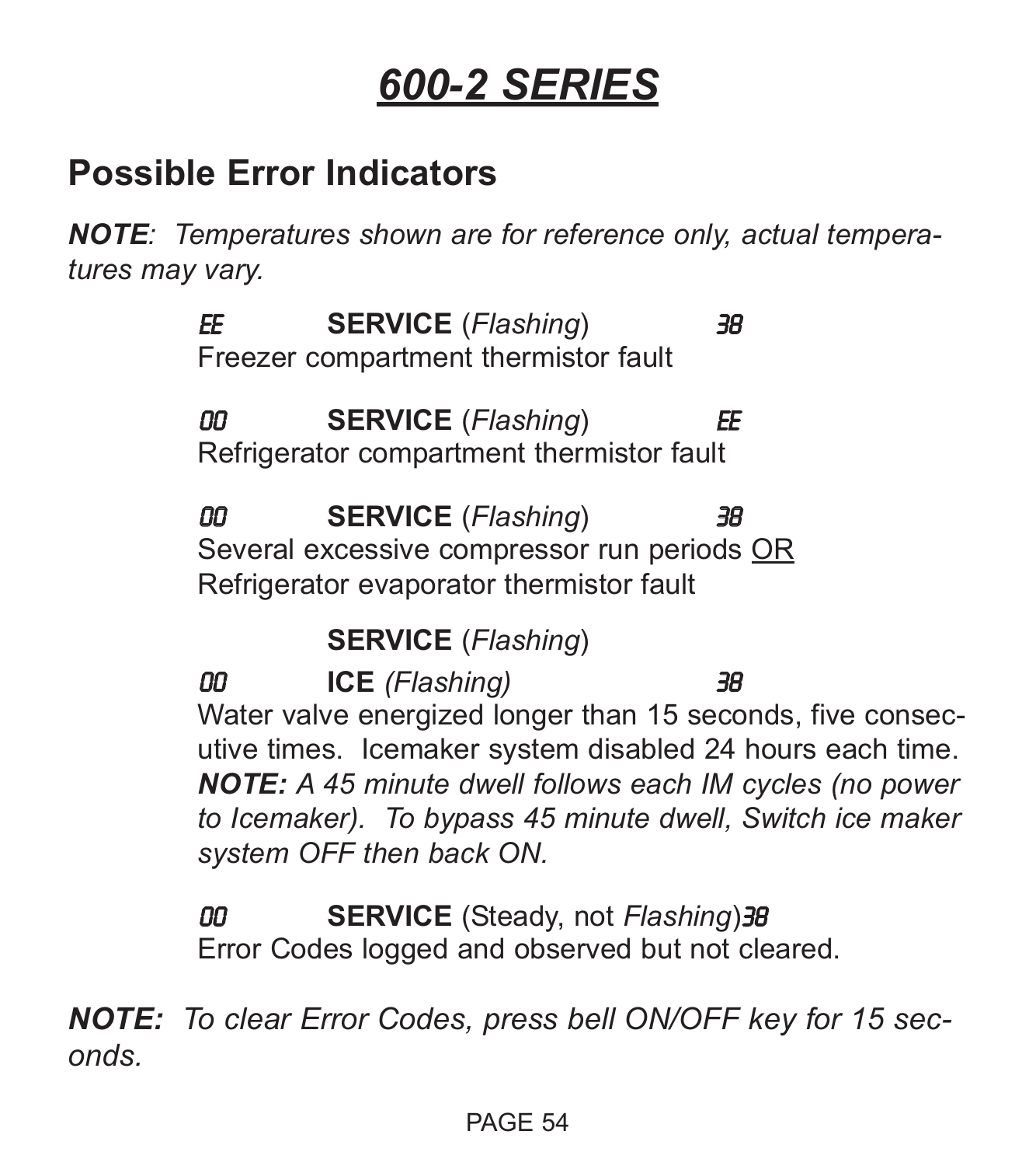# 600-2 SERIES

## Possible Error Indicators

***NOTE**: Temperatures shown are for reference only, actual temperatures may vary.*

EE **SERVICE** (*Flashing*) 38
Freezer compartment thermistor fault

00 **SERVICE** (*Flashing*) EE
Refrigerator compartment thermistor fault

00 **SERVICE** (*Flashing*) 38
Several excessive compressor run periods <u>OR</u>
Refrigerator evaporator thermistor fault

**SERVICE** (*Flashing*)
00 **ICE** *(Flashing)* 38
Water valve energized longer than 15 seconds, five consecutive times. Icemaker system disabled 24 hours each time. ***NOTE:** A 45 minute dwell follows each IM cycles (no power to Icemaker). To bypass 45 minute dwell, Switch ice maker system OFF then back ON.*

00 **SERVICE** (Steady, not *Flashing*) 38
Error Codes logged and observed but not cleared.

***NOTE:** To clear Error Codes, press bell ON/OFF key for 15 seconds.*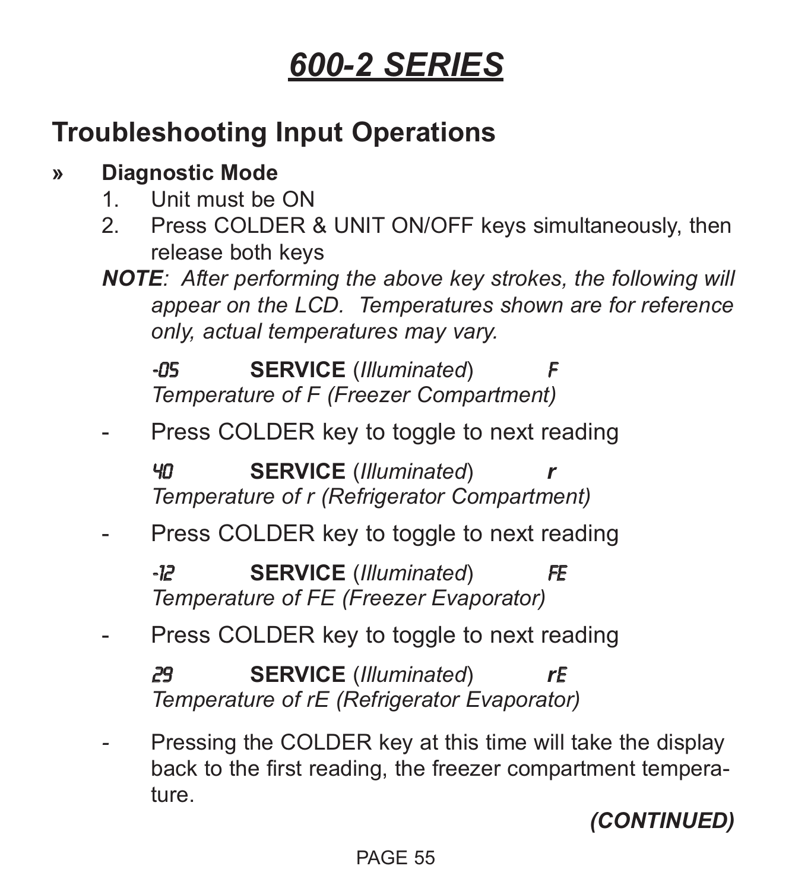# 600-2 SERIES

## Troubleshooting Input Operations

» **Diagnostic Mode**

1. Unit must be ON
2. Press COLDER & UNIT ON/OFF keys simultaneously, then release both keys

***NOTE**: After performing the above key strokes, the following will appear on the LCD. Temperatures shown are for reference only, actual temperatures may vary.*

-05 **SERVICE** (*Illuminated*) F
*Temperature of F (Freezer Compartment)*

- Press COLDER key to toggle to next reading

40 **SERVICE** (*Illuminated*) **r**
*Temperature of r (Refrigerator Compartment)*

- Press COLDER key to toggle to next reading

-12 **SERVICE** (*Illuminated*) FE
*Temperature of FE (Freezer Evaporator)*

- Press COLDER key to toggle to next reading

29 **SERVICE** (*Illuminated*) **rE**
*Temperature of rE (Refrigerator Evaporator)*

- Pressing the COLDER key at this time will take the display back to the first reading, the freezer compartment temperature.

***(CONTINUED)***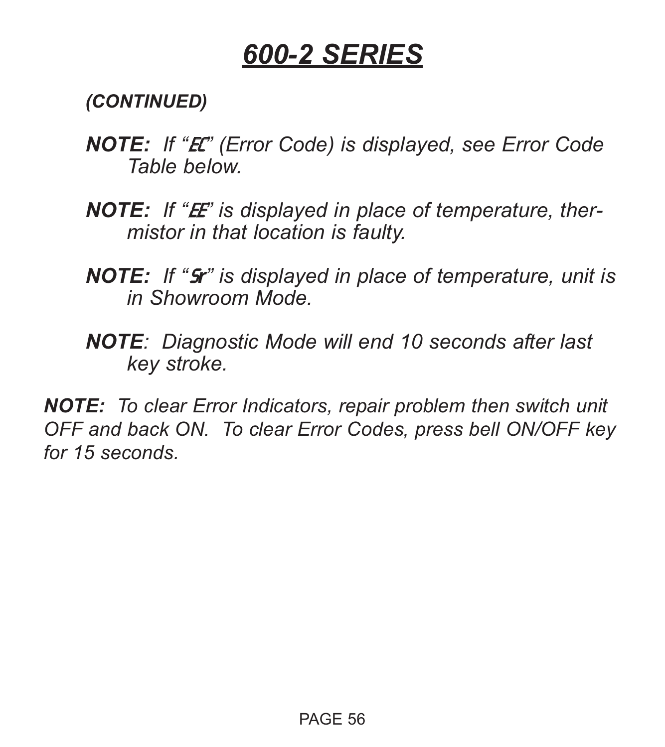# *600-2 SERIES*

***(CONTINUED)***

***NOTE:*** *If "EC" (Error Code) is displayed, see Error Code Table below.*

***NOTE:*** *If "EE" is displayed in place of temperature, thermistor in that location is faulty.*

***NOTE:*** *If "Sr" is displayed in place of temperature, unit is in Showroom Mode.*

***NOTE****: Diagnostic Mode will end 10 seconds after last key stroke.*

***NOTE:*** *To clear Error Indicators, repair problem then switch unit OFF and back ON. To clear Error Codes, press bell ON/OFF key for 15 seconds.*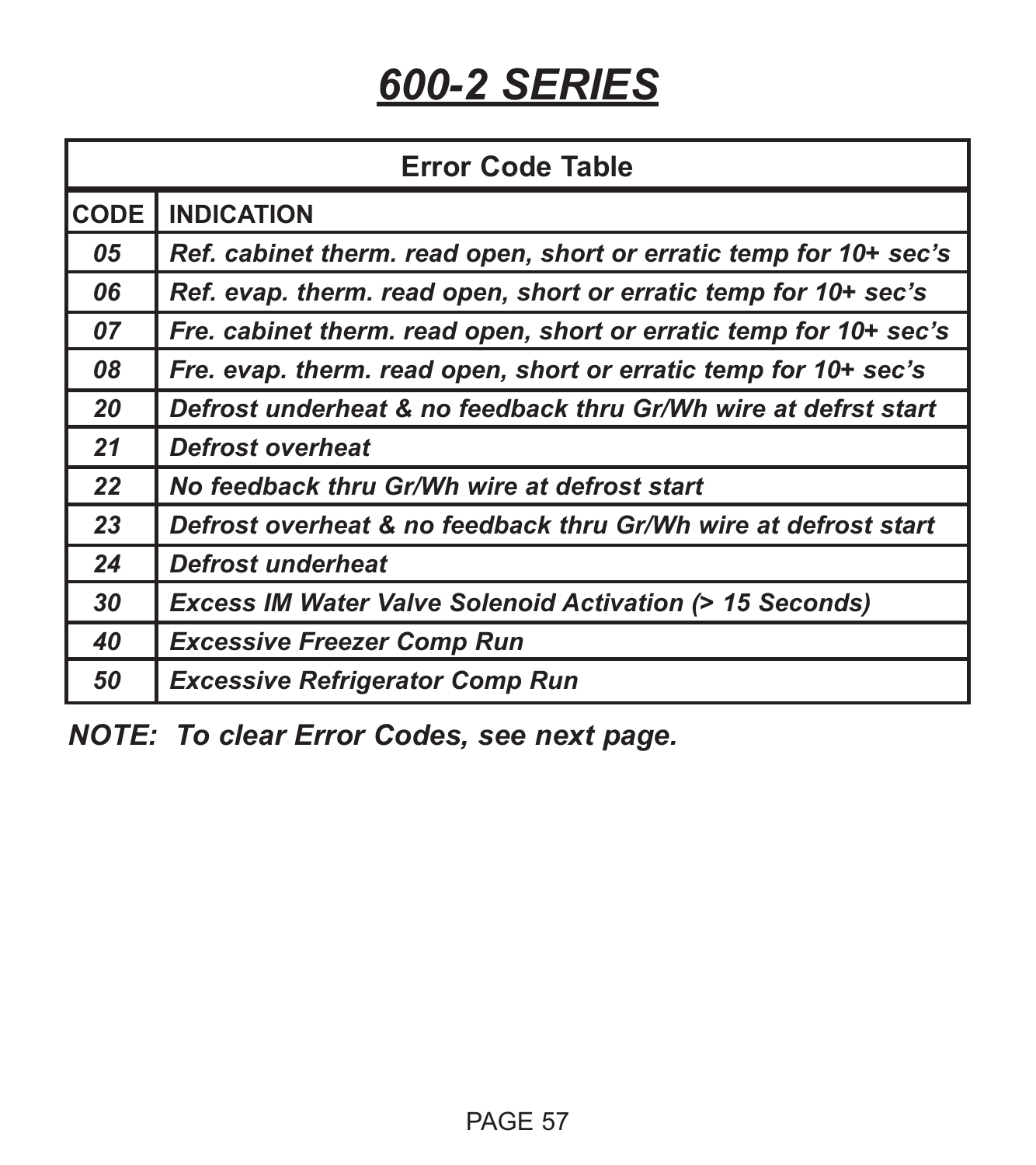# *600-2 SERIES*

| Error Code Table | |
|---|---|
| **CODE** | **INDICATION** |
| *05* | *Ref. cabinet therm. read open, short or erratic temp for 10+ sec's* |
| *06* | *Ref. evap. therm. read open, short or erratic temp for 10+ sec's* |
| *07* | *Fre. cabinet therm. read open, short or erratic temp for 10+ sec's* |
| *08* | *Fre. evap. therm. read open, short or erratic temp for 10+ sec's* |
| *20* | *Defrost underheat & no feedback thru Gr/Wh wire at defrst start* |
| *21* | *Defrost overheat* |
| *22* | *No feedback thru Gr/Wh wire at defrost start* |
| *23* | *Defrost overheat & no feedback thru Gr/Wh wire at defrost start* |
| *24* | *Defrost underheat* |
| *30* | *Excess IM Water Valve Solenoid Activation (> 15 Seconds)* |
| *40* | *Excessive Freezer Comp Run* |
| *50* | *Excessive Refrigerator Comp Run* |

***NOTE: To clear Error Codes, see next page.***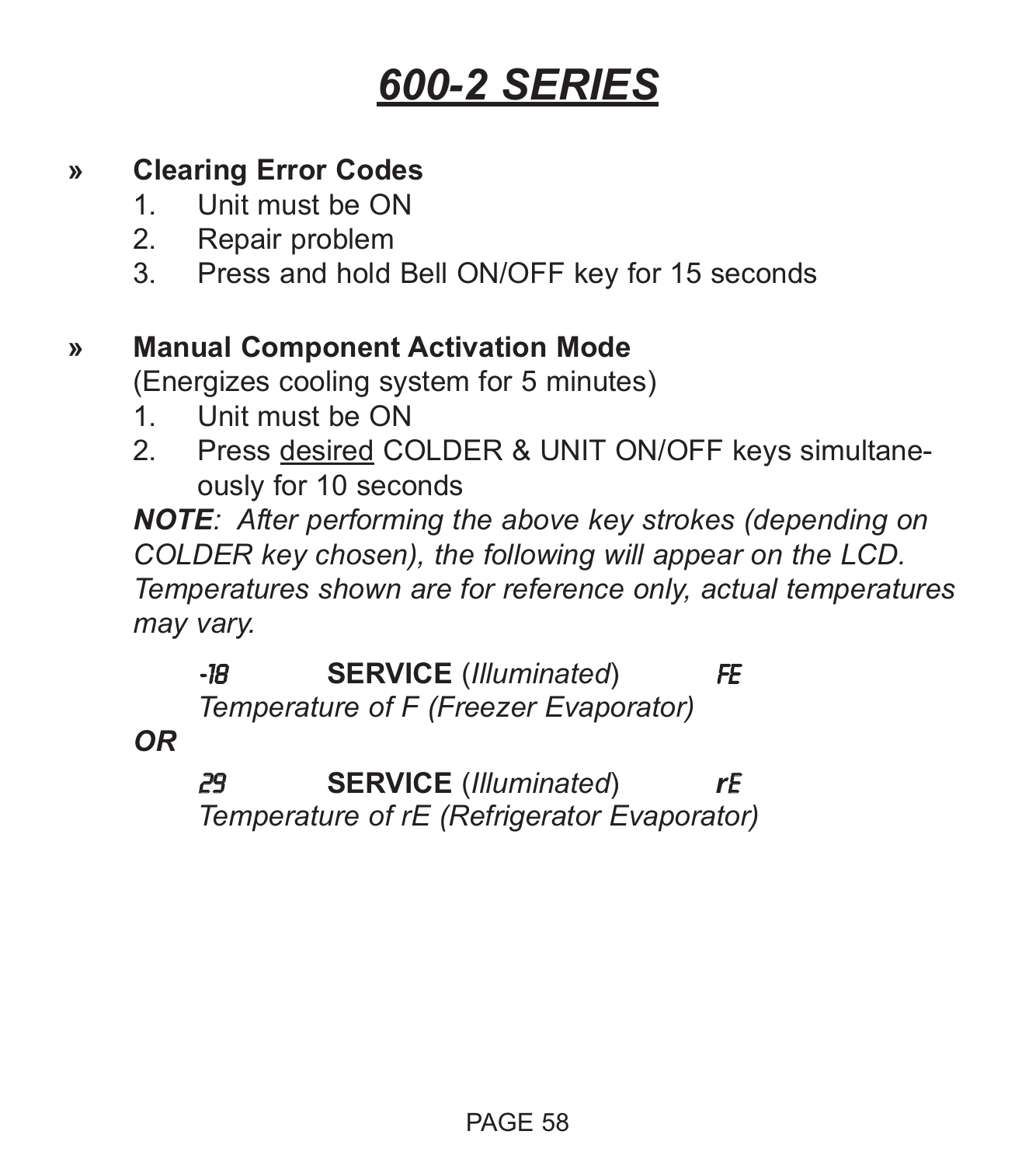# *600-2 SERIES*

» **Clearing Error Codes**

1. Unit must be ON
2. Repair problem
3. Press and hold Bell ON/OFF key for 15 seconds

» **Manual Component Activation Mode**

(Energizes cooling system for 5 minutes)

1. Unit must be ON
2. Press desired COLDER & UNIT ON/OFF keys simultaneously for 10 seconds

***NOTE****: After performing the above key strokes (depending on COLDER key chosen), the following will appear on the LCD. Temperatures shown are for reference only, actual temperatures may vary.*

-18 **SERVICE** (*Illuminated*) FE
*Temperature of F (Freezer Evaporator)*

***OR***

29 **SERVICE** (*Illuminated*) rE
*Temperature of rE (Refrigerator Evaporator)*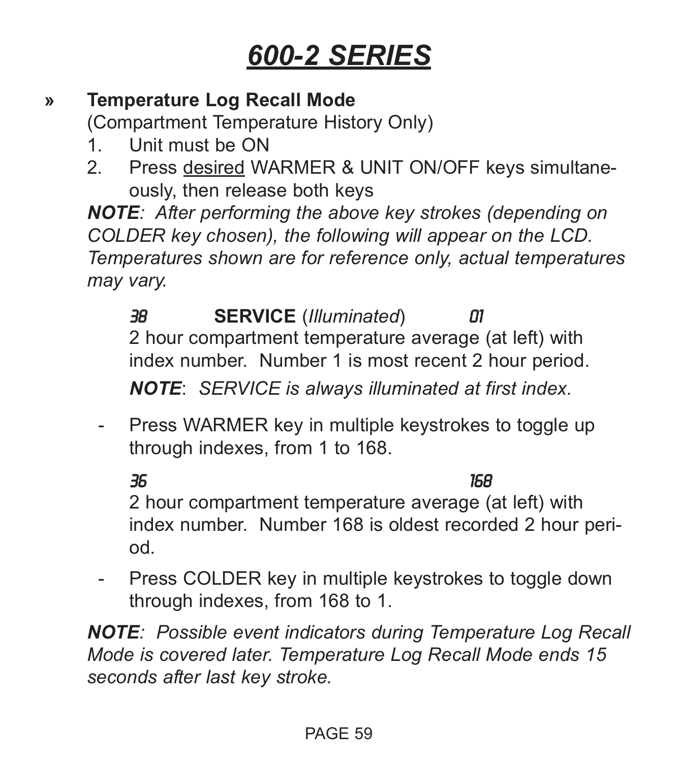# 600-2 SERIES

» **Temperature Log Recall Mode**
(Compartment Temperature History Only)

1. Unit must be ON
2. Press desired WARMER & UNIT ON/OFF keys simultaneously, then release both keys

***NOTE**: After performing the above key strokes (depending on COLDER key chosen), the following will appear on the LCD. Temperatures shown are for reference only, actual temperatures may vary.*

38 **SERVICE** (*Illuminated*) 01

2 hour compartment temperature average (at left) with index number. Number 1 is most recent 2 hour period.

***NOTE**: SERVICE is always illuminated at first index.*

- Press WARMER key in multiple keystrokes to toggle up through indexes, from 1 to 168.

36 168

2 hour compartment temperature average (at left) with index number. Number 168 is oldest recorded 2 hour period.

- Press COLDER key in multiple keystrokes to toggle down through indexes, from 168 to 1.

***NOTE**: Possible event indicators during Temperature Log Recall Mode is covered later. Temperature Log Recall Mode ends 15 seconds after last key stroke.*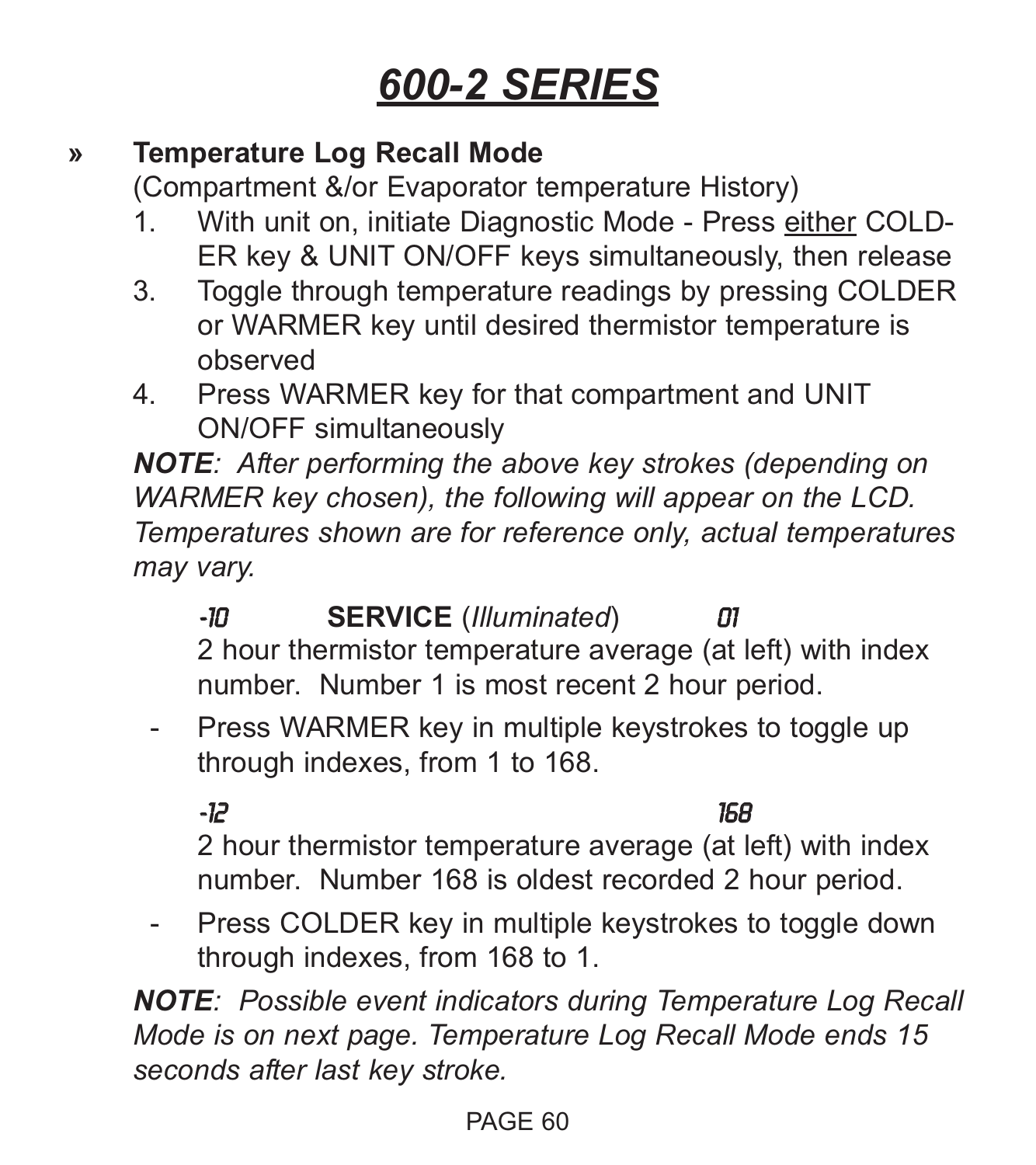# 600-2 SERIES

» **Temperature Log Recall Mode**

(Compartment &/or Evaporator temperature History)

1. With unit on, initiate Diagnostic Mode - Press either COLDER key & UNIT ON/OFF keys simultaneously, then release
3. Toggle through temperature readings by pressing COLDER or WARMER key until desired thermistor temperature is observed
4. Press WARMER key for that compartment and UNIT ON/OFF simultaneously

***NOTE**: After performing the above key strokes (depending on WARMER key chosen), the following will appear on the LCD. Temperatures shown are for reference only, actual temperatures may vary.*

-10 **SERVICE** (*Illuminated*) 01

2 hour thermistor temperature average (at left) with index number. Number 1 is most recent 2 hour period.

- Press WARMER key in multiple keystrokes to toggle up through indexes, from 1 to 168.

-12 168

2 hour thermistor temperature average (at left) with index number. Number 168 is oldest recorded 2 hour period.

- Press COLDER key in multiple keystrokes to toggle down through indexes, from 168 to 1.

***NOTE**: Possible event indicators during Temperature Log Recall Mode is on next page. Temperature Log Recall Mode ends 15 seconds after last key stroke.*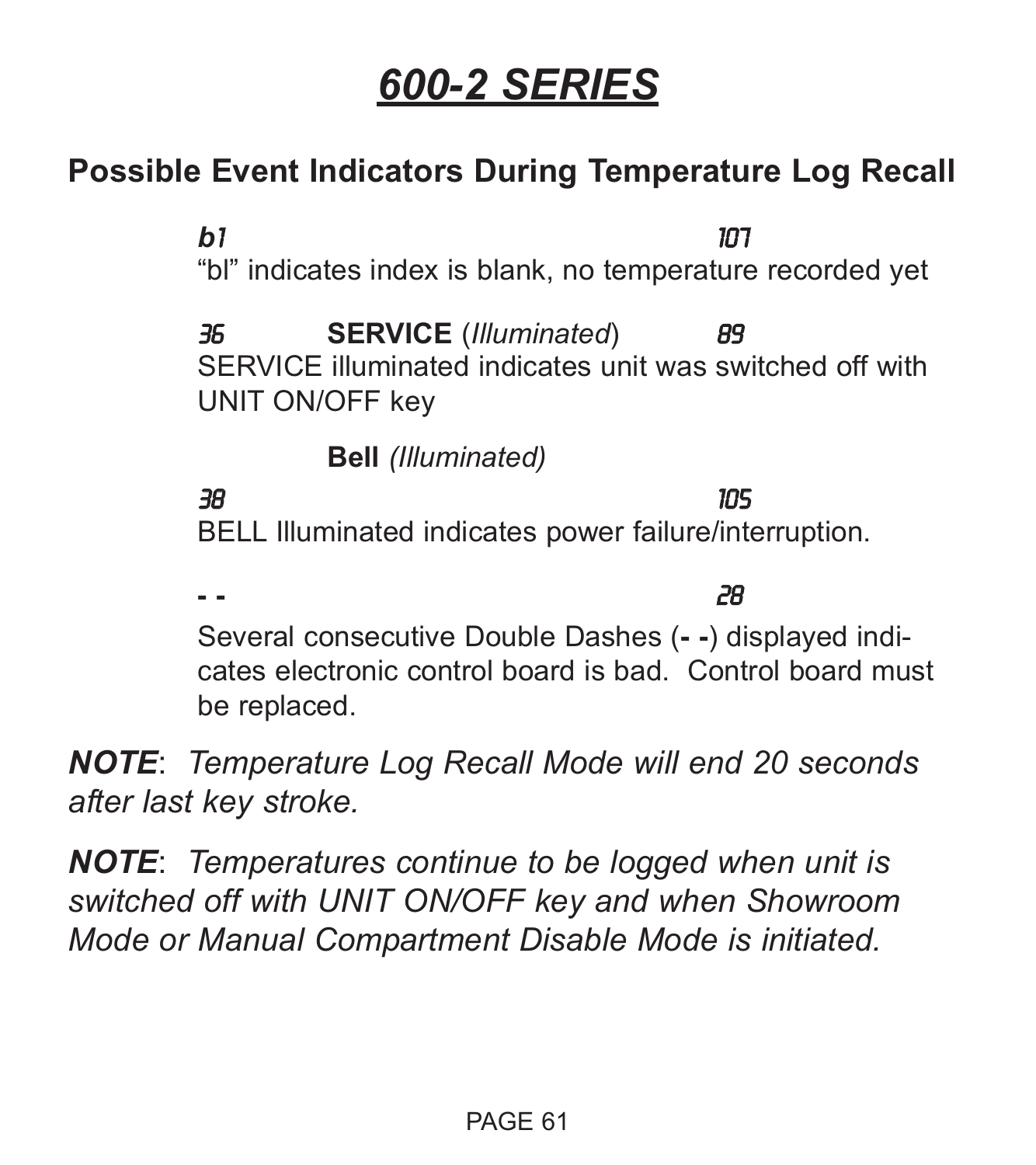# 600-2 SERIES

## Possible Event Indicators During Temperature Log Recall

*b1* *107*

"bl" indicates index is blank, no temperature recorded yet

*36* **SERVICE** (*Illuminated*) *89*

SERVICE illuminated indicates unit was switched off with UNIT ON/OFF key

**Bell** *(Illuminated)*

*38* *105*

BELL Illuminated indicates power failure/interruption.

**- -** *28*

Several consecutive Double Dashes (**- -**) displayed indicates electronic control board is bad. Control board must be replaced.

***NOTE***: *Temperature Log Recall Mode will end 20 seconds after last key stroke.*

***NOTE***: *Temperatures continue to be logged when unit is switched off with UNIT ON/OFF key and when Showroom Mode or Manual Compartment Disable Mode is initiated.*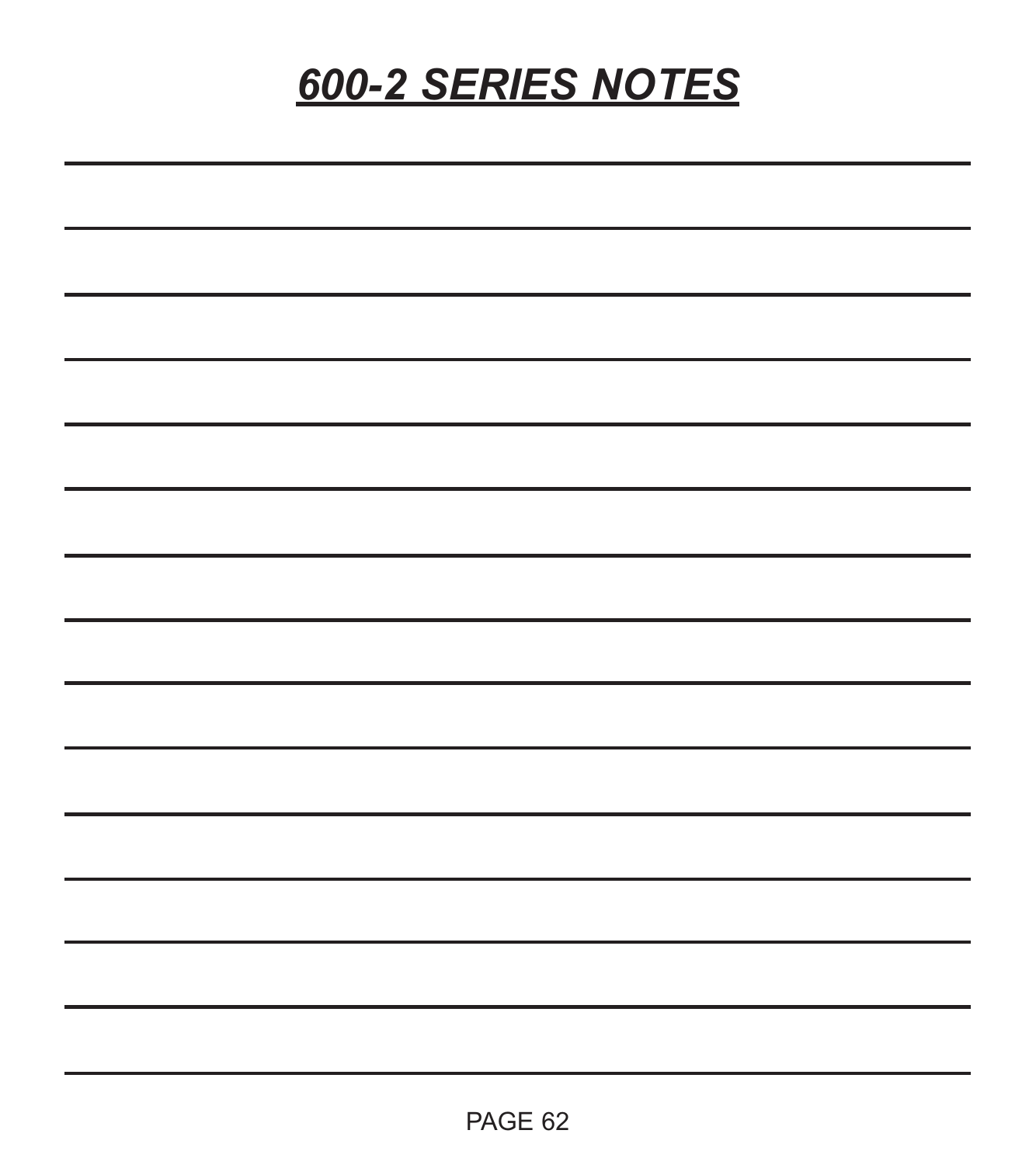# ***600-2 SERIES NOTES***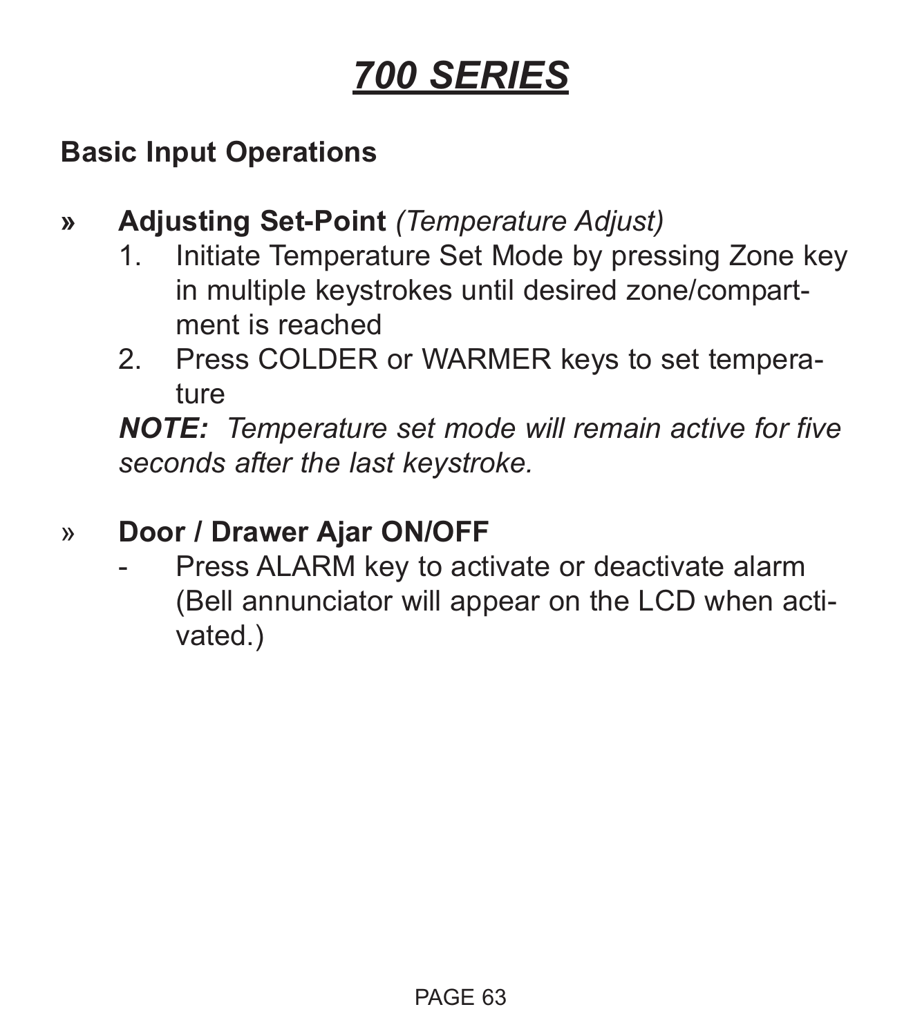# *700 SERIES*

## Basic Input Operations

» **Adjusting Set-Point** *(Temperature Adjust)*

1. Initiate Temperature Set Mode by pressing Zone key in multiple keystrokes until desired zone/compartment is reached
2. Press COLDER or WARMER keys to set temperature

***NOTE:*** *Temperature set mode will remain active for five seconds after the last keystroke.*

» **Door / Drawer Ajar ON/OFF**

- Press ALARM key to activate or deactivate alarm (Bell annunciator will appear on the LCD when activated.)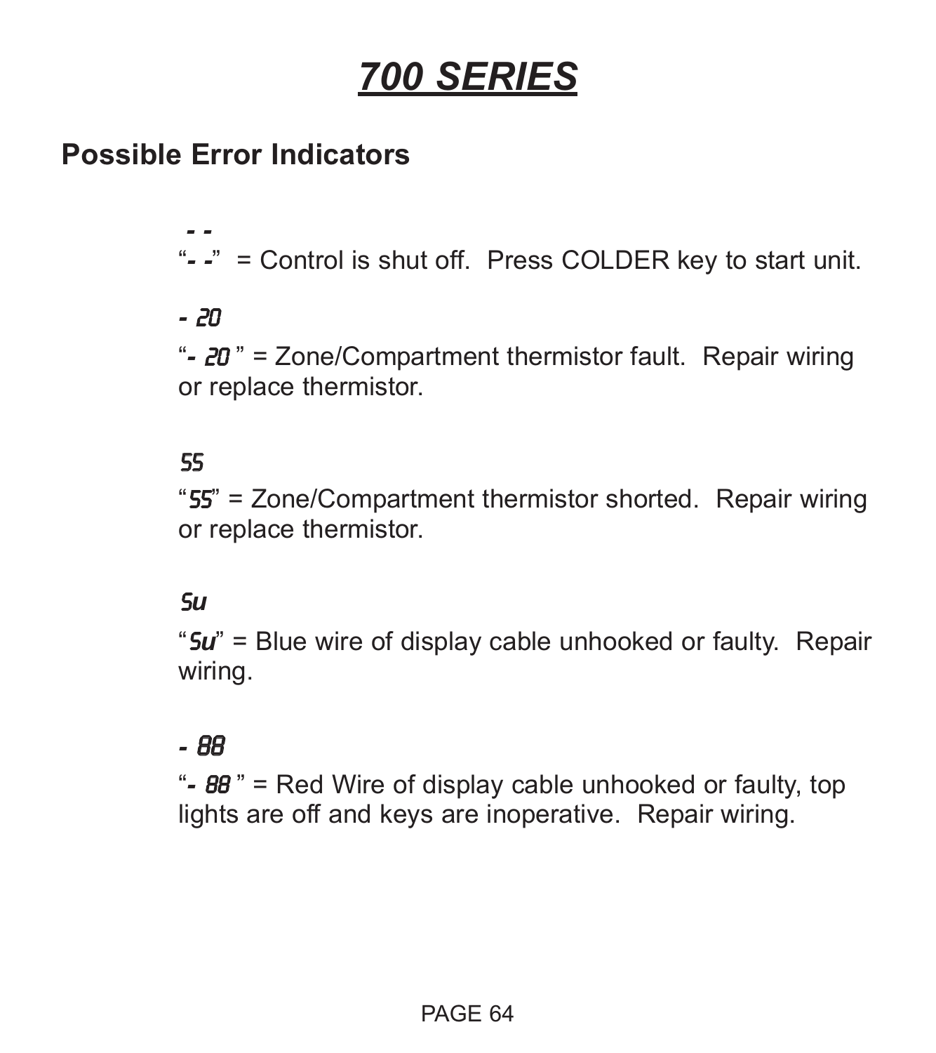# 700 SERIES

## Possible Error Indicators

**- -**

"**- -**" = Control is shut off. Press COLDER key to start unit.

**- 20**

"**- 20** " = Zone/Compartment thermistor fault. Repair wiring or replace thermistor.

**55**

"**55**" = Zone/Compartment thermistor shorted. Repair wiring or replace thermistor.

**Su**

"**Su**" = Blue wire of display cable unhooked or faulty. Repair wiring.

**- 88**

"**- 88** " = Red Wire of display cable unhooked or faulty, top lights are off and keys are inoperative. Repair wiring.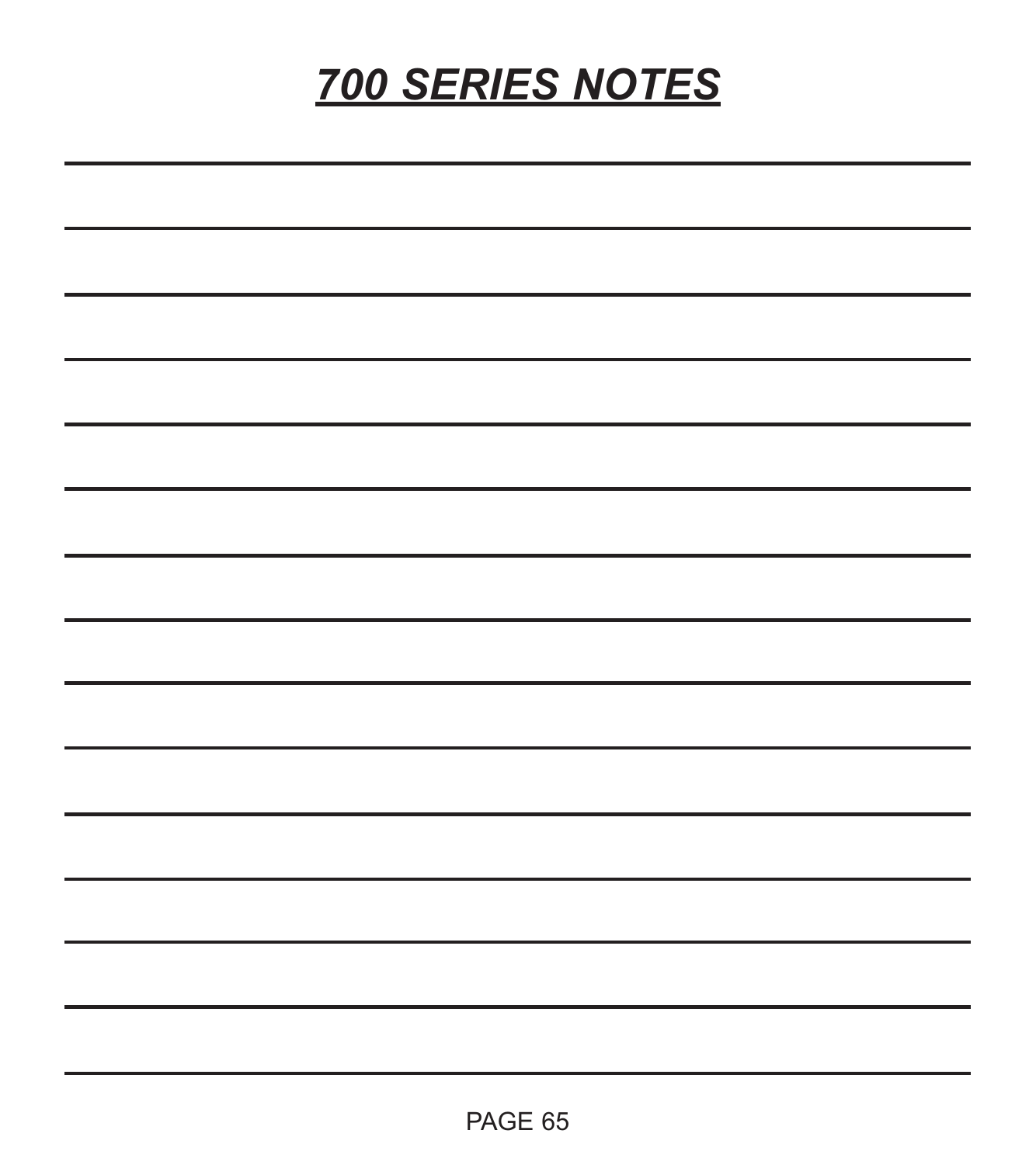# ***700 SERIES NOTES***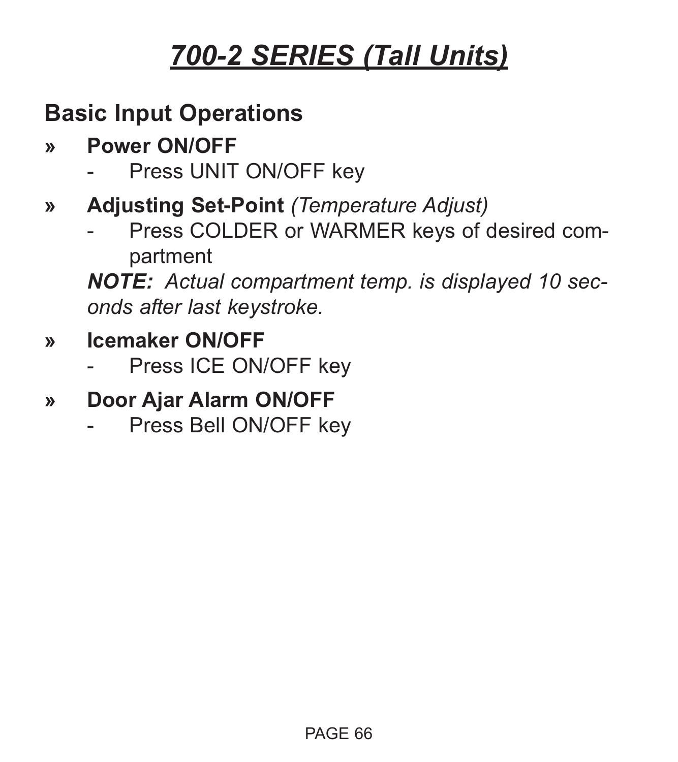# *700-2 SERIES (Tall Units)*

## Basic Input Operations

» **Power ON/OFF**

- Press UNIT ON/OFF key

» **Adjusting Set-Point** *(Temperature Adjust)*

- Press COLDER or WARMER keys of desired compartment

***NOTE:*** *Actual compartment temp. is displayed 10 seconds after last keystroke.*

» **Icemaker ON/OFF**

- Press ICE ON/OFF key

» **Door Ajar Alarm ON/OFF**

- Press Bell ON/OFF key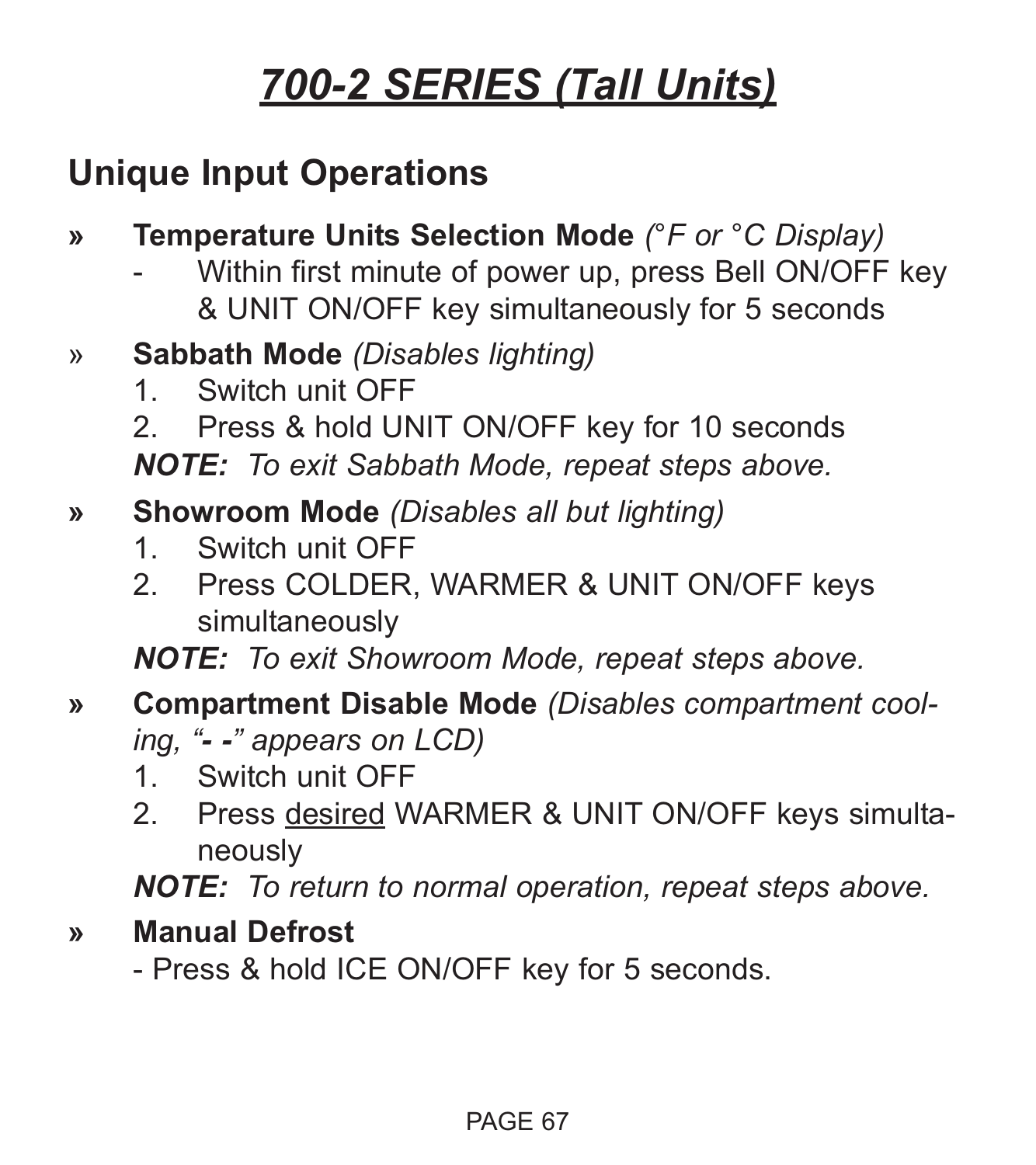# *700-2 SERIES (Tall Units)*

## Unique Input Operations

» **Temperature Units Selection Mode** *(°F or °C Display)*

- Within first minute of power up, press Bell ON/OFF key & UNIT ON/OFF key simultaneously for 5 seconds

» **Sabbath Mode** *(Disables lighting)*

1. Switch unit OFF
2. Press & hold UNIT ON/OFF key for 10 seconds

***NOTE:*** *To exit Sabbath Mode, repeat steps above.*

» **Showroom Mode** *(Disables all but lighting)*

1. Switch unit OFF
2. Press COLDER, WARMER & UNIT ON/OFF keys simultaneously

***NOTE:*** *To exit Showroom Mode, repeat steps above.*

» **Compartment Disable Mode** *(Disables compartment cooling, "**- -**" appears on LCD)*

1. Switch unit OFF
2. Press <u>desired</u> WARMER & UNIT ON/OFF keys simultaneously

***NOTE:*** *To return to normal operation, repeat steps above.*

» **Manual Defrost**

- Press & hold ICE ON/OFF key for 5 seconds.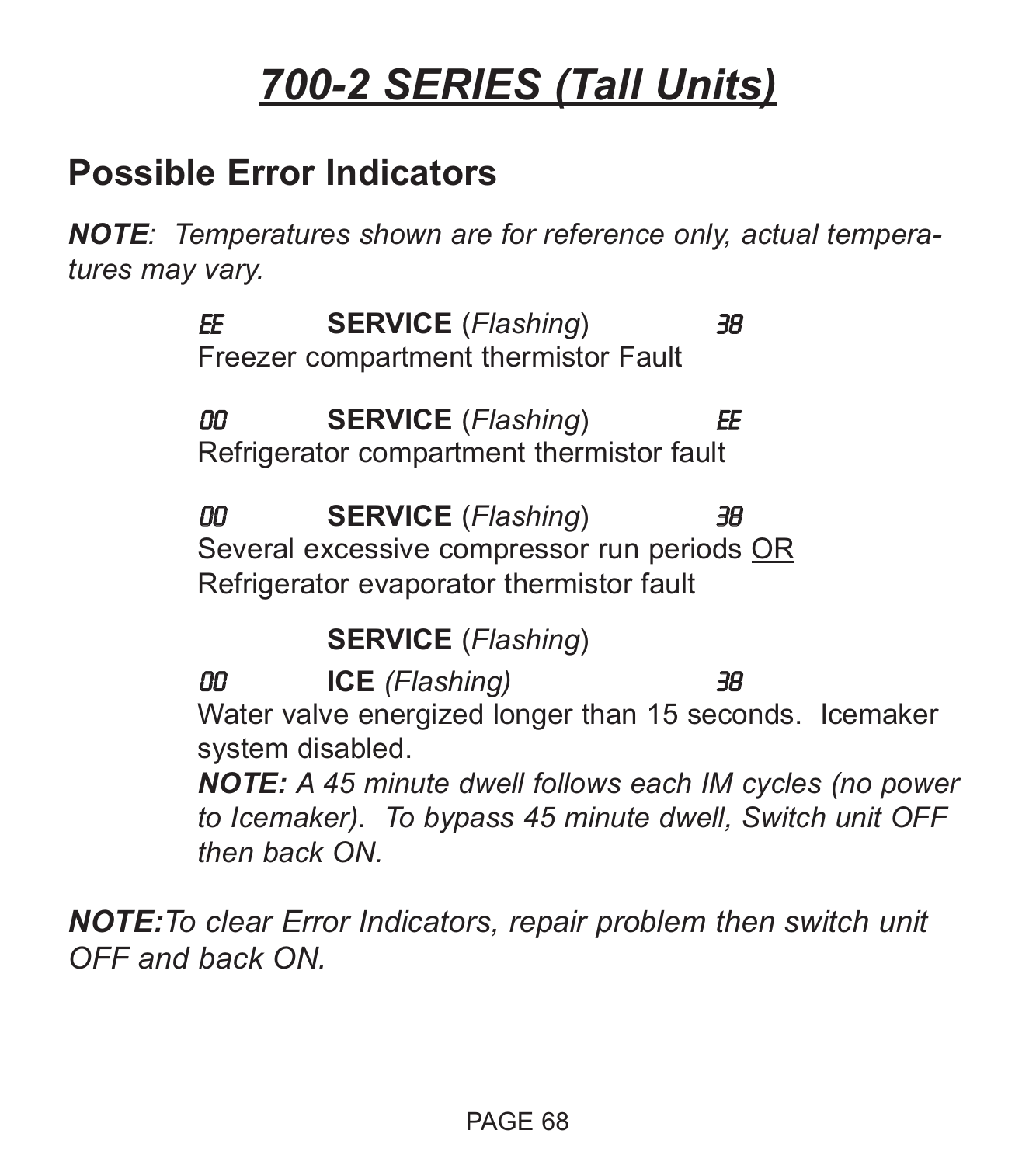# 700-2 SERIES (Tall Units)

## Possible Error Indicators

***NOTE**: Temperatures shown are for reference only, actual temperatures may vary.*

EE **SERVICE** (*Flashing*) 38
Freezer compartment thermistor Fault

00 **SERVICE** (*Flashing*) EE
Refrigerator compartment thermistor fault

00 **SERVICE** (*Flashing*) 38
Several excessive compressor run periods <u>OR</u>
Refrigerator evaporator thermistor fault

**SERVICE** (*Flashing*)
00 **ICE** *(Flashing)* 38
Water valve energized longer than 15 seconds. Icemaker system disabled.
***NOTE:** A 45 minute dwell follows each IM cycles (no power to Icemaker). To bypass 45 minute dwell, Switch unit OFF then back ON.*

***NOTE:**To clear Error Indicators, repair problem then switch unit OFF and back ON.*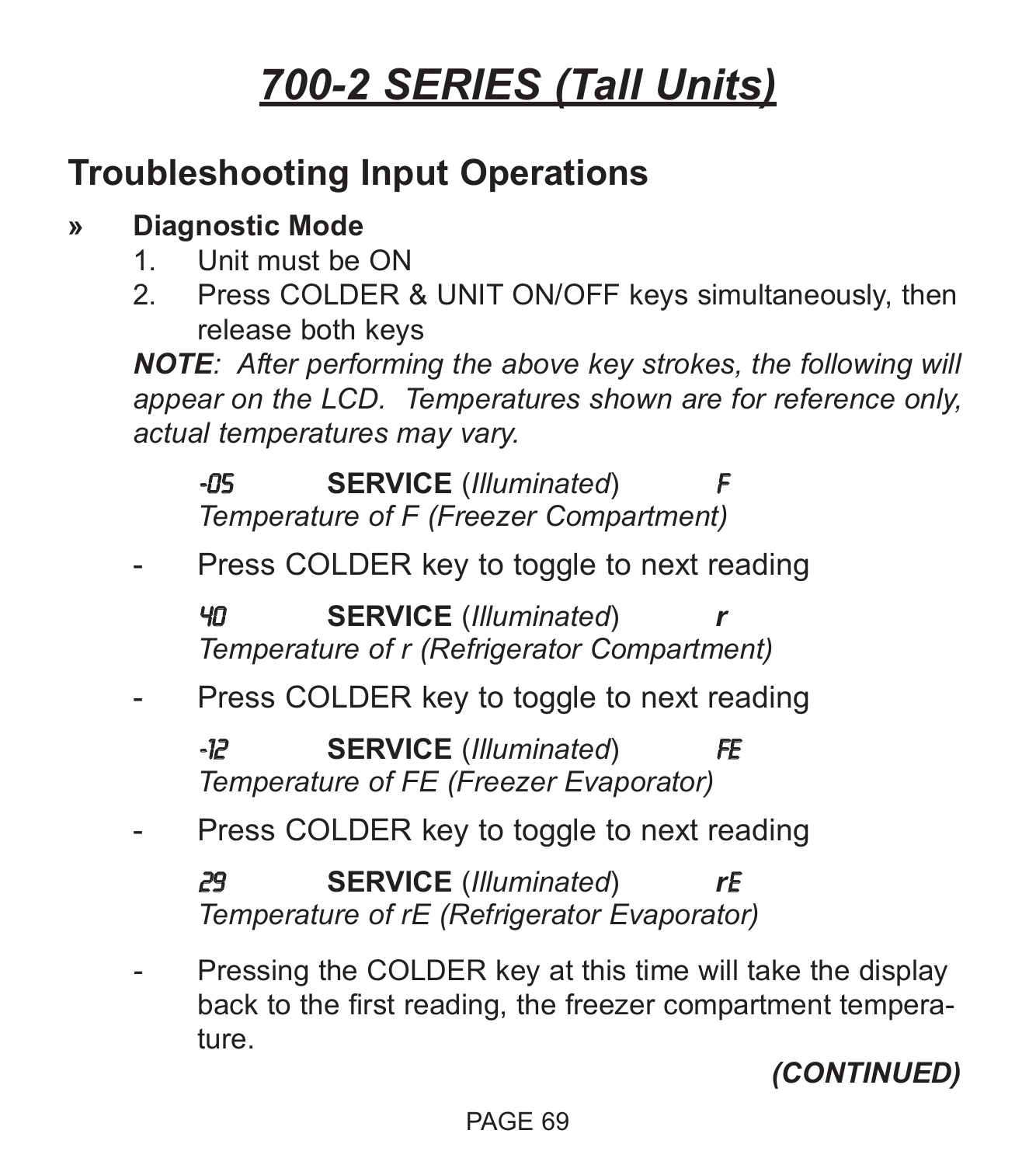# *700-2 SERIES (Tall Units)*

## Troubleshooting Input Operations

» **Diagnostic Mode**

1. Unit must be ON
2. Press COLDER & UNIT ON/OFF keys simultaneously, then release both keys

***NOTE**: After performing the above key strokes, the following will appear on the LCD. Temperatures shown are for reference only, actual temperatures may vary.*

-05 **SERVICE** (*Illuminated*) F
*Temperature of F (Freezer Compartment)*

- Press COLDER key to toggle to next reading

40 **SERVICE** (*Illuminated*) ***r***
*Temperature of r (Refrigerator Compartment)*

- Press COLDER key to toggle to next reading

-12 **SERVICE** (*Illuminated*) FE
*Temperature of FE (Freezer Evaporator)*

- Press COLDER key to toggle to next reading

29 **SERVICE** (*Illuminated*) ***rE***
*Temperature of rE (Refrigerator Evaporator)*

- Pressing the COLDER key at this time will take the display back to the first reading, the freezer compartment temperature.

***(CONTINUED)***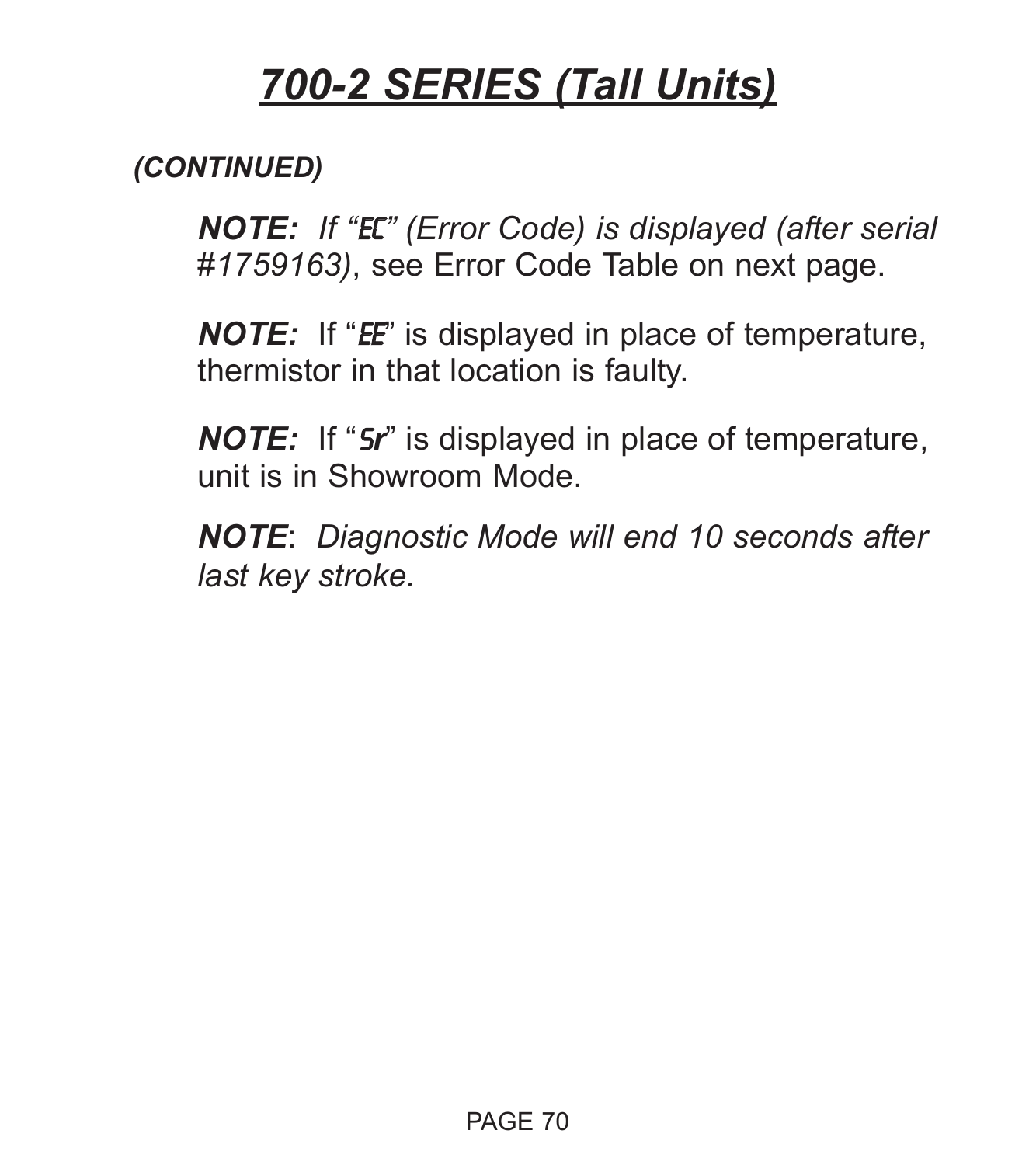# *700-2 SERIES (Tall Units)*

***(CONTINUED)***

***NOTE:** If "EC" (Error Code) is displayed (after serial #1759163)*, see Error Code Table on next page.

***NOTE:*** If "EE" is displayed in place of temperature, thermistor in that location is faulty.

***NOTE:*** If "Sr" is displayed in place of temperature, unit is in Showroom Mode.

***NOTE***: *Diagnostic Mode will end 10 seconds after last key stroke.*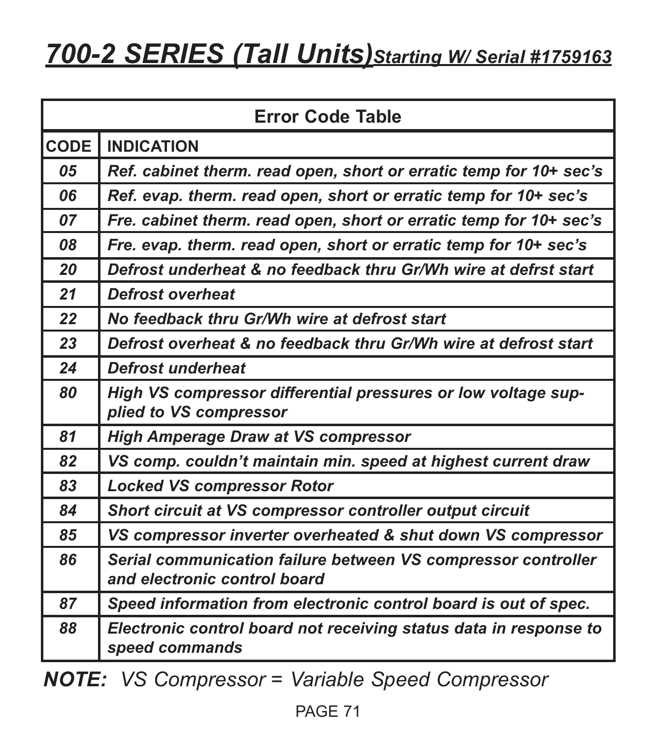# *700-2 SERIES (Tall Units)* *Starting W/ Serial #1759163*

| Error Code Table | |
|---|---|
| **CODE** | **INDICATION** |
| *05* | *Ref. cabinet therm. read open, short or erratic temp for 10+ sec's* |
| *06* | *Ref. evap. therm. read open, short or erratic temp for 10+ sec's* |
| *07* | *Fre. cabinet therm. read open, short or erratic temp for 10+ sec's* |
| *08* | *Fre. evap. therm. read open, short or erratic temp for 10+ sec's* |
| *20* | *Defrost underheat & no feedback thru Gr/Wh wire at defrst start* |
| *21* | *Defrost overheat* |
| *22* | *No feedback thru Gr/Wh wire at defrost start* |
| *23* | *Defrost overheat & no feedback thru Gr/Wh wire at defrost start* |
| *24* | *Defrost underheat* |
| *80* | *High VS compressor differential pressures or low voltage supplied to VS compressor* |
| *81* | *High Amperage Draw at VS compressor* |
| *82* | *VS comp. couldn't maintain min. speed at highest current draw* |
| *83* | *Locked VS compressor Rotor* |
| *84* | *Short circuit at VS compressor controller output circuit* |
| *85* | *VS compressor inverter overheated & shut down VS compressor* |
| *86* | *Serial communication failure between VS compressor controller and electronic control board* |
| *87* | *Speed information from electronic control board is out of spec.* |
| *88* | *Electronic control board not receiving status data in response to speed commands* |

***NOTE:*** *VS Compressor = Variable Speed Compressor*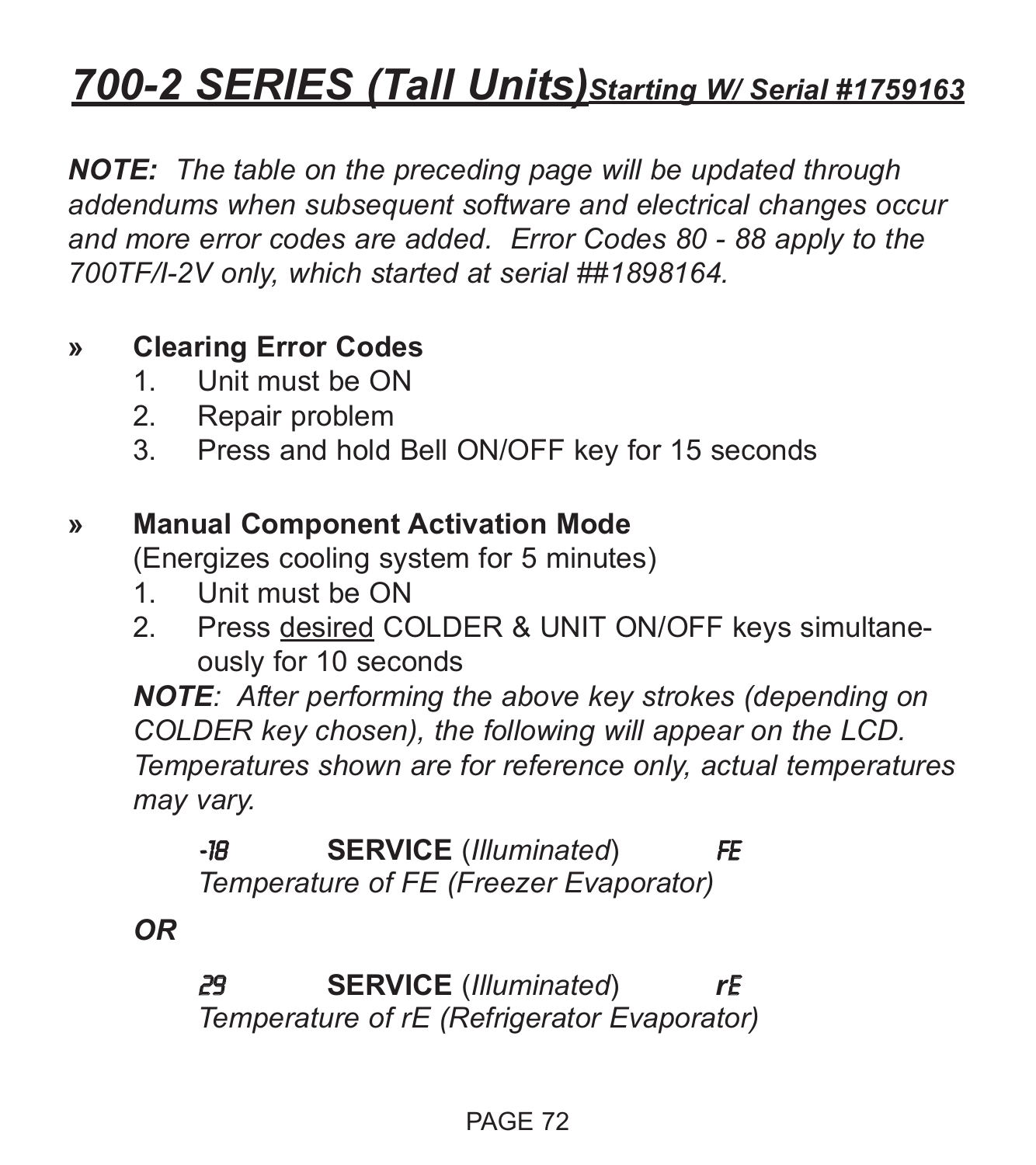# *700-2 SERIES (Tall Units)* *Starting W/ Serial #1759163*

***NOTE:*** *The table on the preceding page will be updated through addendums when subsequent software and electrical changes occur and more error codes are added. Error Codes 80 - 88 apply to the 700TF/I-2V only, which started at serial ##1898164.*

## » Clearing Error Codes

1. Unit must be ON
2. Repair problem
3. Press and hold Bell ON/OFF key for 15 seconds

## » Manual Component Activation Mode

(Energizes cooling system for 5 minutes)

1. Unit must be ON
2. Press <u>desired</u> COLDER & UNIT ON/OFF keys simultaneously for 10 seconds

***NOTE****: After performing the above key strokes (depending on COLDER key chosen), the following will appear on the LCD. Temperatures shown are for reference only, actual temperatures may vary.*

-18 **SERVICE** (*Illuminated*) FE
*Temperature of FE (Freezer Evaporator)*

***OR***

29 **SERVICE** (*Illuminated*) rE
*Temperature of rE (Refrigerator Evaporator)*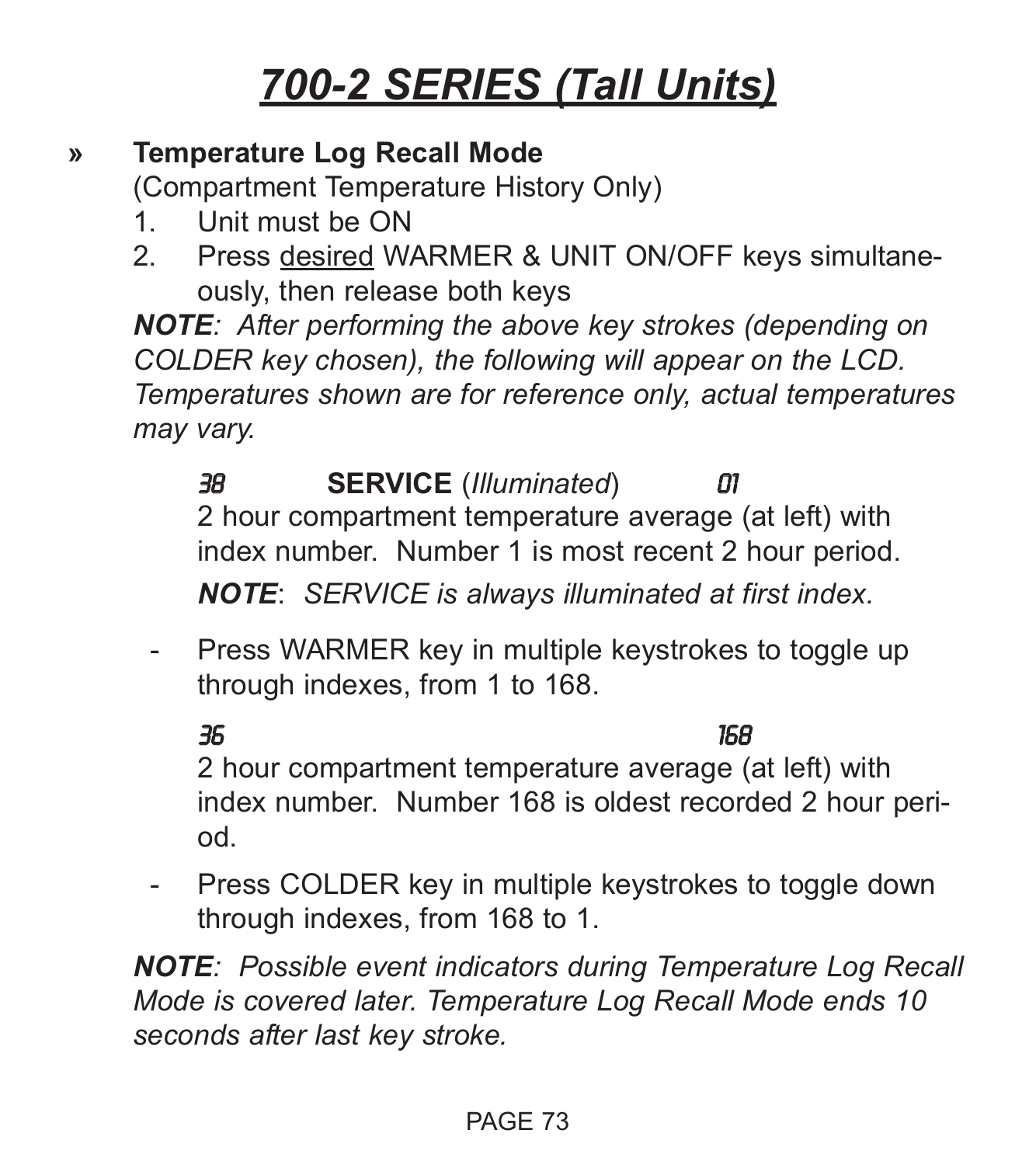# *700-2 SERIES (Tall Units)*

» **Temperature Log Recall Mode**
(Compartment Temperature History Only)

1. Unit must be ON
2. Press desired WARMER & UNIT ON/OFF keys simultaneously, then release both keys

***NOTE**: After performing the above key strokes (depending on COLDER key chosen), the following will appear on the LCD. Temperatures shown are for reference only, actual temperatures may vary.*

*38* **SERVICE** (*Illuminated*) *01*
2 hour compartment temperature average (at left) with index number. Number 1 is most recent 2 hour period.

***NOTE**: SERVICE is always illuminated at first index.*

- Press WARMER key in multiple keystrokes to toggle up through indexes, from 1 to 168.

*36* *168*
2 hour compartment temperature average (at left) with index number. Number 168 is oldest recorded 2 hour period.

- Press COLDER key in multiple keystrokes to toggle down through indexes, from 168 to 1.

***NOTE**: Possible event indicators during Temperature Log Recall Mode is covered later. Temperature Log Recall Mode ends 10 seconds after last key stroke.*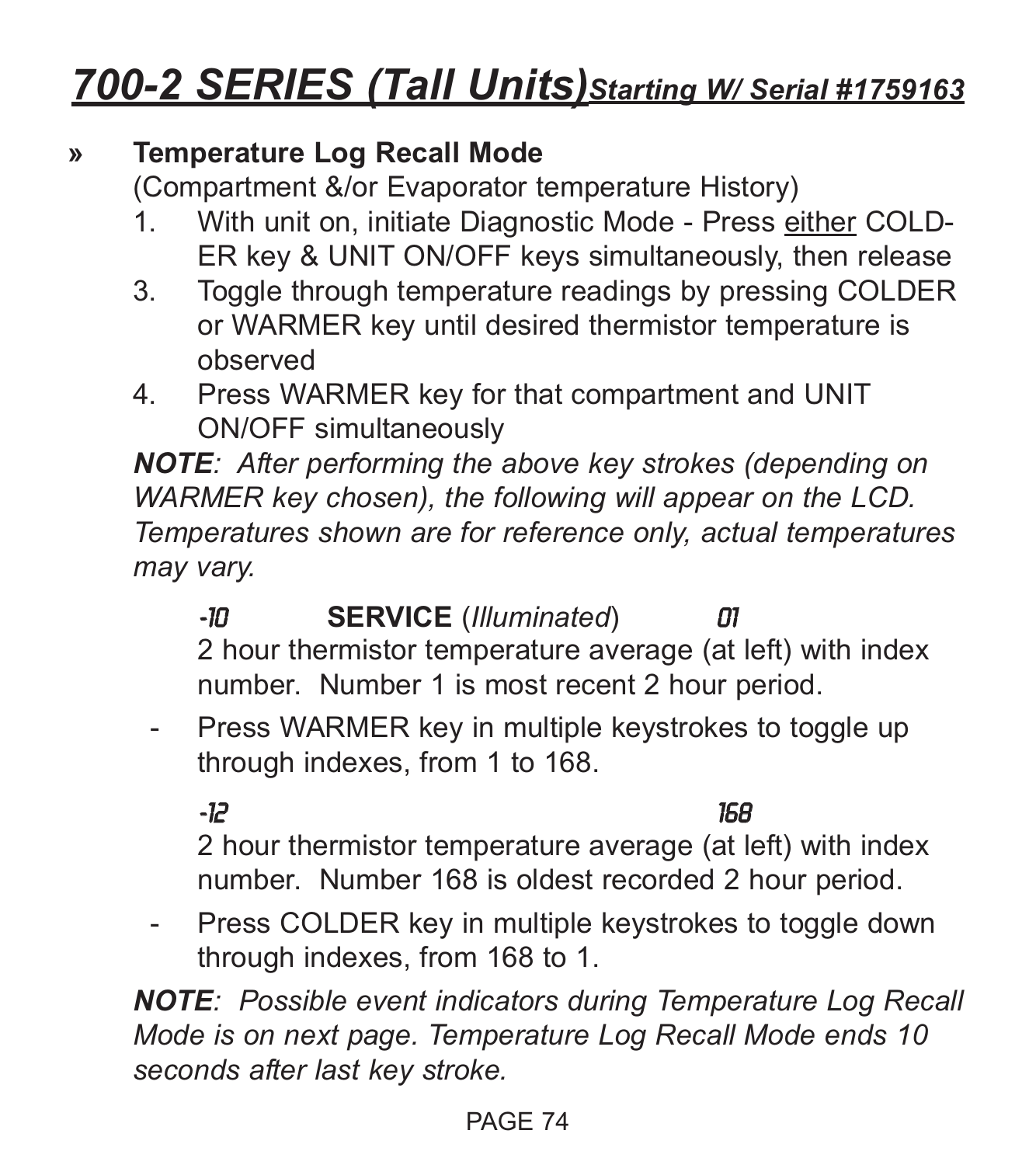# 700-2 SERIES (Tall Units) *Starting W/ Serial #1759163*

» **Temperature Log Recall Mode**
(Compartment &/or Evaporator temperature History)

1. With unit on, initiate Diagnostic Mode - Press either COLDER key & UNIT ON/OFF keys simultaneously, then release
3. Toggle through temperature readings by pressing COLDER or WARMER key until desired thermistor temperature is observed
4. Press WARMER key for that compartment and UNIT ON/OFF simultaneously

***NOTE**: After performing the above key strokes (depending on WARMER key chosen), the following will appear on the LCD. Temperatures shown are for reference only, actual temperatures may vary.*

-10 **SERVICE** (*Illuminated*) 01

2 hour thermistor temperature average (at left) with index number. Number 1 is most recent 2 hour period.

- Press WARMER key in multiple keystrokes to toggle up through indexes, from 1 to 168.

-12 168

2 hour thermistor temperature average (at left) with index number. Number 168 is oldest recorded 2 hour period.

- Press COLDER key in multiple keystrokes to toggle down through indexes, from 168 to 1.

***NOTE**: Possible event indicators during Temperature Log Recall Mode is on next page. Temperature Log Recall Mode ends 10 seconds after last key stroke.*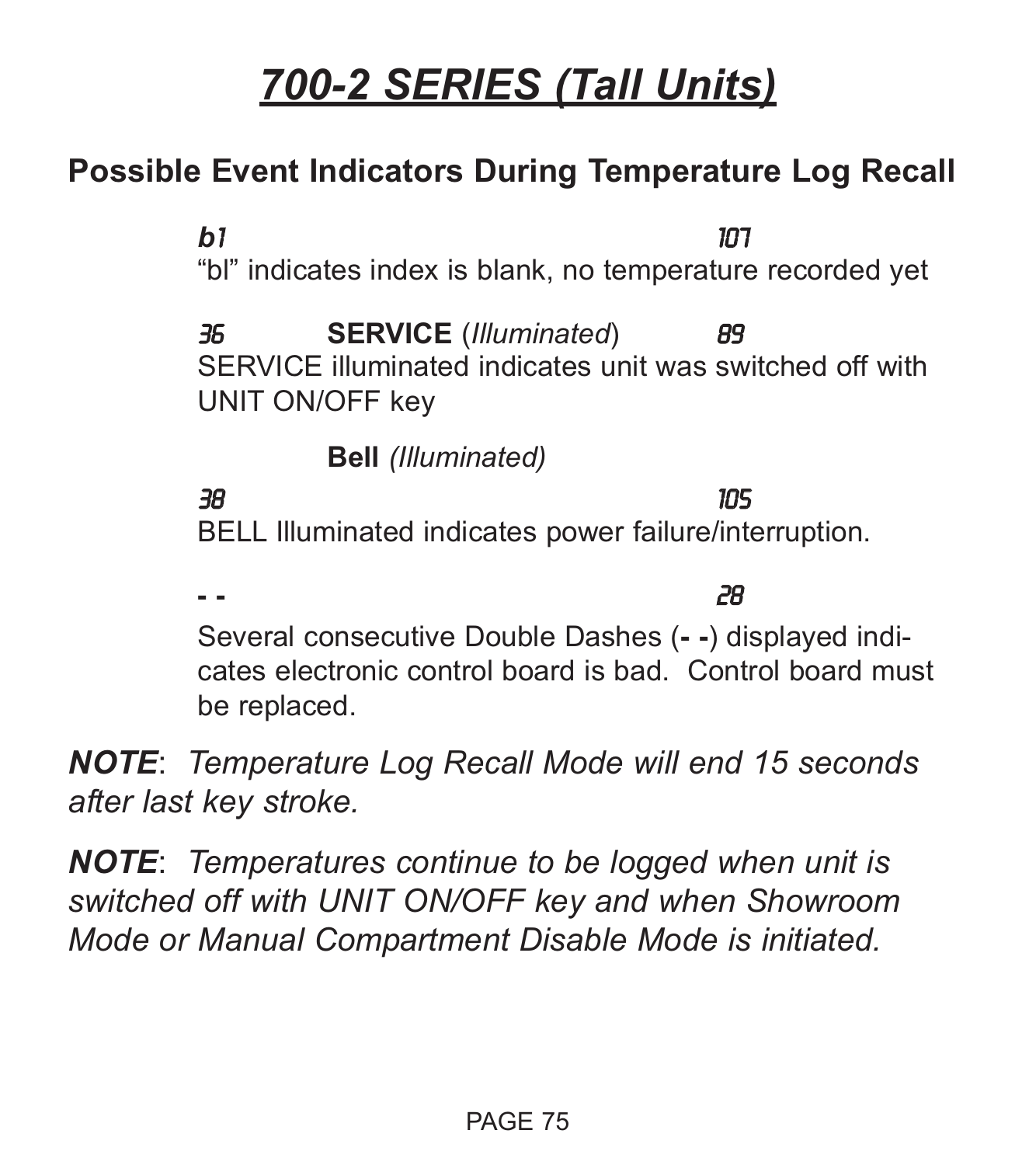# *700-2 SERIES (Tall Units)*

## Possible Event Indicators During Temperature Log Recall

*b1* *107*

"bl" indicates index is blank, no temperature recorded yet

*36* **SERVICE** (*Illuminated*) *89*

SERVICE illuminated indicates unit was switched off with UNIT ON/OFF key

**Bell** *(Illuminated)*

*38* *105*

BELL Illuminated indicates power failure/interruption.

**- -** *28*

Several consecutive Double Dashes (**- -**) displayed indicates electronic control board is bad. Control board must be replaced.

***NOTE***: *Temperature Log Recall Mode will end 15 seconds after last key stroke.*

***NOTE***: *Temperatures continue to be logged when unit is switched off with UNIT ON/OFF key and when Showroom Mode or Manual Compartment Disable Mode is initiated.*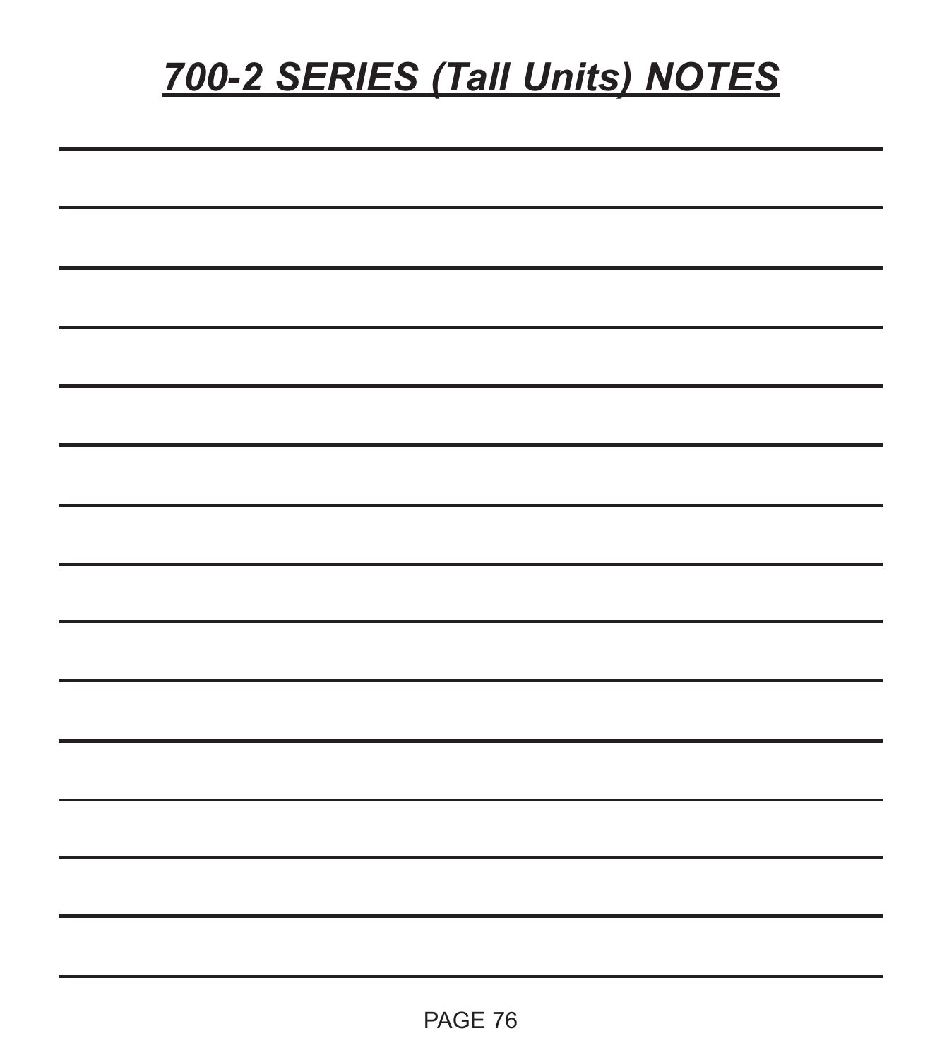# *700-2 SERIES (Tall Units) NOTES*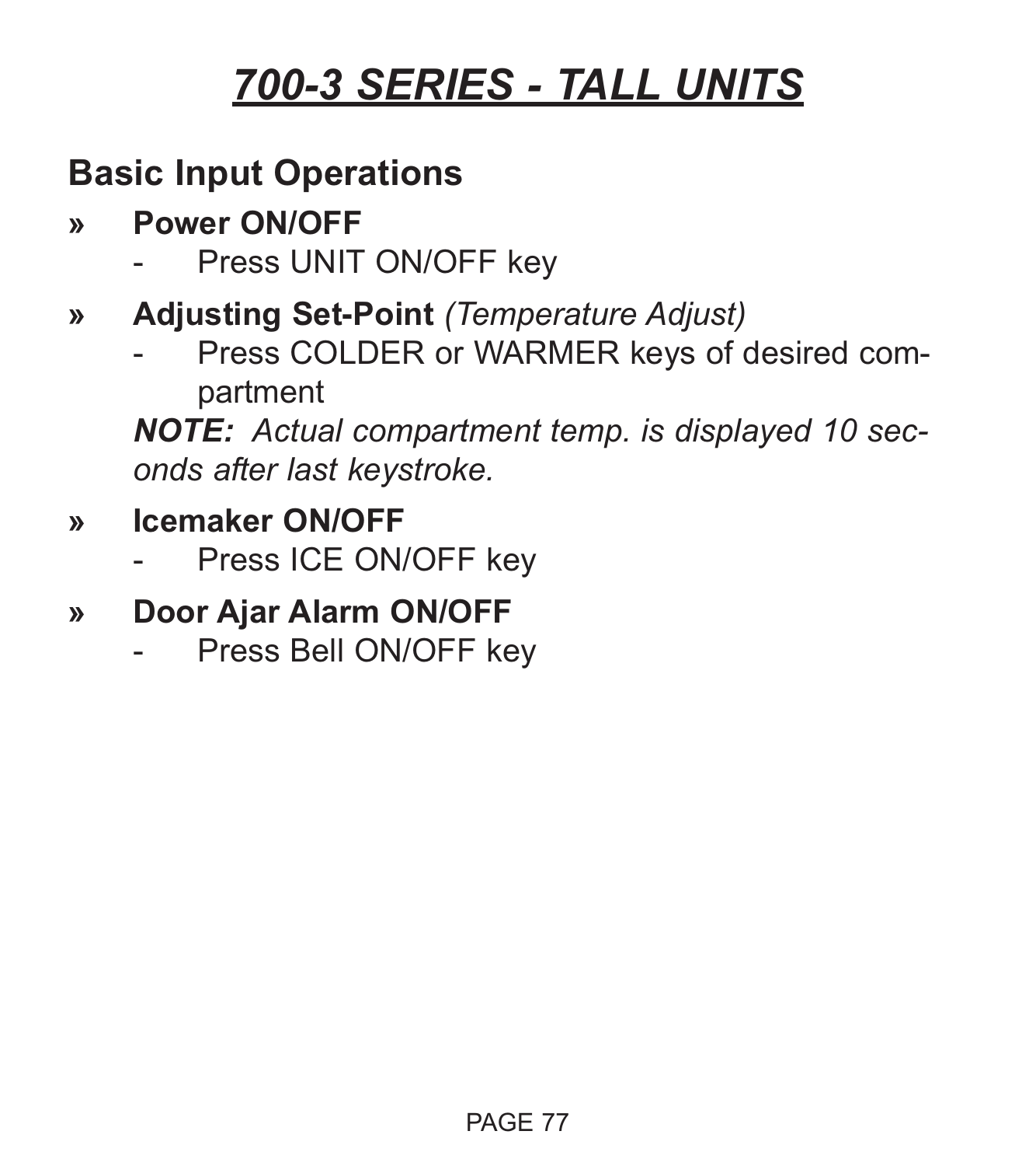# *700-3 SERIES - TALL UNITS*

## Basic Input Operations

» **Power ON/OFF**
- Press UNIT ON/OFF key

» **Adjusting Set-Point** *(Temperature Adjust)*
- Press COLDER or WARMER keys of desired compartment

***NOTE:*** *Actual compartment temp. is displayed 10 seconds after last keystroke.*

» **Icemaker ON/OFF**
- Press ICE ON/OFF key

» **Door Ajar Alarm ON/OFF**
- Press Bell ON/OFF key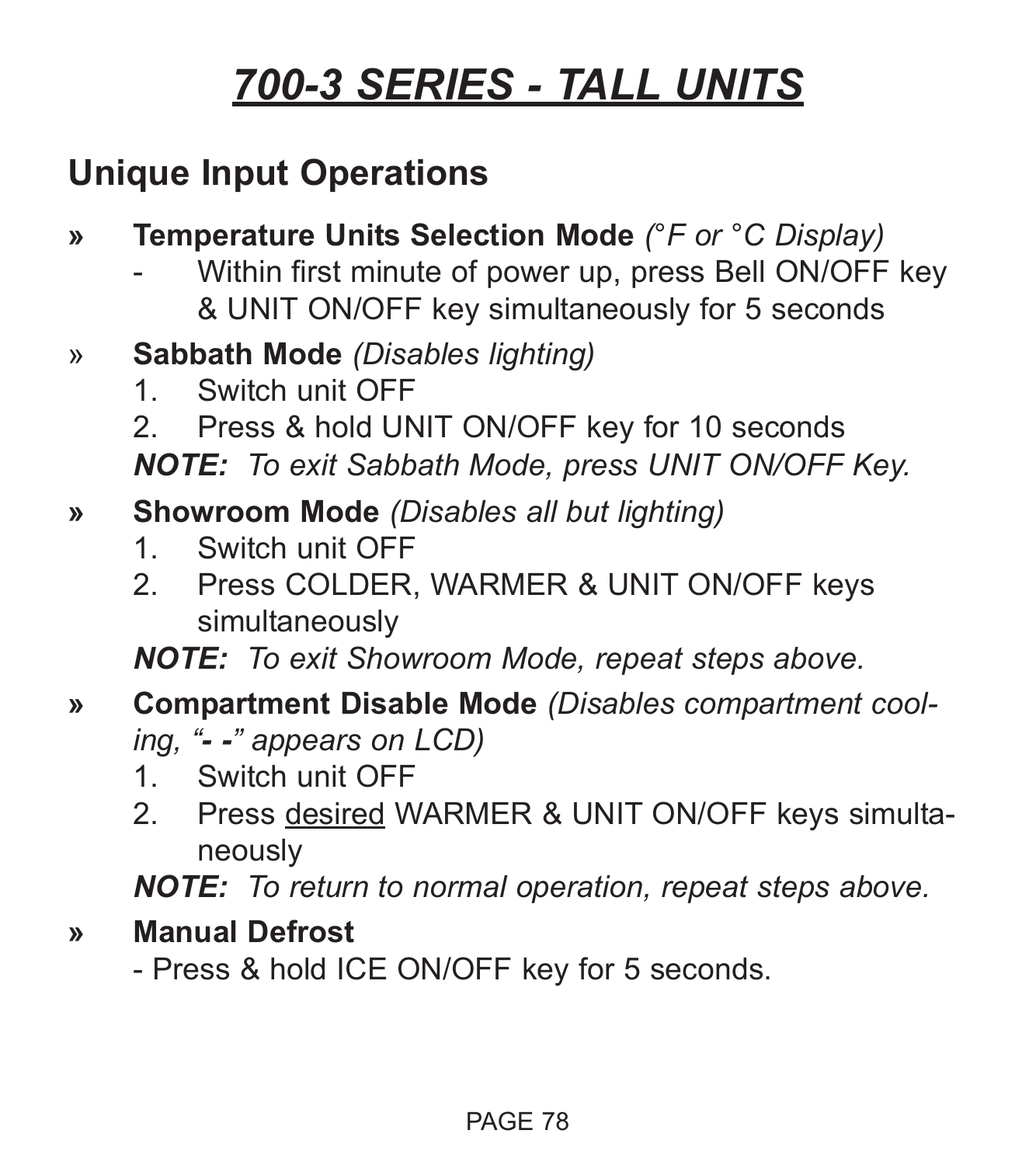# *700-3 SERIES - TALL UNITS*

## Unique Input Operations

- **Temperature Units Selection Mode** *(°F or °C Display)*
  - Within first minute of power up, press Bell ON/OFF key & UNIT ON/OFF key simultaneously for 5 seconds

- **Sabbath Mode** *(Disables lighting)*
  1. Switch unit OFF
  2. Press & hold UNIT ON/OFF key for 10 seconds

  ***NOTE:*** *To exit Sabbath Mode, press UNIT ON/OFF Key.*

- **Showroom Mode** *(Disables all but lighting)*
  1. Switch unit OFF
  2. Press COLDER, WARMER & UNIT ON/OFF keys simultaneously

  ***NOTE:*** *To exit Showroom Mode, repeat steps above.*

- **Compartment Disable Mode** *(Disables compartment cooling, "**- -**" appears on LCD)*
  1. Switch unit OFF
  2. Press <u>desired</u> WARMER & UNIT ON/OFF keys simultaneously

  ***NOTE:*** *To return to normal operation, repeat steps above.*

- **Manual Defrost**

  - Press & hold ICE ON/OFF key for 5 seconds.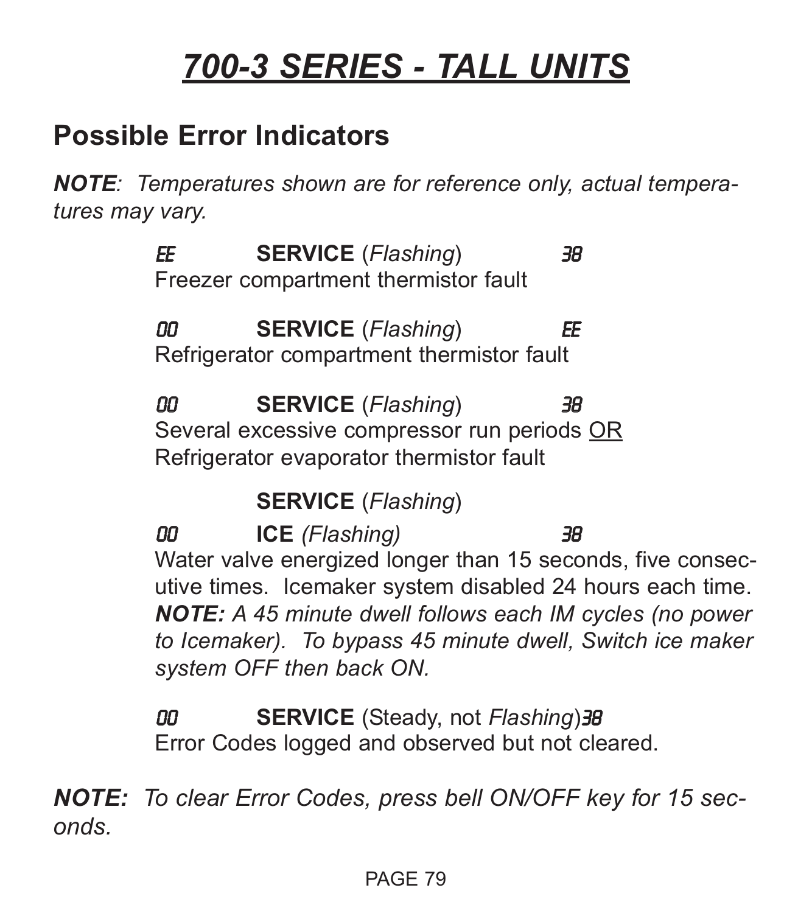# *700-3 SERIES - TALL UNITS*

## Possible Error Indicators

***NOTE**: Temperatures shown are for reference only, actual temperatures may vary.*

EE **SERVICE** (*Flashing*) 38
Freezer compartment thermistor fault

00 **SERVICE** (*Flashing*) EE
Refrigerator compartment thermistor fault

00 **SERVICE** (*Flashing*) 38
Several excessive compressor run periods <u>OR</u>
Refrigerator evaporator thermistor fault

**SERVICE** (*Flashing*)
00 **ICE** *(Flashing)* 38
Water valve energized longer than 15 seconds, five consecutive times. Icemaker system disabled 24 hours each time.
***NOTE:** A 45 minute dwell follows each IM cycles (no power to Icemaker). To bypass 45 minute dwell, Switch ice maker system OFF then back ON.*

00 **SERVICE** (Steady, not *Flashing*) 38
Error Codes logged and observed but not cleared.

***NOTE:** To clear Error Codes, press bell ON/OFF key for 15 seconds.*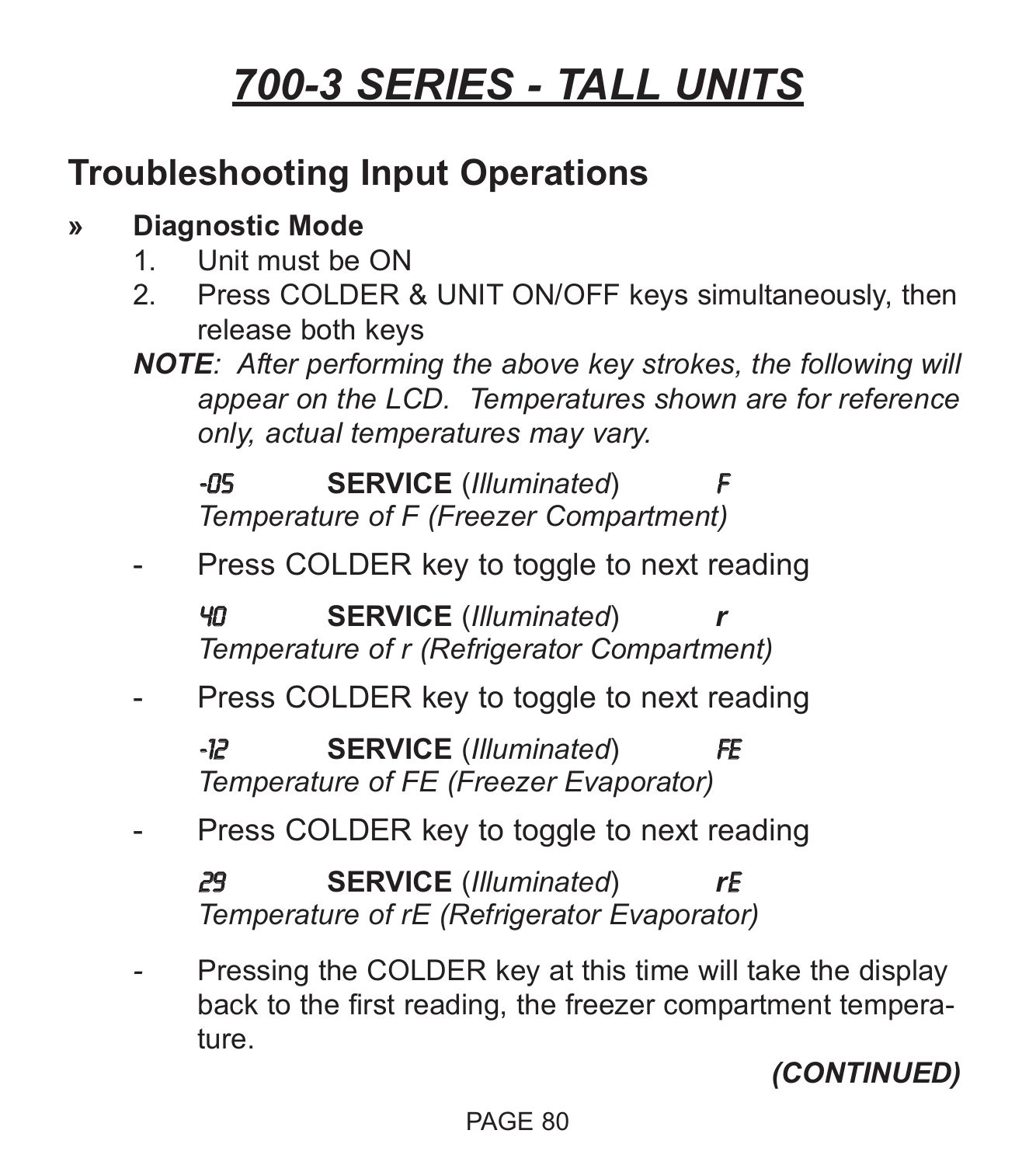# 700-3 SERIES - TALL UNITS

## Troubleshooting Input Operations

» **Diagnostic Mode**

1. Unit must be ON
2. Press COLDER & UNIT ON/OFF keys simultaneously, then release both keys

***NOTE**: After performing the above key strokes, the following will appear on the LCD. Temperatures shown are for reference only, actual temperatures may vary.*

-05 **SERVICE** (*Illuminated*) F
*Temperature of F (Freezer Compartment)*

- Press COLDER key to toggle to next reading

40 **SERVICE** (*Illuminated*) ***r***
*Temperature of r (Refrigerator Compartment)*

- Press COLDER key to toggle to next reading

-12 **SERVICE** (*Illuminated*) FE
*Temperature of FE (Freezer Evaporator)*

- Press COLDER key to toggle to next reading

29 **SERVICE** (*Illuminated*) rE
*Temperature of rE (Refrigerator Evaporator)*

- Pressing the COLDER key at this time will take the display back to the first reading, the freezer compartment temperature.

***(CONTINUED)***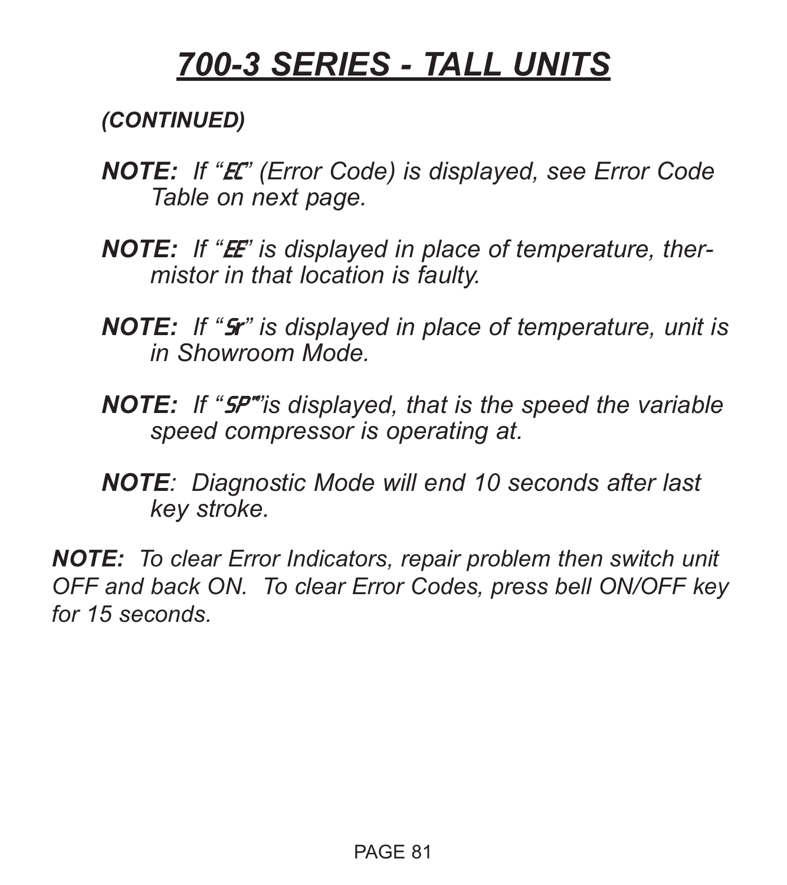# *700-3 SERIES - TALL UNITS*

***(CONTINUED)***

***NOTE:*** *If "EC" (Error Code) is displayed, see Error Code Table on next page.*

***NOTE:*** *If "EE" is displayed in place of temperature, thermistor in that location is faulty.*

***NOTE:*** *If "Sr" is displayed in place of temperature, unit is in Showroom Mode.*

***NOTE:*** *If "SP""is displayed, that is the speed the variable speed compressor is operating at.*

***NOTE**: Diagnostic Mode will end 10 seconds after last key stroke.*

***NOTE:*** *To clear Error Indicators, repair problem then switch unit OFF and back ON. To clear Error Codes, press bell ON/OFF key for 15 seconds.*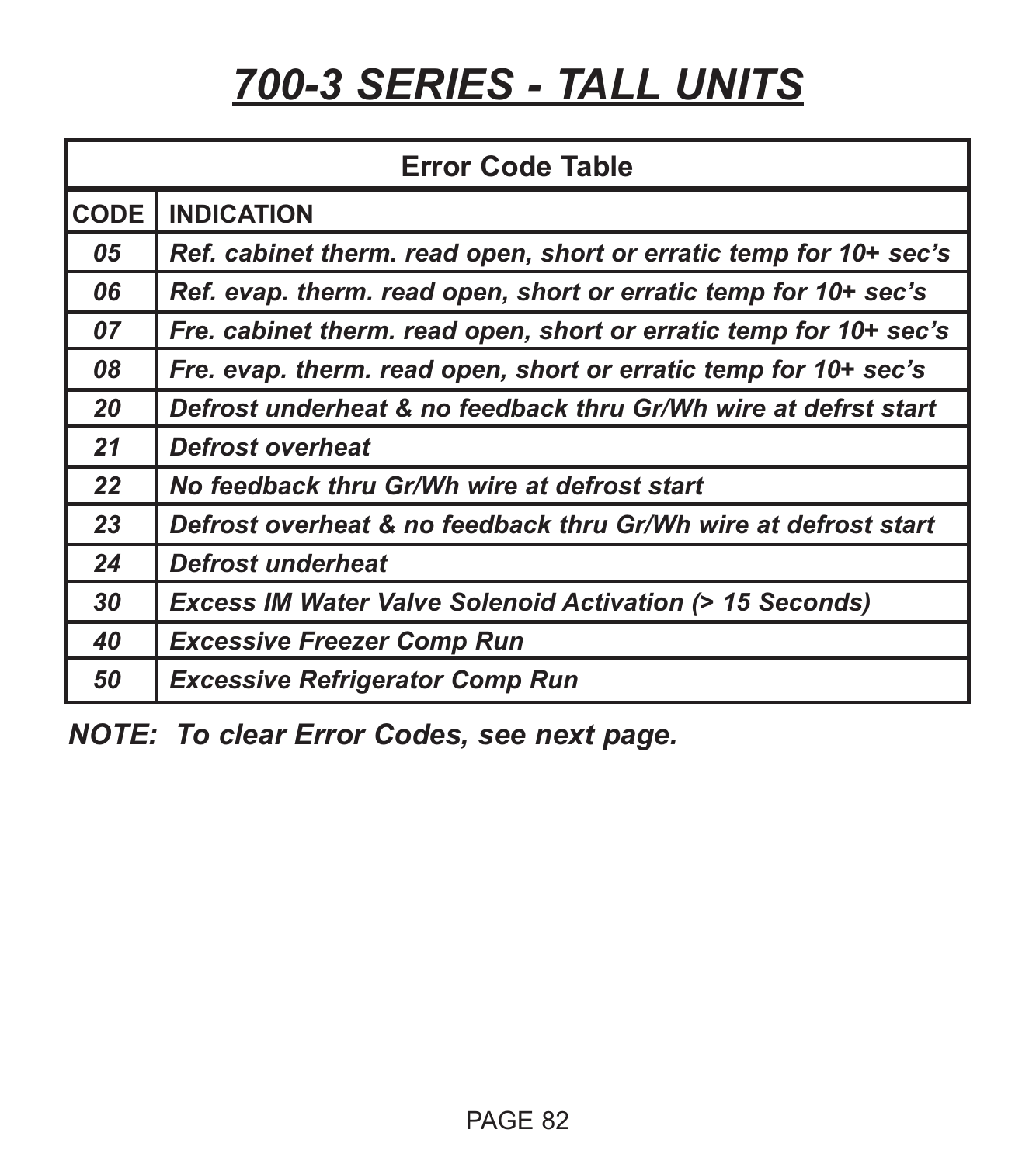# *700-3 SERIES - TALL UNITS*

| **Error Code Table** | |
|---|---|
| **CODE** | **INDICATION** |
| *05* | *Ref. cabinet therm. read open, short or erratic temp for 10+ sec's* |
| *06* | *Ref. evap. therm. read open, short or erratic temp for 10+ sec's* |
| *07* | *Fre. cabinet therm. read open, short or erratic temp for 10+ sec's* |
| *08* | *Fre. evap. therm. read open, short or erratic temp for 10+ sec's* |
| *20* | *Defrost underheat & no feedback thru Gr/Wh wire at defrst start* |
| *21* | *Defrost overheat* |
| *22* | *No feedback thru Gr/Wh wire at defrost start* |
| *23* | *Defrost overheat & no feedback thru Gr/Wh wire at defrost start* |
| *24* | *Defrost underheat* |
| *30* | *Excess IM Water Valve Solenoid Activation (> 15 Seconds)* |
| *40* | *Excessive Freezer Comp Run* |
| *50* | *Excessive Refrigerator Comp Run* |

***NOTE: To clear Error Codes, see next page.***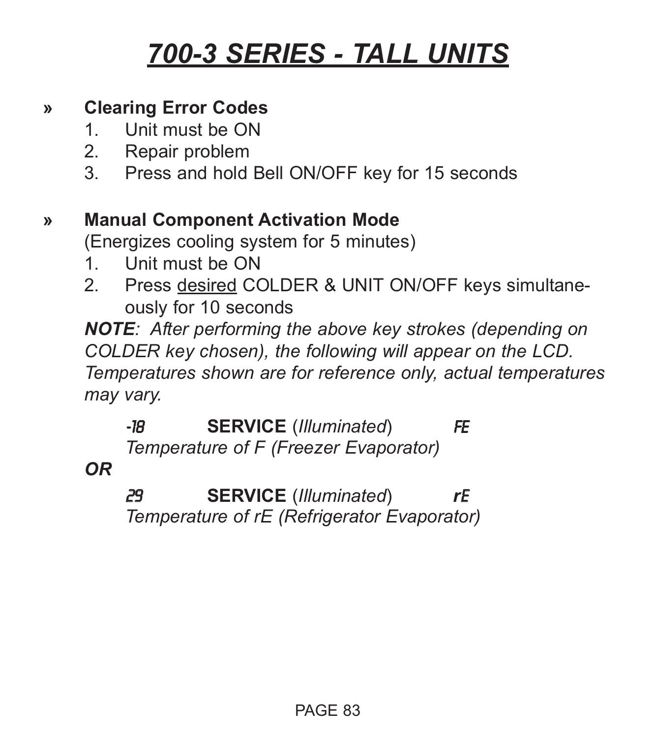// 700-3 SERIES - TALL UNITS

» **Clearing Error Codes**

1. Unit must be ON
2. Repair problem
3. Press and hold Bell ON/OFF key for 15 seconds

» **Manual Component Activation Mode**

(Energizes cooling system for 5 minutes)

1. Unit must be ON
2. Press <u>desired</u> COLDER & UNIT ON/OFF keys simultaneously for 10 seconds

***NOTE**: After performing the above key strokes (depending on COLDER key chosen), the following will appear on the LCD. Temperatures shown are for reference only, actual temperatures may vary.*

-18 **SERVICE** (*Illuminated*) FE

*Temperature of F (Freezer Evaporator)*

***OR***

29 **SERVICE** (*Illuminated*) rE

*Temperature of rE (Refrigerator Evaporator)*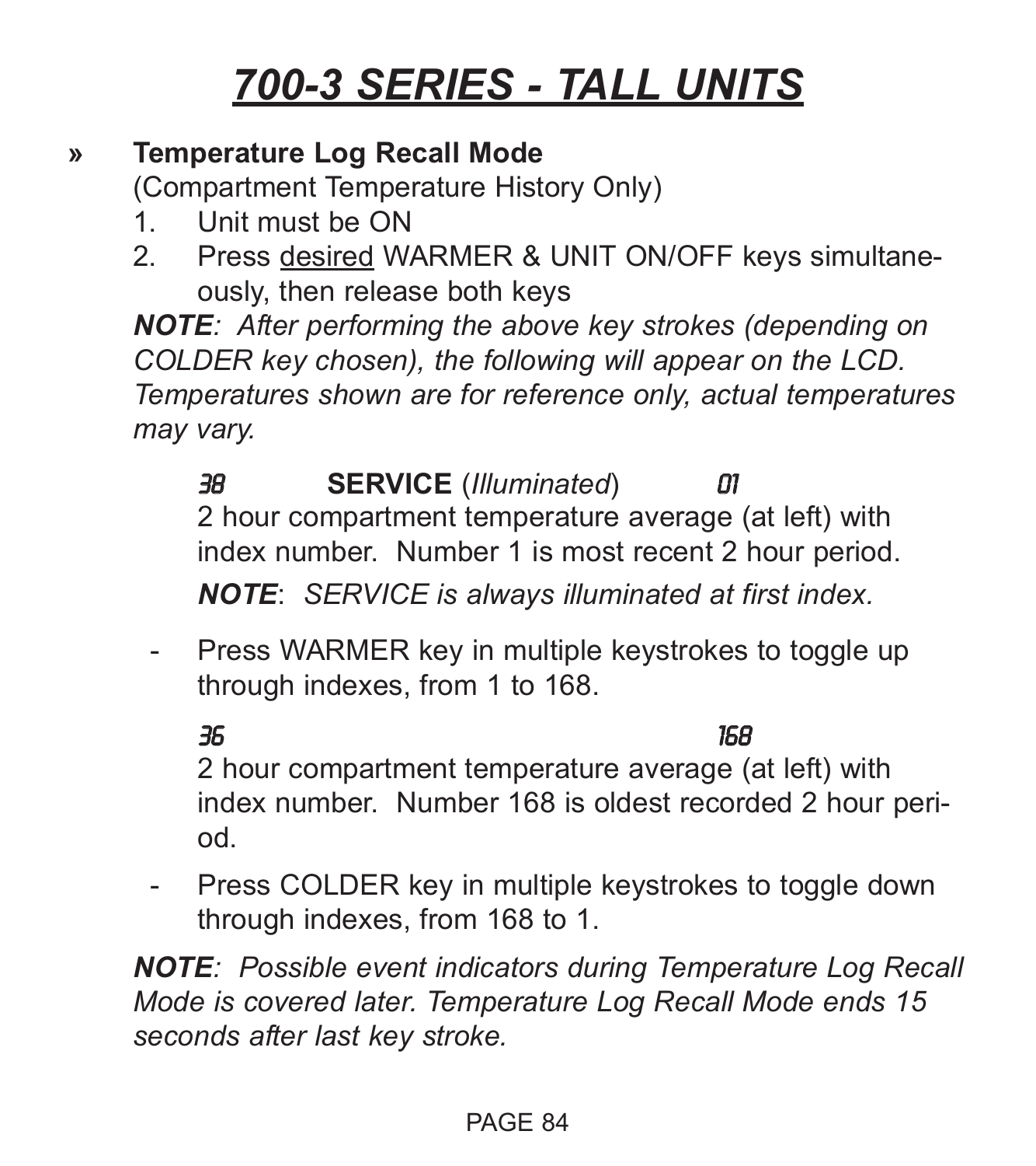// 700-3 SERIES - TALL UNITS

# 700-3 SERIES - TALL UNITS

» **Temperature Log Recall Mode**
(Compartment Temperature History Only)

1. Unit must be ON
2. Press desired WARMER & UNIT ON/OFF keys simultaneously, then release both keys

***NOTE**: After performing the above key strokes (depending on COLDER key chosen), the following will appear on the LCD. Temperatures shown are for reference only, actual temperatures may vary.*

*38* **SERVICE** (*Illuminated*) *01*
2 hour compartment temperature average (at left) with index number. Number 1 is most recent 2 hour period.

***NOTE**: SERVICE is always illuminated at first index.*

- Press WARMER key in multiple keystrokes to toggle up through indexes, from 1 to 168.

*36* *168*
2 hour compartment temperature average (at left) with index number. Number 168 is oldest recorded 2 hour period.

- Press COLDER key in multiple keystrokes to toggle down through indexes, from 168 to 1.

***NOTE**: Possible event indicators during Temperature Log Recall Mode is covered later. Temperature Log Recall Mode ends 15 seconds after last key stroke.*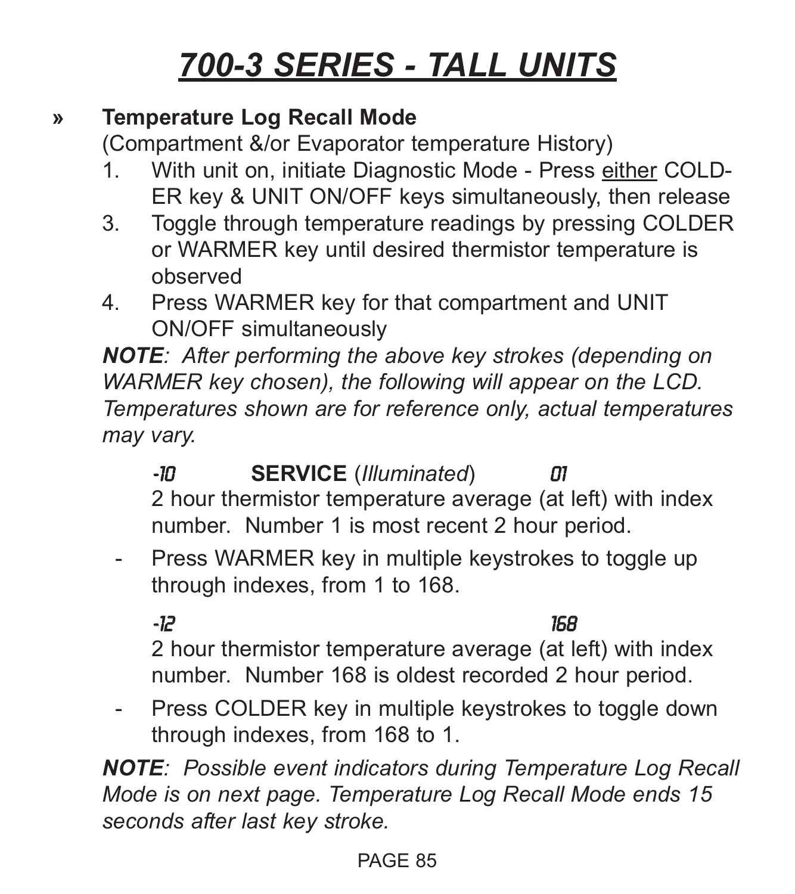# *700-3 SERIES - TALL UNITS*

» **Temperature Log Recall Mode**

(Compartment &/or Evaporator temperature History)

1. With unit on, initiate Diagnostic Mode - Press either COLDER key & UNIT ON/OFF keys simultaneously, then release
3. Toggle through temperature readings by pressing COLDER or WARMER key until desired thermistor temperature is observed
4. Press WARMER key for that compartment and UNIT ON/OFF simultaneously

***NOTE**: After performing the above key strokes (depending on WARMER key chosen), the following will appear on the LCD. Temperatures shown are for reference only, actual temperatures may vary.*

-10 **SERVICE** (*Illuminated*) 01

2 hour thermistor temperature average (at left) with index number. Number 1 is most recent 2 hour period.

- Press WARMER key in multiple keystrokes to toggle up through indexes, from 1 to 168.

-12 168

2 hour thermistor temperature average (at left) with index number. Number 168 is oldest recorded 2 hour period.

- Press COLDER key in multiple keystrokes to toggle down through indexes, from 168 to 1.

***NOTE**: Possible event indicators during Temperature Log Recall Mode is on next page. Temperature Log Recall Mode ends 15 seconds after last key stroke.*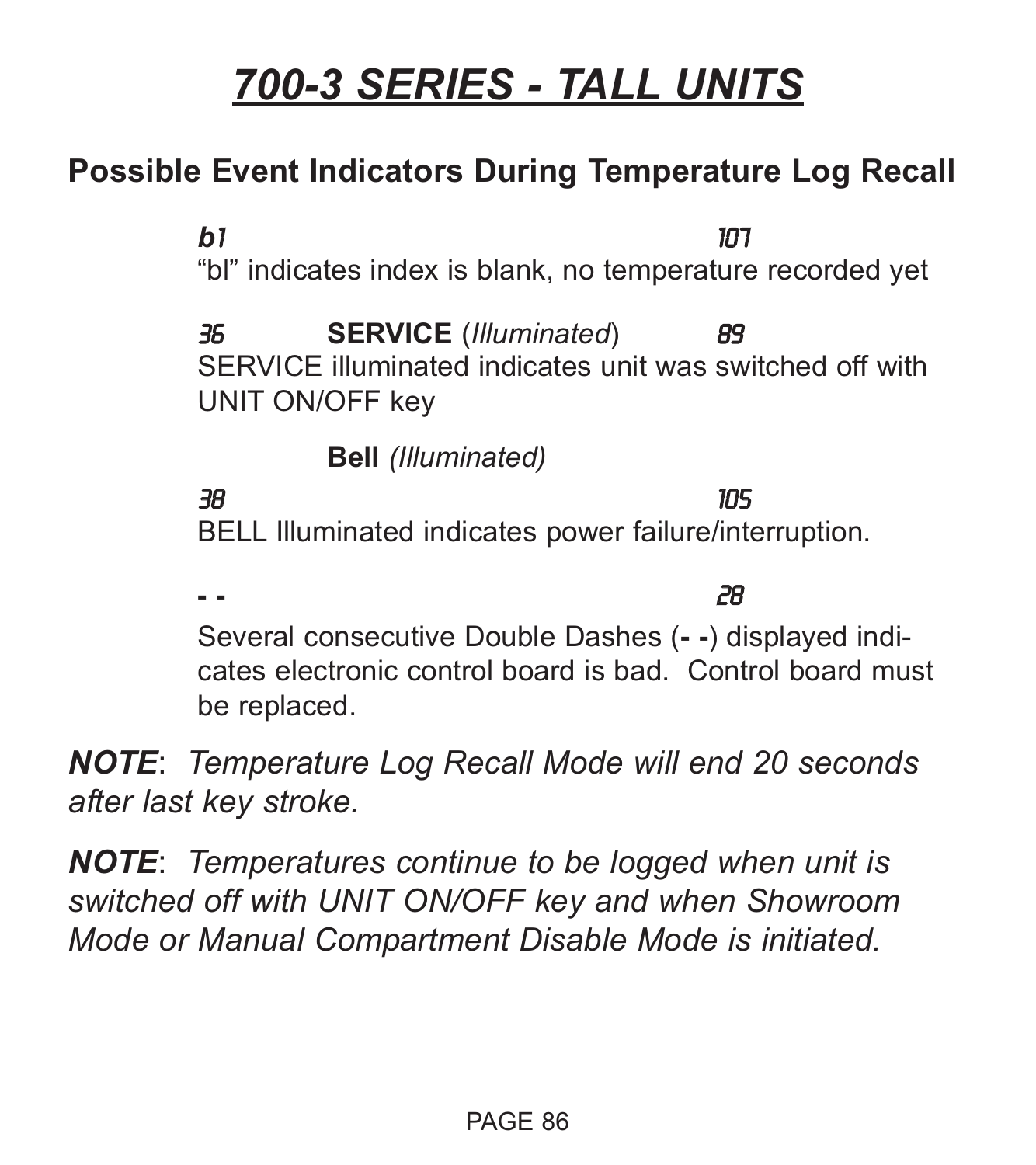# 700-3 SERIES - TALL UNITS

## Possible Event Indicators During Temperature Log Recall

*b1* *107*

"bl" indicates index is blank, no temperature recorded yet

*36* **SERVICE** (*Illuminated*) *89*

SERVICE illuminated indicates unit was switched off with UNIT ON/OFF key

**Bell** *(Illuminated)*

*38* *105*

BELL Illuminated indicates power failure/interruption.

**- -** *28*

Several consecutive Double Dashes (**- -**) displayed indicates electronic control board is bad. Control board must be replaced.

***NOTE***: *Temperature Log Recall Mode will end 20 seconds after last key stroke.*

***NOTE***: *Temperatures continue to be logged when unit is switched off with UNIT ON/OFF key and when Showroom Mode or Manual Compartment Disable Mode is initiated.*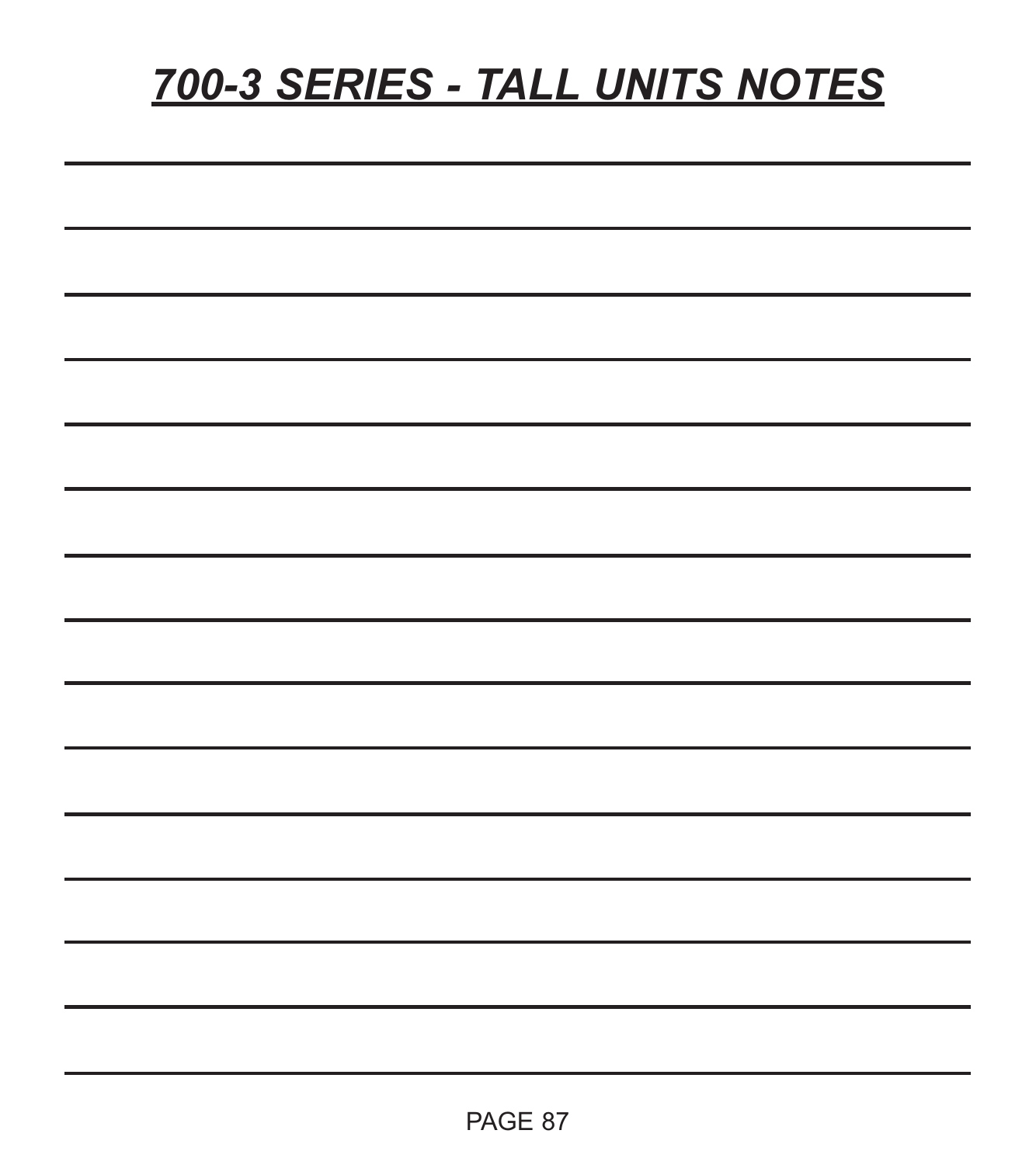# ***700-3 SERIES - TALL UNITS NOTES***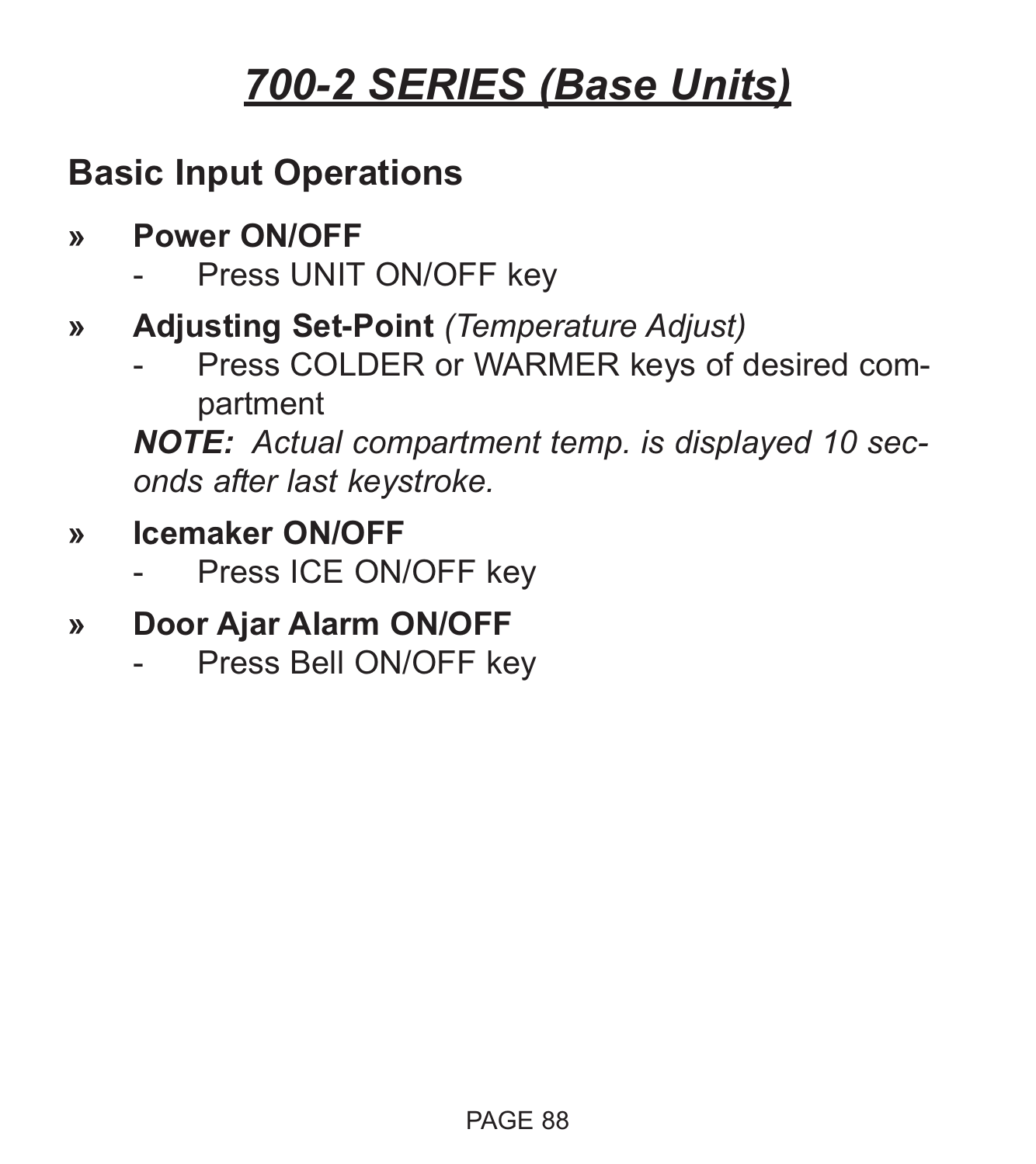# *700-2 SERIES (Base Units)*

## Basic Input Operations

» **Power ON/OFF**
- Press UNIT ON/OFF key

» **Adjusting Set-Point** *(Temperature Adjust)*
- Press COLDER or WARMER keys of desired compartment

***NOTE:*** *Actual compartment temp. is displayed 10 seconds after last keystroke.*

» **Icemaker ON/OFF**
- Press ICE ON/OFF key

» **Door Ajar Alarm ON/OFF**
- Press Bell ON/OFF key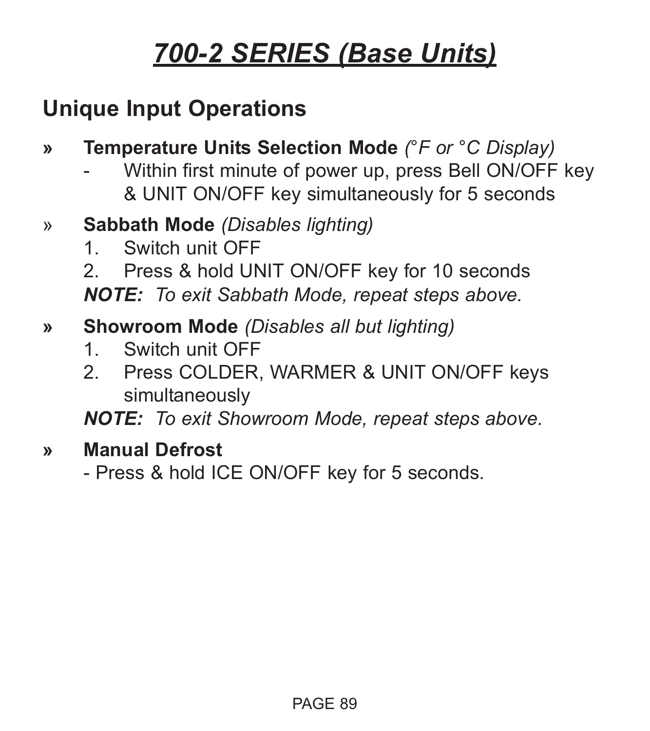# ***700-2 SERIES (Base Units)***

## Unique Input Operations

» **Temperature Units Selection Mode** *(°F or °C Display)*
- Within first minute of power up, press Bell ON/OFF key & UNIT ON/OFF key simultaneously for 5 seconds

» **Sabbath Mode** *(Disables lighting)*
1. Switch unit OFF
2. Press & hold UNIT ON/OFF key for 10 seconds

***NOTE:*** *To exit Sabbath Mode, repeat steps above.*

» **Showroom Mode** *(Disables all but lighting)*
1. Switch unit OFF
2. Press COLDER, WARMER & UNIT ON/OFF keys simultaneously

***NOTE:*** *To exit Showroom Mode, repeat steps above.*

» **Manual Defrost**
- Press & hold ICE ON/OFF key for 5 seconds.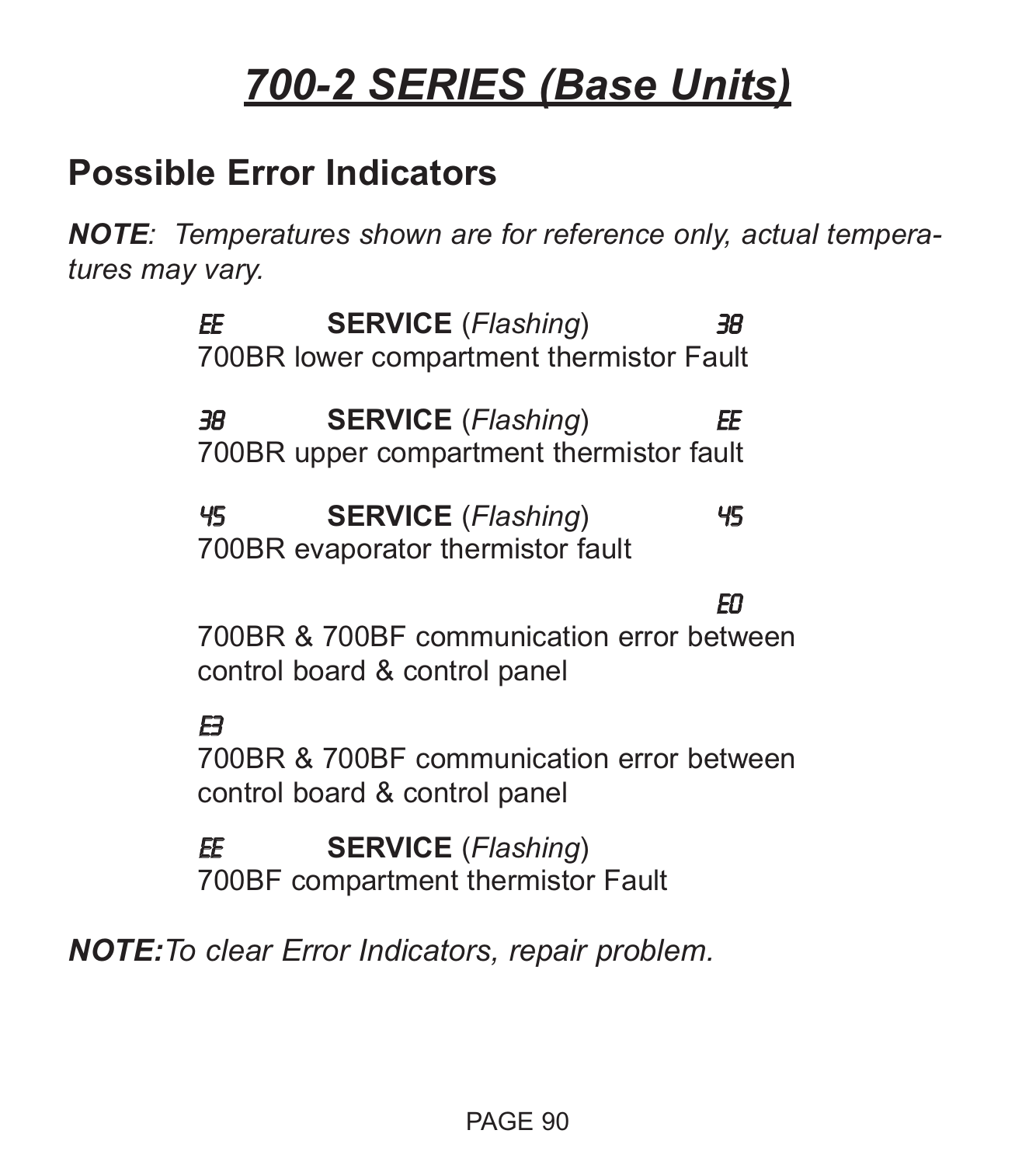# *700-2 SERIES (Base Units)*

## Possible Error Indicators

***NOTE**: Temperatures shown are for reference only, actual temperatures may vary.*

*EE* **SERVICE** (*Flashing*) *38*
700BR lower compartment thermistor Fault

*38* **SERVICE** (*Flashing*) *EE*
700BR upper compartment thermistor fault

*45* **SERVICE** (*Flashing*) *45*
700BR evaporator thermistor fault

*E0*
700BR & 700BF communication error between control board & control panel

*E3*
700BR & 700BF communication error between control board & control panel

*EE* **SERVICE** (*Flashing*)
700BF compartment thermistor Fault

***NOTE:** To clear Error Indicators, repair problem.*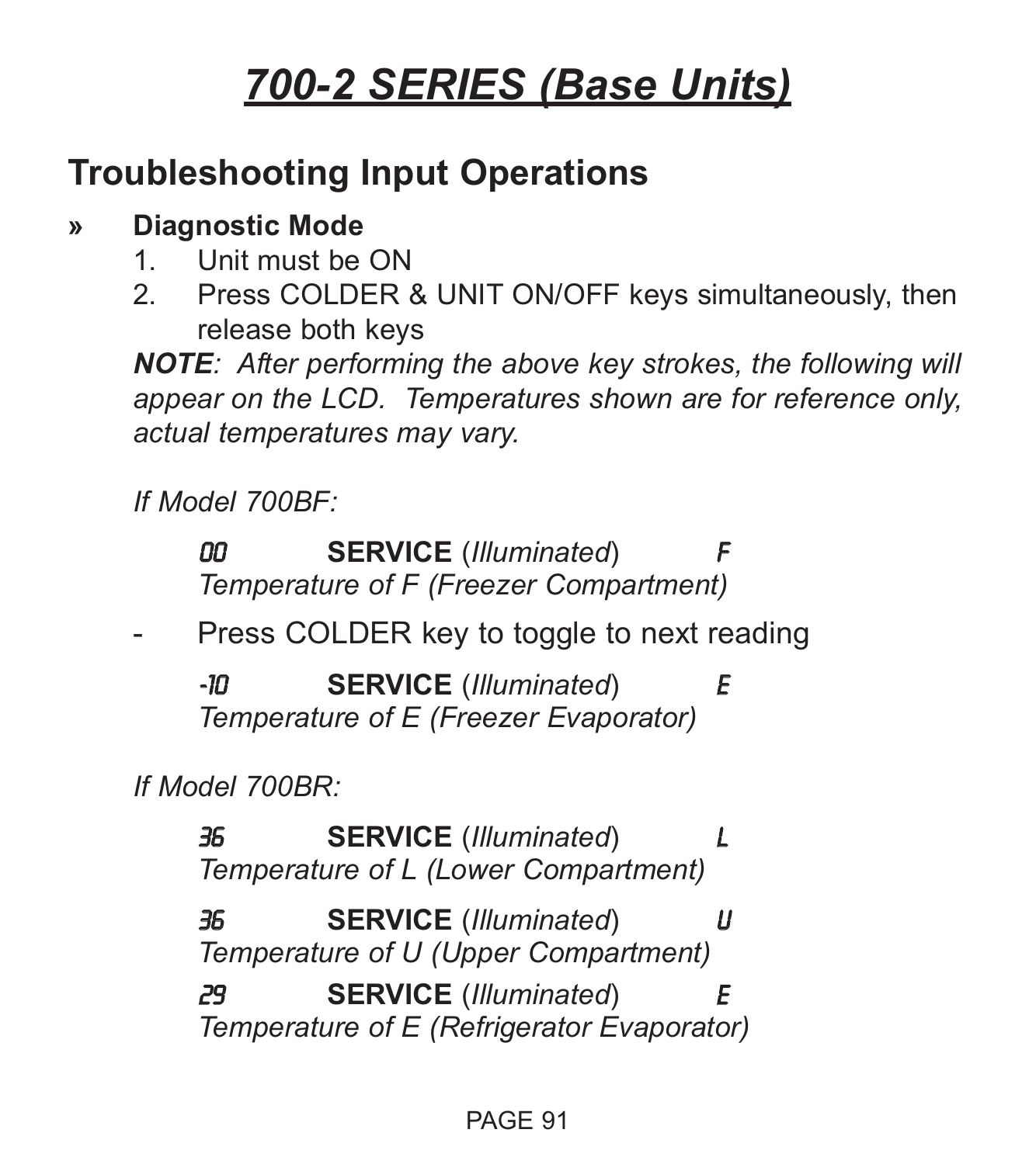# *700-2 SERIES (Base Units)*

## Troubleshooting Input Operations

» **Diagnostic Mode**

1. Unit must be ON
2. Press COLDER & UNIT ON/OFF keys simultaneously, then release both keys

***NOTE**: After performing the above key strokes, the following will appear on the LCD. Temperatures shown are for reference only, actual temperatures may vary.*

*If Model 700BF:*

*00* **SERVICE** (*Illuminated*) *F*
*Temperature of F (Freezer Compartment)*

- Press COLDER key to toggle to next reading

*-10* **SERVICE** (*Illuminated*) *E*
*Temperature of E (Freezer Evaporator)*

*If Model 700BR:*

*36* **SERVICE** (*Illuminated*) *L*
*Temperature of L (Lower Compartment)*

*36* **SERVICE** (*Illuminated*) *U*
*Temperature of U (Upper Compartment)*

*29* **SERVICE** (*Illuminated*) *E*
*Temperature of E (Refrigerator Evaporator)*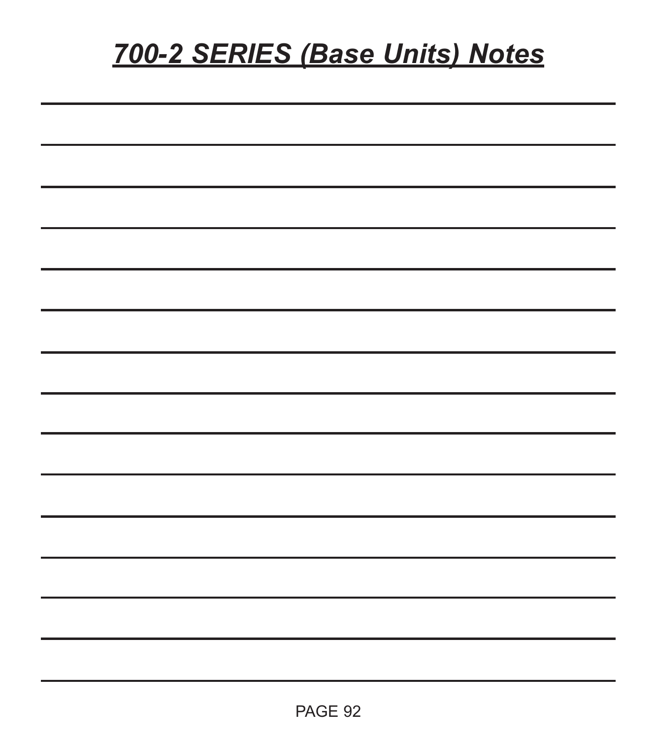# ***700-2 SERIES (Base Units) Notes***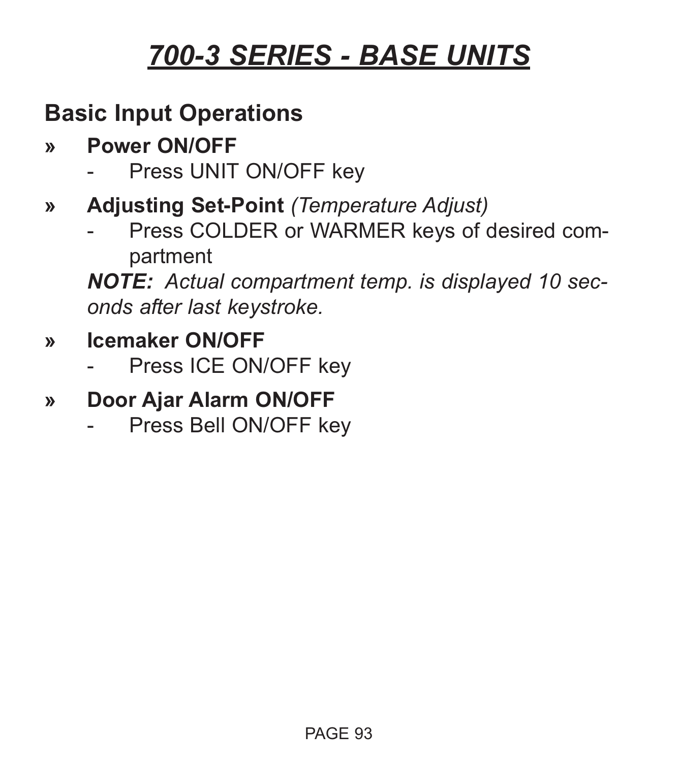# *700-3 SERIES - BASE UNITS*

## Basic Input Operations

» **Power ON/OFF**
- Press UNIT ON/OFF key

» **Adjusting Set-Point** *(Temperature Adjust)*
- Press COLDER or WARMER keys of desired compartment

***NOTE:*** *Actual compartment temp. is displayed 10 seconds after last keystroke.*

» **Icemaker ON/OFF**
- Press ICE ON/OFF key

» **Door Ajar Alarm ON/OFF**
- Press Bell ON/OFF key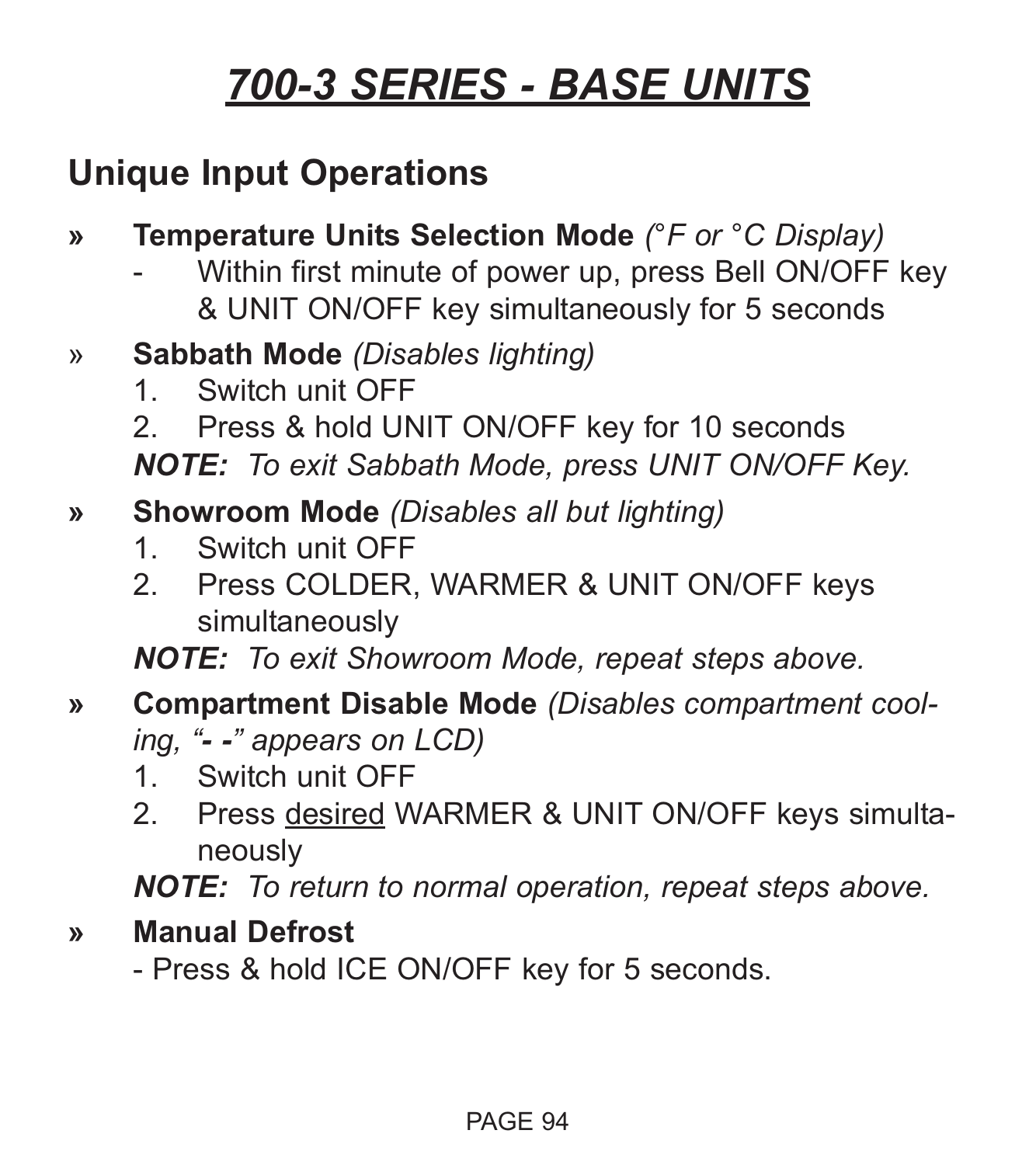# 700-3 SERIES - BASE UNITS

## Unique Input Operations

» **Temperature Units Selection Mode** *(°F or °C Display)*
  - Within first minute of power up, press Bell ON/OFF key & UNIT ON/OFF key simultaneously for 5 seconds

» **Sabbath Mode** *(Disables lighting)*
  1. Switch unit OFF
  2. Press & hold UNIT ON/OFF key for 10 seconds

  ***NOTE:*** *To exit Sabbath Mode, press UNIT ON/OFF Key.*

» **Showroom Mode** *(Disables all but lighting)*
  1. Switch unit OFF
  2. Press COLDER, WARMER & UNIT ON/OFF keys simultaneously

  ***NOTE:*** *To exit Showroom Mode, repeat steps above.*

» **Compartment Disable Mode** *(Disables compartment cooling, "**- -**" appears on LCD)*
  1. Switch unit OFF
  2. Press desired WARMER & UNIT ON/OFF keys simultaneously

  ***NOTE:*** *To return to normal operation, repeat steps above.*

» **Manual Defrost**
  - Press & hold ICE ON/OFF key for 5 seconds.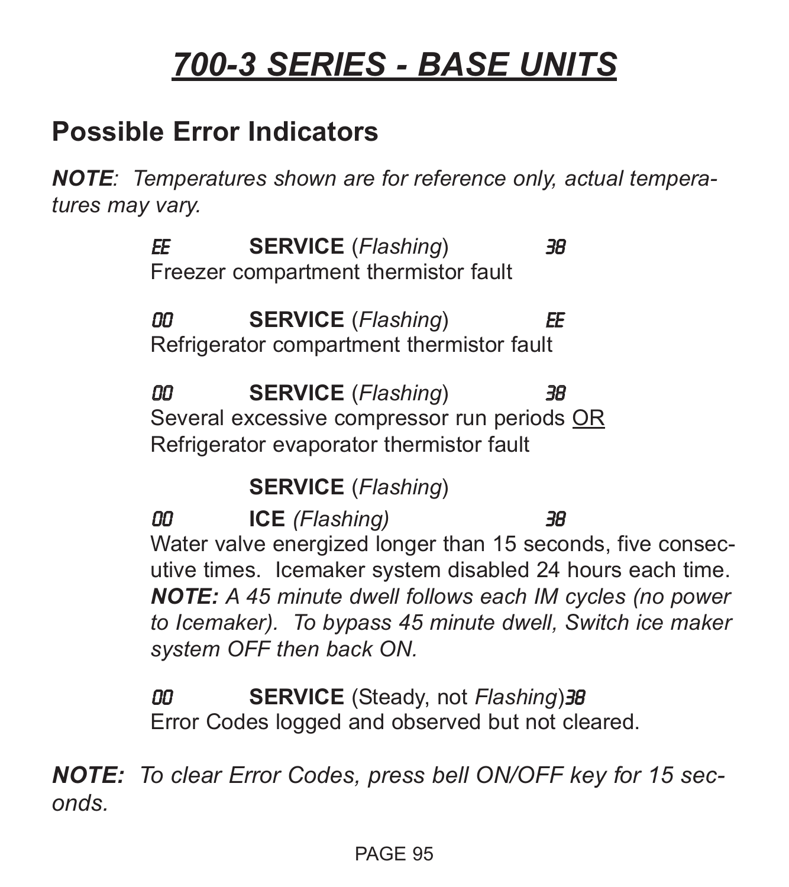# 700-3 SERIES - BASE UNITS

## Possible Error Indicators

***NOTE**: Temperatures shown are for reference only, actual temperatures may vary.*

EE **SERVICE** (*Flashing*) 38
Freezer compartment thermistor fault

00 **SERVICE** (*Flashing*) EE
Refrigerator compartment thermistor fault

00 **SERVICE** (*Flashing*) 38
Several excessive compressor run periods <u>OR</u>
Refrigerator evaporator thermistor fault

**SERVICE** (*Flashing*)
00 **ICE** *(Flashing)* 38
Water valve energized longer than 15 seconds, five consecutive times. Icemaker system disabled 24 hours each time. ***NOTE:** A 45 minute dwell follows each IM cycles (no power to Icemaker). To bypass 45 minute dwell, Switch ice maker system OFF then back ON.*

00 **SERVICE** (Steady, not *Flashing*) 38
Error Codes logged and observed but not cleared.

***NOTE:** To clear Error Codes, press bell ON/OFF key for 15 seconds.*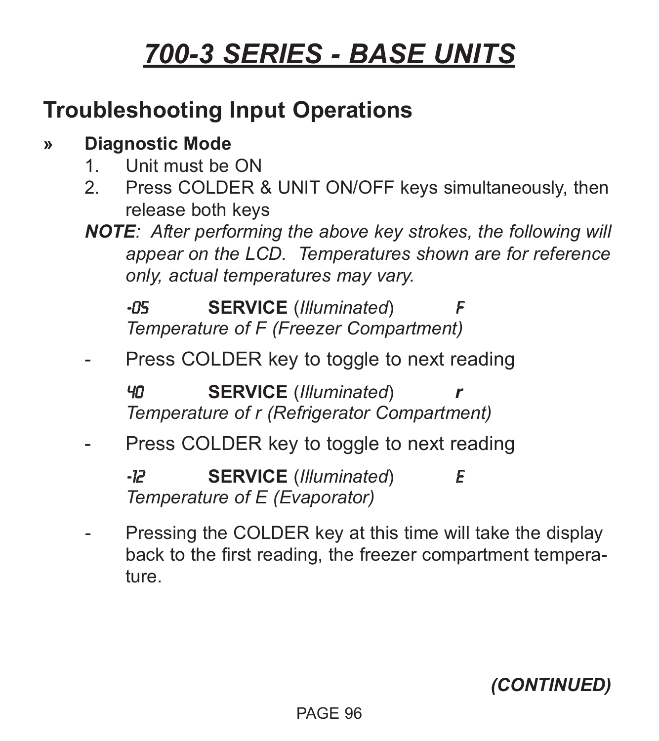# 700-3 SERIES - BASE UNITS

## Troubleshooting Input Operations

» **Diagnostic Mode**

1. Unit must be ON
2. Press COLDER & UNIT ON/OFF keys simultaneously, then release both keys

***NOTE**: After performing the above key strokes, the following will appear on the LCD. Temperatures shown are for reference only, actual temperatures may vary.*

-05 **SERVICE** (*Illuminated*) F
*Temperature of F (Freezer Compartment)*

- Press COLDER key to toggle to next reading

40 **SERVICE** (*Illuminated*) ***r***
*Temperature of r (Refrigerator Compartment)*

- Press COLDER key to toggle to next reading

-12 **SERVICE** (*Illuminated*) E
*Temperature of E (Evaporator)*

- Pressing the COLDER key at this time will take the display back to the first reading, the freezer compartment temperature.

***(CONTINUED)***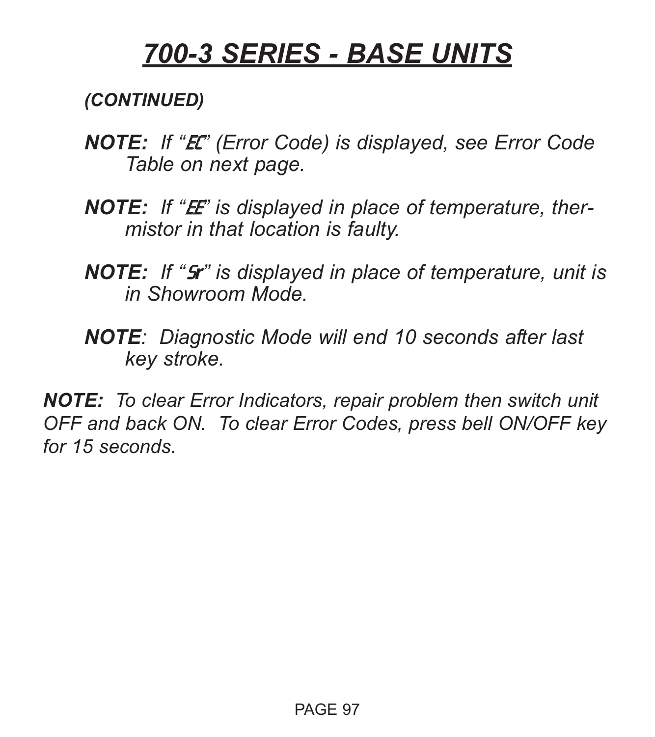# 700-3 SERIES - BASE UNITS

***(CONTINUED)***

***NOTE:*** *If "EC" (Error Code) is displayed, see Error Code Table on next page.*

***NOTE:*** *If "EE" is displayed in place of temperature, thermistor in that location is faulty.*

***NOTE:*** *If "Sr" is displayed in place of temperature, unit is in Showroom Mode.*

***NOTE****: Diagnostic Mode will end 10 seconds after last key stroke.*

***NOTE:*** *To clear Error Indicators, repair problem then switch unit OFF and back ON. To clear Error Codes, press bell ON/OFF key for 15 seconds.*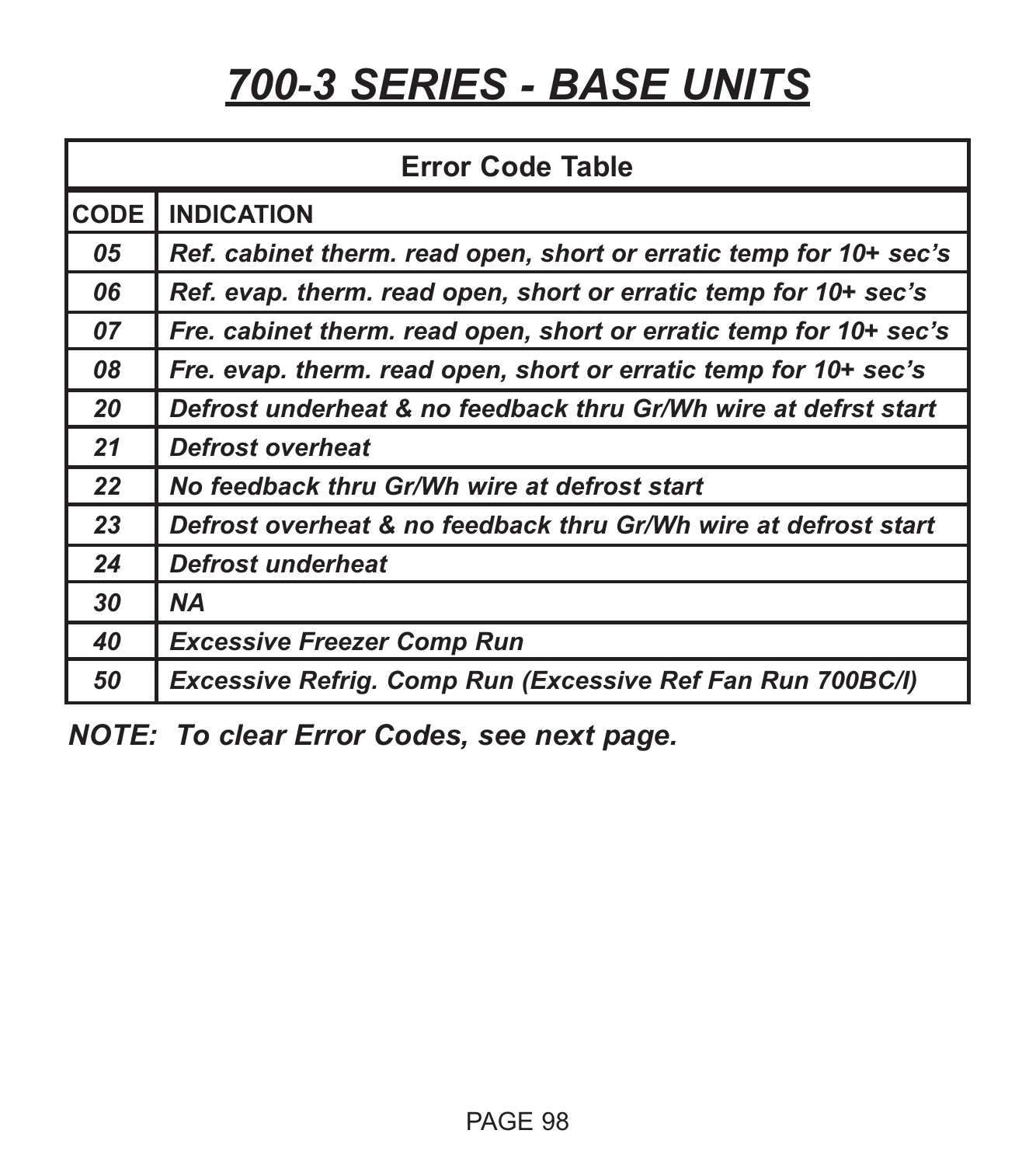# *700-3 SERIES - BASE UNITS*

| Error Code Table | |
|---|---|
| **CODE** | **INDICATION** |
| ***05*** | ***Ref. cabinet therm. read open, short or erratic temp for 10+ sec's*** |
| ***06*** | ***Ref. evap. therm. read open, short or erratic temp for 10+ sec's*** |
| ***07*** | ***Fre. cabinet therm. read open, short or erratic temp for 10+ sec's*** |
| ***08*** | ***Fre. evap. therm. read open, short or erratic temp for 10+ sec's*** |
| ***20*** | ***Defrost underheat & no feedback thru Gr/Wh wire at defrst start*** |
| ***21*** | ***Defrost overheat*** |
| ***22*** | ***No feedback thru Gr/Wh wire at defrost start*** |
| ***23*** | ***Defrost overheat & no feedback thru Gr/Wh wire at defrost start*** |
| ***24*** | ***Defrost underheat*** |
| ***30*** | ***NA*** |
| ***40*** | ***Excessive Freezer Comp Run*** |
| ***50*** | ***Excessive Refrig. Comp Run (Excessive Ref Fan Run 700BC/I)*** |

***NOTE: To clear Error Codes, see next page.***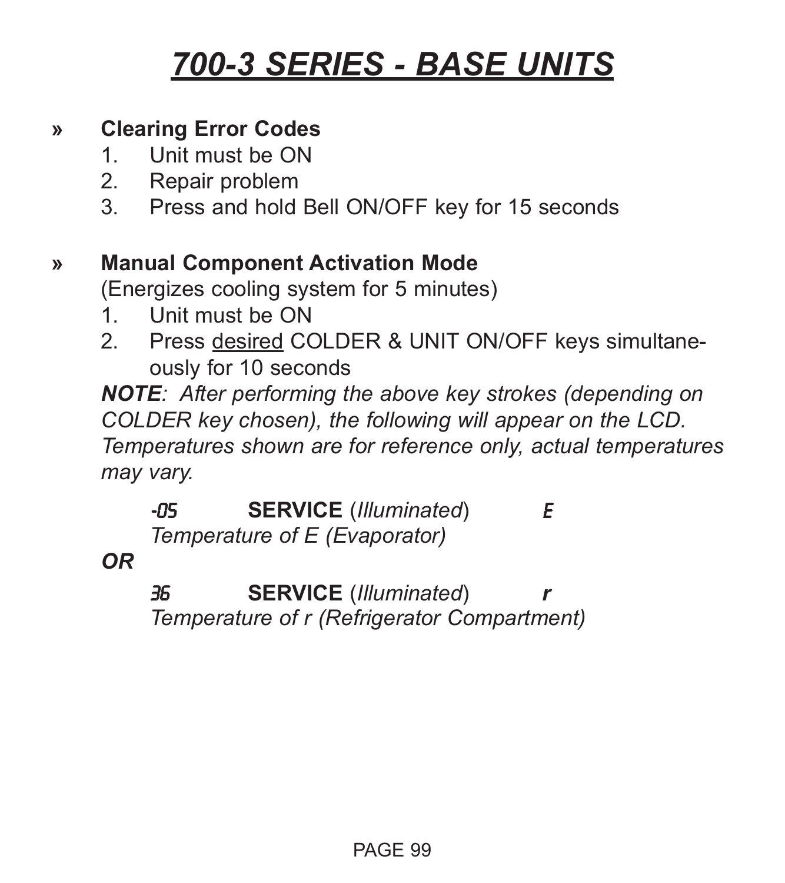# *700-3 SERIES - BASE UNITS*

» **Clearing Error Codes**

1. Unit must be ON
2. Repair problem
3. Press and hold Bell ON/OFF key for 15 seconds

» **Manual Component Activation Mode**

(Energizes cooling system for 5 minutes)

1. Unit must be ON
2. Press desired COLDER & UNIT ON/OFF keys simultaneously for 10 seconds

***NOTE****: After performing the above key strokes (depending on COLDER key chosen), the following will appear on the LCD. Temperatures shown are for reference only, actual temperatures may vary.*

-05 **SERVICE** (*Illuminated*) E
*Temperature of E (Evaporator)*

***OR***

36 **SERVICE** (*Illuminated*) ***r***
*Temperature of r (Refrigerator Compartment)*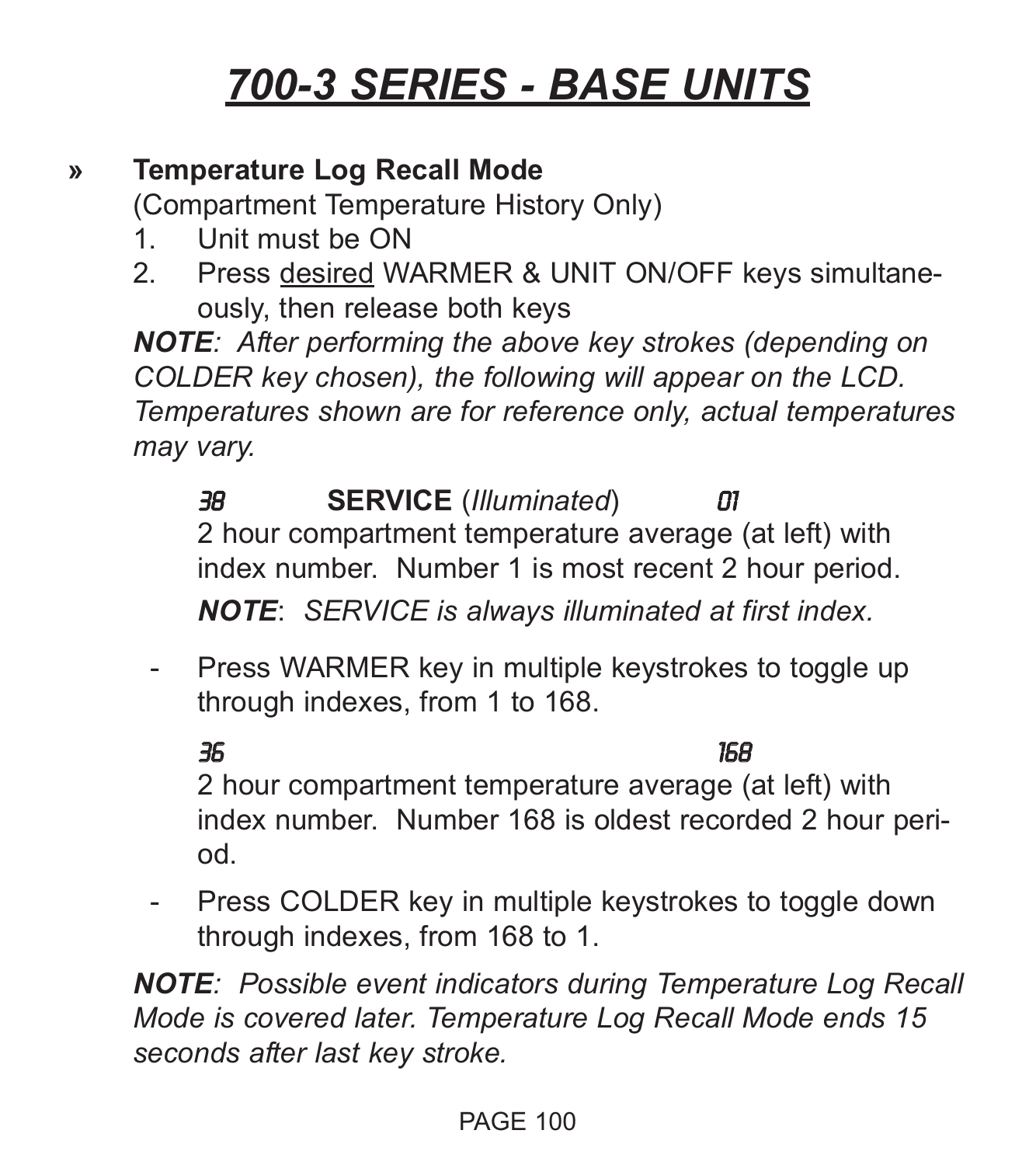# 700-3 SERIES - BASE UNITS

» **Temperature Log Recall Mode**
(Compartment Temperature History Only)

1. Unit must be ON
2. Press <u>desired</u> WARMER & UNIT ON/OFF keys simultaneously, then release both keys

***NOTE**: After performing the above key strokes (depending on COLDER key chosen), the following will appear on the LCD. Temperatures shown are for reference only, actual temperatures may vary.*

*38* **SERVICE** (*Illuminated*) *01*
2 hour compartment temperature average (at left) with index number. Number 1 is most recent 2 hour period.

***NOTE**: SERVICE is always illuminated at first index.*

- Press WARMER key in multiple keystrokes to toggle up through indexes, from 1 to 168.

*36* *168*
2 hour compartment temperature average (at left) with index number. Number 168 is oldest recorded 2 hour period.

- Press COLDER key in multiple keystrokes to toggle down through indexes, from 168 to 1.

***NOTE**: Possible event indicators during Temperature Log Recall Mode is covered later. Temperature Log Recall Mode ends 15 seconds after last key stroke.*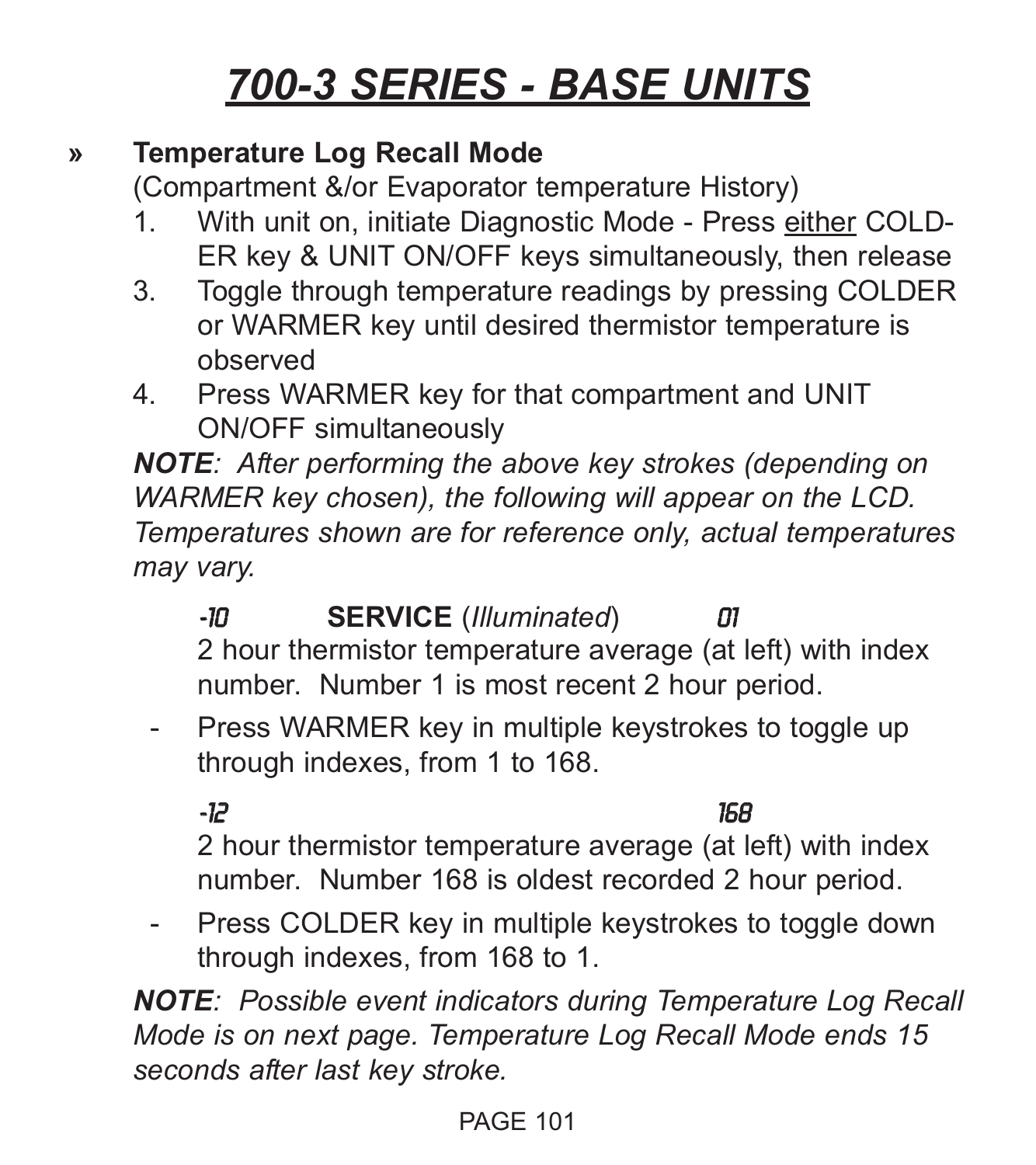# 700-3 SERIES - BASE UNITS

» **Temperature Log Recall Mode**
(Compartment &/or Evaporator temperature History)

1. With unit on, initiate Diagnostic Mode - Press either COLDER key & UNIT ON/OFF keys simultaneously, then release
3. Toggle through temperature readings by pressing COLDER or WARMER key until desired thermistor temperature is observed
4. Press WARMER key for that compartment and UNIT ON/OFF simultaneously

***NOTE**: After performing the above key strokes (depending on WARMER key chosen), the following will appear on the LCD. Temperatures shown are for reference only, actual temperatures may vary.*

*-10* **SERVICE** (*Illuminated*) *01*

2 hour thermistor temperature average (at left) with index number. Number 1 is most recent 2 hour period.

- Press WARMER key in multiple keystrokes to toggle up through indexes, from 1 to 168.

*-12* *168*

2 hour thermistor temperature average (at left) with index number. Number 168 is oldest recorded 2 hour period.

- Press COLDER key in multiple keystrokes to toggle down through indexes, from 168 to 1.

***NOTE**: Possible event indicators during Temperature Log Recall Mode is on next page. Temperature Log Recall Mode ends 15 seconds after last key stroke.*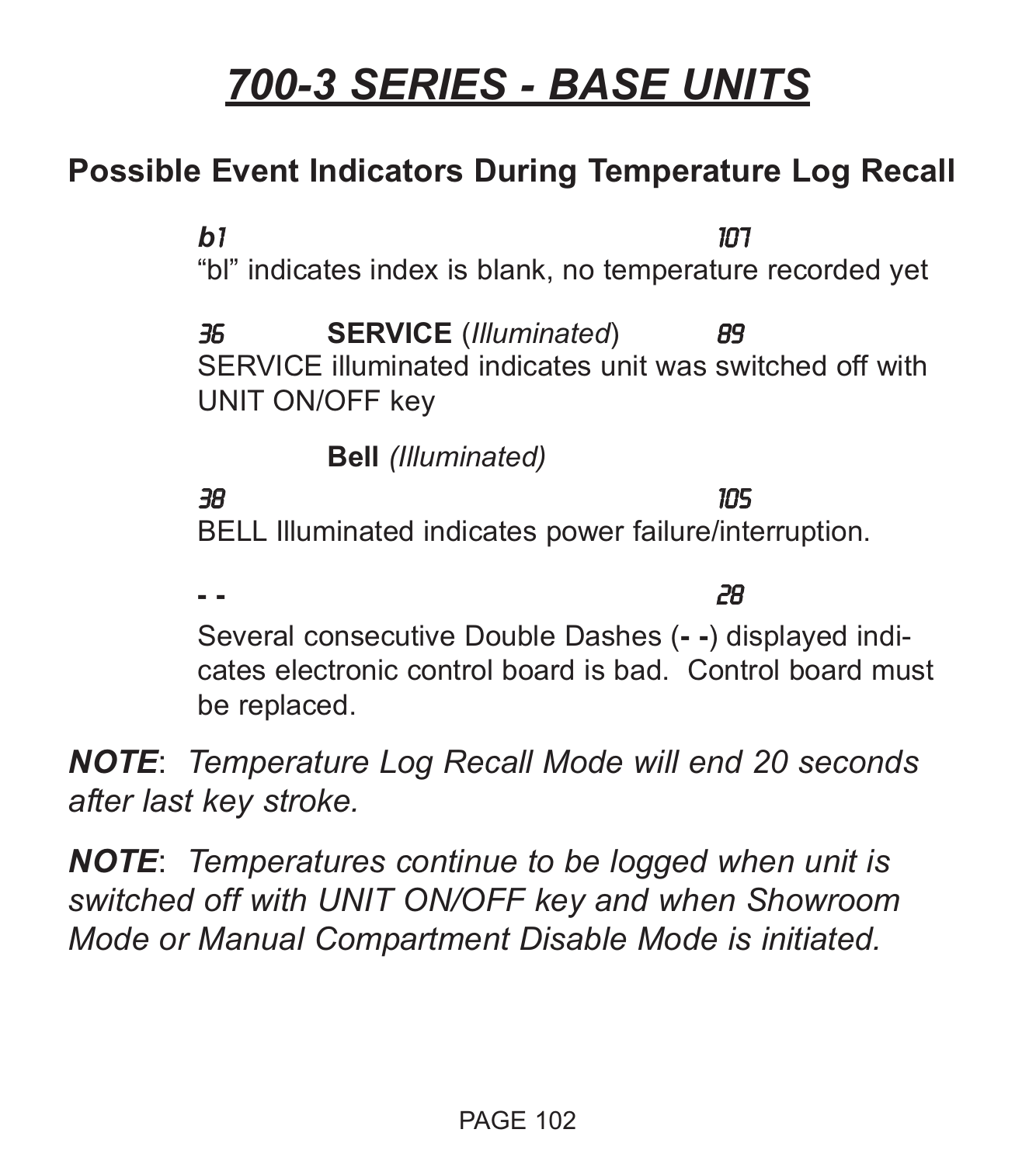# 700-3 SERIES - BASE UNITS

## Possible Event Indicators During Temperature Log Recall

*b1* *107*
"bl" indicates index is blank, no temperature recorded yet

*36* **SERVICE** (*Illuminated*) *89*
SERVICE illuminated indicates unit was switched off with UNIT ON/OFF key

**Bell** *(Illuminated)*

*38* *105*
BELL Illuminated indicates power failure/interruption.

**- -** *28*

Several consecutive Double Dashes (**- -**) displayed indicates electronic control board is bad. Control board must be replaced.

***NOTE***: *Temperature Log Recall Mode will end 20 seconds after last key stroke.*

***NOTE***: *Temperatures continue to be logged when unit is switched off with UNIT ON/OFF key and when Showroom Mode or Manual Compartment Disable Mode is initiated.*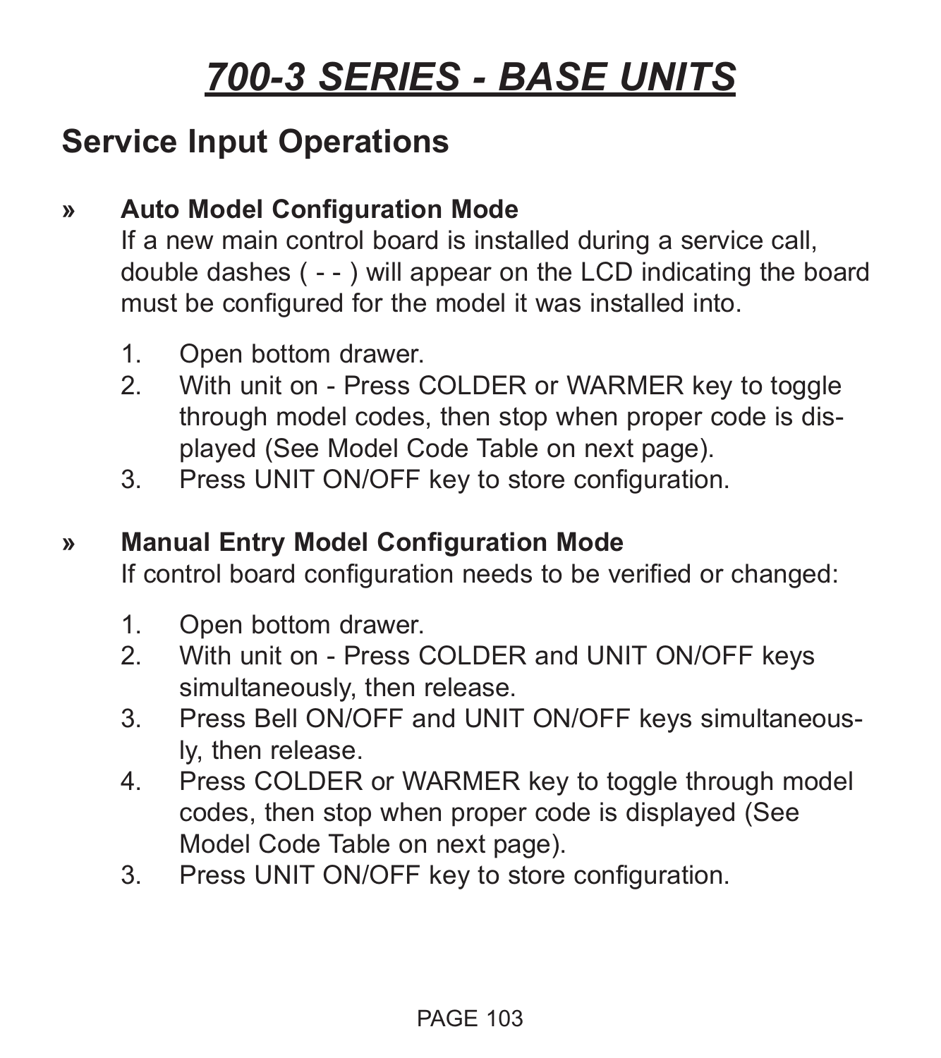# 700-3 SERIES - BASE UNITS

## Service Input Operations

» **Auto Model Configuration Mode**

If a new main control board is installed during a service call, double dashes ( - - ) will appear on the LCD indicating the board must be configured for the model it was installed into.

1. Open bottom drawer.
2. With unit on - Press COLDER or WARMER key to toggle through model codes, then stop when proper code is displayed (See Model Code Table on next page).
3. Press UNIT ON/OFF key to store configuration.

» **Manual Entry Model Configuration Mode**

If control board configuration needs to be verified or changed:

1. Open bottom drawer.
2. With unit on - Press COLDER and UNIT ON/OFF keys simultaneously, then release.
3. Press Bell ON/OFF and UNIT ON/OFF keys simultaneously, then release.
4. Press COLDER or WARMER key to toggle through model codes, then stop when proper code is displayed (See Model Code Table on next page).

3\. Press UNIT ON/OFF key to store configuration.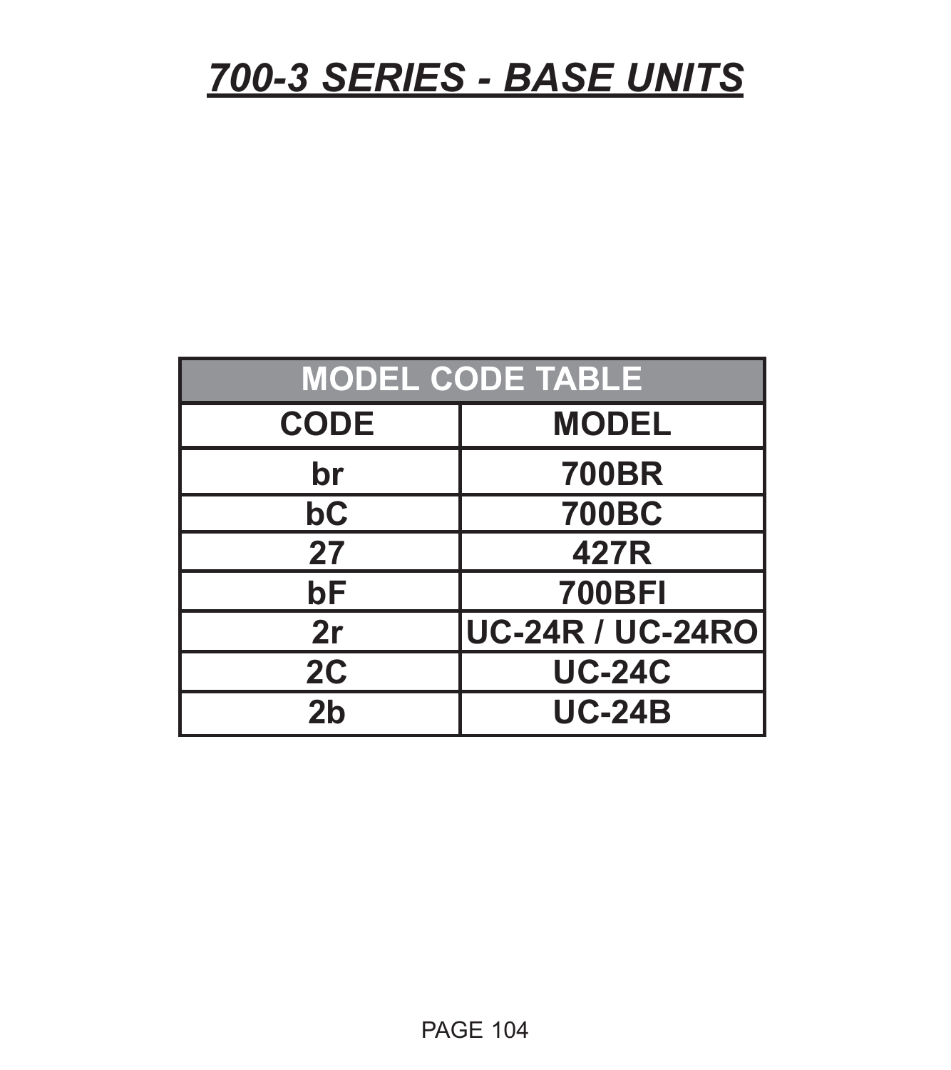# *700-3 SERIES - BASE UNITS*

| MODEL CODE TABLE | |
|---|---|
| **CODE** | **MODEL** |
| br | 700BR |
| bC | 700BC |
| 27 | 427R |
| bF | 700BFI |
| 2r | UC-24R / UC-24RO |
| 2C | UC-24C |
| 2b | UC-24B |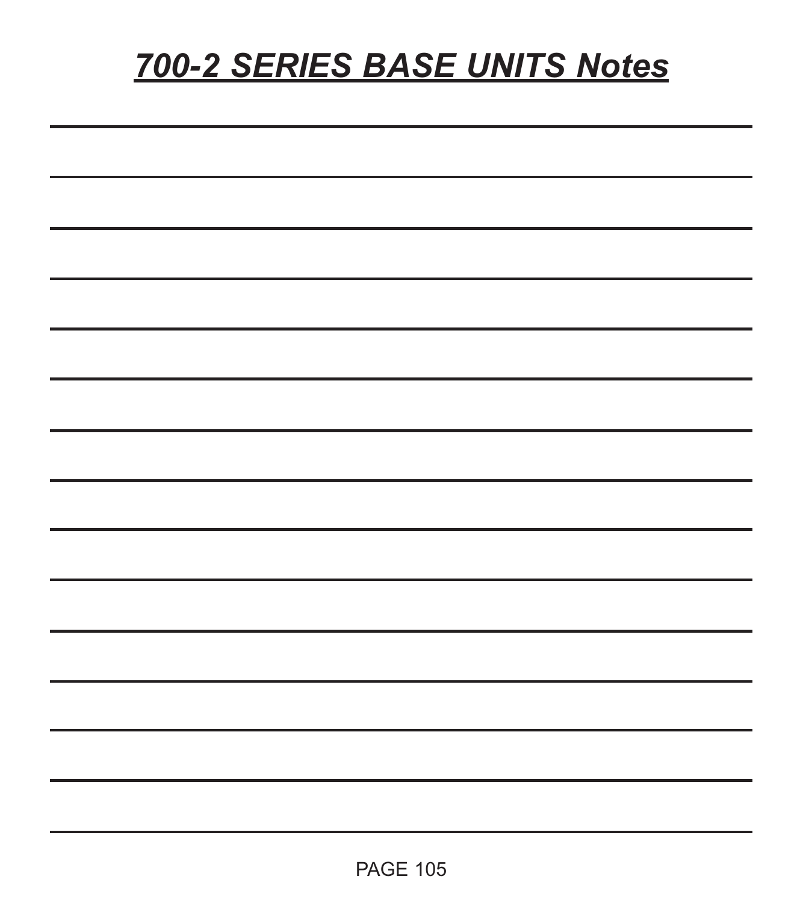# ***700-2 SERIES BASE UNITS Notes***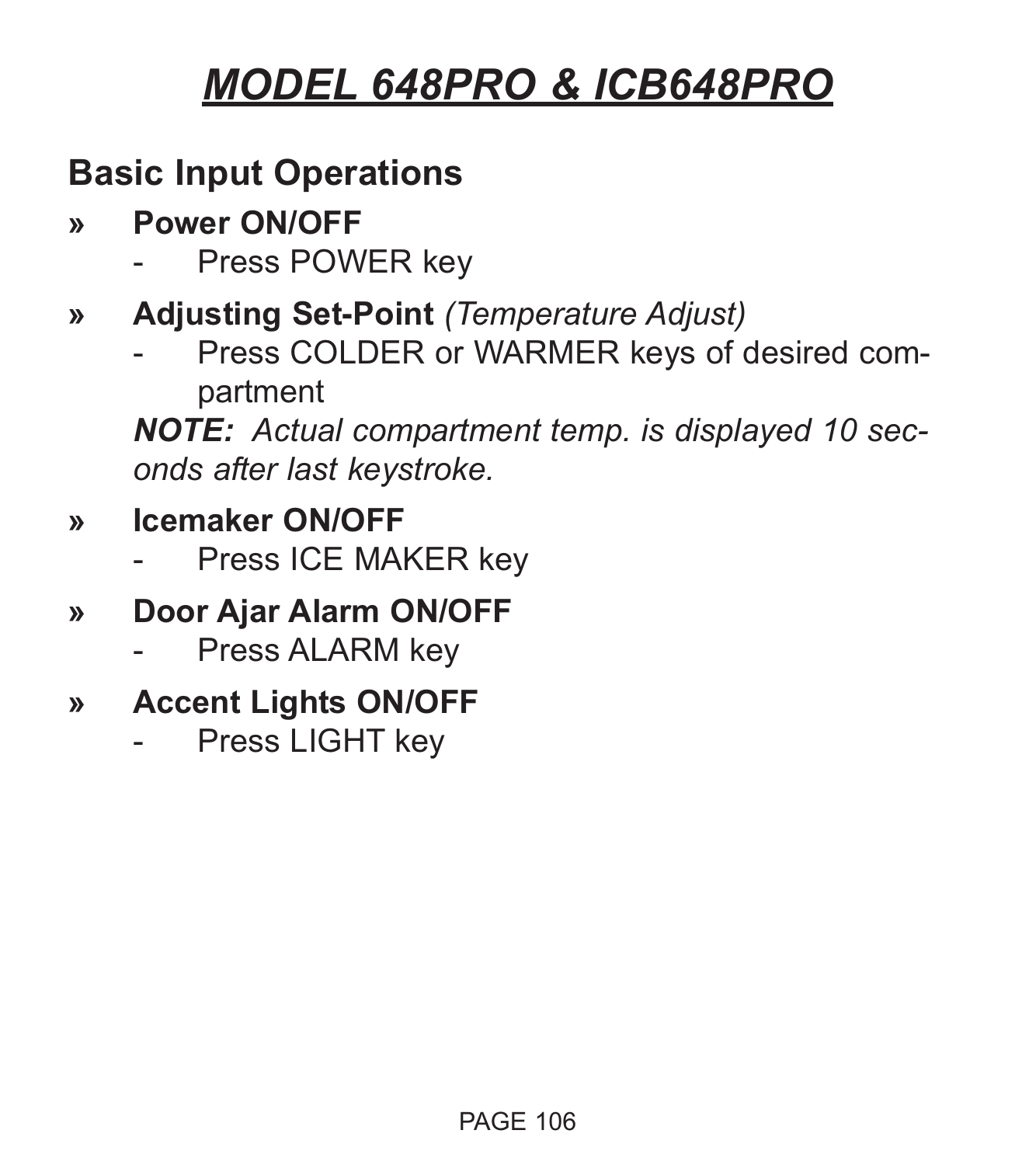# MODEL 648PRO & ICB648PRO

## Basic Input Operations

» **Power ON/OFF**
  - Press POWER key

» **Adjusting Set-Point** *(Temperature Adjust)*
  - Press COLDER or WARMER keys of desired compartment

  ***NOTE:*** *Actual compartment temp. is displayed 10 seconds after last keystroke.*

» **Icemaker ON/OFF**
  - Press ICE MAKER key

» **Door Ajar Alarm ON/OFF**
  - Press ALARM key

» **Accent Lights ON/OFF**
  - Press LIGHT key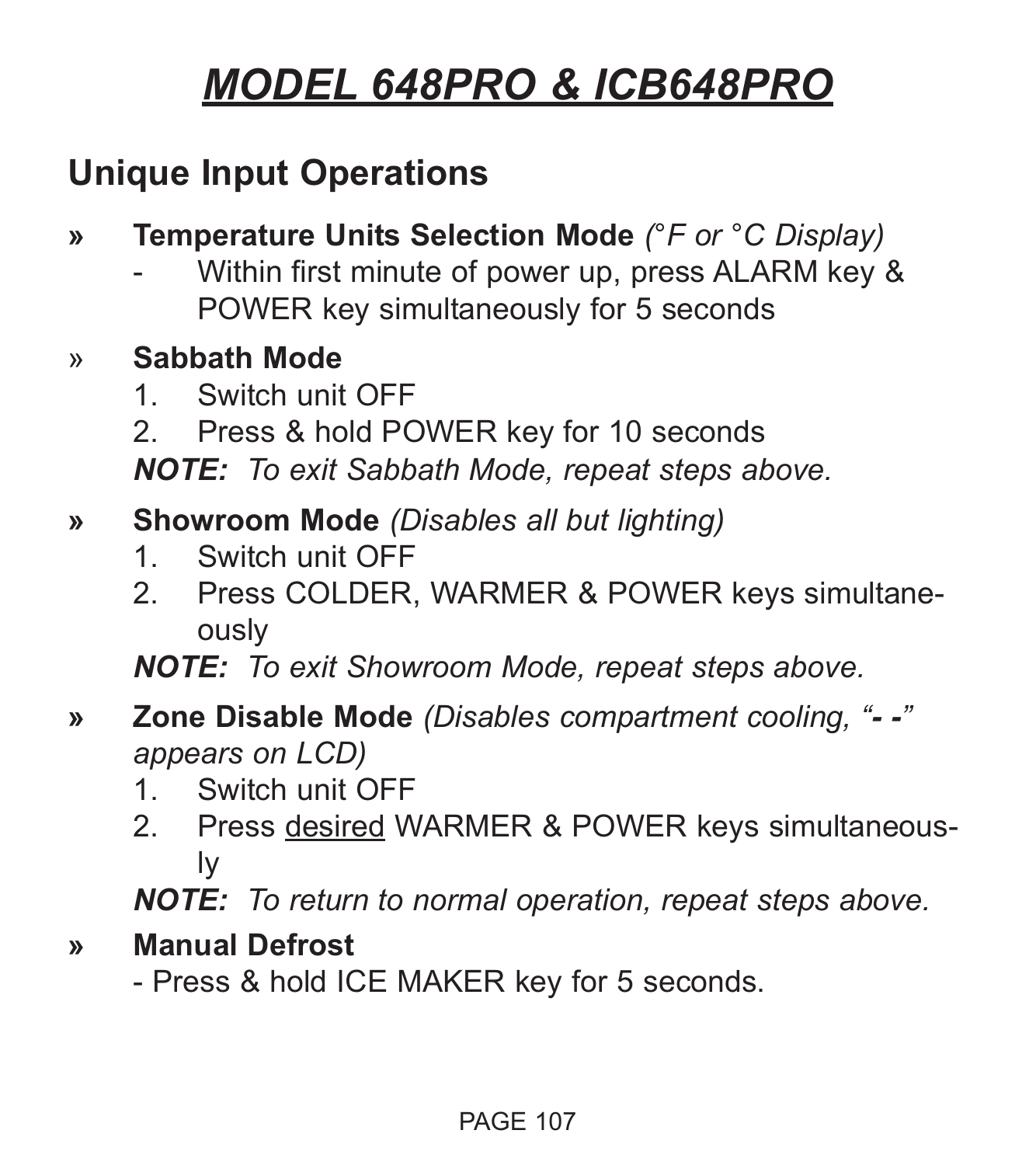# MODEL 648PRO & ICB648PRO

## Unique Input Operations

» **Temperature Units Selection Mode** *(°F or °C Display)*

- Within first minute of power up, press ALARM key & POWER key simultaneously for 5 seconds

» **Sabbath Mode**

1. Switch unit OFF
2. Press & hold POWER key for 10 seconds

***NOTE:*** *To exit Sabbath Mode, repeat steps above.*

» **Showroom Mode** *(Disables all but lighting)*

1. Switch unit OFF
2. Press COLDER, WARMER & POWER keys simultaneously

***NOTE:*** *To exit Showroom Mode, repeat steps above.*

» **Zone Disable Mode** *(Disables compartment cooling, "**- -**" appears on LCD)*

1. Switch unit OFF
2. Press <u>desired</u> WARMER & POWER keys simultaneously

***NOTE:*** *To return to normal operation, repeat steps above.*

» **Manual Defrost**

- Press & hold ICE MAKER key for 5 seconds.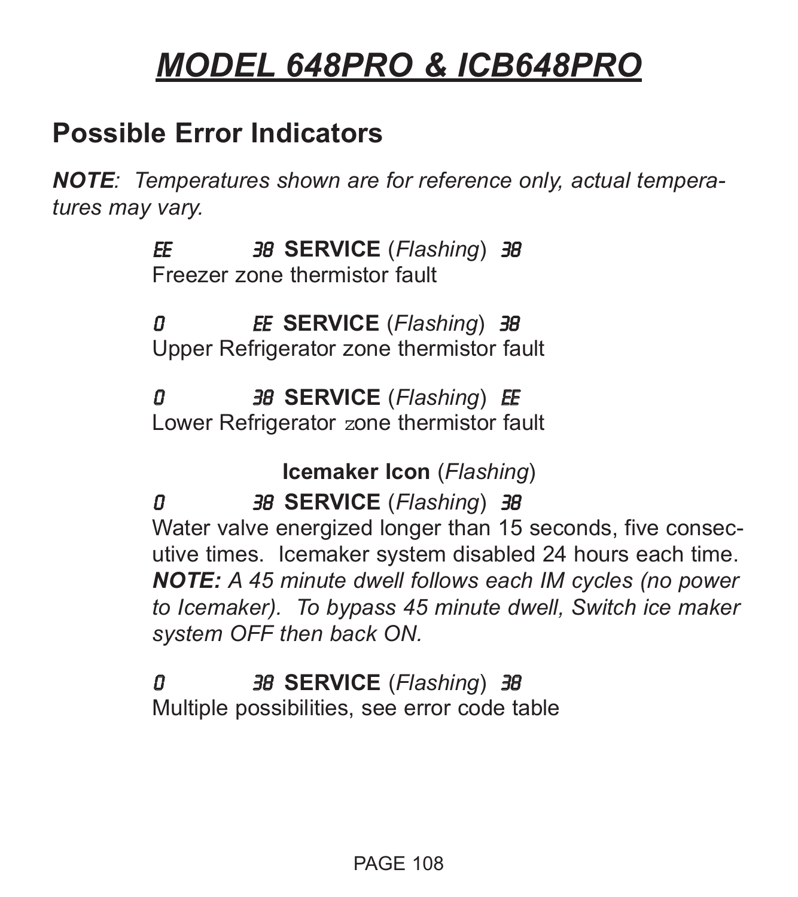# MODEL 648PRO & ICB648PRO

## Possible Error Indicators

***NOTE**: Temperatures shown are for reference only, actual temperatures may vary.*

*EE* *38* **SERVICE** (*Flashing*) *38*
Freezer zone thermistor fault

*0* *EE* **SERVICE** (*Flashing*) *38*
Upper Refrigerator zone thermistor fault

*0* *38* **SERVICE** (*Flashing*) *EE*
Lower Refrigerator zone thermistor fault

**Icemaker Icon** (*Flashing*)
*0* *38* **SERVICE** (*Flashing*) *38*
Water valve energized longer than 15 seconds, five consecutive times. Icemaker system disabled 24 hours each time. ***NOTE:** A 45 minute dwell follows each IM cycles (no power to Icemaker). To bypass 45 minute dwell, Switch ice maker system OFF then back ON.*

*0* *38* **SERVICE** (*Flashing*) *38*
Multiple possibilities, see error code table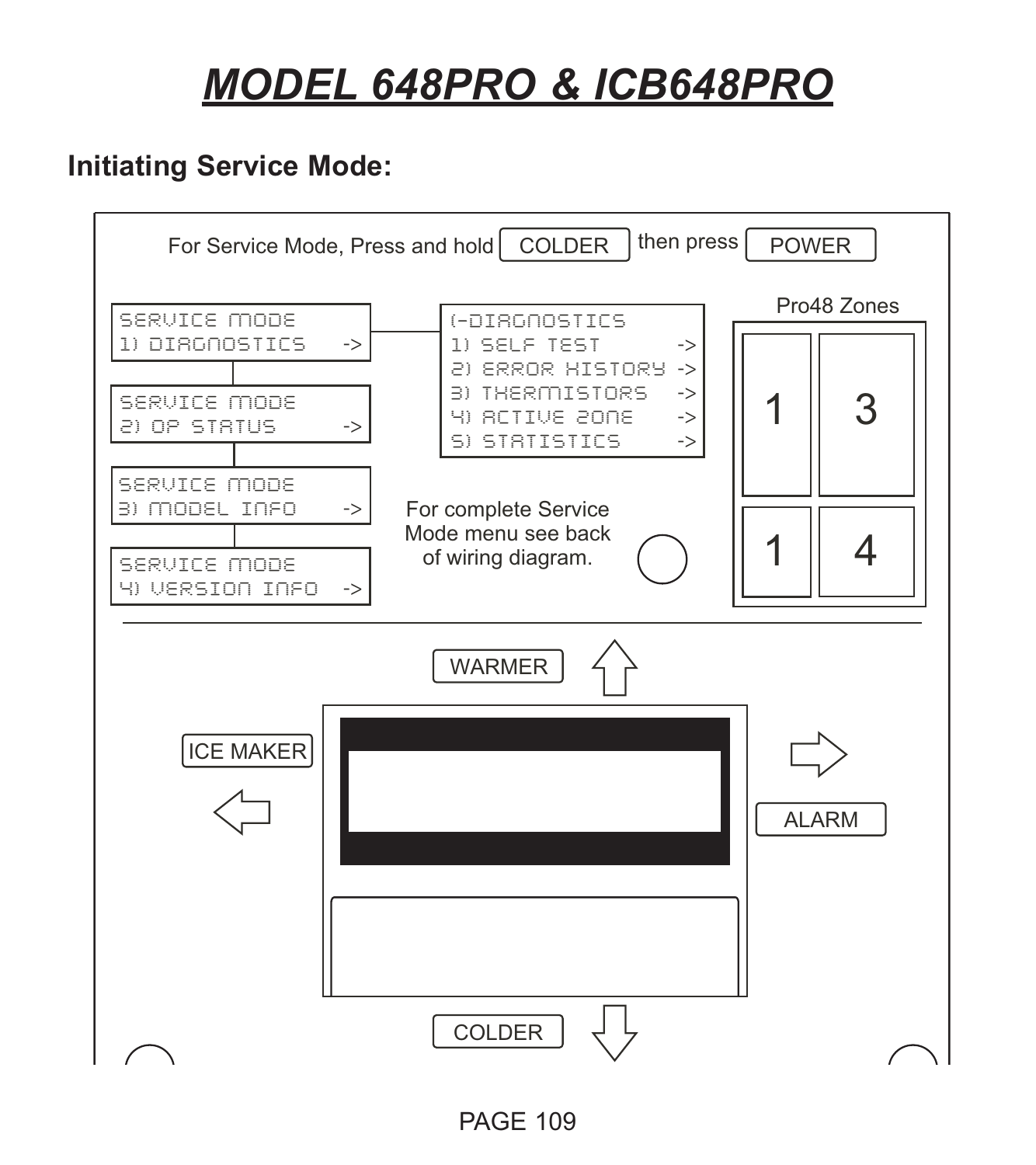# MODEL 648PRO & ICB648PRO

## Initiating Service Mode:

For Service Mode, Press and hold COLDER then press POWER

SERVICE MODE
1) DIAGNOSTICS ->

SERVICE MODE
2) OP STATUS ->

SERVICE MODE
3) MODEL INFO ->

SERVICE MODE
4) VERSION INFO ->

(-DIAGNOSTICS
1) SELF TEST ->
2) ERROR HISTORY ->
3) THERMISTORS ->
4) ACTIVE ZONE ->
5) STATISTICS ->

For complete Service Mode menu see back of wiring diagram.

Pro48 Zones

| 1 | 3 |
|---|---|
| 1 | 4 |

WARMER

ICE MAKER

ALARM

COLDER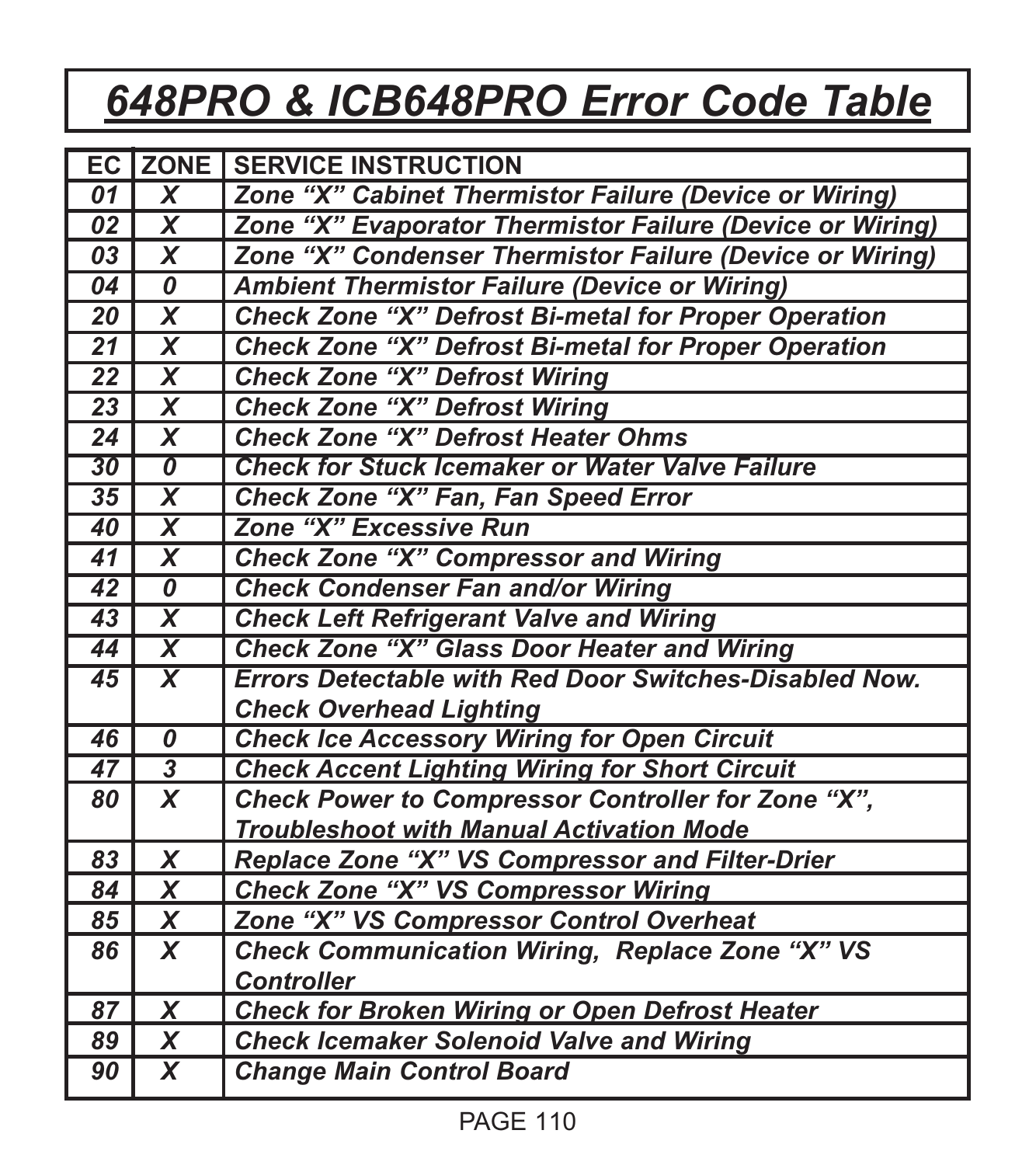# *648PRO & ICB648PRO Error Code Table*

| EC | ZONE | SERVICE INSTRUCTION |
|---|---|---|
| *01* | *X* | *Zone “X” Cabinet Thermistor Failure (Device or Wiring)* |
| *02* | *X* | *Zone “X” Evaporator Thermistor Failure (Device or Wiring)* |
| *03* | *X* | *Zone “X” Condenser Thermistor Failure (Device or Wiring)* |
| *04* | *0* | *Ambient Thermistor Failure (Device or Wiring)* |
| *20* | *X* | *Check Zone “X” Defrost Bi-metal for Proper Operation* |
| *21* | *X* | *Check Zone “X” Defrost Bi-metal for Proper Operation* |
| *22* | *X* | *Check Zone “X” Defrost Wiring* |
| *23* | *X* | *Check Zone “X” Defrost Wiring* |
| *24* | *X* | *Check Zone “X” Defrost Heater Ohms* |
| *30* | *0* | *Check for Stuck Icemaker or Water Valve Failure* |
| *35* | *X* | *Check Zone “X” Fan, Fan Speed Error* |
| *40* | *X* | *Zone “X” Excessive Run* |
| *41* | *X* | *Check Zone “X” Compressor and Wiring* |
| *42* | *0* | *Check Condenser Fan and/or Wiring* |
| *43* | *X* | *Check Left Refrigerant Valve and Wiring* |
| *44* | *X* | *Check Zone “X” Glass Door Heater and Wiring* |
| *45* | *X* | *Errors Detectable with Red Door Switches-Disabled Now. Check Overhead Lighting* |
| *46* | *0* | *Check Ice Accessory Wiring for Open Circuit* |
| *47* | *3* | *Check Accent Lighting Wiring for Short Circuit* |
| *80* | *X* | *Check Power to Compressor Controller for Zone “X”, Troubleshoot with Manual Activation Mode* |
| *83* | *X* | *Replace Zone “X” VS Compressor and Filter-Drier* |
| *84* | *X* | *Check Zone “X” VS Compressor Wiring* |
| *85* | *X* | *Zone “X” VS Compressor Control Overheat* |
| *86* | *X* | *Check Communication Wiring, Replace Zone “X” VS Controller* |
| *87* | *X* | *Check for Broken Wiring or Open Defrost Heater* |
| *89* | *X* | *Check Icemaker Solenoid Valve and Wiring* |
| *90* | *X* | *Change Main Control Board* |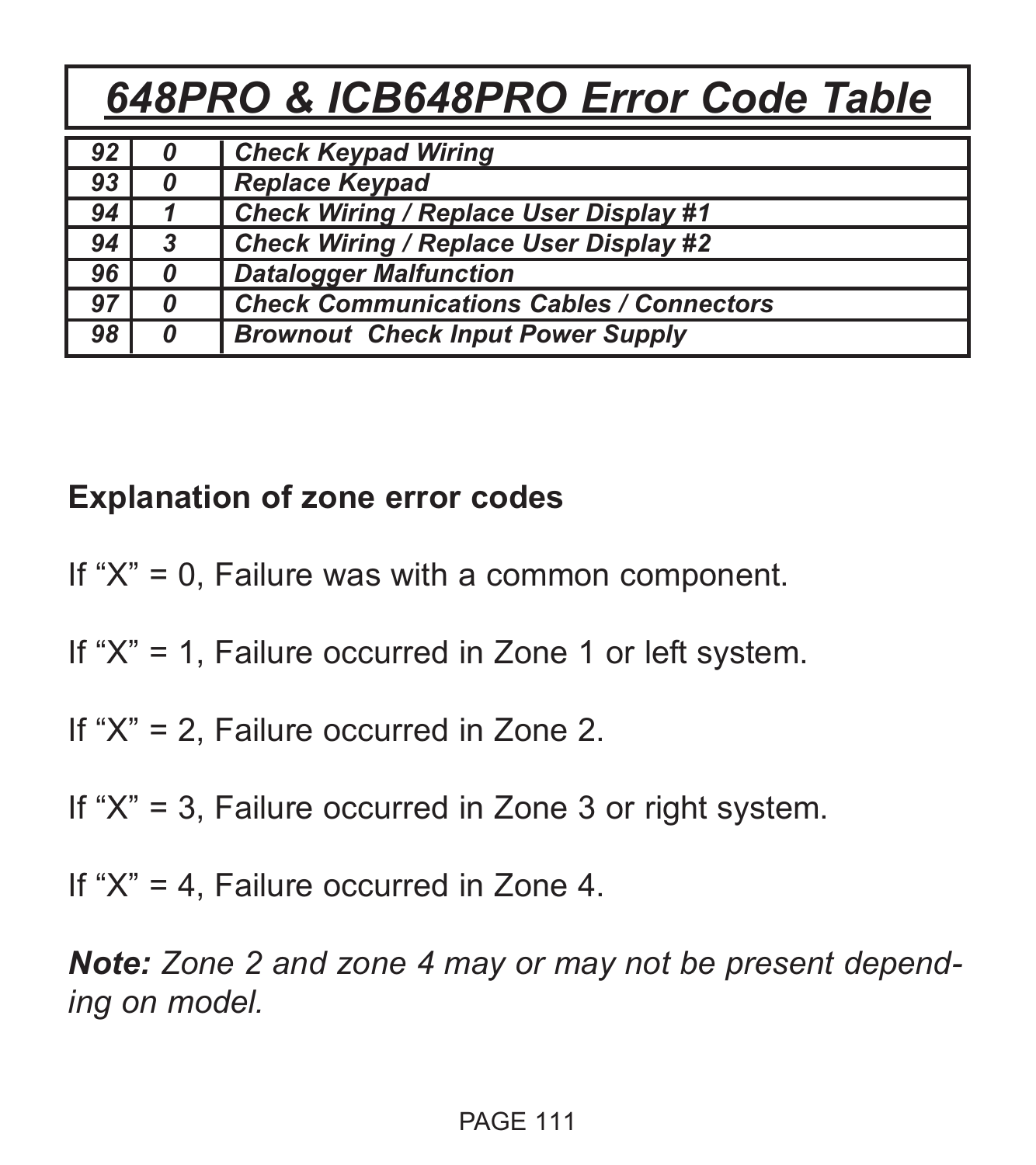# *648PRO & ICB648PRO Error Code Table*

| | | |
|---|---|---|
| *92* | *0* | *Check Keypad Wiring* |
| *93* | *0* | *Replace Keypad* |
| *94* | *1* | *Check Wiring / Replace User Display #1* |
| *94* | *3* | *Check Wiring / Replace User Display #2* |
| *96* | *0* | *Datalogger Malfunction* |
| *97* | *0* | *Check Communications Cables / Connectors* |
| *98* | *0* | *Brownout  Check Input Power Supply* |

**Explanation of zone error codes**

If “X” = 0, Failure was with a common component.

If “X” = 1, Failure occurred in Zone 1 or left system.

If “X” = 2, Failure occurred in Zone 2.

If “X” = 3, Failure occurred in Zone 3 or right system.

If “X” = 4, Failure occurred in Zone 4.

***Note:*** *Zone 2 and zone 4 may or may not be present depending on model.*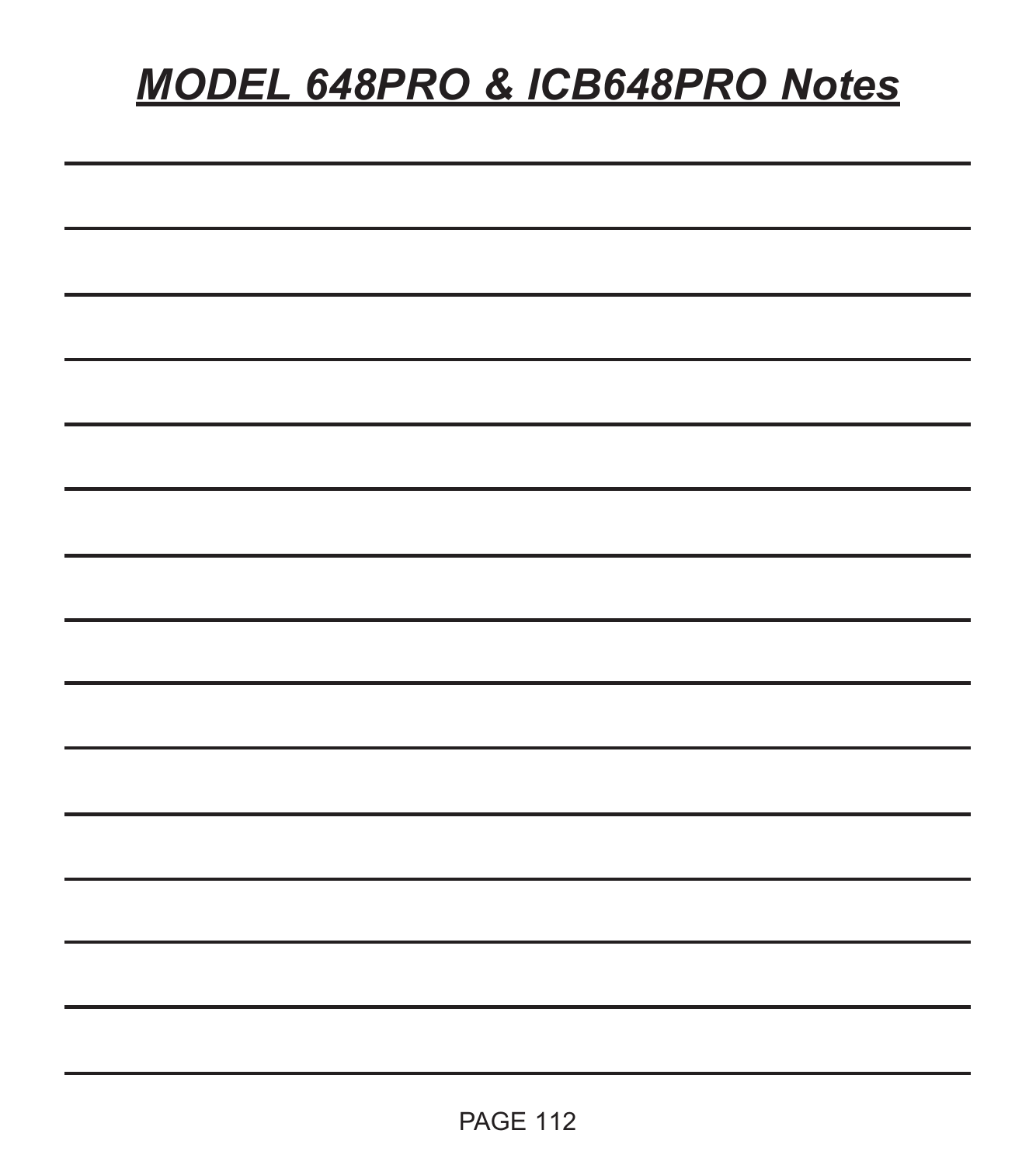# ***MODEL 648PRO & ICB648PRO Notes***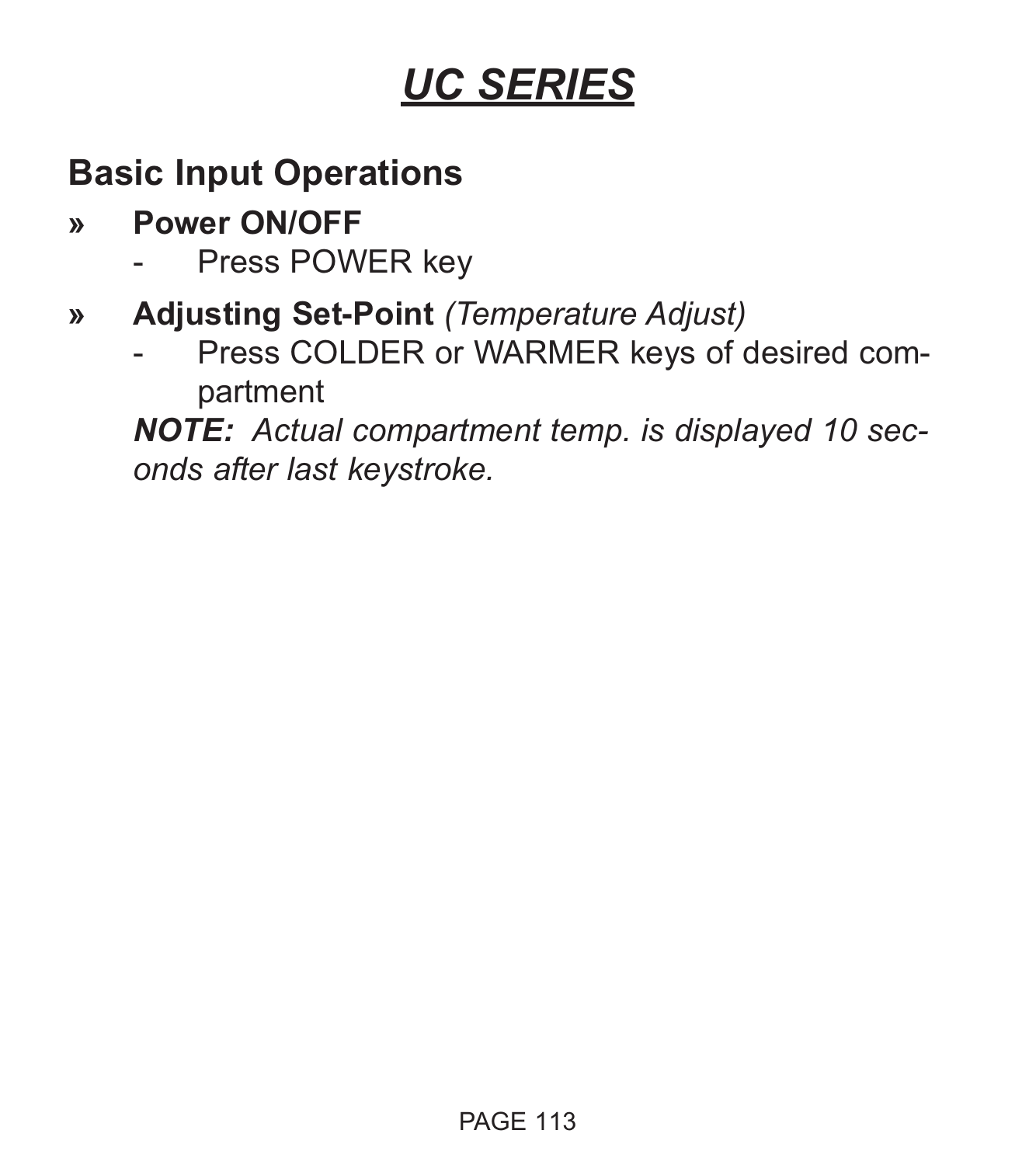# UC SERIES

## Basic Input Operations

- **Power ON/OFF**
  - Press POWER key
- **Adjusting Set-Point** *(Temperature Adjust)*
  - Press COLDER or WARMER keys of desired compartment

  ***NOTE:*** *Actual compartment temp. is displayed 10 seconds after last keystroke.*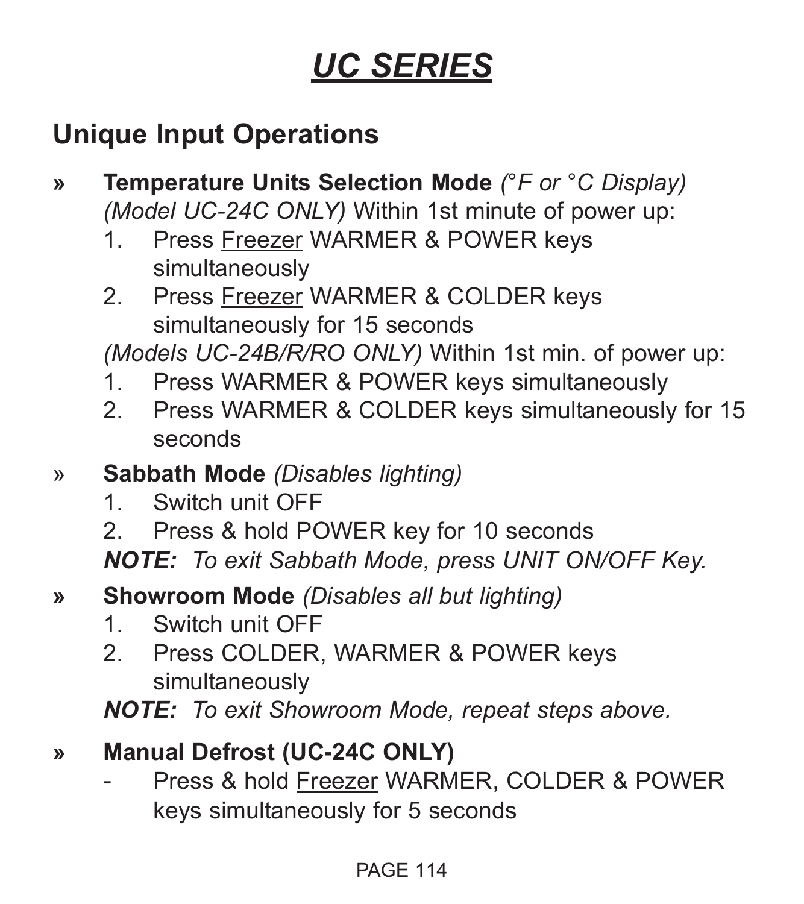# UC SERIES

## Unique Input Operations

- **Temperature Units Selection Mode** *(°F or °C Display)* *(Model UC-24C ONLY)* Within 1st minute of power up:
    1. Press Freezer WARMER & POWER keys simultaneously
    2. Press Freezer WARMER & COLDER keys simultaneously for 15 seconds

  *(Models UC-24B/R/RO ONLY)* Within 1st min. of power up:
    1. Press WARMER & POWER keys simultaneously
    2. Press WARMER & COLDER keys simultaneously for 15 seconds

- **Sabbath Mode** *(Disables lighting)*
    1. Switch unit OFF
    2. Press & hold POWER key for 10 seconds

  ***NOTE:*** *To exit Sabbath Mode, press UNIT ON/OFF Key.*

- **Showroom Mode** *(Disables all but lighting)*
    1. Switch unit OFF
    2. Press COLDER, WARMER & POWER keys simultaneously

  ***NOTE:*** *To exit Showroom Mode, repeat steps above.*

- **Manual Defrost (UC-24C ONLY)**
    - Press & hold Freezer WARMER, COLDER & POWER keys simultaneously for 5 seconds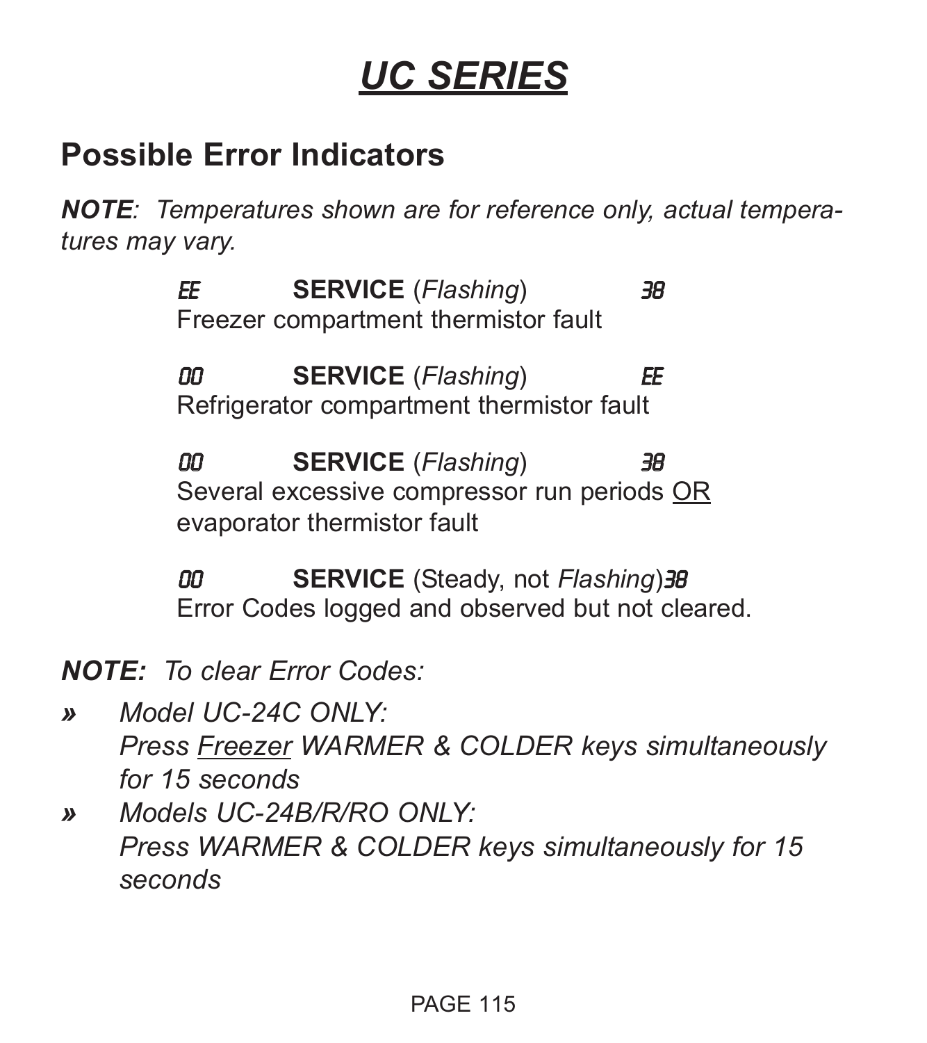# *UC SERIES*

## Possible Error Indicators

***NOTE**: Temperatures shown are for reference only, actual temperatures may vary.*

EE **SERVICE** (*Flashing*) 38
Freezer compartment thermistor fault

00 **SERVICE** (*Flashing*) EE
Refrigerator compartment thermistor fault

00 **SERVICE** (*Flashing*) 38
Several excessive compressor run periods <u>OR</u> evaporator thermistor fault

00 **SERVICE** (Steady, not *Flashing*) 38
Error Codes logged and observed but not cleared.

***NOTE:** To clear Error Codes:*

» *Model UC-24C ONLY:*
*Press <u>Freezer</u> WARMER & COLDER keys simultaneously for 15 seconds*

» *Models UC-24B/R/RO ONLY:*
*Press WARMER & COLDER keys simultaneously for 15 seconds*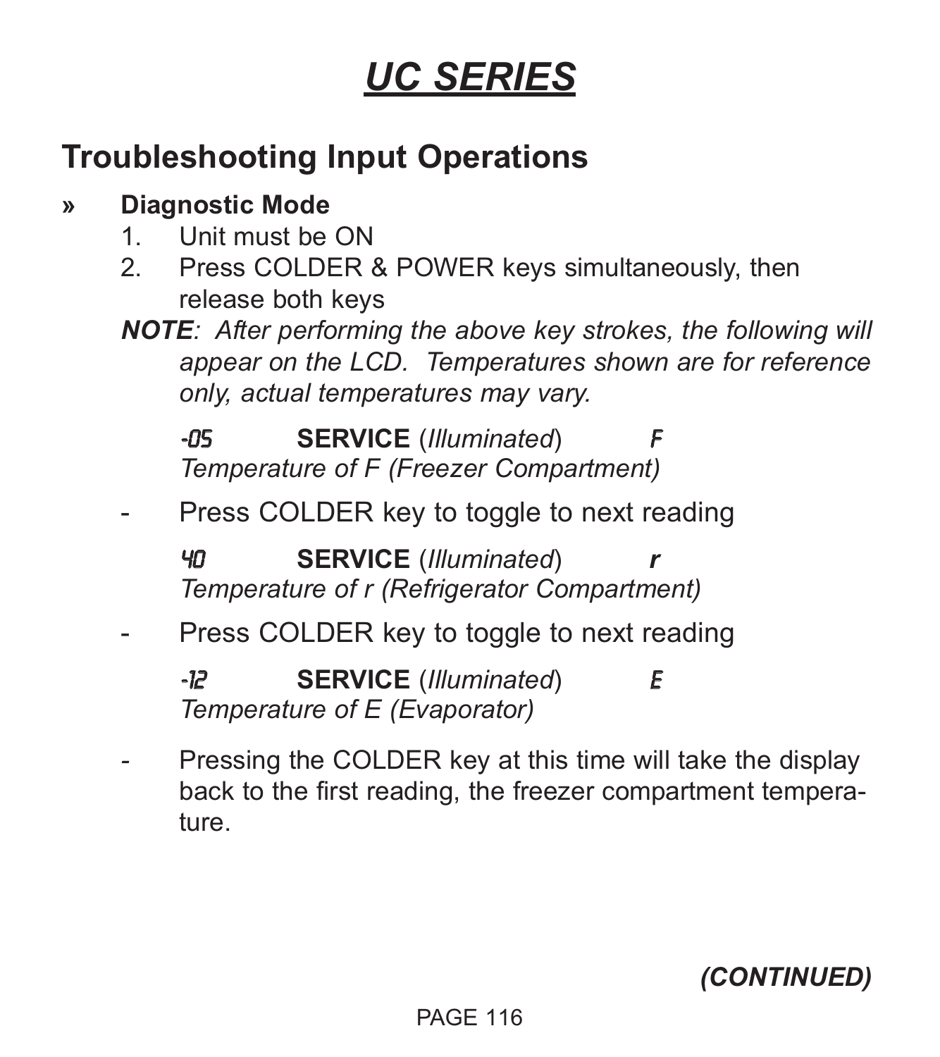# UC SERIES

## Troubleshooting Input Operations

» **Diagnostic Mode**

1. Unit must be ON
2. Press COLDER & POWER keys simultaneously, then release both keys

***NOTE**: After performing the above key strokes, the following will appear on the LCD. Temperatures shown are for reference only, actual temperatures may vary.*

-05 **SERVICE** (*Illuminated*) F
*Temperature of F (Freezer Compartment)*

- Press COLDER key to toggle to next reading

40 **SERVICE** (*Illuminated*) ***r***
*Temperature of r (Refrigerator Compartment)*

- Press COLDER key to toggle to next reading

-12 **SERVICE** (*Illuminated*) E
*Temperature of E (Evaporator)*

- Pressing the COLDER key at this time will take the display back to the first reading, the freezer compartment temperature.

***(CONTINUED)***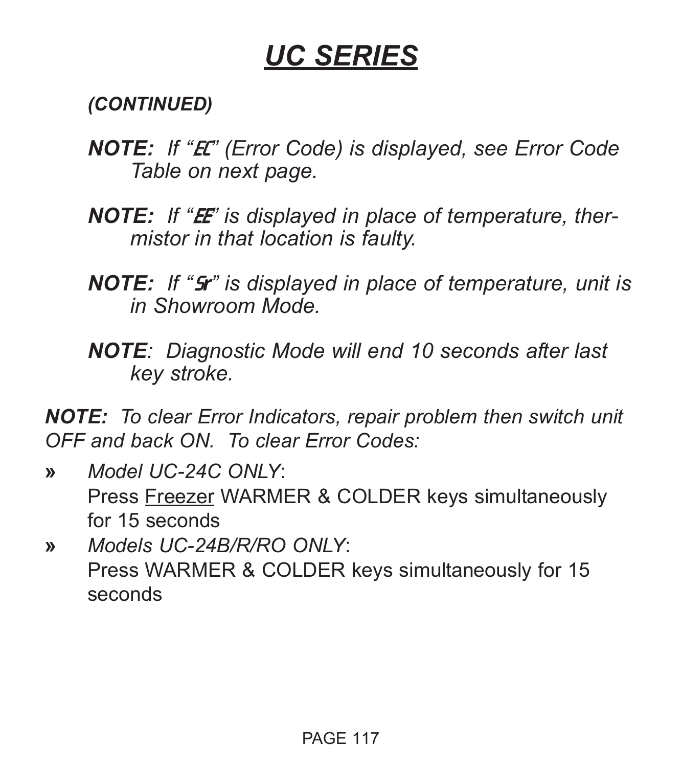# UC SERIES

***(CONTINUED)***

***NOTE:*** *If "EC" (Error Code) is displayed, see Error Code Table on next page.*

***NOTE:*** *If "EE" is displayed in place of temperature, thermistor in that location is faulty.*

***NOTE:*** *If "Sr" is displayed in place of temperature, unit is in Showroom Mode.*

***NOTE****: Diagnostic Mode will end 10 seconds after last key stroke.*

***NOTE:*** *To clear Error Indicators, repair problem then switch unit OFF and back ON. To clear Error Codes:*

- *Model UC-24C ONLY*:
  Press Freezer WARMER & COLDER keys simultaneously for 15 seconds
- *Models UC-24B/R/RO ONLY*:
  Press WARMER & COLDER keys simultaneously for 15 seconds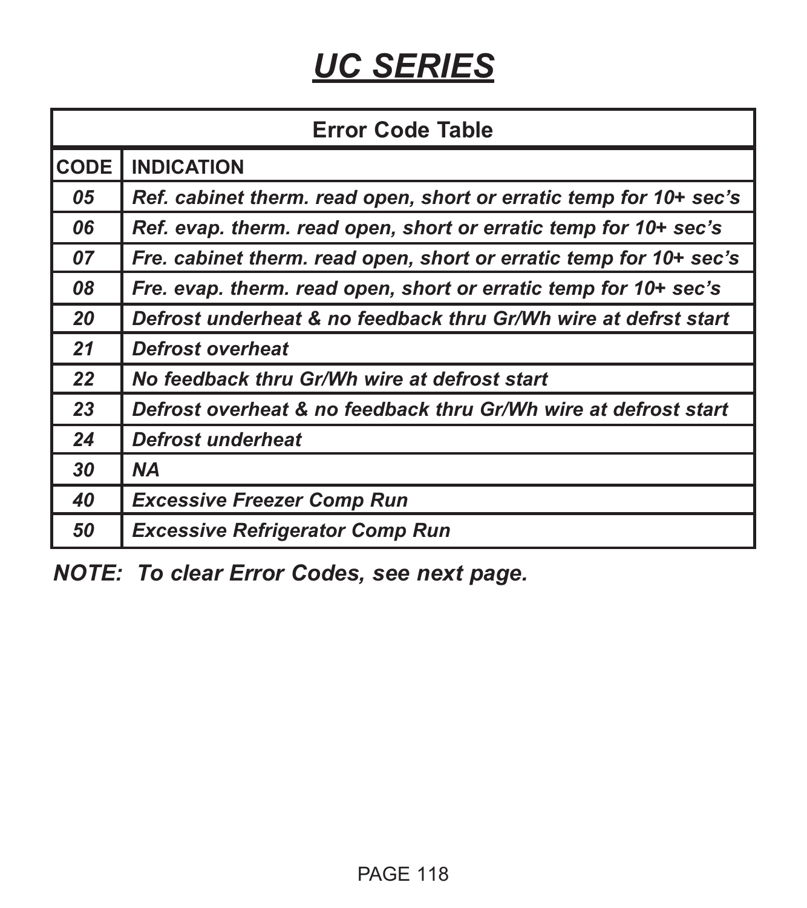# UC SERIES

| Error Code Table | |
|---|---|
| **CODE** | **INDICATION** |
| *05* | *Ref. cabinet therm. read open, short or erratic temp for 10+ sec's* |
| *06* | *Ref. evap. therm. read open, short or erratic temp for 10+ sec's* |
| *07* | *Fre. cabinet therm. read open, short or erratic temp for 10+ sec's* |
| *08* | *Fre. evap. therm. read open, short or erratic temp for 10+ sec's* |
| *20* | *Defrost underheat & no feedback thru Gr/Wh wire at defrst start* |
| *21* | *Defrost overheat* |
| *22* | *No feedback thru Gr/Wh wire at defrost start* |
| *23* | *Defrost overheat & no feedback thru Gr/Wh wire at defrost start* |
| *24* | *Defrost underheat* |
| *30* | *NA* |
| *40* | *Excessive Freezer Comp Run* |
| *50* | *Excessive Refrigerator Comp Run* |

***NOTE: To clear Error Codes, see next page.***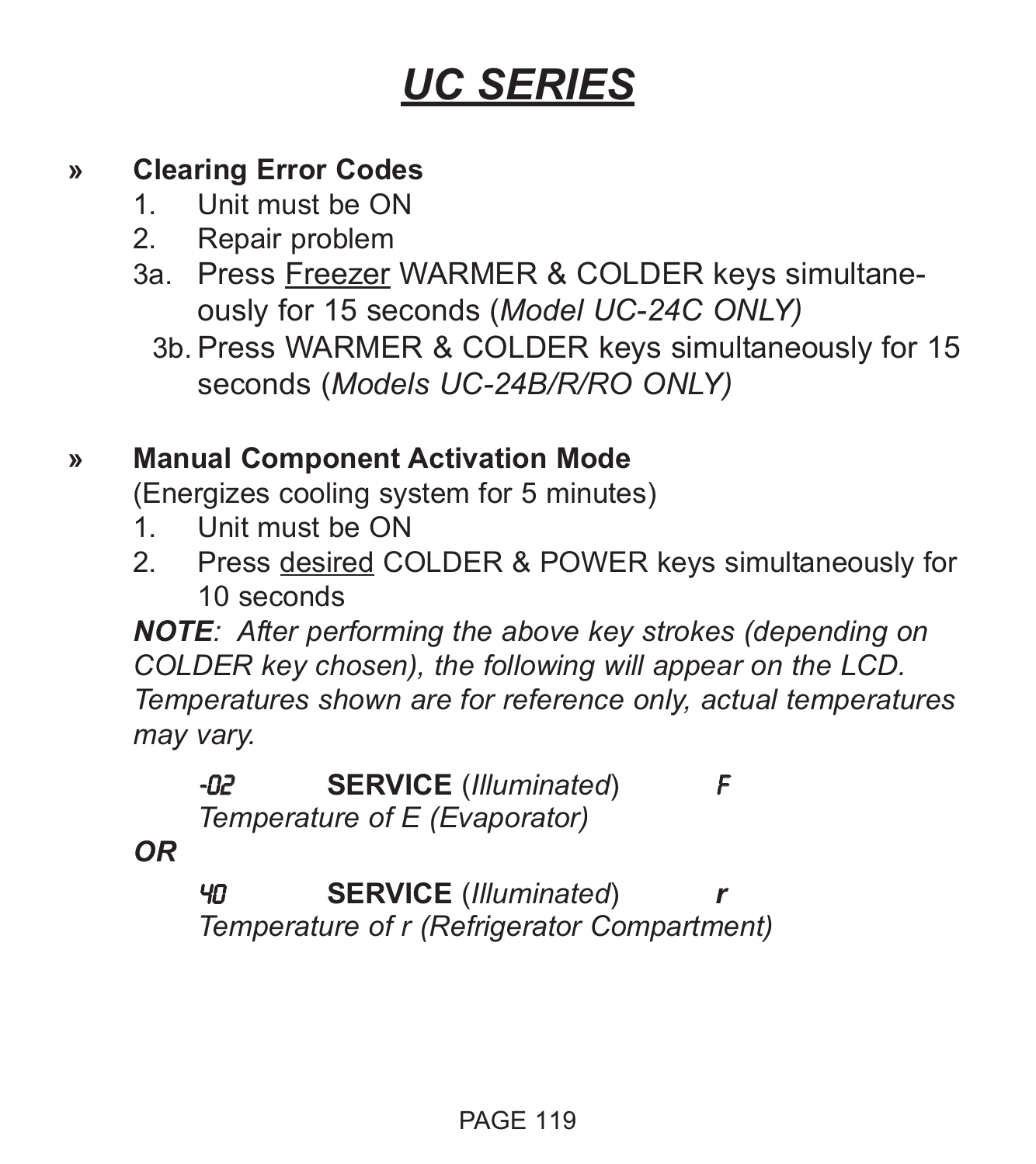# UC SERIES

## » Clearing Error Codes

1. Unit must be ON
2. Repair problem

3a. Press <u>Freezer</u> WARMER & COLDER keys simultaneously for 15 seconds (*Model UC-24C ONLY)*

3b. Press WARMER & COLDER keys simultaneously for 15 seconds (*Models UC-24B/R/RO ONLY)*

## » Manual Component Activation Mode

(Energizes cooling system for 5 minutes)

1. Unit must be ON
2. Press <u>desired</u> COLDER & POWER keys simultaneously for 10 seconds

***NOTE****: After performing the above key strokes (depending on COLDER key chosen), the following will appear on the LCD. Temperatures shown are for reference only, actual temperatures may vary.*

-02 **SERVICE** (*Illuminated*) F
*Temperature of E (Evaporator)*

***OR***

40 **SERVICE** (*Illuminated*) ***r***
*Temperature of r (Refrigerator Compartment)*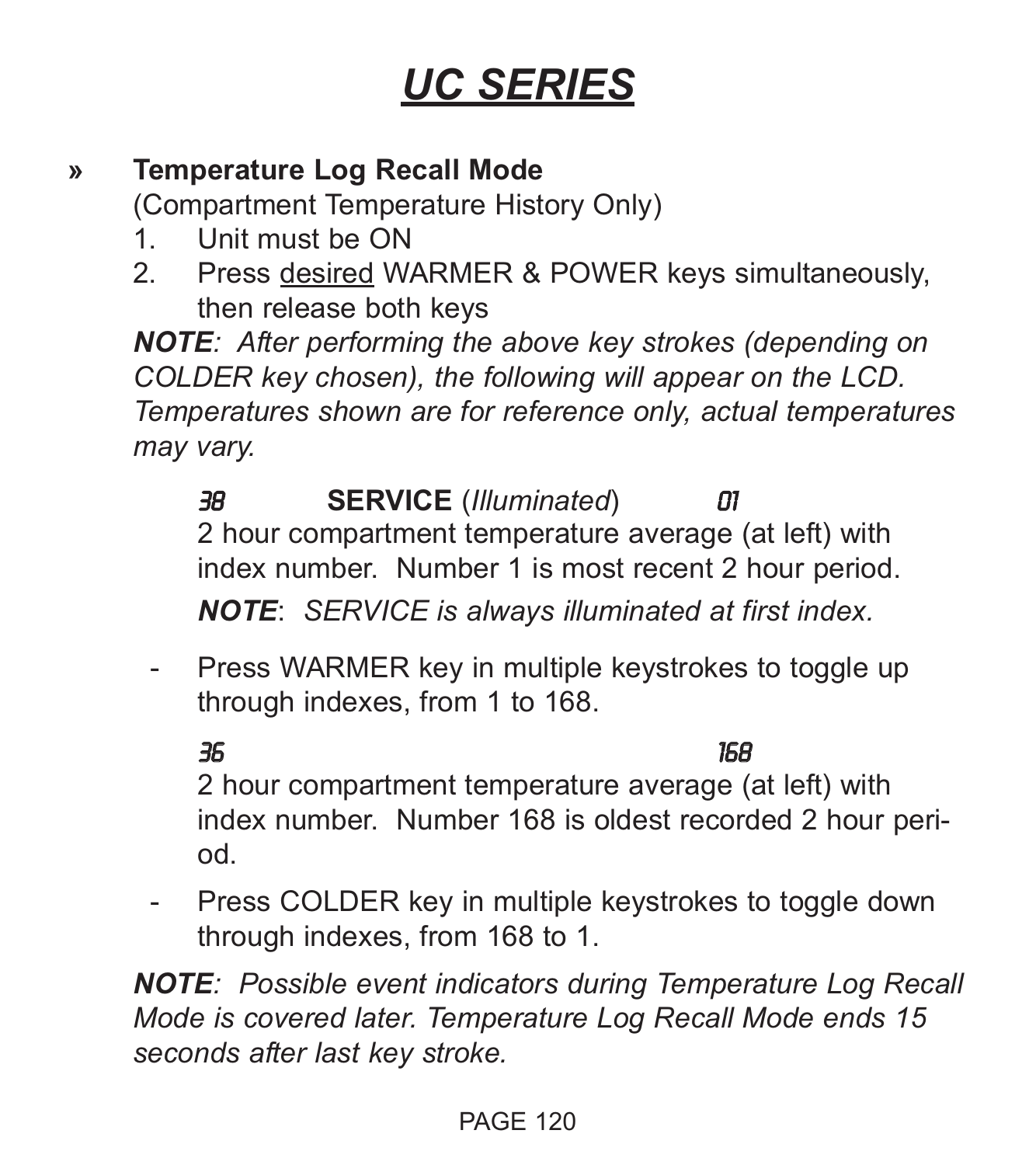# UC SERIES

» **Temperature Log Recall Mode**
(Compartment Temperature History Only)

1. Unit must be ON
2. Press desired WARMER & POWER keys simultaneously, then release both keys

***NOTE****: After performing the above key strokes (depending on COLDER key chosen), the following will appear on the LCD. Temperatures shown are for reference only, actual temperatures may vary.*

38 **SERVICE** (*Illuminated*) 01
2 hour compartment temperature average (at left) with index number. Number 1 is most recent 2 hour period.

***NOTE****: SERVICE is always illuminated at first index.*

- Press WARMER key in multiple keystrokes to toggle up through indexes, from 1 to 168.

36 168
2 hour compartment temperature average (at left) with index number. Number 168 is oldest recorded 2 hour period.

- Press COLDER key in multiple keystrokes to toggle down through indexes, from 168 to 1.

***NOTE****: Possible event indicators during Temperature Log Recall Mode is covered later. Temperature Log Recall Mode ends 15 seconds after last key stroke.*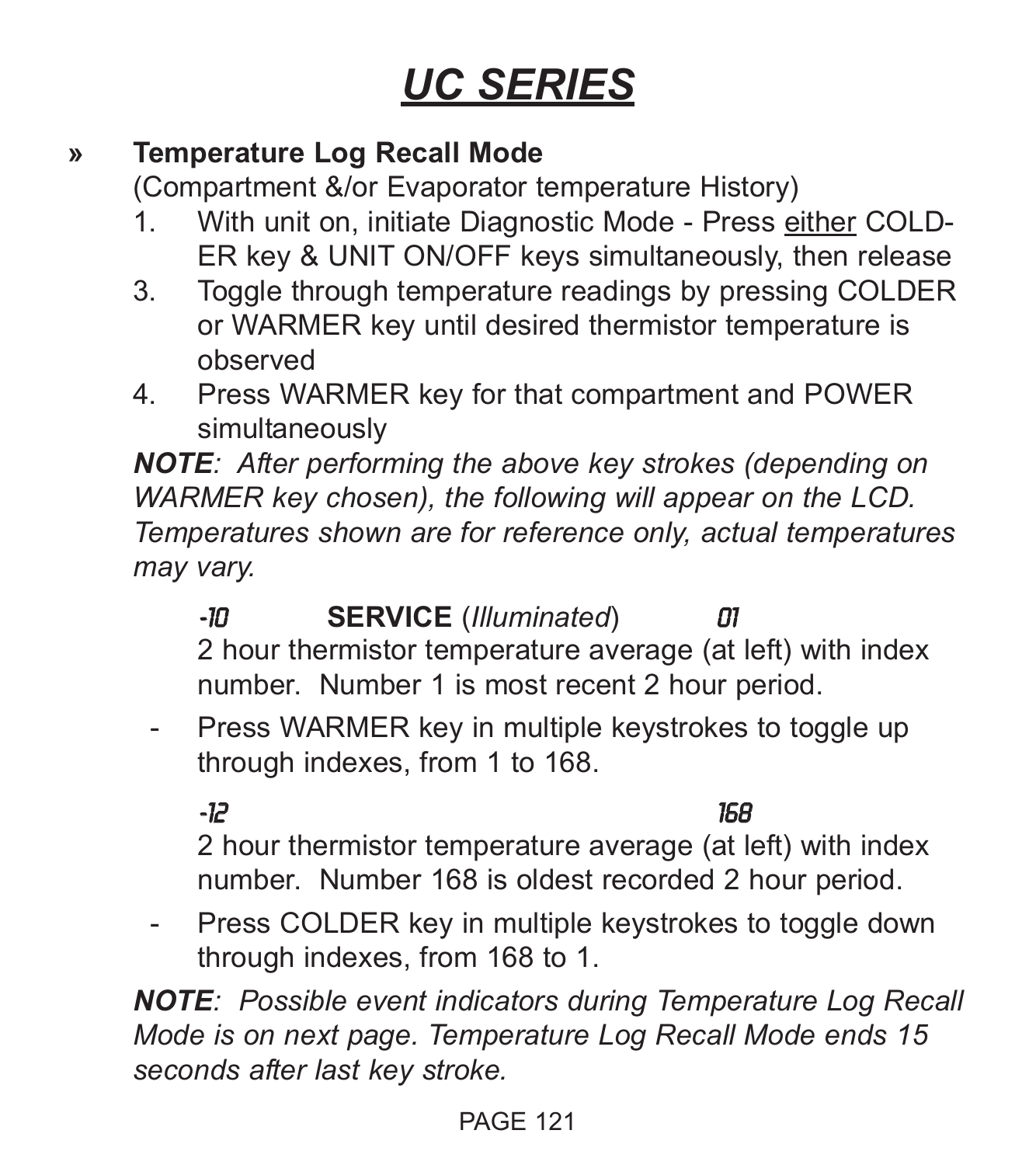# UC SERIES

» **Temperature Log Recall Mode**

(Compartment &/or Evaporator temperature History)

1. With unit on, initiate Diagnostic Mode - Press either COLDER key & UNIT ON/OFF keys simultaneously, then release
3. Toggle through temperature readings by pressing COLDER or WARMER key until desired thermistor temperature is observed
4. Press WARMER key for that compartment and POWER simultaneously

***NOTE****: After performing the above key strokes (depending on WARMER key chosen), the following will appear on the LCD. Temperatures shown are for reference only, actual temperatures may vary.*

-10 **SERVICE** (*Illuminated*) 01

2 hour thermistor temperature average (at left) with index number. Number 1 is most recent 2 hour period.

- Press WARMER key in multiple keystrokes to toggle up through indexes, from 1 to 168.

-12 168

2 hour thermistor temperature average (at left) with index number. Number 168 is oldest recorded 2 hour period.

- Press COLDER key in multiple keystrokes to toggle down through indexes, from 168 to 1.

***NOTE****: Possible event indicators during Temperature Log Recall Mode is on next page. Temperature Log Recall Mode ends 15 seconds after last key stroke.*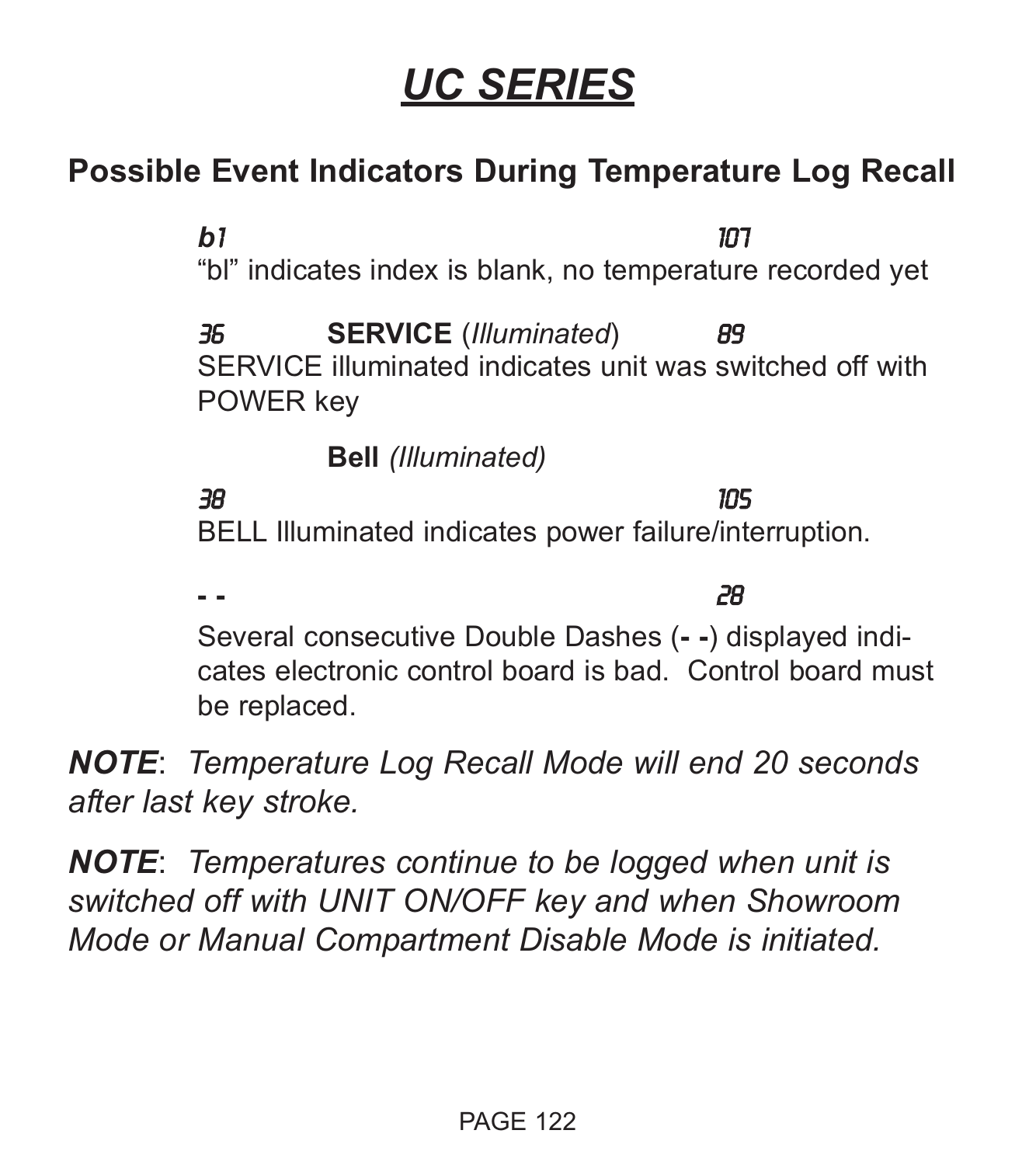# UC SERIES

## Possible Event Indicators During Temperature Log Recall

*b1* *107*

"bl" indicates index is blank, no temperature recorded yet

*36* **SERVICE** (*Illuminated*) *89*

SERVICE illuminated indicates unit was switched off with POWER key

**Bell** *(Illuminated)*

*38* *105*

BELL Illuminated indicates power failure/interruption.

**- -** *28*

Several consecutive Double Dashes (**- -**) displayed indicates electronic control board is bad. Control board must be replaced.

***NOTE***: *Temperature Log Recall Mode will end 20 seconds after last key stroke.*

***NOTE***: *Temperatures continue to be logged when unit is switched off with UNIT ON/OFF key and when Showroom Mode or Manual Compartment Disable Mode is initiated.*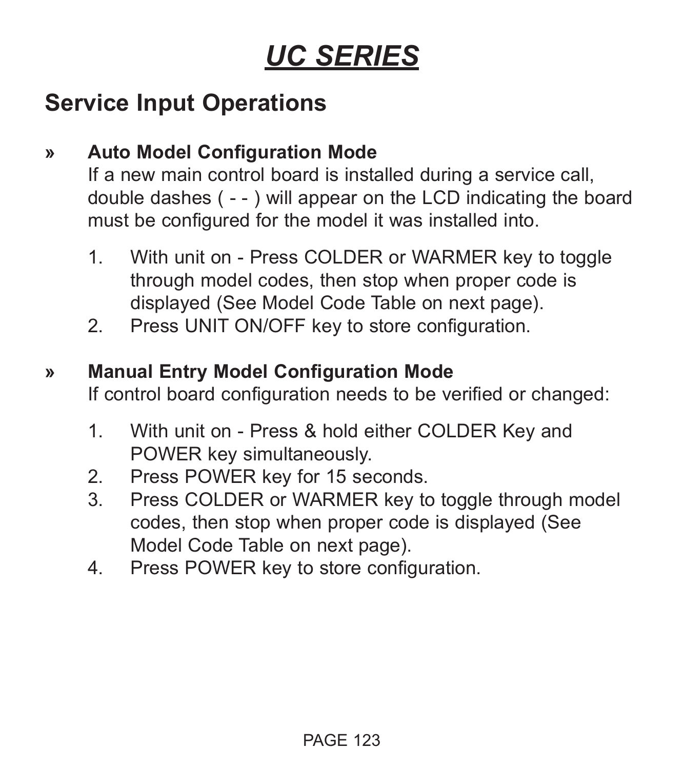# UC SERIES

## Service Input Operations

» **Auto Model Configuration Mode**

If a new main control board is installed during a service call, double dashes ( - - ) will appear on the LCD indicating the board must be configured for the model it was installed into.

1. With unit on - Press COLDER or WARMER key to toggle through model codes, then stop when proper code is displayed (See Model Code Table on next page).
2. Press UNIT ON/OFF key to store configuration.

» **Manual Entry Model Configuration Mode**

If control board configuration needs to be verified or changed:

1. With unit on - Press & hold either COLDER Key and POWER key simultaneously.
2. Press POWER key for 15 seconds.
3. Press COLDER or WARMER key to toggle through model codes, then stop when proper code is displayed (See Model Code Table on next page).
4. Press POWER key to store configuration.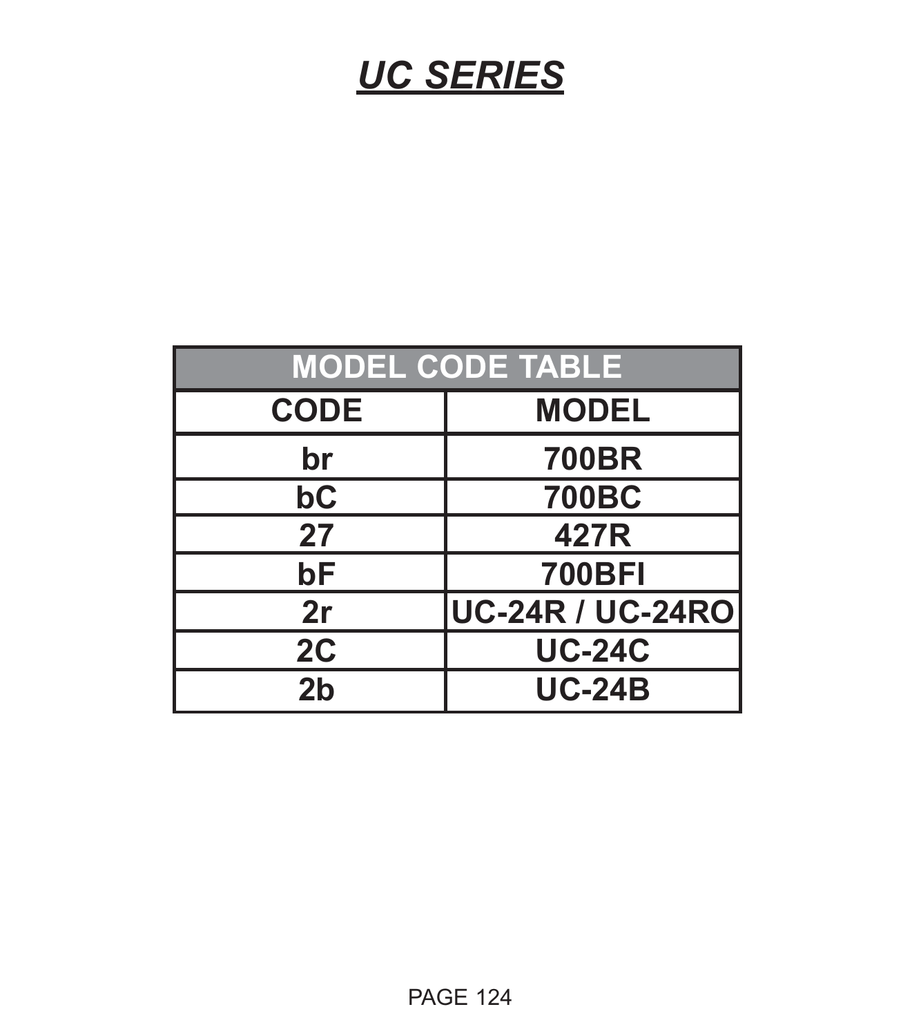# *UC SERIES*

| MODEL CODE TABLE | |
|---|---|
| **CODE** | **MODEL** |
| **br** | **700BR** |
| **bC** | **700BC** |
| **27** | **427R** |
| **bF** | **700BFI** |
| **2r** | **UC-24R / UC-24RO** |
| **2C** | **UC-24C** |
| **2b** | **UC-24B** |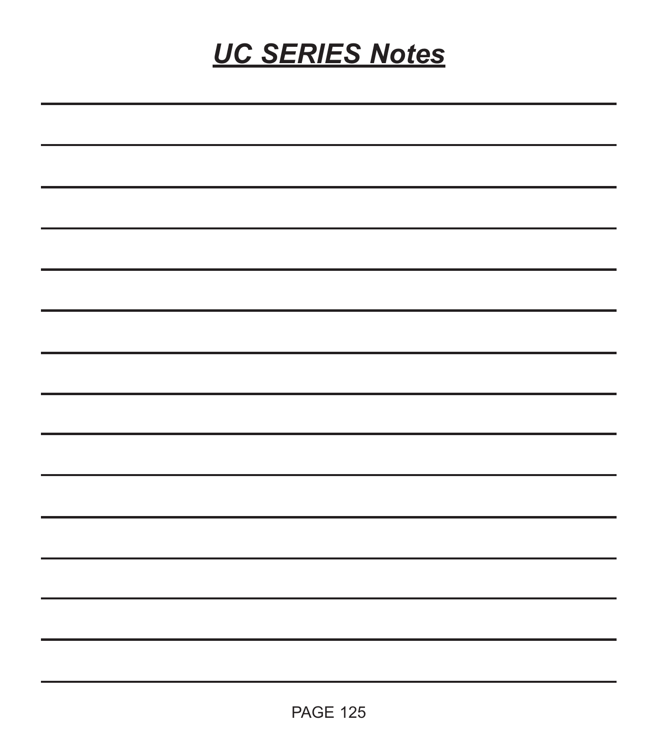# ***UC SERIES Notes***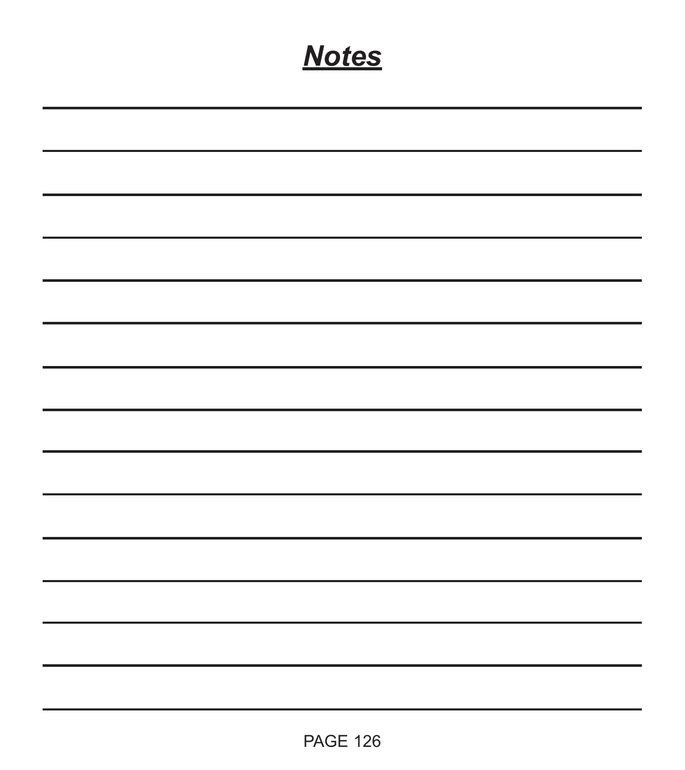# ***Notes***